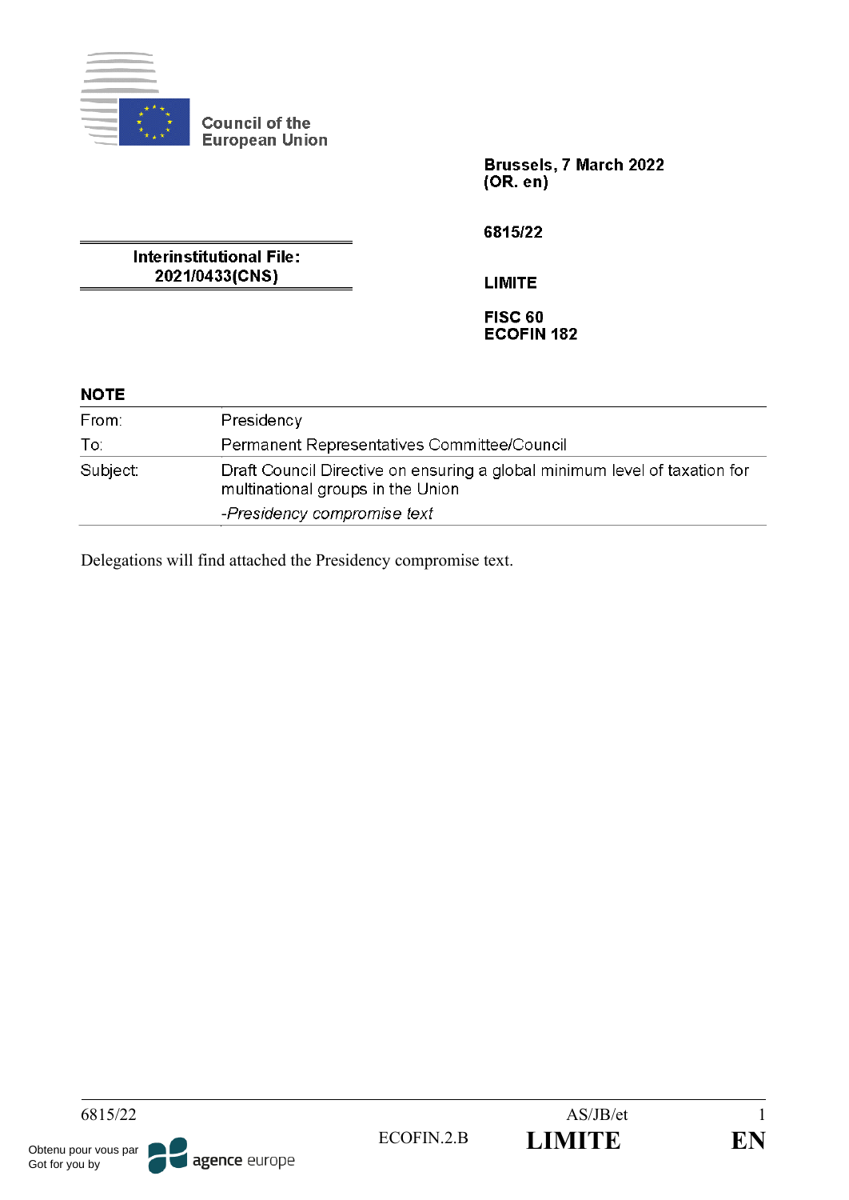Council of the European Union

**Brussels, 7 March 2022**
**(OR. en)**

**6815/22**

**Interinstitutional File:**
**2021/0433(CNS)**

**LIMITE**

**FISC 60**
**ECOFIN 182**

**NOTE**

| | |
|---|---|
| From: | Presidency |
| To: | Permanent Representatives Committee/Council |
| Subject: | Draft Council Directive on ensuring a global minimum level of taxation for multinational groups in the Union<br>*-Presidency compromise text* |

Delegations will find attached the Presidency compromise text.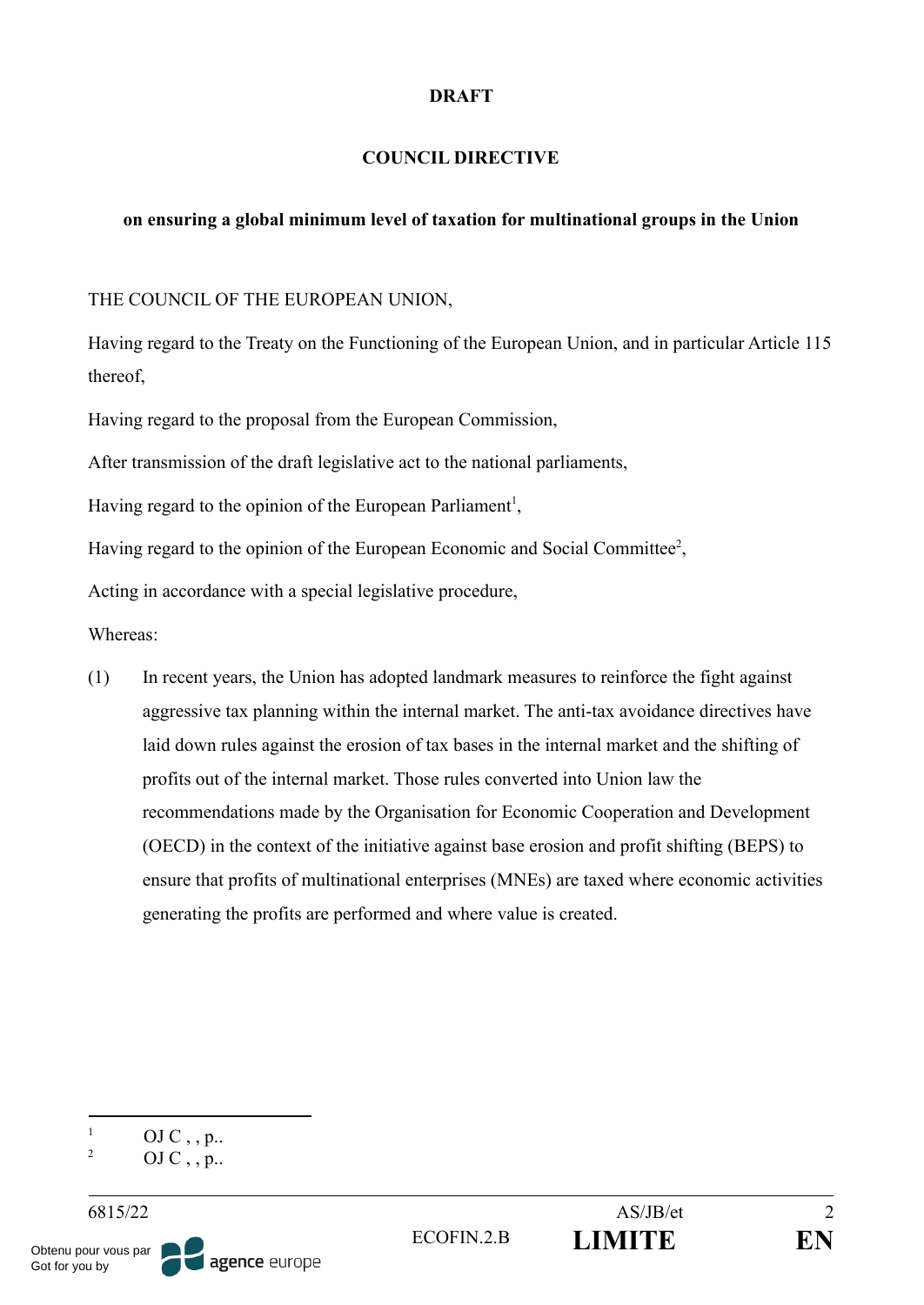**DRAFT**

**COUNCIL DIRECTIVE**

**on ensuring a global minimum level of taxation for multinational groups in the Union**

THE COUNCIL OF THE EUROPEAN UNION,

Having regard to the Treaty on the Functioning of the European Union, and in particular Article 115 thereof,

Having regard to the proposal from the European Commission,

After transmission of the draft legislative act to the national parliaments,

Having regard to the opinion of the European Parliament[1],

Having regard to the opinion of the European Economic and Social Committee[2],

Acting in accordance with a special legislative procedure,

Whereas:

(1) In recent years, the Union has adopted landmark measures to reinforce the fight against aggressive tax planning within the internal market. The anti-tax avoidance directives have laid down rules against the erosion of tax bases in the internal market and the shifting of profits out of the internal market. Those rules converted into Union law the recommendations made by the Organisation for Economic Cooperation and Development (OECD) in the context of the initiative against base erosion and profit shifting (BEPS) to ensure that profits of multinational enterprises (MNEs) are taxed where economic activities generating the profits are performed and where value is created.

---

[1] OJ C , , p..

[2] OJ C , , p..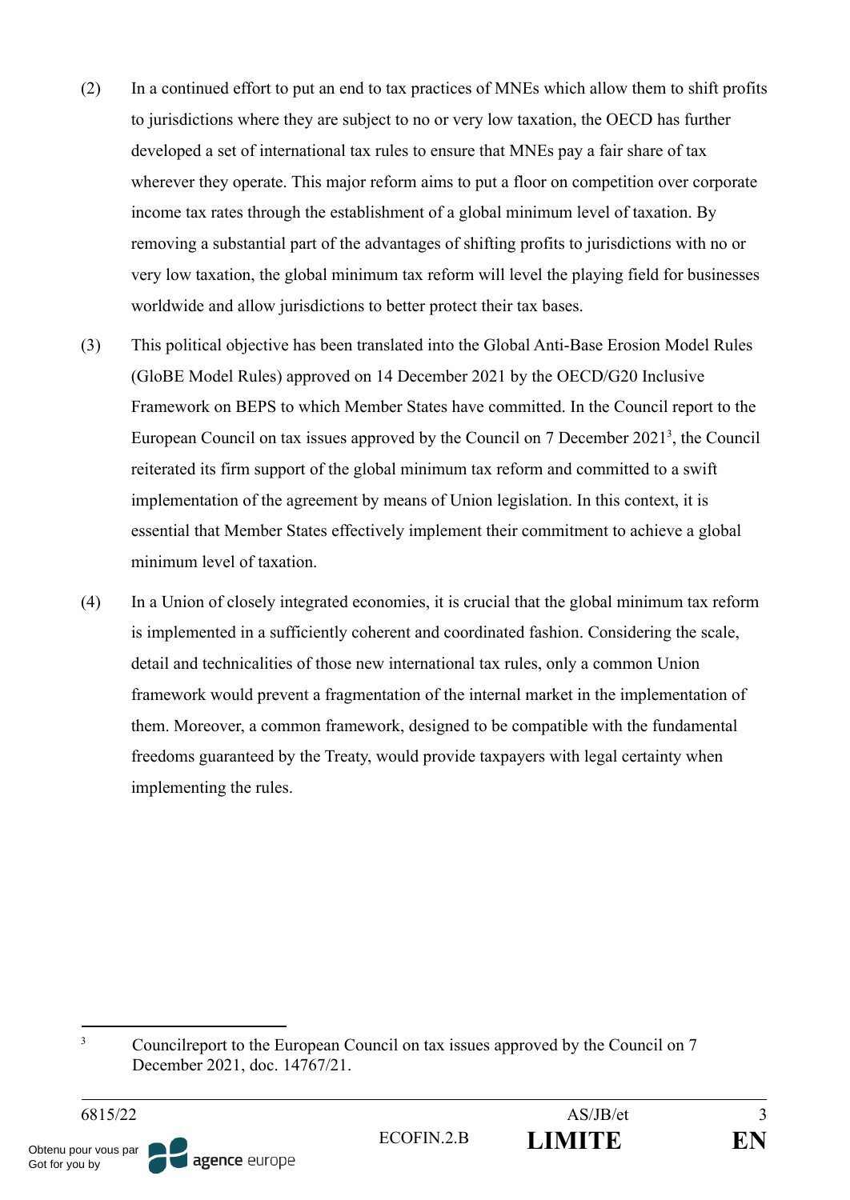(2) In a continued effort to put an end to tax practices of MNEs which allow them to shift profits to jurisdictions where they are subject to no or very low taxation, the OECD has further developed a set of international tax rules to ensure that MNEs pay a fair share of tax wherever they operate. This major reform aims to put a floor on competition over corporate income tax rates through the establishment of a global minimum level of taxation. By removing a substantial part of the advantages of shifting profits to jurisdictions with no or very low taxation, the global minimum tax reform will level the playing field for businesses worldwide and allow jurisdictions to better protect their tax bases.

(3) This political objective has been translated into the Global Anti-Base Erosion Model Rules (GloBE Model Rules) approved on 14 December 2021 by the OECD/G20 Inclusive Framework on BEPS to which Member States have committed. In the Council report to the European Council on tax issues approved by the Council on 7 December 2021[3], the Council reiterated its firm support of the global minimum tax reform and committed to a swift implementation of the agreement by means of Union legislation. In this context, it is essential that Member States effectively implement their commitment to achieve a global minimum level of taxation.

(4) In a Union of closely integrated economies, it is crucial that the global minimum tax reform is implemented in a sufficiently coherent and coordinated fashion. Considering the scale, detail and technicalities of those new international tax rules, only a common Union framework would prevent a fragmentation of the internal market in the implementation of them. Moreover, a common framework, designed to be compatible with the fundamental freedoms guaranteed by the Treaty, would provide taxpayers with legal certainty when implementing the rules.

---

[3] Councilreport to the European Council on tax issues approved by the Council on 7 December 2021, doc. 14767/21.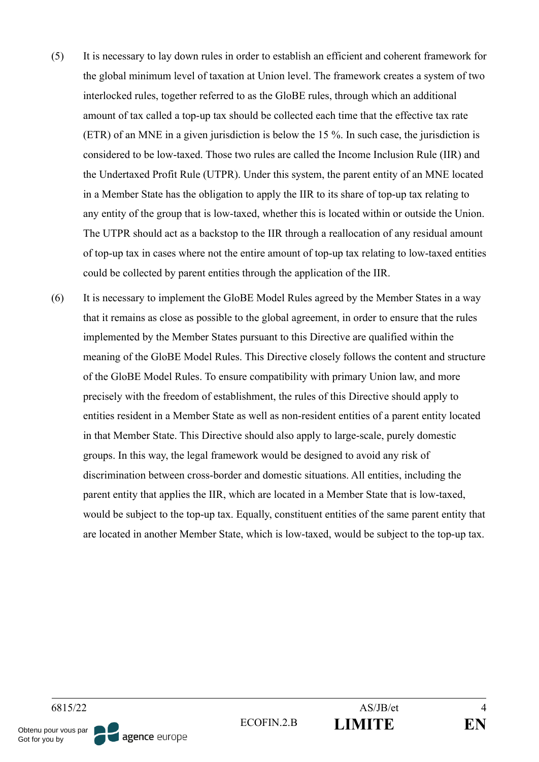(5) It is necessary to lay down rules in order to establish an efficient and coherent framework for the global minimum level of taxation at Union level. The framework creates a system of two interlocked rules, together referred to as the GloBE rules, through which an additional amount of tax called a top-up tax should be collected each time that the effective tax rate (ETR) of an MNE in a given jurisdiction is below the 15 %. In such case, the jurisdiction is considered to be low-taxed. Those two rules are called the Income Inclusion Rule (IIR) and the Undertaxed Profit Rule (UTPR). Under this system, the parent entity of an MNE located in a Member State has the obligation to apply the IIR to its share of top-up tax relating to any entity of the group that is low-taxed, whether this is located within or outside the Union. The UTPR should act as a backstop to the IIR through a reallocation of any residual amount of top-up tax in cases where not the entire amount of top-up tax relating to low-taxed entities could be collected by parent entities through the application of the IIR.

(6) It is necessary to implement the GloBE Model Rules agreed by the Member States in a way that it remains as close as possible to the global agreement, in order to ensure that the rules implemented by the Member States pursuant to this Directive are qualified within the meaning of the GloBE Model Rules. This Directive closely follows the content and structure of the GloBE Model Rules. To ensure compatibility with primary Union law, and more precisely with the freedom of establishment, the rules of this Directive should apply to entities resident in a Member State as well as non-resident entities of a parent entity located in that Member State. This Directive should also apply to large-scale, purely domestic groups. In this way, the legal framework would be designed to avoid any risk of discrimination between cross-border and domestic situations. All entities, including the parent entity that applies the IIR, which are located in a Member State that is low-taxed, would be subject to the top-up tax. Equally, constituent entities of the same parent entity that are located in another Member State, which is low-taxed, would be subject to the top-up tax.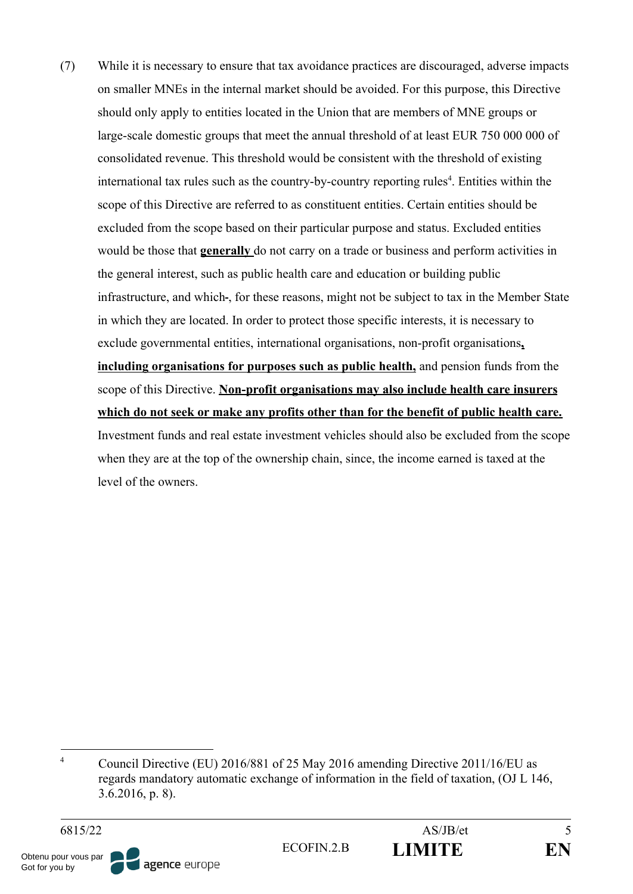(7) While it is necessary to ensure that tax avoidance practices are discouraged, adverse impacts on smaller MNEs in the internal market should be avoided. For this purpose, this Directive should only apply to entities located in the Union that are members of MNE groups or large-scale domestic groups that meet the annual threshold of at least EUR 750 000 000 of consolidated revenue. This threshold would be consistent with the threshold of existing international tax rules such as the country-by-country reporting rules[4]. Entities within the scope of this Directive are referred to as constituent entities. Certain entities should be excluded from the scope based on their particular purpose and status. Excluded entities would be those that **generally** do not carry on a trade or business and perform activities in the general interest, such as public health care and education or building public infrastructure, and which-, for these reasons, might not be subject to tax in the Member State in which they are located. In order to protect those specific interests, it is necessary to exclude governmental entities, international organisations, non-profit organisations**, including organisations for purposes such as public health,** and pension funds from the scope of this Directive. **Non-profit organisations may also include health care insurers which do not seek or make any profits other than for the benefit of public health care.** Investment funds and real estate investment vehicles should also be excluded from the scope when they are at the top of the ownership chain, since, the income earned is taxed at the level of the owners.

---

[4] Council Directive (EU) 2016/881 of 25 May 2016 amending Directive 2011/16/EU as regards mandatory automatic exchange of information in the field of taxation, (OJ L 146, 3.6.2016, p. 8).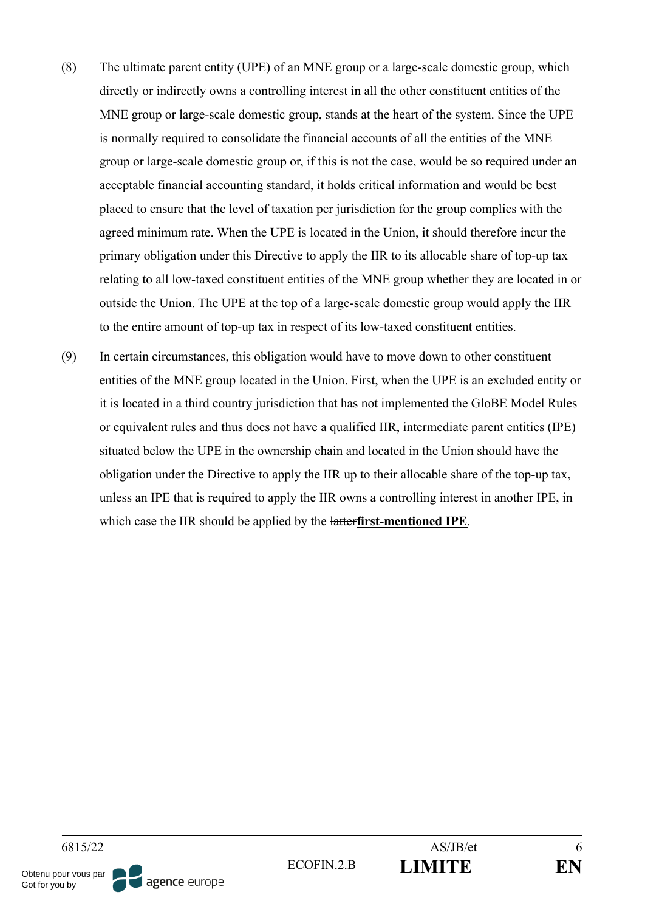(8) The ultimate parent entity (UPE) of an MNE group or a large-scale domestic group, which directly or indirectly owns a controlling interest in all the other constituent entities of the MNE group or large-scale domestic group, stands at the heart of the system. Since the UPE is normally required to consolidate the financial accounts of all the entities of the MNE group or large-scale domestic group or, if this is not the case, would be so required under an acceptable financial accounting standard, it holds critical information and would be best placed to ensure that the level of taxation per jurisdiction for the group complies with the agreed minimum rate. When the UPE is located in the Union, it should therefore incur the primary obligation under this Directive to apply the IIR to its allocable share of top-up tax relating to all low-taxed constituent entities of the MNE group whether they are located in or outside the Union. The UPE at the top of a large-scale domestic group would apply the IIR to the entire amount of top-up tax in respect of its low-taxed constituent entities.

(9) In certain circumstances, this obligation would have to move down to other constituent entities of the MNE group located in the Union. First, when the UPE is an excluded entity or it is located in a third country jurisdiction that has not implemented the GloBE Model Rules or equivalent rules and thus does not have a qualified IIR, intermediate parent entities (IPE) situated below the UPE in the ownership chain and located in the Union should have the obligation under the Directive to apply the IIR up to their allocable share of the top-up tax, unless an IPE that is required to apply the IIR owns a controlling interest in another IPE, in which case the IIR should be applied by the ~~latter~~**<u>first-mentioned IPE</u>**.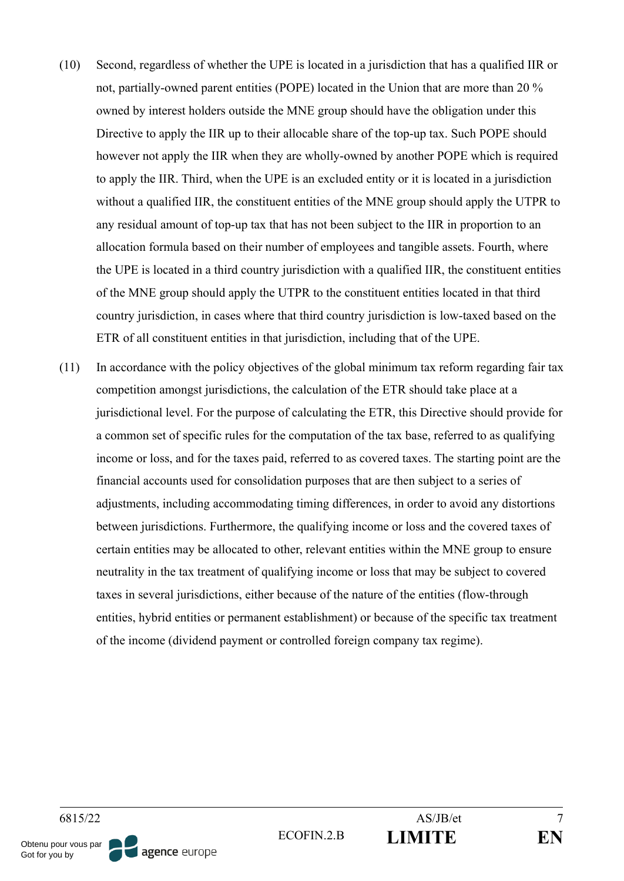(10) Second, regardless of whether the UPE is located in a jurisdiction that has a qualified IIR or not, partially-owned parent entities (POPE) located in the Union that are more than 20 % owned by interest holders outside the MNE group should have the obligation under this Directive to apply the IIR up to their allocable share of the top-up tax. Such POPE should however not apply the IIR when they are wholly-owned by another POPE which is required to apply the IIR. Third, when the UPE is an excluded entity or it is located in a jurisdiction without a qualified IIR, the constituent entities of the MNE group should apply the UTPR to any residual amount of top-up tax that has not been subject to the IIR in proportion to an allocation formula based on their number of employees and tangible assets. Fourth, where the UPE is located in a third country jurisdiction with a qualified IIR, the constituent entities of the MNE group should apply the UTPR to the constituent entities located in that third country jurisdiction, in cases where that third country jurisdiction is low-taxed based on the ETR of all constituent entities in that jurisdiction, including that of the UPE.

(11) In accordance with the policy objectives of the global minimum tax reform regarding fair tax competition amongst jurisdictions, the calculation of the ETR should take place at a jurisdictional level. For the purpose of calculating the ETR, this Directive should provide for a common set of specific rules for the computation of the tax base, referred to as qualifying income or loss, and for the taxes paid, referred to as covered taxes. The starting point are the financial accounts used for consolidation purposes that are then subject to a series of adjustments, including accommodating timing differences, in order to avoid any distortions between jurisdictions. Furthermore, the qualifying income or loss and the covered taxes of certain entities may be allocated to other, relevant entities within the MNE group to ensure neutrality in the tax treatment of qualifying income or loss that may be subject to covered taxes in several jurisdictions, either because of the nature of the entities (flow-through entities, hybrid entities or permanent establishment) or because of the specific tax treatment of the income (dividend payment or controlled foreign company tax regime).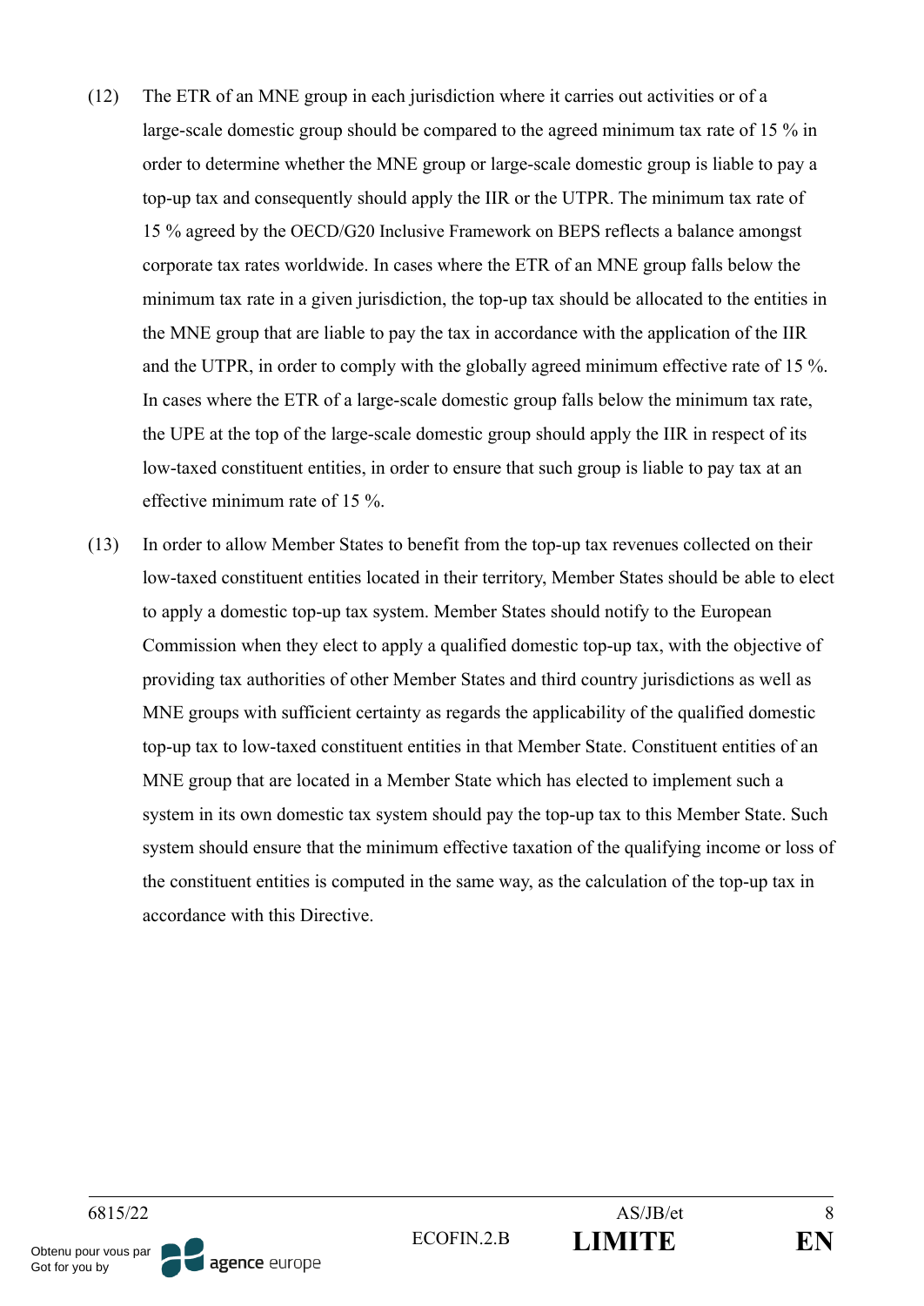(12) The ETR of an MNE group in each jurisdiction where it carries out activities or of a large-scale domestic group should be compared to the agreed minimum tax rate of 15 % in order to determine whether the MNE group or large-scale domestic group is liable to pay a top-up tax and consequently should apply the IIR or the UTPR. The minimum tax rate of 15 % agreed by the OECD/G20 Inclusive Framework on BEPS reflects a balance amongst corporate tax rates worldwide. In cases where the ETR of an MNE group falls below the minimum tax rate in a given jurisdiction, the top-up tax should be allocated to the entities in the MNE group that are liable to pay the tax in accordance with the application of the IIR and the UTPR, in order to comply with the globally agreed minimum effective rate of 15 %. In cases where the ETR of a large-scale domestic group falls below the minimum tax rate, the UPE at the top of the large-scale domestic group should apply the IIR in respect of its low-taxed constituent entities, in order to ensure that such group is liable to pay tax at an effective minimum rate of 15 %.

(13) In order to allow Member States to benefit from the top-up tax revenues collected on their low-taxed constituent entities located in their territory, Member States should be able to elect to apply a domestic top-up tax system. Member States should notify to the European Commission when they elect to apply a qualified domestic top-up tax, with the objective of providing tax authorities of other Member States and third country jurisdictions as well as MNE groups with sufficient certainty as regards the applicability of the qualified domestic top-up tax to low-taxed constituent entities in that Member State. Constituent entities of an MNE group that are located in a Member State which has elected to implement such a system in its own domestic tax system should pay the top-up tax to this Member State. Such system should ensure that the minimum effective taxation of the qualifying income or loss of the constituent entities is computed in the same way, as the calculation of the top-up tax in accordance with this Directive.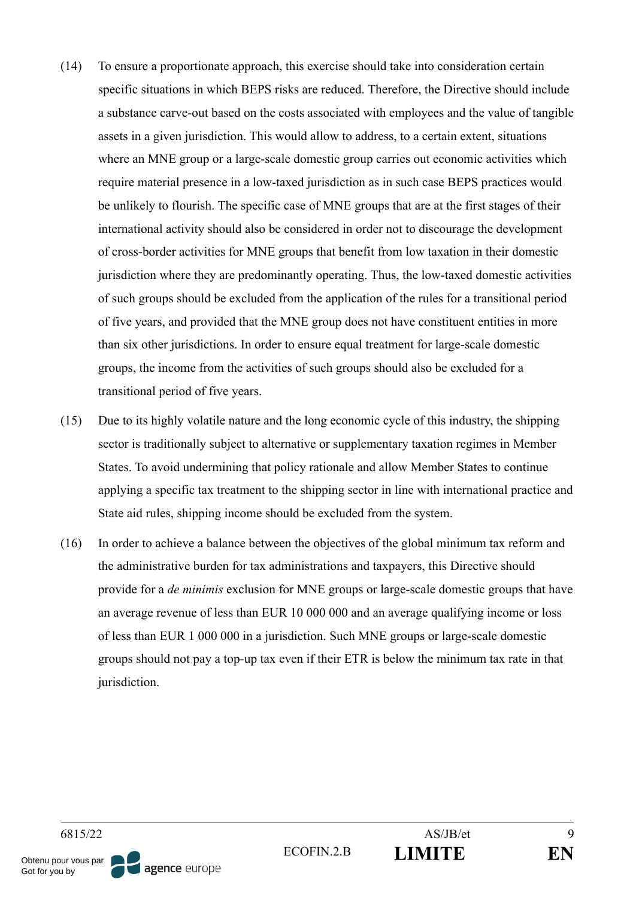(14) To ensure a proportionate approach, this exercise should take into consideration certain specific situations in which BEPS risks are reduced. Therefore, the Directive should include a substance carve-out based on the costs associated with employees and the value of tangible assets in a given jurisdiction. This would allow to address, to a certain extent, situations where an MNE group or a large-scale domestic group carries out economic activities which require material presence in a low-taxed jurisdiction as in such case BEPS practices would be unlikely to flourish. The specific case of MNE groups that are at the first stages of their international activity should also be considered in order not to discourage the development of cross-border activities for MNE groups that benefit from low taxation in their domestic jurisdiction where they are predominantly operating. Thus, the low-taxed domestic activities of such groups should be excluded from the application of the rules for a transitional period of five years, and provided that the MNE group does not have constituent entities in more than six other jurisdictions. In order to ensure equal treatment for large-scale domestic groups, the income from the activities of such groups should also be excluded for a transitional period of five years.

(15) Due to its highly volatile nature and the long economic cycle of this industry, the shipping sector is traditionally subject to alternative or supplementary taxation regimes in Member States. To avoid undermining that policy rationale and allow Member States to continue applying a specific tax treatment to the shipping sector in line with international practice and State aid rules, shipping income should be excluded from the system.

(16) In order to achieve a balance between the objectives of the global minimum tax reform and the administrative burden for tax administrations and taxpayers, this Directive should provide for a *de minimis* exclusion for MNE groups or large-scale domestic groups that have an average revenue of less than EUR 10 000 000 and an average qualifying income or loss of less than EUR 1 000 000 in a jurisdiction. Such MNE groups or large-scale domestic groups should not pay a top-up tax even if their ETR is below the minimum tax rate in that jurisdiction.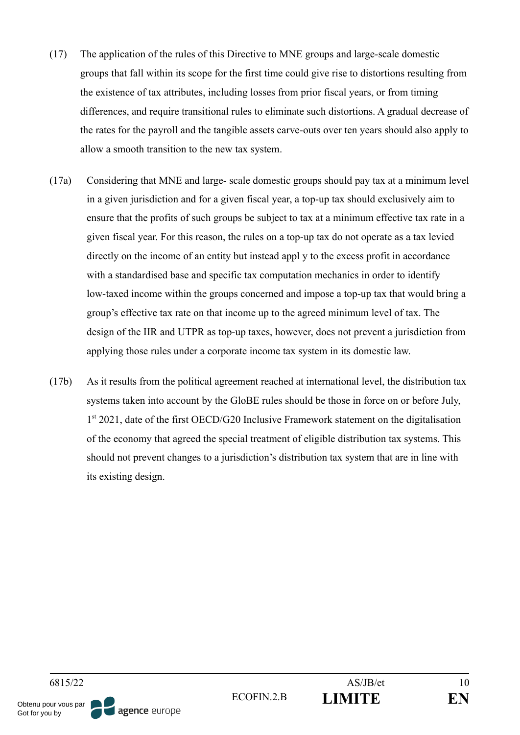(17) The application of the rules of this Directive to MNE groups and large-scale domestic groups that fall within its scope for the first time could give rise to distortions resulting from the existence of tax attributes, including losses from prior fiscal years, or from timing differences, and require transitional rules to eliminate such distortions. A gradual decrease of the rates for the payroll and the tangible assets carve-outs over ten years should also apply to allow a smooth transition to the new tax system.

(17a) Considering that MNE and large- scale domestic groups should pay tax at a minimum level in a given jurisdiction and for a given fiscal year, a top-up tax should exclusively aim to ensure that the profits of such groups be subject to tax at a minimum effective tax rate in a given fiscal year. For this reason, the rules on a top-up tax do not operate as a tax levied directly on the income of an entity but instead appl y to the excess profit in accordance with a standardised base and specific tax computation mechanics in order to identify low-taxed income within the groups concerned and impose a top-up tax that would bring a group's effective tax rate on that income up to the agreed minimum level of tax. The design of the IIR and UTPR as top-up taxes, however, does not prevent a jurisdiction from applying those rules under a corporate income tax system in its domestic law.

(17b) As it results from the political agreement reached at international level, the distribution tax systems taken into account by the GloBE rules should be those in force on or before July, 1st 2021, date of the first OECD/G20 Inclusive Framework statement on the digitalisation of the economy that agreed the special treatment of eligible distribution tax systems. This should not prevent changes to a jurisdiction's distribution tax system that are in line with its existing design.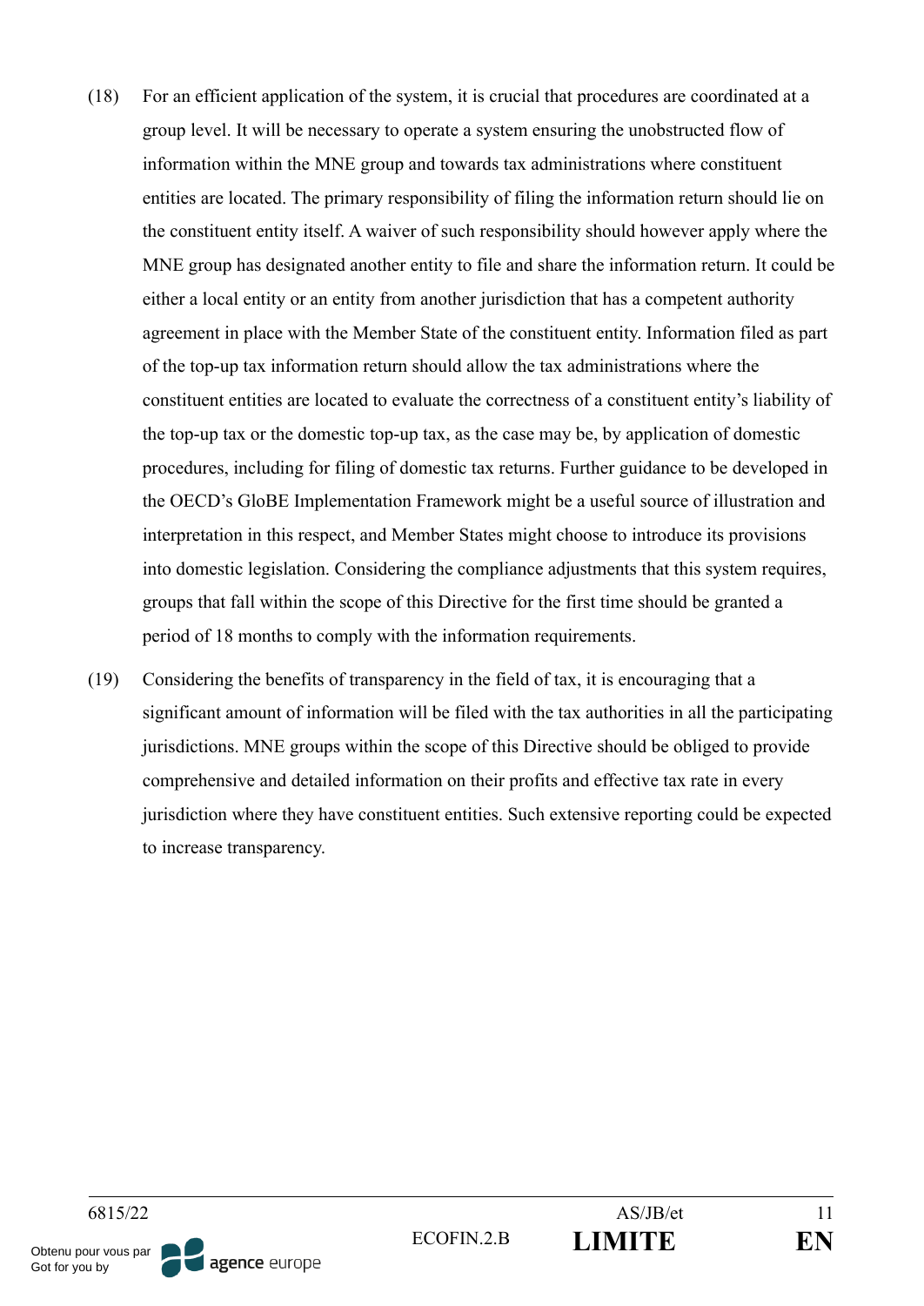(18) For an efficient application of the system, it is crucial that procedures are coordinated at a group level. It will be necessary to operate a system ensuring the unobstructed flow of information within the MNE group and towards tax administrations where constituent entities are located. The primary responsibility of filing the information return should lie on the constituent entity itself. A waiver of such responsibility should however apply where the MNE group has designated another entity to file and share the information return. It could be either a local entity or an entity from another jurisdiction that has a competent authority agreement in place with the Member State of the constituent entity. Information filed as part of the top-up tax information return should allow the tax administrations where the constituent entities are located to evaluate the correctness of a constituent entity's liability of the top-up tax or the domestic top-up tax, as the case may be, by application of domestic procedures, including for filing of domestic tax returns. Further guidance to be developed in the OECD's GloBE Implementation Framework might be a useful source of illustration and interpretation in this respect, and Member States might choose to introduce its provisions into domestic legislation. Considering the compliance adjustments that this system requires, groups that fall within the scope of this Directive for the first time should be granted a period of 18 months to comply with the information requirements.

(19) Considering the benefits of transparency in the field of tax, it is encouraging that a significant amount of information will be filed with the tax authorities in all the participating jurisdictions. MNE groups within the scope of this Directive should be obliged to provide comprehensive and detailed information on their profits and effective tax rate in every jurisdiction where they have constituent entities. Such extensive reporting could be expected to increase transparency.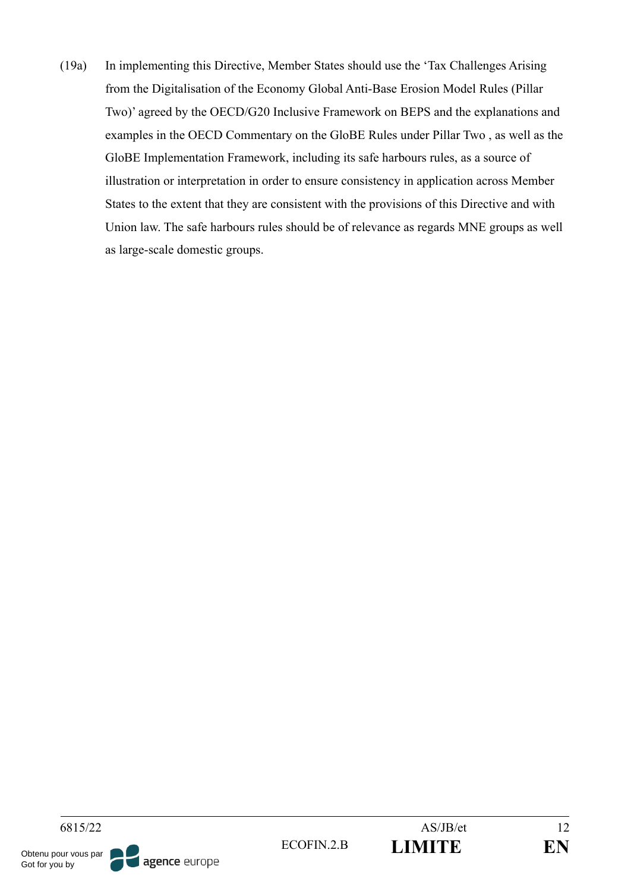(19a) In implementing this Directive, Member States should use the 'Tax Challenges Arising from the Digitalisation of the Economy Global Anti-Base Erosion Model Rules (Pillar Two)' agreed by the OECD/G20 Inclusive Framework on BEPS and the explanations and examples in the OECD Commentary on the GloBE Rules under Pillar Two , as well as the GloBE Implementation Framework, including its safe harbours rules, as a source of illustration or interpretation in order to ensure consistency in application across Member States to the extent that they are consistent with the provisions of this Directive and with Union law. The safe harbours rules should be of relevance as regards MNE groups as well as large-scale domestic groups.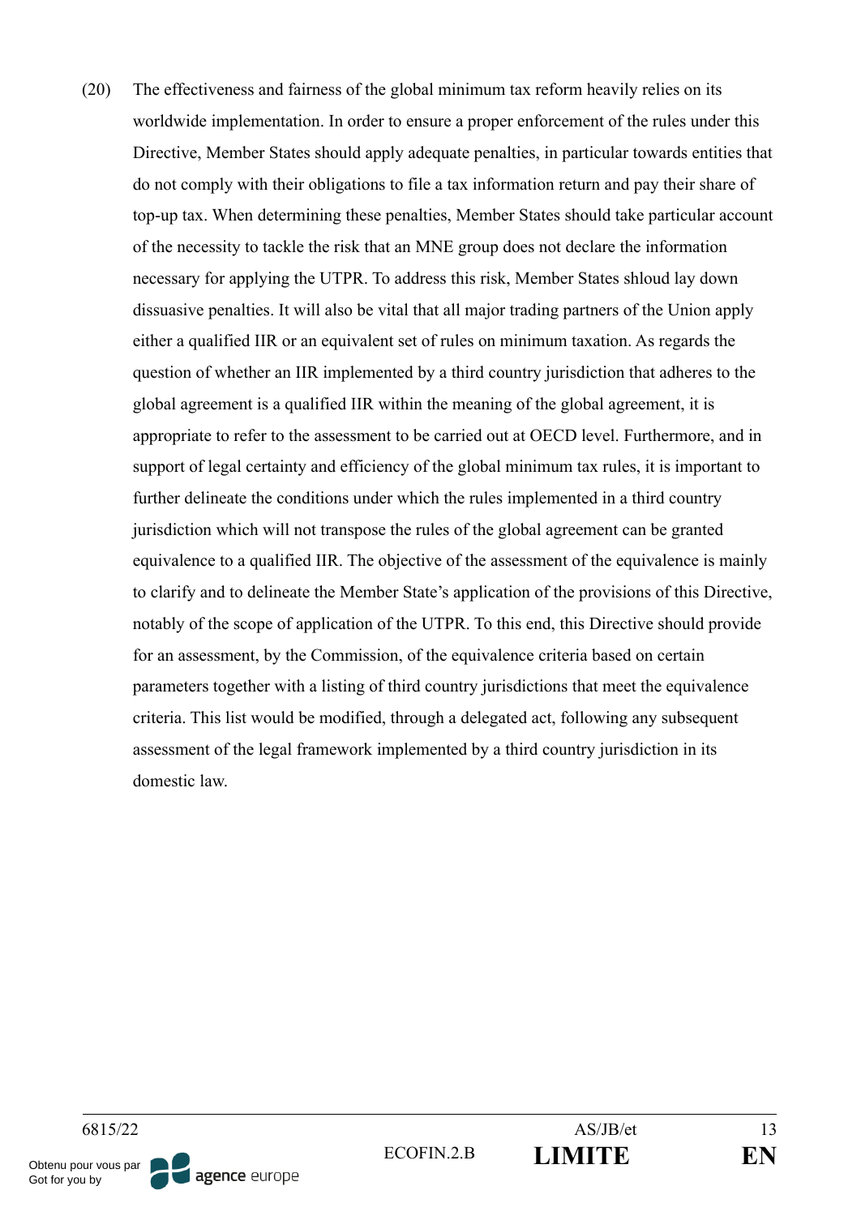(20) The effectiveness and fairness of the global minimum tax reform heavily relies on its worldwide implementation. In order to ensure a proper enforcement of the rules under this Directive, Member States should apply adequate penalties, in particular towards entities that do not comply with their obligations to file a tax information return and pay their share of top-up tax. When determining these penalties, Member States should take particular account of the necessity to tackle the risk that an MNE group does not declare the information necessary for applying the UTPR. To address this risk, Member States shloud lay down dissuasive penalties. It will also be vital that all major trading partners of the Union apply either a qualified IIR or an equivalent set of rules on minimum taxation. As regards the question of whether an IIR implemented by a third country jurisdiction that adheres to the global agreement is a qualified IIR within the meaning of the global agreement, it is appropriate to refer to the assessment to be carried out at OECD level. Furthermore, and in support of legal certainty and efficiency of the global minimum tax rules, it is important to further delineate the conditions under which the rules implemented in a third country jurisdiction which will not transpose the rules of the global agreement can be granted equivalence to a qualified IIR. The objective of the assessment of the equivalence is mainly to clarify and to delineate the Member State's application of the provisions of this Directive, notably of the scope of application of the UTPR. To this end, this Directive should provide for an assessment, by the Commission, of the equivalence criteria based on certain parameters together with a listing of third country jurisdictions that meet the equivalence criteria. This list would be modified, through a delegated act, following any subsequent assessment of the legal framework implemented by a third country jurisdiction in its domestic law.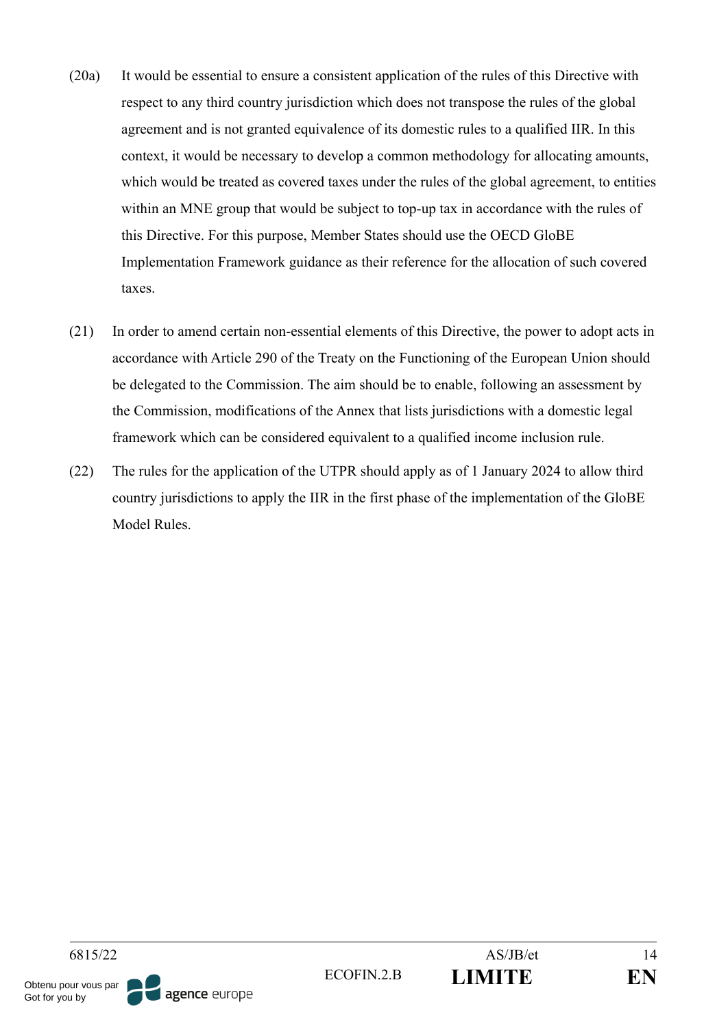(20a) It would be essential to ensure a consistent application of the rules of this Directive with respect to any third country jurisdiction which does not transpose the rules of the global agreement and is not granted equivalence of its domestic rules to a qualified IIR. In this context, it would be necessary to develop a common methodology for allocating amounts, which would be treated as covered taxes under the rules of the global agreement, to entities within an MNE group that would be subject to top-up tax in accordance with the rules of this Directive. For this purpose, Member States should use the OECD GloBE Implementation Framework guidance as their reference for the allocation of such covered taxes.

(21) In order to amend certain non-essential elements of this Directive, the power to adopt acts in accordance with Article 290 of the Treaty on the Functioning of the European Union should be delegated to the Commission. The aim should be to enable, following an assessment by the Commission, modifications of the Annex that lists jurisdictions with a domestic legal framework which can be considered equivalent to a qualified income inclusion rule.

(22) The rules for the application of the UTPR should apply as of 1 January 2024 to allow third country jurisdictions to apply the IIR in the first phase of the implementation of the GloBE Model Rules.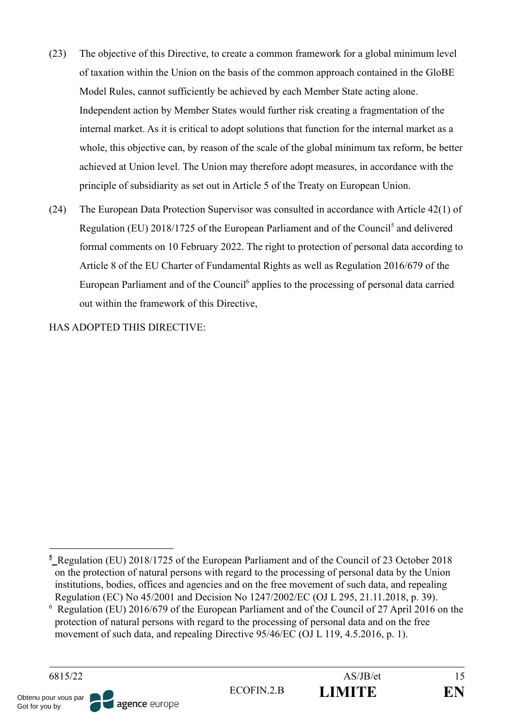(23) The objective of this Directive, to create a common framework for a global minimum level of taxation within the Union on the basis of the common approach contained in the GloBE Model Rules, cannot sufficiently be achieved by each Member State acting alone. Independent action by Member States would further risk creating a fragmentation of the internal market. As it is critical to adopt solutions that function for the internal market as a whole, this objective can, by reason of the scale of the global minimum tax reform, be better achieved at Union level. The Union may therefore adopt measures, in accordance with the principle of subsidiarity as set out in Article 5 of the Treaty on European Union.

(24) The European Data Protection Supervisor was consulted in accordance with Article 42(1) of Regulation (EU) 2018/1725 of the European Parliament and of the Council[5] and delivered formal comments on 10 February 2022. The right to protection of personal data according to Article 8 of the EU Charter of Fundamental Rights as well as Regulation 2016/679 of the European Parliament and of the Council[6] applies to the processing of personal data carried out within the framework of this Directive,

HAS ADOPTED THIS DIRECTIVE:

---

[5] Regulation (EU) 2018/1725 of the European Parliament and of the Council of 23 October 2018 on the protection of natural persons with regard to the processing of personal data by the Union institutions, bodies, offices and agencies and on the free movement of such data, and repealing Regulation (EC) No 45/2001 and Decision No 1247/2002/EC (OJ L 295, 21.11.2018, p. 39).

[6] Regulation (EU) 2016/679 of the European Parliament and of the Council of 27 April 2016 on the protection of natural persons with regard to the processing of personal data and on the free movement of such data, and repealing Directive 95/46/EC (OJ L 119, 4.5.2016, p. 1).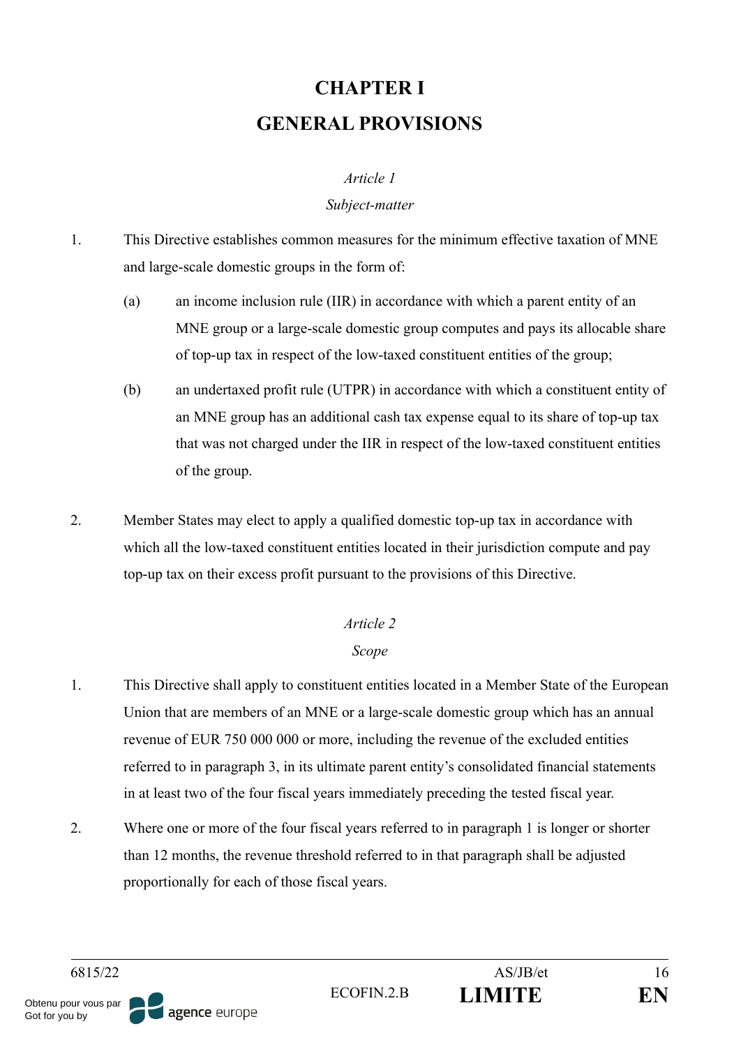# CHAPTER I

# GENERAL PROVISIONS

*Article 1*

*Subject-matter*

1. This Directive establishes common measures for the minimum effective taxation of MNE and large-scale domestic groups in the form of:

   (a) an income inclusion rule (IIR) in accordance with which a parent entity of an MNE group or a large-scale domestic group computes and pays its allocable share of top-up tax in respect of the low-taxed constituent entities of the group;

   (b) an undertaxed profit rule (UTPR) in accordance with which a constituent entity of an MNE group has an additional cash tax expense equal to its share of top-up tax that was not charged under the IIR in respect of the low-taxed constituent entities of the group.

2. Member States may elect to apply a qualified domestic top-up tax in accordance with which all the low-taxed constituent entities located in their jurisdiction compute and pay top-up tax on their excess profit pursuant to the provisions of this Directive.

*Article 2*

*Scope*

1. This Directive shall apply to constituent entities located in a Member State of the European Union that are members of an MNE or a large-scale domestic group which has an annual revenue of EUR 750 000 000 or more, including the revenue of the excluded entities referred to in paragraph 3, in its ultimate parent entity's consolidated financial statements in at least two of the four fiscal years immediately preceding the tested fiscal year.

2. Where one or more of the four fiscal years referred to in paragraph 1 is longer or shorter than 12 months, the revenue threshold referred to in that paragraph shall be adjusted proportionally for each of those fiscal years.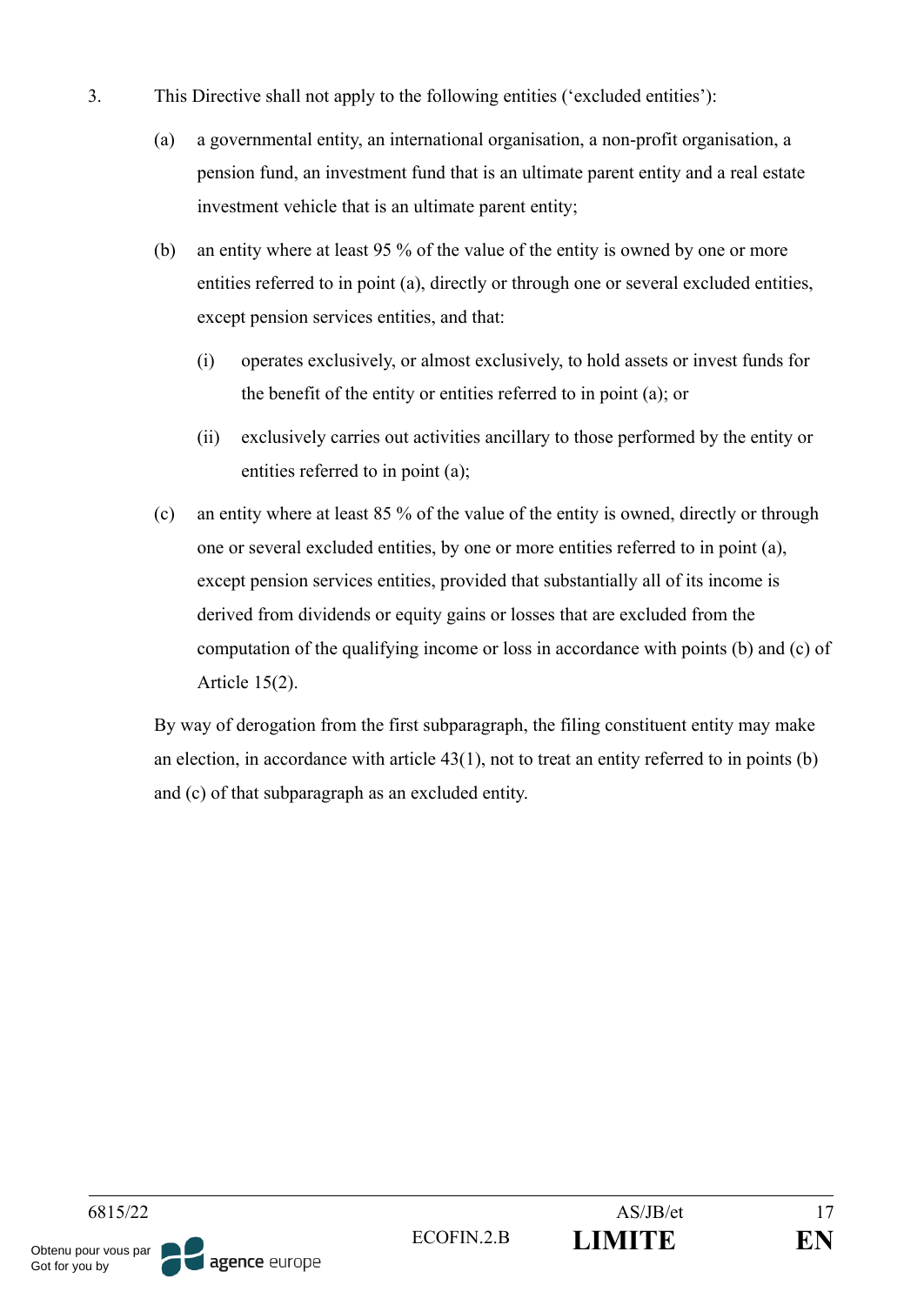3. This Directive shall not apply to the following entities ('excluded entities'):

   (a) a governmental entity, an international organisation, a non-profit organisation, a pension fund, an investment fund that is an ultimate parent entity and a real estate investment vehicle that is an ultimate parent entity;

   (b) an entity where at least 95 % of the value of the entity is owned by one or more entities referred to in point (a), directly or through one or several excluded entities, except pension services entities, and that:

      (i) operates exclusively, or almost exclusively, to hold assets or invest funds for the benefit of the entity or entities referred to in point (a); or

      (ii) exclusively carries out activities ancillary to those performed by the entity or entities referred to in point (a);

   (c) an entity where at least 85 % of the value of the entity is owned, directly or through one or several excluded entities, by one or more entities referred to in point (a), except pension services entities, provided that substantially all of its income is derived from dividends or equity gains or losses that are excluded from the computation of the qualifying income or loss in accordance with points (b) and (c) of Article 15(2).

   By way of derogation from the first subparagraph, the filing constituent entity may make an election, in accordance with article 43(1), not to treat an entity referred to in points (b) and (c) of that subparagraph as an excluded entity.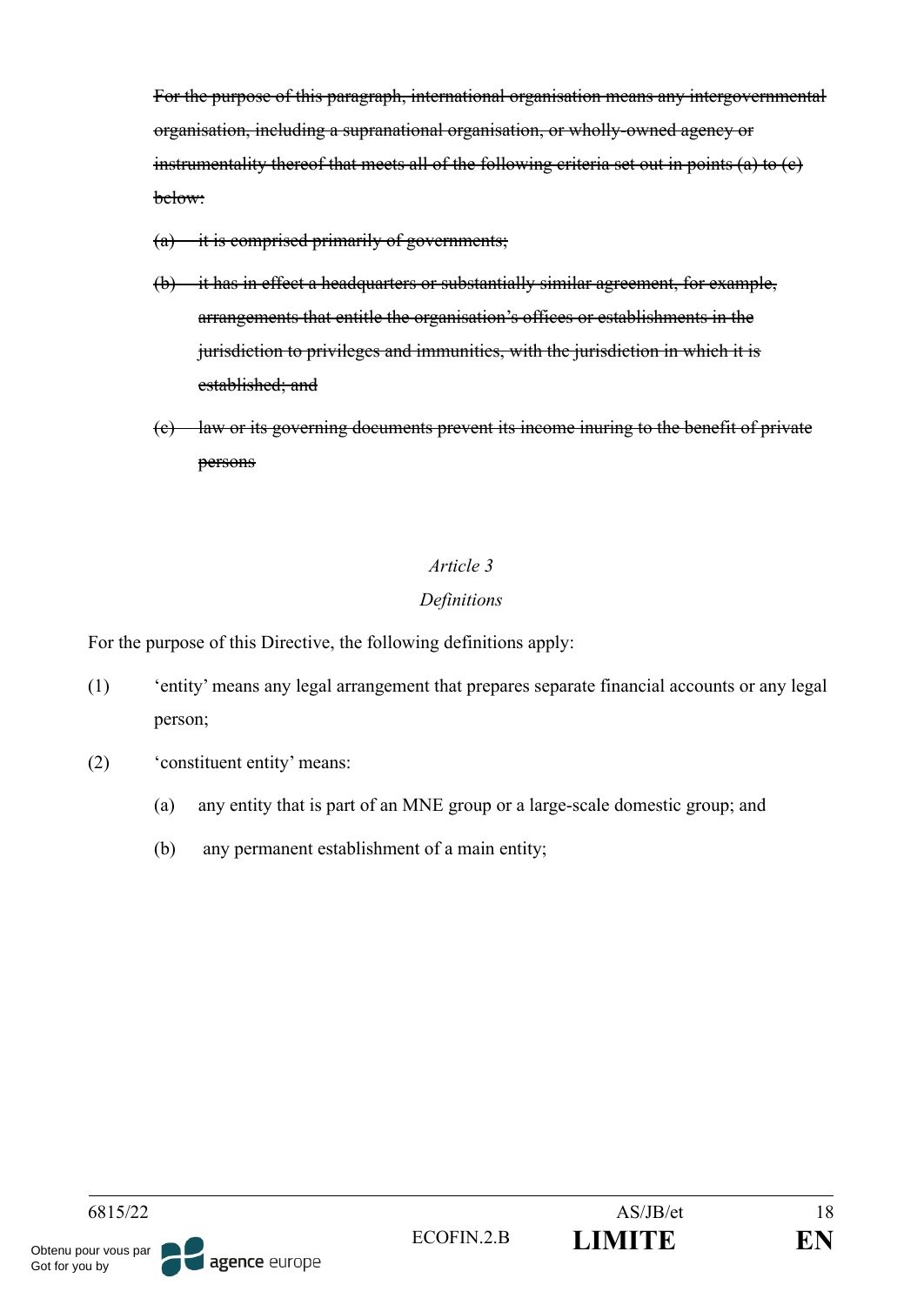~~For the purpose of this paragraph, international organisation means any intergovernmental organisation, including a supranational organisation, or wholly-owned agency or instrumentality thereof that meets all of the following criteria set out in points (a) to (c) below:~~

~~(a) it is comprised primarily of governments;~~

~~(b) it has in effect a headquarters or substantially similar agreement, for example, arrangements that entitle the organisation's offices or establishments in the jurisdiction to privileges and immunities, with the jurisdiction in which it is established; and~~

~~(c) law or its governing documents prevent its income inuring to the benefit of private persons~~

*Article 3*

*Definitions*

For the purpose of this Directive, the following definitions apply:

(1) 'entity' means any legal arrangement that prepares separate financial accounts or any legal person;

(2) 'constituent entity' means:

(a) any entity that is part of an MNE group or a large-scale domestic group; and

(b) any permanent establishment of a main entity;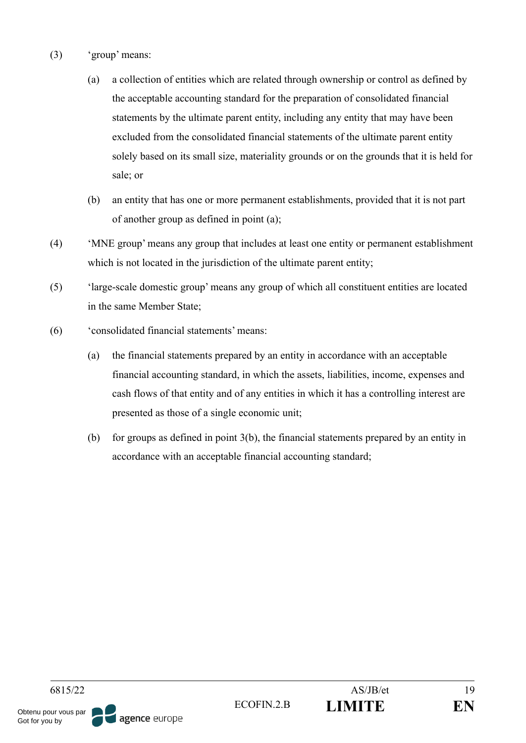(3) 'group' means:

(a) a collection of entities which are related through ownership or control as defined by the acceptable accounting standard for the preparation of consolidated financial statements by the ultimate parent entity, including any entity that may have been excluded from the consolidated financial statements of the ultimate parent entity solely based on its small size, materiality grounds or on the grounds that it is held for sale; or

(b) an entity that has one or more permanent establishments, provided that it is not part of another group as defined in point (a);

(4) 'MNE group' means any group that includes at least one entity or permanent establishment which is not located in the jurisdiction of the ultimate parent entity;

(5) 'large-scale domestic group' means any group of which all constituent entities are located in the same Member State;

(6) 'consolidated financial statements' means:

(a) the financial statements prepared by an entity in accordance with an acceptable financial accounting standard, in which the assets, liabilities, income, expenses and cash flows of that entity and of any entities in which it has a controlling interest are presented as those of a single economic unit;

(b) for groups as defined in point 3(b), the financial statements prepared by an entity in accordance with an acceptable financial accounting standard;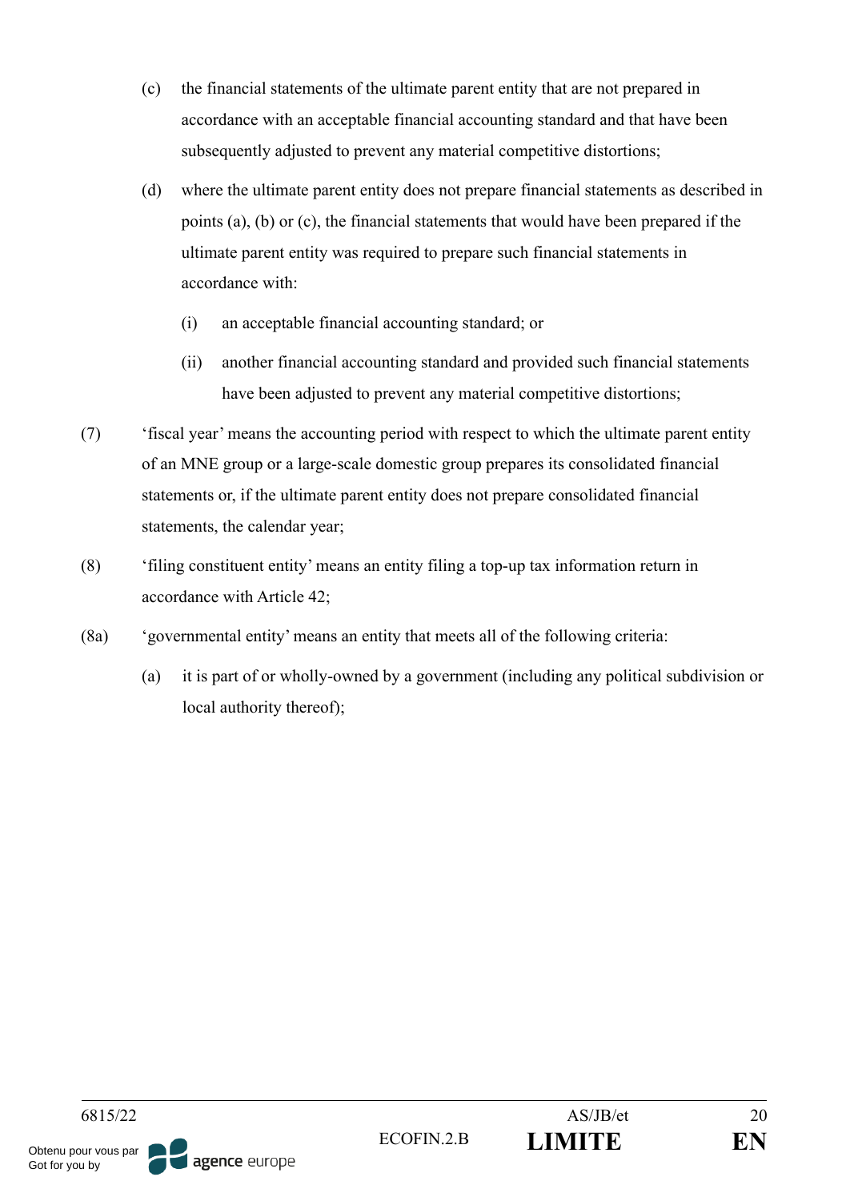(c) the financial statements of the ultimate parent entity that are not prepared in accordance with an acceptable financial accounting standard and that have been subsequently adjusted to prevent any material competitive distortions;

(d) where the ultimate parent entity does not prepare financial statements as described in points (a), (b) or (c), the financial statements that would have been prepared if the ultimate parent entity was required to prepare such financial statements in accordance with:

  (i) an acceptable financial accounting standard; or

  (ii) another financial accounting standard and provided such financial statements have been adjusted to prevent any material competitive distortions;

(7) 'fiscal year' means the accounting period with respect to which the ultimate parent entity of an MNE group or a large-scale domestic group prepares its consolidated financial statements or, if the ultimate parent entity does not prepare consolidated financial statements, the calendar year;

(8) 'filing constituent entity' means an entity filing a top-up tax information return in accordance with Article 42;

(8a) 'governmental entity' means an entity that meets all of the following criteria:

(a) it is part of or wholly-owned by a government (including any political subdivision or local authority thereof);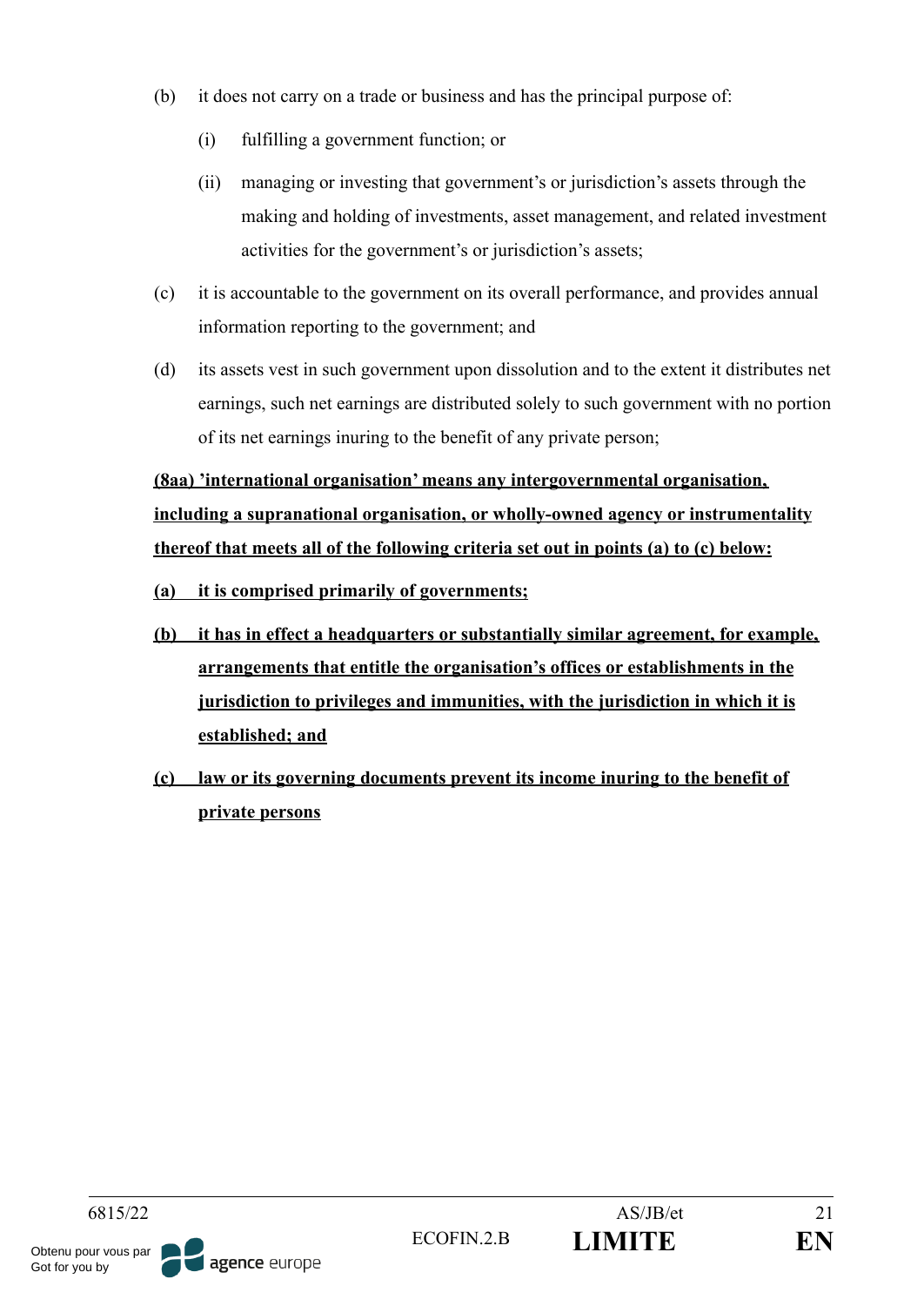(b) it does not carry on a trade or business and has the principal purpose of:

   (i) fulfilling a government function; or

   (ii) managing or investing that government's or jurisdiction's assets through the making and holding of investments, asset management, and related investment activities for the government's or jurisdiction's assets;

(c) it is accountable to the government on its overall performance, and provides annual information reporting to the government; and

(d) its assets vest in such government upon dissolution and to the extent it distributes net earnings, such net earnings are distributed solely to such government with no portion of its net earnings inuring to the benefit of any private person;

**(8aa) 'international organisation' means any intergovernmental organisation, including a supranational organisation, or wholly-owned agency or instrumentality thereof that meets all of the following criteria set out in points (a) to (c) below:**

**(a) it is comprised primarily of governments;**

**(b) it has in effect a headquarters or substantially similar agreement, for example, arrangements that entitle the organisation's offices or establishments in the jurisdiction to privileges and immunities, with the jurisdiction in which it is established; and**

**(c) law or its governing documents prevent its income inuring to the benefit of private persons**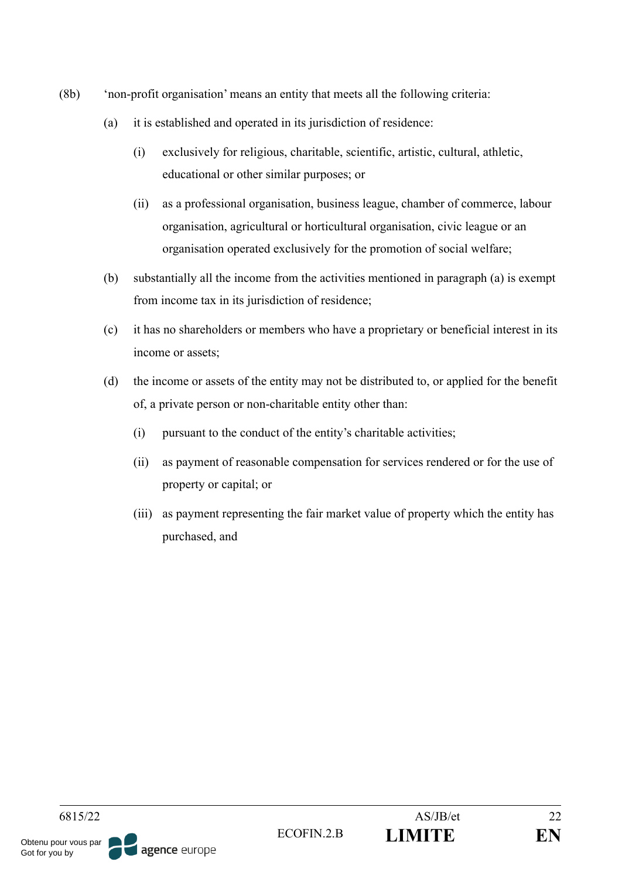(8b) 'non-profit organisation' means an entity that meets all the following criteria:

(a) it is established and operated in its jurisdiction of residence:

(i) exclusively for religious, charitable, scientific, artistic, cultural, athletic, educational or other similar purposes; or

(ii) as a professional organisation, business league, chamber of commerce, labour organisation, agricultural or horticultural organisation, civic league or an organisation operated exclusively for the promotion of social welfare;

(b) substantially all the income from the activities mentioned in paragraph (a) is exempt from income tax in its jurisdiction of residence;

(c) it has no shareholders or members who have a proprietary or beneficial interest in its income or assets;

(d) the income or assets of the entity may not be distributed to, or applied for the benefit of, a private person or non-charitable entity other than:

(i) pursuant to the conduct of the entity's charitable activities;

(ii) as payment of reasonable compensation for services rendered or for the use of property or capital; or

(iii) as payment representing the fair market value of property which the entity has purchased, and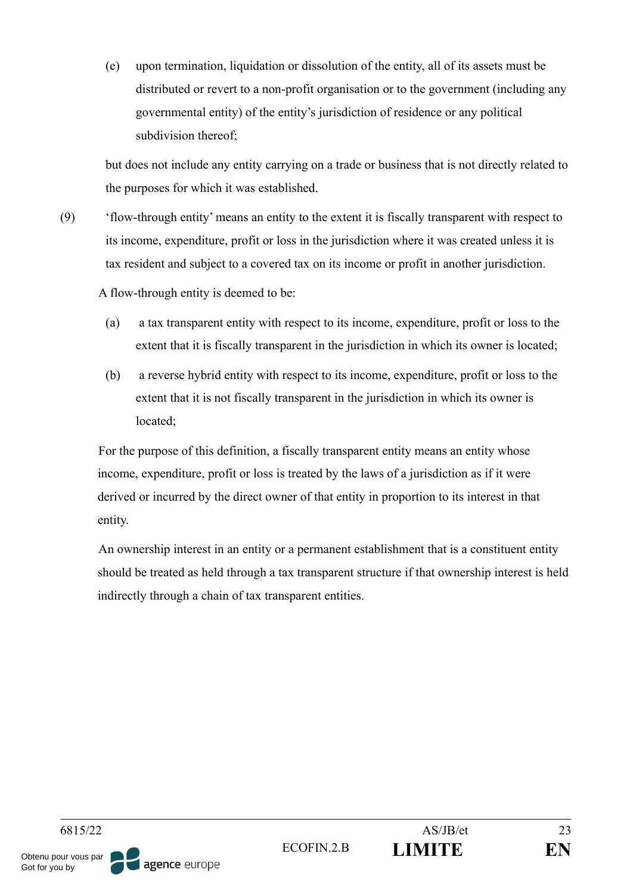(e) upon termination, liquidation or dissolution of the entity, all of its assets must be distributed or revert to a non-profit organisation or to the government (including any governmental entity) of the entity's jurisdiction of residence or any political subdivision thereof;

but does not include any entity carrying on a trade or business that is not directly related to the purposes for which it was established.

(9) 'flow-through entity' means an entity to the extent it is fiscally transparent with respect to its income, expenditure, profit or loss in the jurisdiction where it was created unless it is tax resident and subject to a covered tax on its income or profit in another jurisdiction.

A flow-through entity is deemed to be:

(a) a tax transparent entity with respect to its income, expenditure, profit or loss to the extent that it is fiscally transparent in the jurisdiction in which its owner is located;

(b) a reverse hybrid entity with respect to its income, expenditure, profit or loss to the extent that it is not fiscally transparent in the jurisdiction in which its owner is located;

For the purpose of this definition, a fiscally transparent entity means an entity whose income, expenditure, profit or loss is treated by the laws of a jurisdiction as if it were derived or incurred by the direct owner of that entity in proportion to its interest in that entity.

An ownership interest in an entity or a permanent establishment that is a constituent entity should be treated as held through a tax transparent structure if that ownership interest is held indirectly through a chain of tax transparent entities.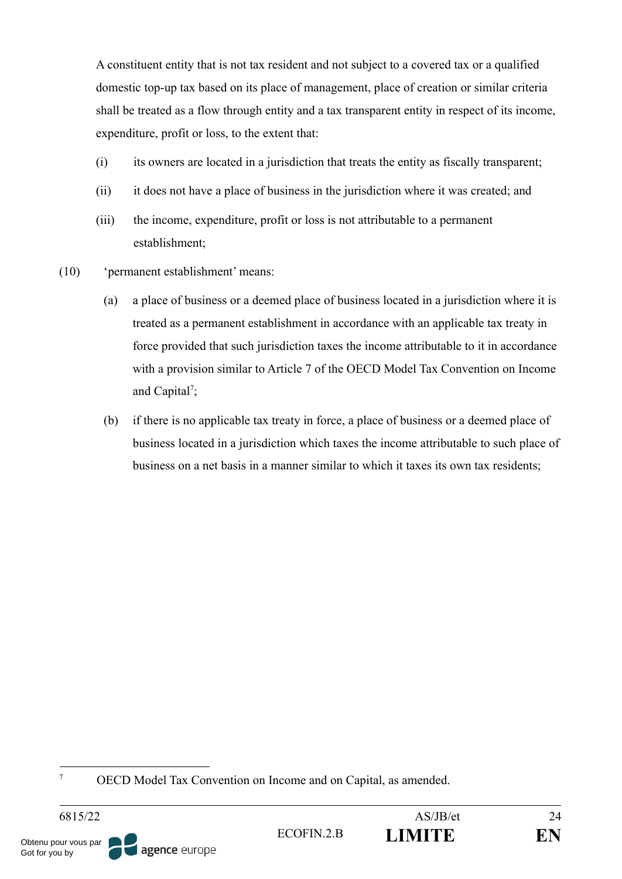A constituent entity that is not tax resident and not subject to a covered tax or a qualified domestic top-up tax based on its place of management, place of creation or similar criteria shall be treated as a flow through entity and a tax transparent entity in respect of its income, expenditure, profit or loss, to the extent that:

(i) its owners are located in a jurisdiction that treats the entity as fiscally transparent;

(ii) it does not have a place of business in the jurisdiction where it was created; and

(iii) the income, expenditure, profit or loss is not attributable to a permanent establishment;

(10) 'permanent establishment' means:

(a) a place of business or a deemed place of business located in a jurisdiction where it is treated as a permanent establishment in accordance with an applicable tax treaty in force provided that such jurisdiction taxes the income attributable to it in accordance with a provision similar to Article 7 of the OECD Model Tax Convention on Income and Capital[7];

(b) if there is no applicable tax treaty in force, a place of business or a deemed place of business located in a jurisdiction which taxes the income attributable to such place of business on a net basis in a manner similar to which it taxes its own tax residents;

---

[7] OECD Model Tax Convention on Income and on Capital, as amended.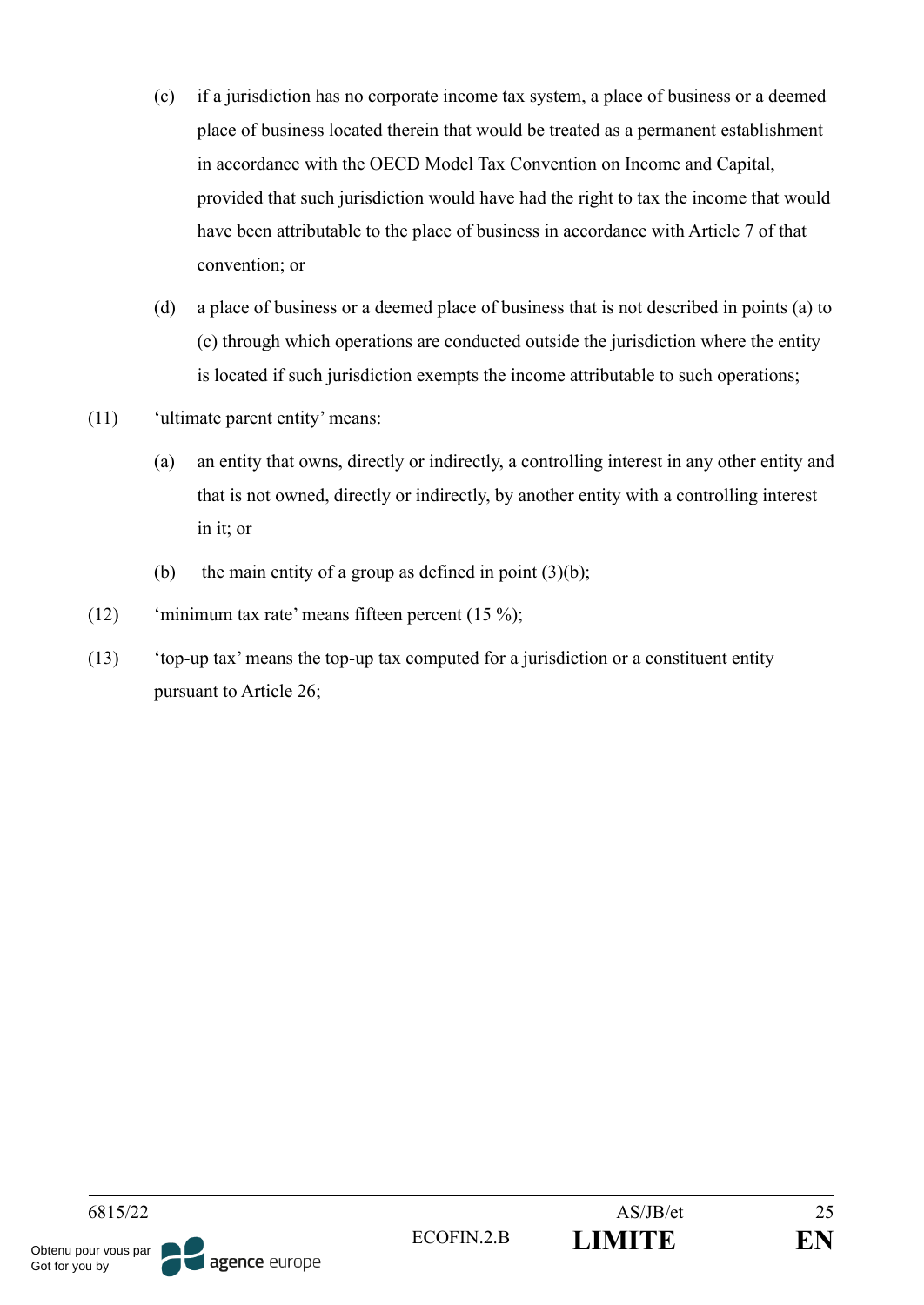(c) if a jurisdiction has no corporate income tax system, a place of business or a deemed place of business located therein that would be treated as a permanent establishment in accordance with the OECD Model Tax Convention on Income and Capital, provided that such jurisdiction would have had the right to tax the income that would have been attributable to the place of business in accordance with Article 7 of that convention; or

(d) a place of business or a deemed place of business that is not described in points (a) to (c) through which operations are conducted outside the jurisdiction where the entity is located if such jurisdiction exempts the income attributable to such operations;

(11) 'ultimate parent entity' means:

(a) an entity that owns, directly or indirectly, a controlling interest in any other entity and that is not owned, directly or indirectly, by another entity with a controlling interest in it; or

(b) the main entity of a group as defined in point (3)(b);

(12) 'minimum tax rate' means fifteen percent (15 %);

(13) 'top-up tax' means the top-up tax computed for a jurisdiction or a constituent entity pursuant to Article 26;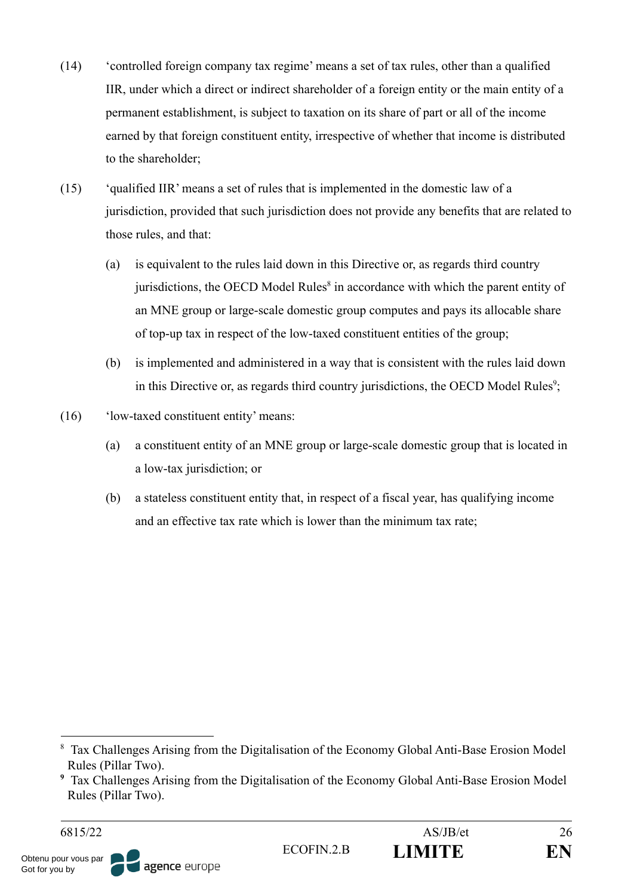(14) 'controlled foreign company tax regime' means a set of tax rules, other than a qualified IIR, under which a direct or indirect shareholder of a foreign entity or the main entity of a permanent establishment, is subject to taxation on its share of part or all of the income earned by that foreign constituent entity, irrespective of whether that income is distributed to the shareholder;

(15) 'qualified IIR' means a set of rules that is implemented in the domestic law of a jurisdiction, provided that such jurisdiction does not provide any benefits that are related to those rules, and that:

(a) is equivalent to the rules laid down in this Directive or, as regards third country jurisdictions, the OECD Model Rules[8] in accordance with which the parent entity of an MNE group or large-scale domestic group computes and pays its allocable share of top-up tax in respect of the low-taxed constituent entities of the group;

(b) is implemented and administered in a way that is consistent with the rules laid down in this Directive or, as regards third country jurisdictions, the OECD Model Rules[9];

(16) 'low-taxed constituent entity' means:

(a) a constituent entity of an MNE group or large-scale domestic group that is located in a low-tax jurisdiction; or

(b) a stateless constituent entity that, in respect of a fiscal year, has qualifying income and an effective tax rate which is lower than the minimum tax rate;

---

[8] Tax Challenges Arising from the Digitalisation of the Economy Global Anti-Base Erosion Model Rules (Pillar Two).

[9] Tax Challenges Arising from the Digitalisation of the Economy Global Anti-Base Erosion Model Rules (Pillar Two).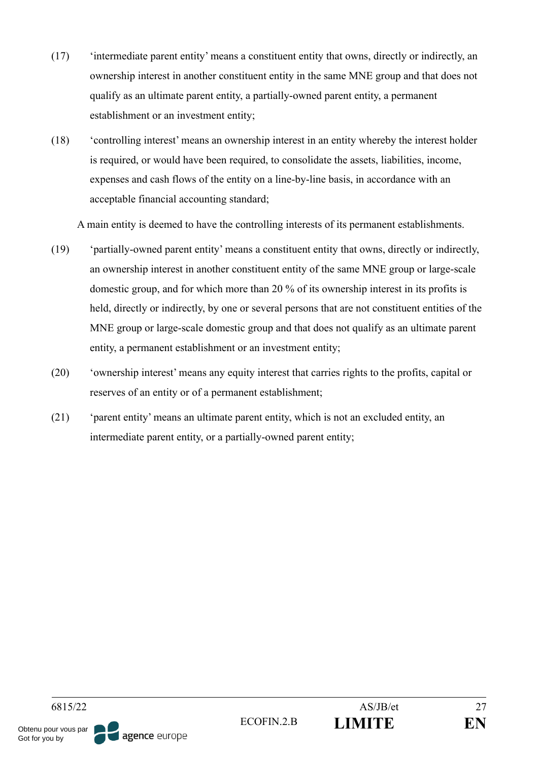(17) 'intermediate parent entity' means a constituent entity that owns, directly or indirectly, an ownership interest in another constituent entity in the same MNE group and that does not qualify as an ultimate parent entity, a partially-owned parent entity, a permanent establishment or an investment entity;

(18) 'controlling interest' means an ownership interest in an entity whereby the interest holder is required, or would have been required, to consolidate the assets, liabilities, income, expenses and cash flows of the entity on a line-by-line basis, in accordance with an acceptable financial accounting standard;

A main entity is deemed to have the controlling interests of its permanent establishments.

(19) 'partially-owned parent entity' means a constituent entity that owns, directly or indirectly, an ownership interest in another constituent entity of the same MNE group or large-scale domestic group, and for which more than 20 % of its ownership interest in its profits is held, directly or indirectly, by one or several persons that are not constituent entities of the MNE group or large-scale domestic group and that does not qualify as an ultimate parent entity, a permanent establishment or an investment entity;

(20) 'ownership interest' means any equity interest that carries rights to the profits, capital or reserves of an entity or of a permanent establishment;

(21) 'parent entity' means an ultimate parent entity, which is not an excluded entity, an intermediate parent entity, or a partially-owned parent entity;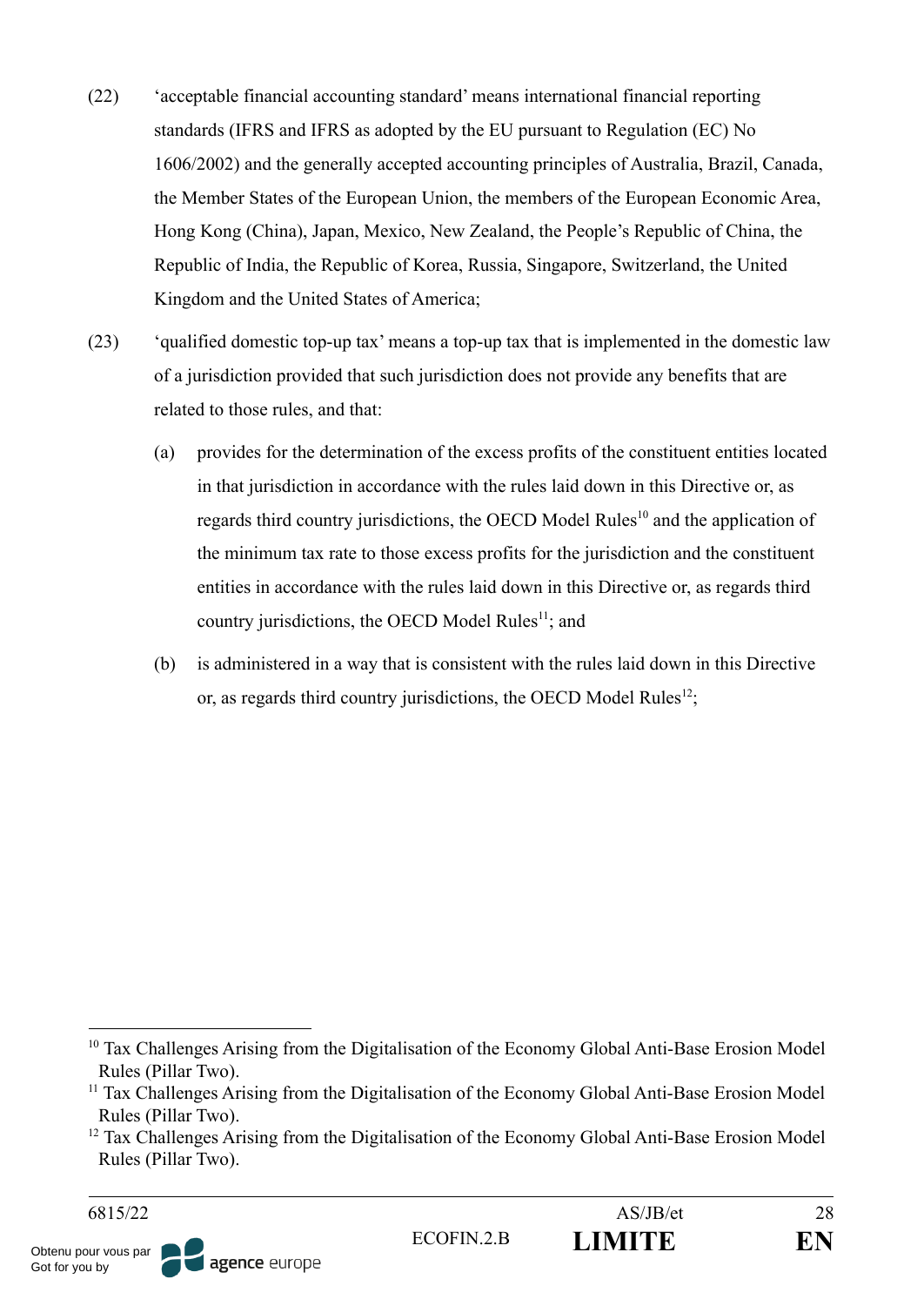(22) 'acceptable financial accounting standard' means international financial reporting standards (IFRS and IFRS as adopted by the EU pursuant to Regulation (EC) No 1606/2002) and the generally accepted accounting principles of Australia, Brazil, Canada, the Member States of the European Union, the members of the European Economic Area, Hong Kong (China), Japan, Mexico, New Zealand, the People's Republic of China, the Republic of India, the Republic of Korea, Russia, Singapore, Switzerland, the United Kingdom and the United States of America;

(23) 'qualified domestic top-up tax' means a top-up tax that is implemented in the domestic law of a jurisdiction provided that such jurisdiction does not provide any benefits that are related to those rules, and that:

(a) provides for the determination of the excess profits of the constituent entities located in that jurisdiction in accordance with the rules laid down in this Directive or, as regards third country jurisdictions, the OECD Model Rules[10] and the application of the minimum tax rate to those excess profits for the jurisdiction and the constituent entities in accordance with the rules laid down in this Directive or, as regards third country jurisdictions, the OECD Model Rules[11]; and

(b) is administered in a way that is consistent with the rules laid down in this Directive or, as regards third country jurisdictions, the OECD Model Rules[12];

---

[10] Tax Challenges Arising from the Digitalisation of the Economy Global Anti-Base Erosion Model Rules (Pillar Two).

[11] Tax Challenges Arising from the Digitalisation of the Economy Global Anti-Base Erosion Model Rules (Pillar Two).

[12] Tax Challenges Arising from the Digitalisation of the Economy Global Anti-Base Erosion Model Rules (Pillar Two).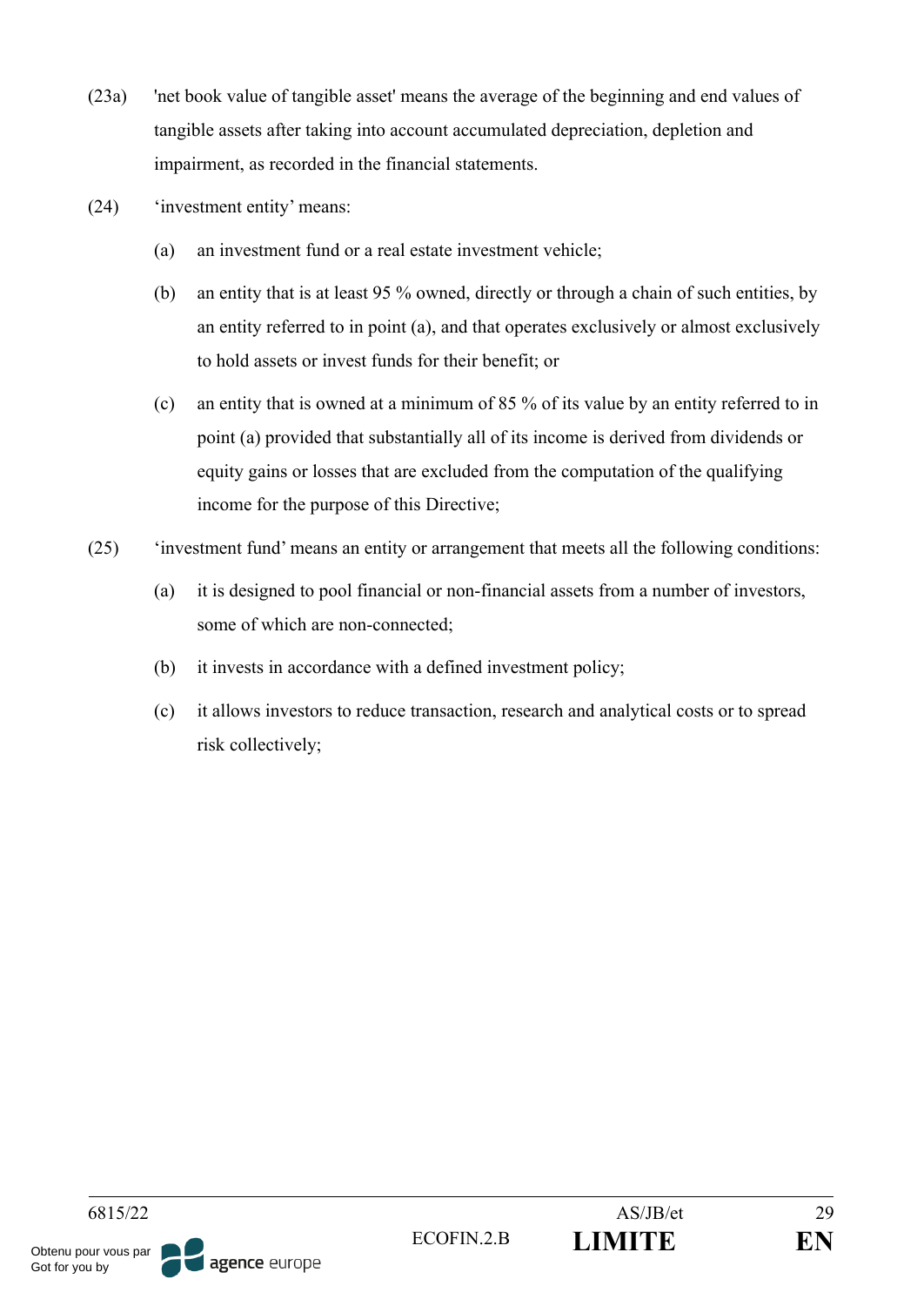(23a) 'net book value of tangible asset' means the average of the beginning and end values of tangible assets after taking into account accumulated depreciation, depletion and impairment, as recorded in the financial statements.

(24) ‘investment entity’ means:

- (a) an investment fund or a real estate investment vehicle;
- (b) an entity that is at least 95 % owned, directly or through a chain of such entities, by an entity referred to in point (a), and that operates exclusively or almost exclusively to hold assets or invest funds for their benefit; or
- (c) an entity that is owned at a minimum of 85 % of its value by an entity referred to in point (a) provided that substantially all of its income is derived from dividends or equity gains or losses that are excluded from the computation of the qualifying income for the purpose of this Directive;

(25) ‘investment fund’ means an entity or arrangement that meets all the following conditions:

- (a) it is designed to pool financial or non-financial assets from a number of investors, some of which are non-connected;
- (b) it invests in accordance with a defined investment policy;
- (c) it allows investors to reduce transaction, research and analytical costs or to spread risk collectively;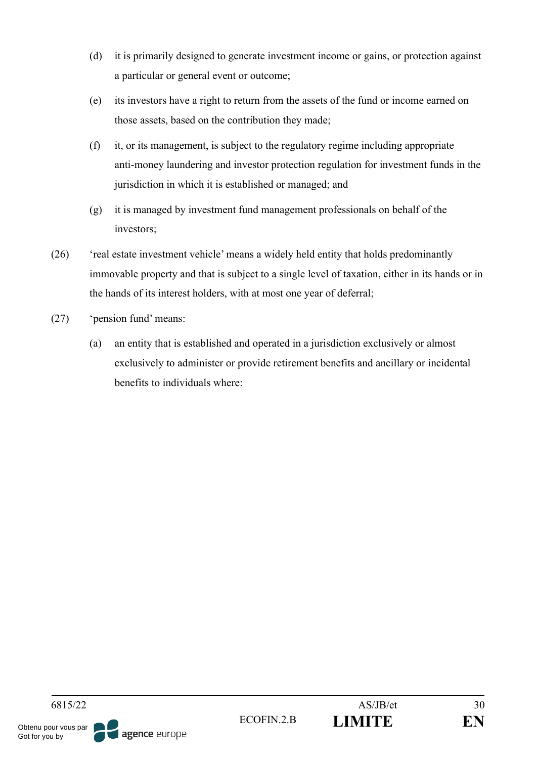(d) it is primarily designed to generate investment income or gains, or protection against a particular or general event or outcome;

(e) its investors have a right to return from the assets of the fund or income earned on those assets, based on the contribution they made;

(f) it, or its management, is subject to the regulatory regime including appropriate anti-money laundering and investor protection regulation for investment funds in the jurisdiction in which it is established or managed; and

(g) it is managed by investment fund management professionals on behalf of the investors;

(26) 'real estate investment vehicle' means a widely held entity that holds predominantly immovable property and that is subject to a single level of taxation, either in its hands or in the hands of its interest holders, with at most one year of deferral;

(27) 'pension fund' means:

(a) an entity that is established and operated in a jurisdiction exclusively or almost exclusively to administer or provide retirement benefits and ancillary or incidental benefits to individuals where: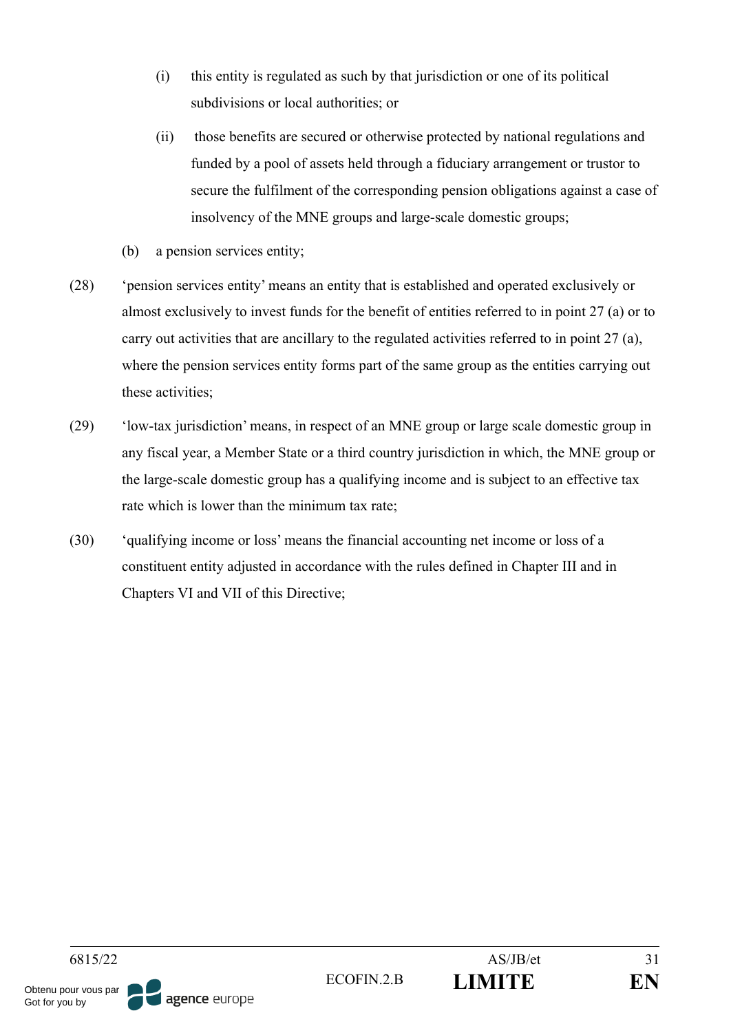(i) this entity is regulated as such by that jurisdiction or one of its political subdivisions or local authorities; or

(ii) those benefits are secured or otherwise protected by national regulations and funded by a pool of assets held through a fiduciary arrangement or trustor to secure the fulfilment of the corresponding pension obligations against a case of insolvency of the MNE groups and large-scale domestic groups;

(b) a pension services entity;

(28) 'pension services entity' means an entity that is established and operated exclusively or almost exclusively to invest funds for the benefit of entities referred to in point 27 (a) or to carry out activities that are ancillary to the regulated activities referred to in point 27 (a), where the pension services entity forms part of the same group as the entities carrying out these activities;

(29) 'low-tax jurisdiction' means, in respect of an MNE group or large scale domestic group in any fiscal year, a Member State or a third country jurisdiction in which, the MNE group or the large-scale domestic group has a qualifying income and is subject to an effective tax rate which is lower than the minimum tax rate;

(30) 'qualifying income or loss' means the financial accounting net income or loss of a constituent entity adjusted in accordance with the rules defined in Chapter III and in Chapters VI and VII of this Directive;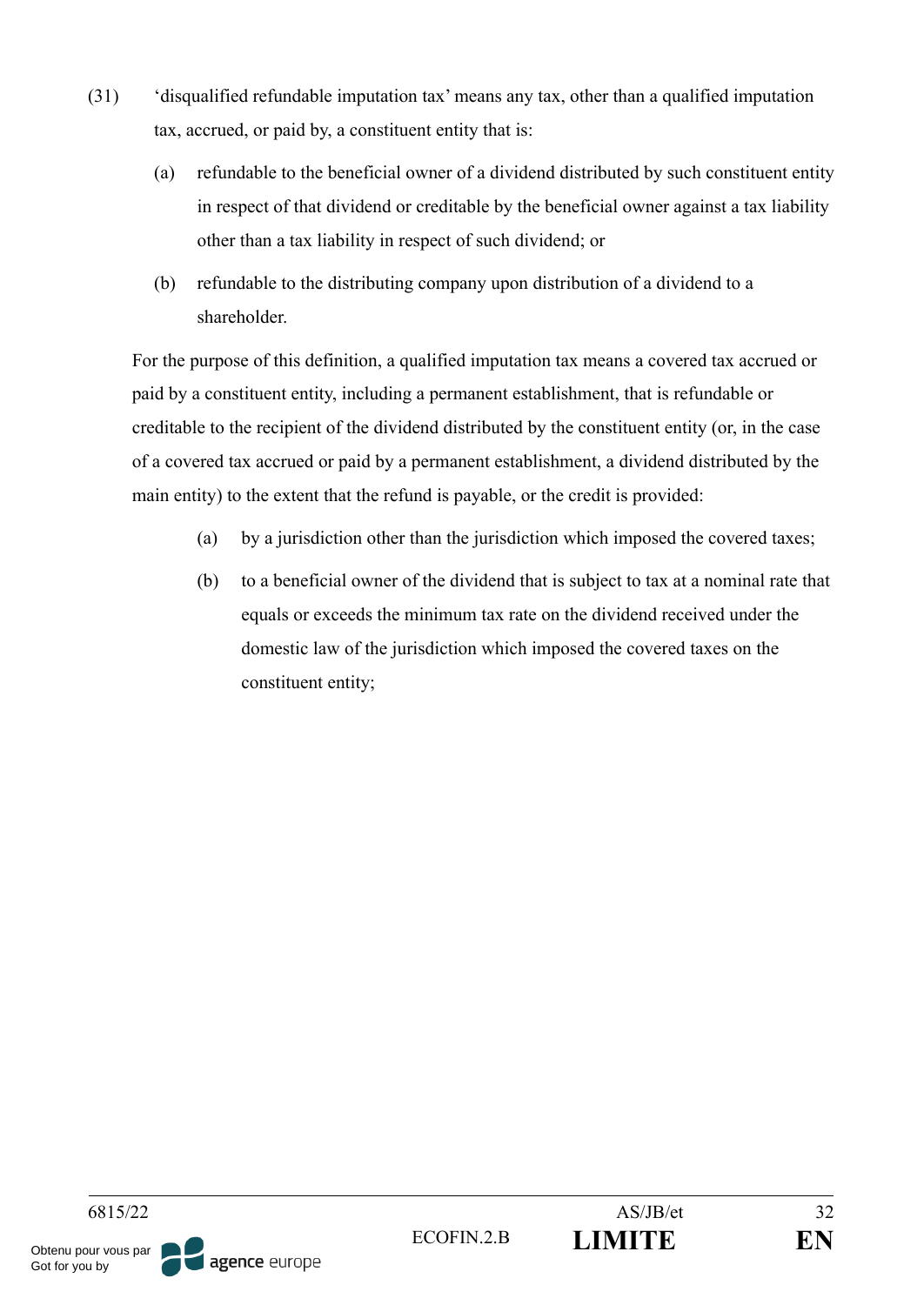(31) 'disqualified refundable imputation tax' means any tax, other than a qualified imputation tax, accrued, or paid by, a constituent entity that is:

   (a) refundable to the beneficial owner of a dividend distributed by such constituent entity in respect of that dividend or creditable by the beneficial owner against a tax liability other than a tax liability in respect of such dividend; or

   (b) refundable to the distributing company upon distribution of a dividend to a shareholder.

   For the purpose of this definition, a qualified imputation tax means a covered tax accrued or paid by a constituent entity, including a permanent establishment, that is refundable or creditable to the recipient of the dividend distributed by the constituent entity (or, in the case of a covered tax accrued or paid by a permanent establishment, a dividend distributed by the main entity) to the extent that the refund is payable, or the credit is provided:

      (a) by a jurisdiction other than the jurisdiction which imposed the covered taxes;

      (b) to a beneficial owner of the dividend that is subject to tax at a nominal rate that equals or exceeds the minimum tax rate on the dividend received under the domestic law of the jurisdiction which imposed the covered taxes on the constituent entity;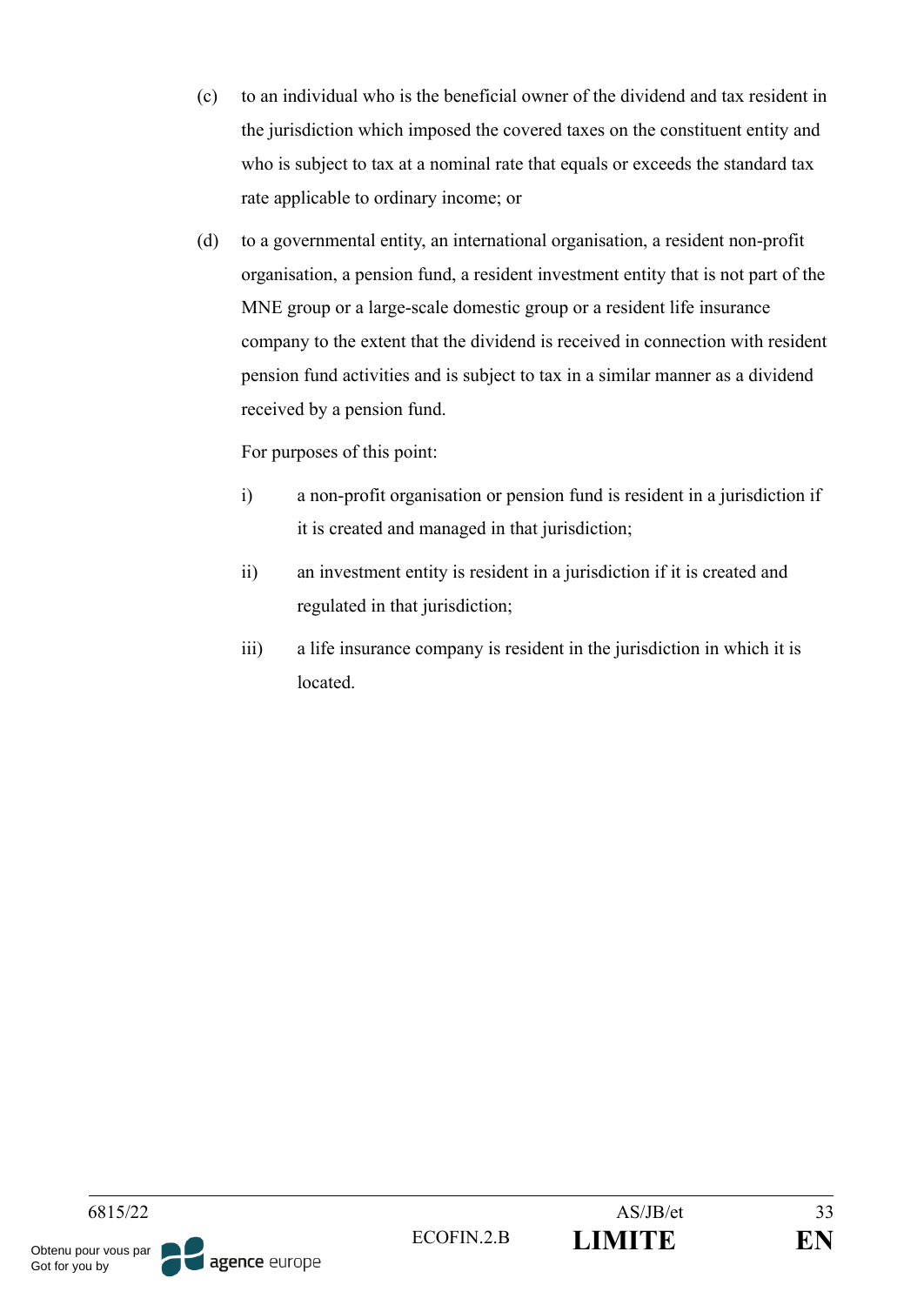(c) to an individual who is the beneficial owner of the dividend and tax resident in the jurisdiction which imposed the covered taxes on the constituent entity and who is subject to tax at a nominal rate that equals or exceeds the standard tax rate applicable to ordinary income; or

(d) to a governmental entity, an international organisation, a resident non-profit organisation, a pension fund, a resident investment entity that is not part of the MNE group or a large-scale domestic group or a resident life insurance company to the extent that the dividend is received in connection with resident pension fund activities and is subject to tax in a similar manner as a dividend received by a pension fund.

For purposes of this point:

i) a non-profit organisation or pension fund is resident in a jurisdiction if it is created and managed in that jurisdiction;

ii) an investment entity is resident in a jurisdiction if it is created and regulated in that jurisdiction;

iii) a life insurance company is resident in the jurisdiction in which it is located.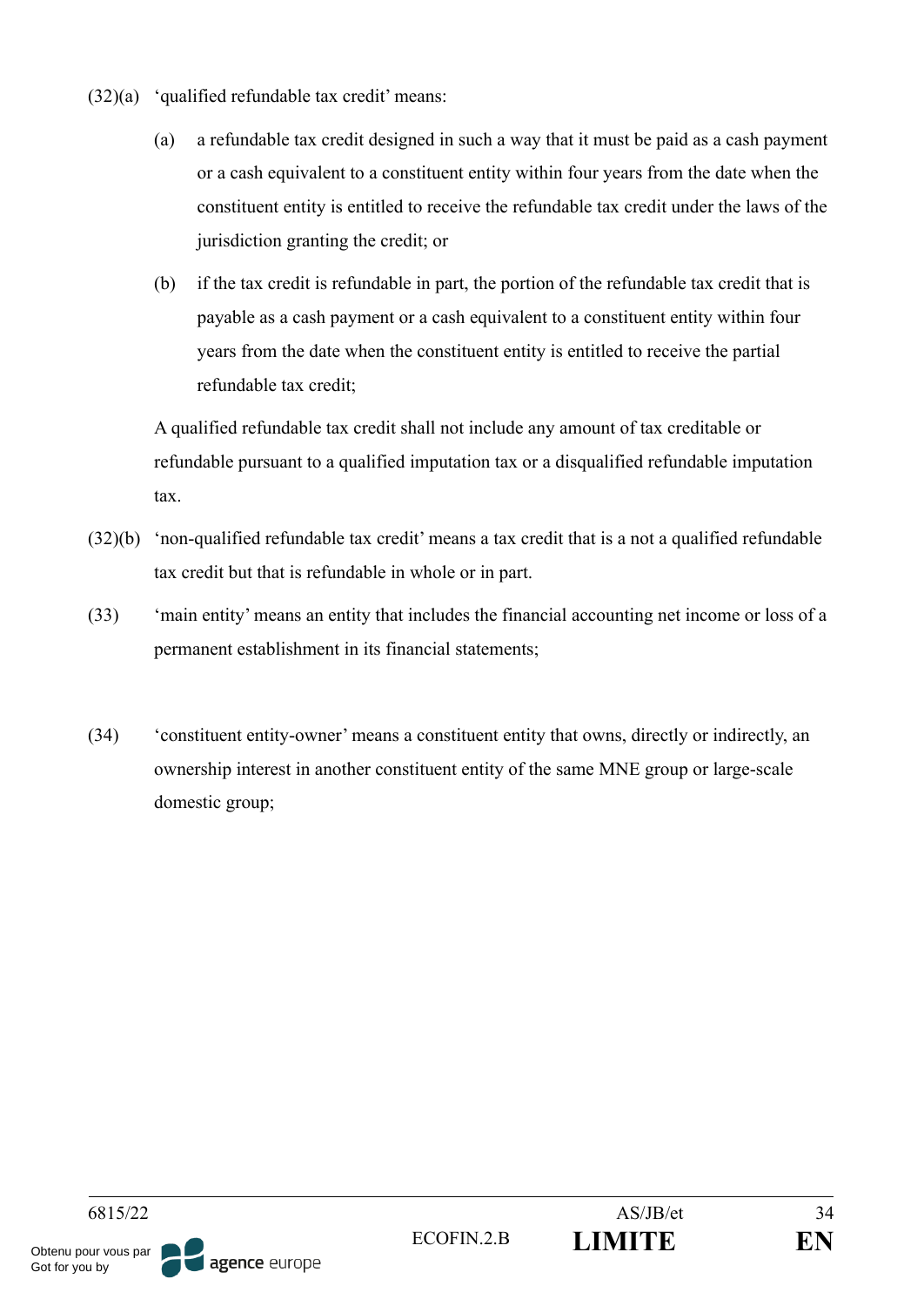(32)(a) ‘qualified refundable tax credit’ means:

(a) a refundable tax credit designed in such a way that it must be paid as a cash payment or a cash equivalent to a constituent entity within four years from the date when the constituent entity is entitled to receive the refundable tax credit under the laws of the jurisdiction granting the credit; or

(b) if the tax credit is refundable in part, the portion of the refundable tax credit that is payable as a cash payment or a cash equivalent to a constituent entity within four years from the date when the constituent entity is entitled to receive the partial refundable tax credit;

A qualified refundable tax credit shall not include any amount of tax creditable or refundable pursuant to a qualified imputation tax or a disqualified refundable imputation tax.

(32)(b) ‘non-qualified refundable tax credit’ means a tax credit that is a not a qualified refundable tax credit but that is refundable in whole or in part.

(33) ‘main entity’ means an entity that includes the financial accounting net income or loss of a permanent establishment in its financial statements;

(34) ‘constituent entity-owner’ means a constituent entity that owns, directly or indirectly, an ownership interest in another constituent entity of the same MNE group or large-scale domestic group;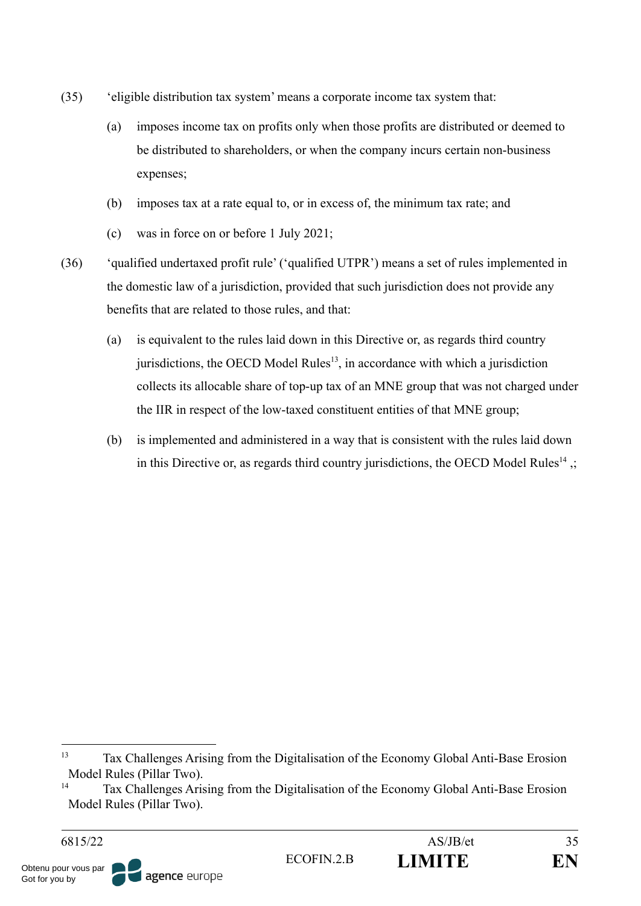(35) ‘eligible distribution tax system’ means a corporate income tax system that:

(a) imposes income tax on profits only when those profits are distributed or deemed to be distributed to shareholders, or when the company incurs certain non-business expenses;

(b) imposes tax at a rate equal to, or in excess of, the minimum tax rate; and

(c) was in force on or before 1 July 2021;

(36) ‘qualified undertaxed profit rule’ (‘qualified UTPR’) means a set of rules implemented in the domestic law of a jurisdiction, provided that such jurisdiction does not provide any benefits that are related to those rules, and that:

(a) is equivalent to the rules laid down in this Directive or, as regards third country jurisdictions, the OECD Model Rules[13], in accordance with which a jurisdiction collects its allocable share of top-up tax of an MNE group that was not charged under the IIR in respect of the low-taxed constituent entities of that MNE group;

(b) is implemented and administered in a way that is consistent with the rules laid down in this Directive or, as regards third country jurisdictions, the OECD Model Rules[14] ,;

---

[13] Tax Challenges Arising from the Digitalisation of the Economy Global Anti-Base Erosion Model Rules (Pillar Two).

[14] Tax Challenges Arising from the Digitalisation of the Economy Global Anti-Base Erosion Model Rules (Pillar Two).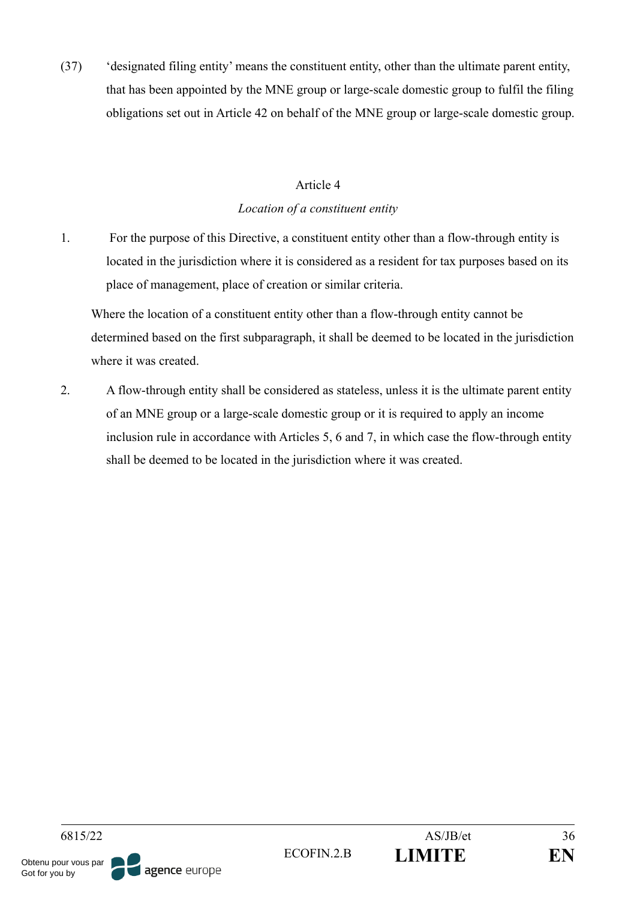(37) ‘designated filing entity’ means the constituent entity, other than the ultimate parent entity, that has been appointed by the MNE group or large-scale domestic group to fulfil the filing obligations set out in Article 42 on behalf of the MNE group or large-scale domestic group.

Article 4

*Location of a constituent entity*

1. For the purpose of this Directive, a constituent entity other than a flow-through entity is located in the jurisdiction where it is considered as a resident for tax purposes based on its place of management, place of creation or similar criteria.

   Where the location of a constituent entity other than a flow-through entity cannot be determined based on the first subparagraph, it shall be deemed to be located in the jurisdiction where it was created.

2. A flow-through entity shall be considered as stateless, unless it is the ultimate parent entity of an MNE group or a large-scale domestic group or it is required to apply an income inclusion rule in accordance with Articles 5, 6 and 7, in which case the flow-through entity shall be deemed to be located in the jurisdiction where it was created.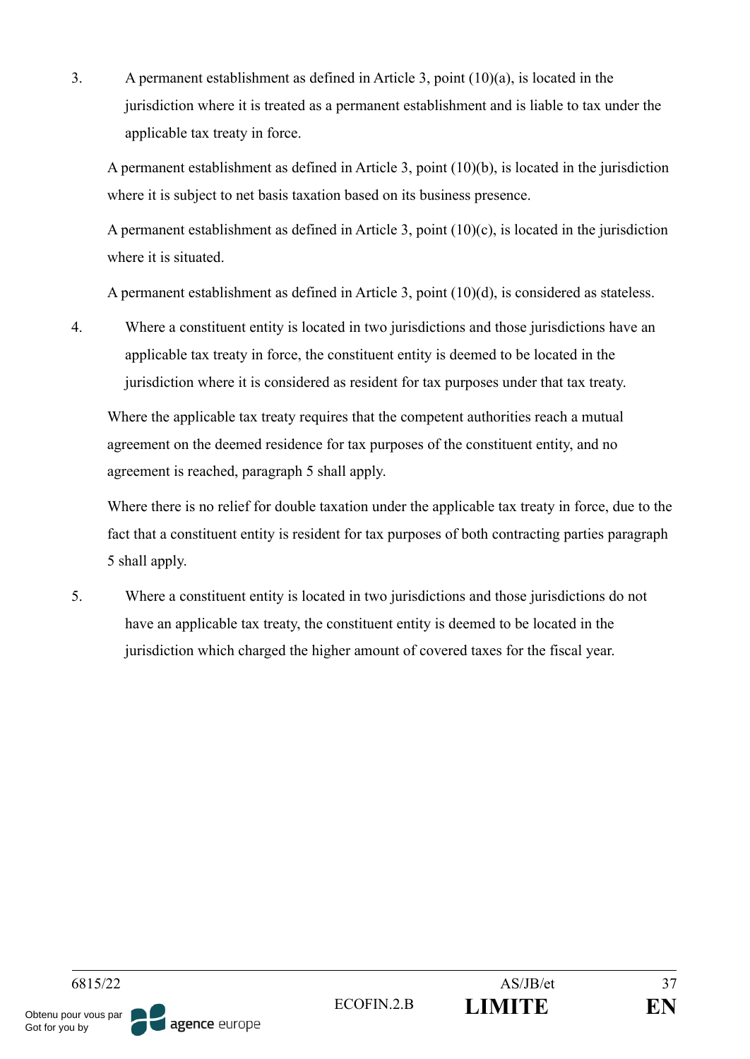3. A permanent establishment as defined in Article 3, point (10)(a), is located in the jurisdiction where it is treated as a permanent establishment and is liable to tax under the applicable tax treaty in force.

   A permanent establishment as defined in Article 3, point (10)(b), is located in the jurisdiction where it is subject to net basis taxation based on its business presence.

   A permanent establishment as defined in Article 3, point (10)(c), is located in the jurisdiction where it is situated.

   A permanent establishment as defined in Article 3, point (10)(d), is considered as stateless.

4. Where a constituent entity is located in two jurisdictions and those jurisdictions have an applicable tax treaty in force, the constituent entity is deemed to be located in the jurisdiction where it is considered as resident for tax purposes under that tax treaty.

   Where the applicable tax treaty requires that the competent authorities reach a mutual agreement on the deemed residence for tax purposes of the constituent entity, and no agreement is reached, paragraph 5 shall apply.

   Where there is no relief for double taxation under the applicable tax treaty in force, due to the fact that a constituent entity is resident for tax purposes of both contracting parties paragraph 5 shall apply.

5. Where a constituent entity is located in two jurisdictions and those jurisdictions do not have an applicable tax treaty, the constituent entity is deemed to be located in the jurisdiction which charged the higher amount of covered taxes for the fiscal year.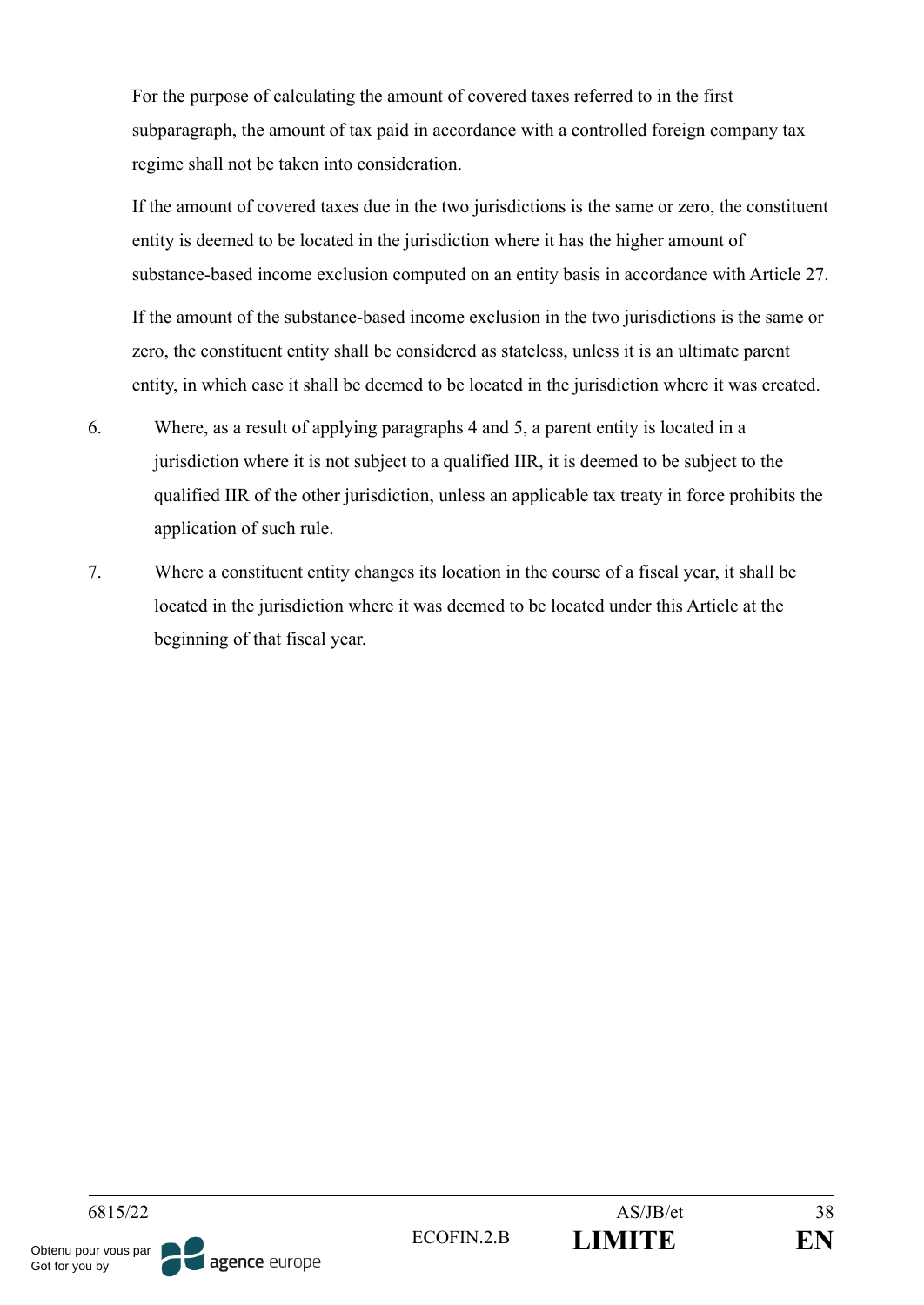For the purpose of calculating the amount of covered taxes referred to in the first subparagraph, the amount of tax paid in accordance with a controlled foreign company tax regime shall not be taken into consideration.

If the amount of covered taxes due in the two jurisdictions is the same or zero, the constituent entity is deemed to be located in the jurisdiction where it has the higher amount of substance-based income exclusion computed on an entity basis in accordance with Article 27.

If the amount of the substance-based income exclusion in the two jurisdictions is the same or zero, the constituent entity shall be considered as stateless, unless it is an ultimate parent entity, in which case it shall be deemed to be located in the jurisdiction where it was created.

6. Where, as a result of applying paragraphs 4 and 5, a parent entity is located in a jurisdiction where it is not subject to a qualified IIR, it is deemed to be subject to the qualified IIR of the other jurisdiction, unless an applicable tax treaty in force prohibits the application of such rule.

7. Where a constituent entity changes its location in the course of a fiscal year, it shall be located in the jurisdiction where it was deemed to be located under this Article at the beginning of that fiscal year.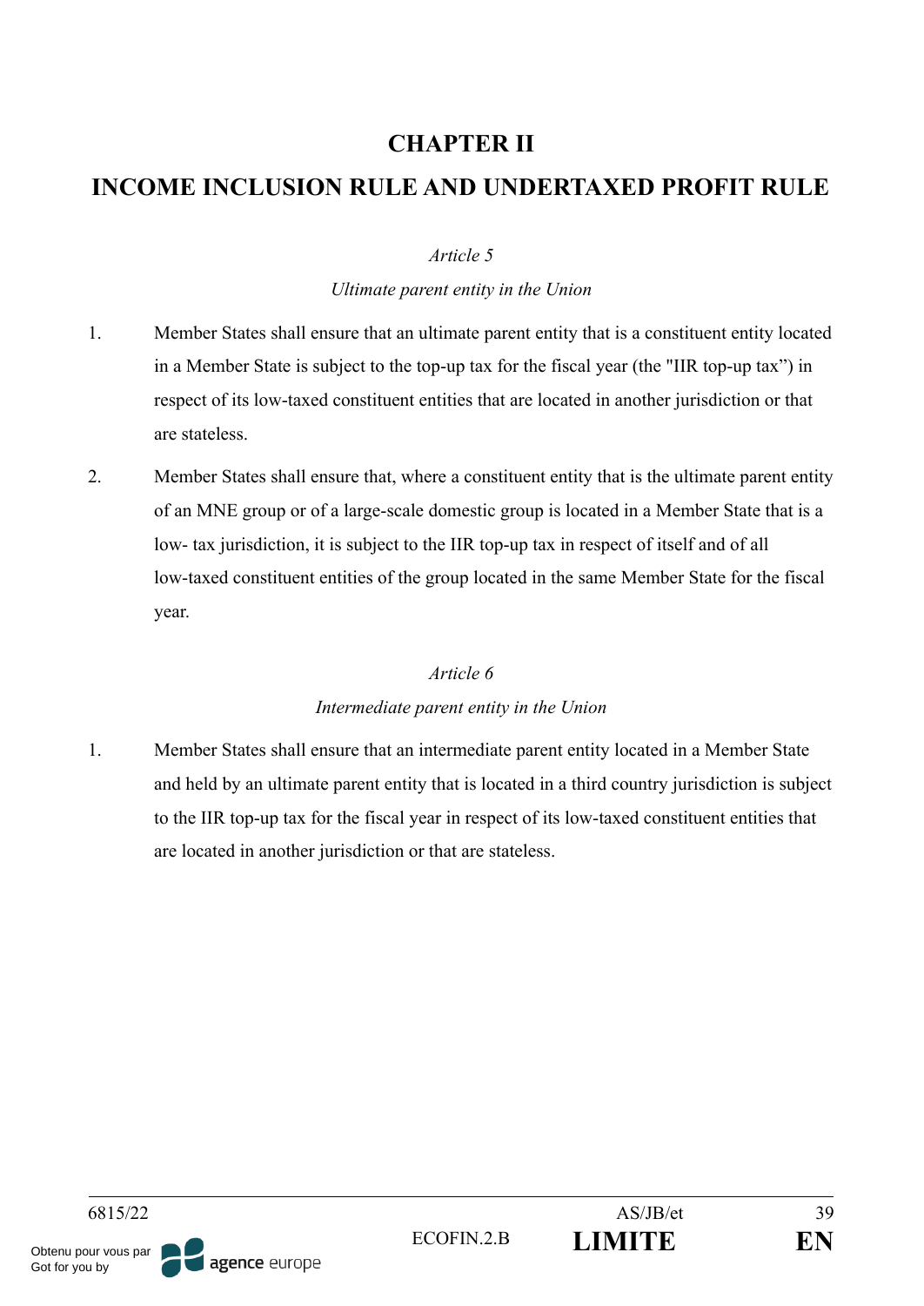# CHAPTER II

# INCOME INCLUSION RULE AND UNDERTAXED PROFIT RULE

*Article 5*

*Ultimate parent entity in the Union*

1. Member States shall ensure that an ultimate parent entity that is a constituent entity located in a Member State is subject to the top-up tax for the fiscal year (the "IIR top-up tax") in respect of its low-taxed constituent entities that are located in another jurisdiction or that are stateless.

2. Member States shall ensure that, where a constituent entity that is the ultimate parent entity of an MNE group or of a large-scale domestic group is located in a Member State that is a low- tax jurisdiction, it is subject to the IIR top-up tax in respect of itself and of all low-taxed constituent entities of the group located in the same Member State for the fiscal year.

*Article 6*

*Intermediate parent entity in the Union*

1. Member States shall ensure that an intermediate parent entity located in a Member State and held by an ultimate parent entity that is located in a third country jurisdiction is subject to the IIR top-up tax for the fiscal year in respect of its low-taxed constituent entities that are located in another jurisdiction or that are stateless.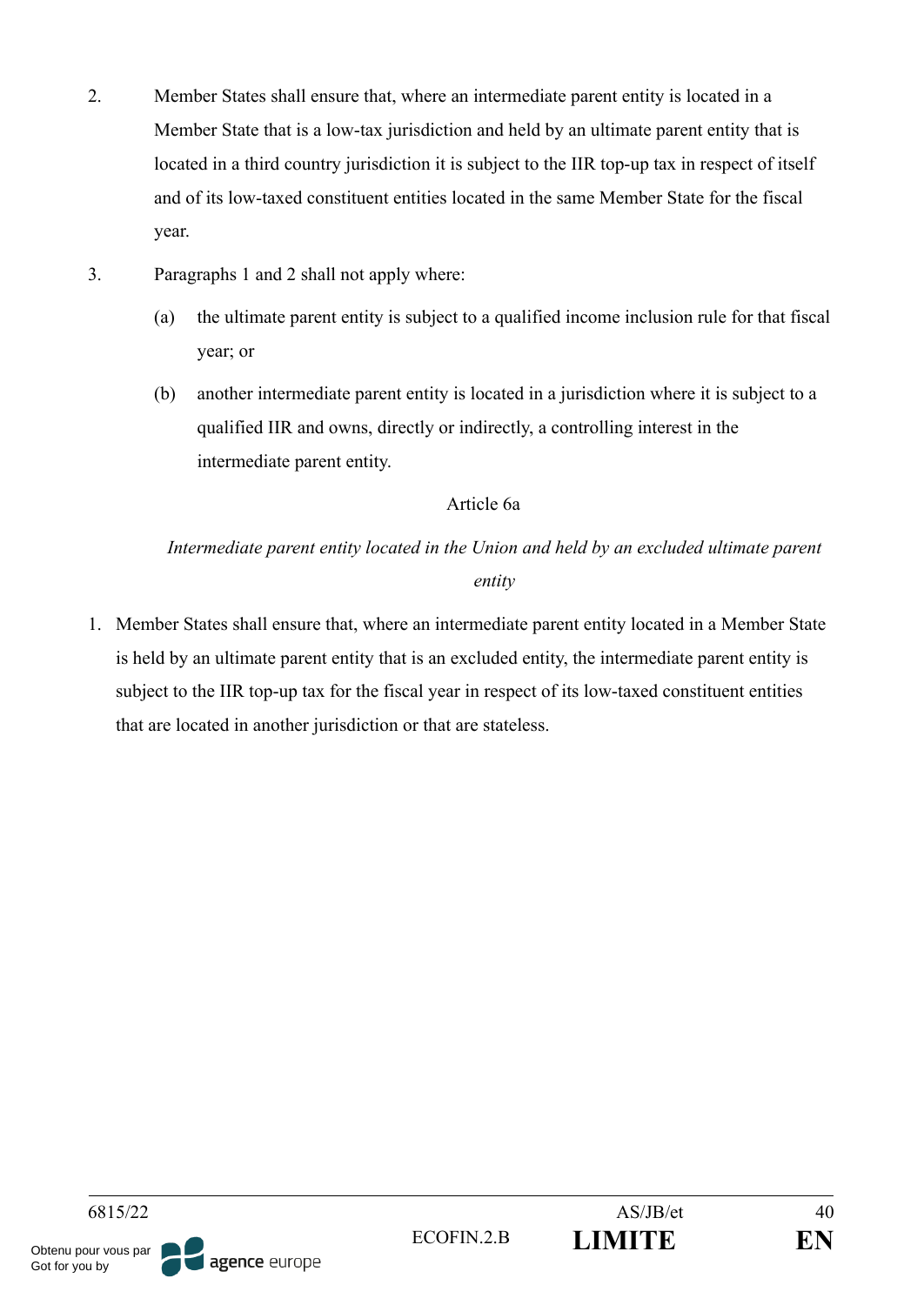2. Member States shall ensure that, where an intermediate parent entity is located in a Member State that is a low-tax jurisdiction and held by an ultimate parent entity that is located in a third country jurisdiction it is subject to the IIR top-up tax in respect of itself and of its low-taxed constituent entities located in the same Member State for the fiscal year.

3. Paragraphs 1 and 2 shall not apply where:

   (a) the ultimate parent entity is subject to a qualified income inclusion rule for that fiscal year; or

   (b) another intermediate parent entity is located in a jurisdiction where it is subject to a qualified IIR and owns, directly or indirectly, a controlling interest in the intermediate parent entity.

### Article 6a

*Intermediate parent entity located in the Union and held by an excluded ultimate parent entity*

1. Member States shall ensure that, where an intermediate parent entity located in a Member State is held by an ultimate parent entity that is an excluded entity, the intermediate parent entity is subject to the IIR top-up tax for the fiscal year in respect of its low-taxed constituent entities that are located in another jurisdiction or that are stateless.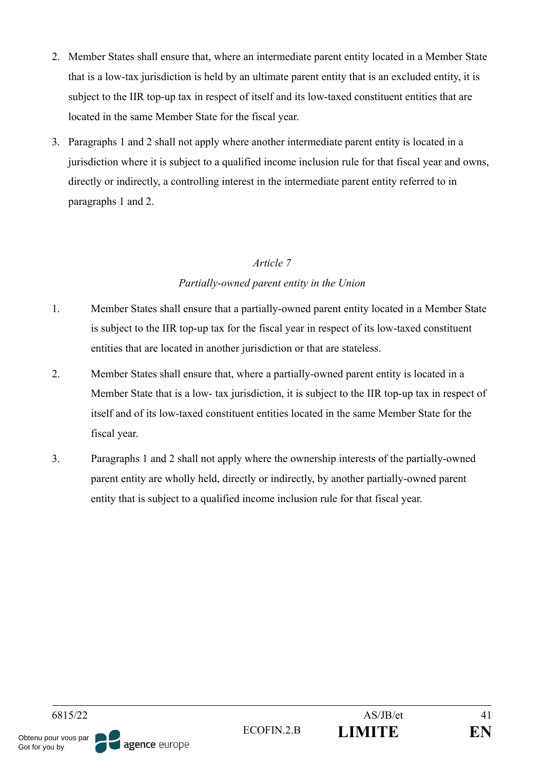2. Member States shall ensure that, where an intermediate parent entity located in a Member State that is a low-tax jurisdiction is held by an ultimate parent entity that is an excluded entity, it is subject to the IIR top-up tax in respect of itself and its low-taxed constituent entities that are located in the same Member State for the fiscal year.

3. Paragraphs 1 and 2 shall not apply where another intermediate parent entity is located in a jurisdiction where it is subject to a qualified income inclusion rule for that fiscal year and owns, directly or indirectly, a controlling interest in the intermediate parent entity referred to in paragraphs 1 and 2.

*Article 7*

*Partially-owned parent entity in the Union*

1. Member States shall ensure that a partially-owned parent entity located in a Member State is subject to the IIR top-up tax for the fiscal year in respect of its low-taxed constituent entities that are located in another jurisdiction or that are stateless.

2. Member States shall ensure that, where a partially-owned parent entity is located in a Member State that is a low- tax jurisdiction, it is subject to the IIR top-up tax in respect of itself and of its low-taxed constituent entities located in the same Member State for the fiscal year.

3. Paragraphs 1 and 2 shall not apply where the ownership interests of the partially-owned parent entity are wholly held, directly or indirectly, by another partially-owned parent entity that is subject to a qualified income inclusion rule for that fiscal year.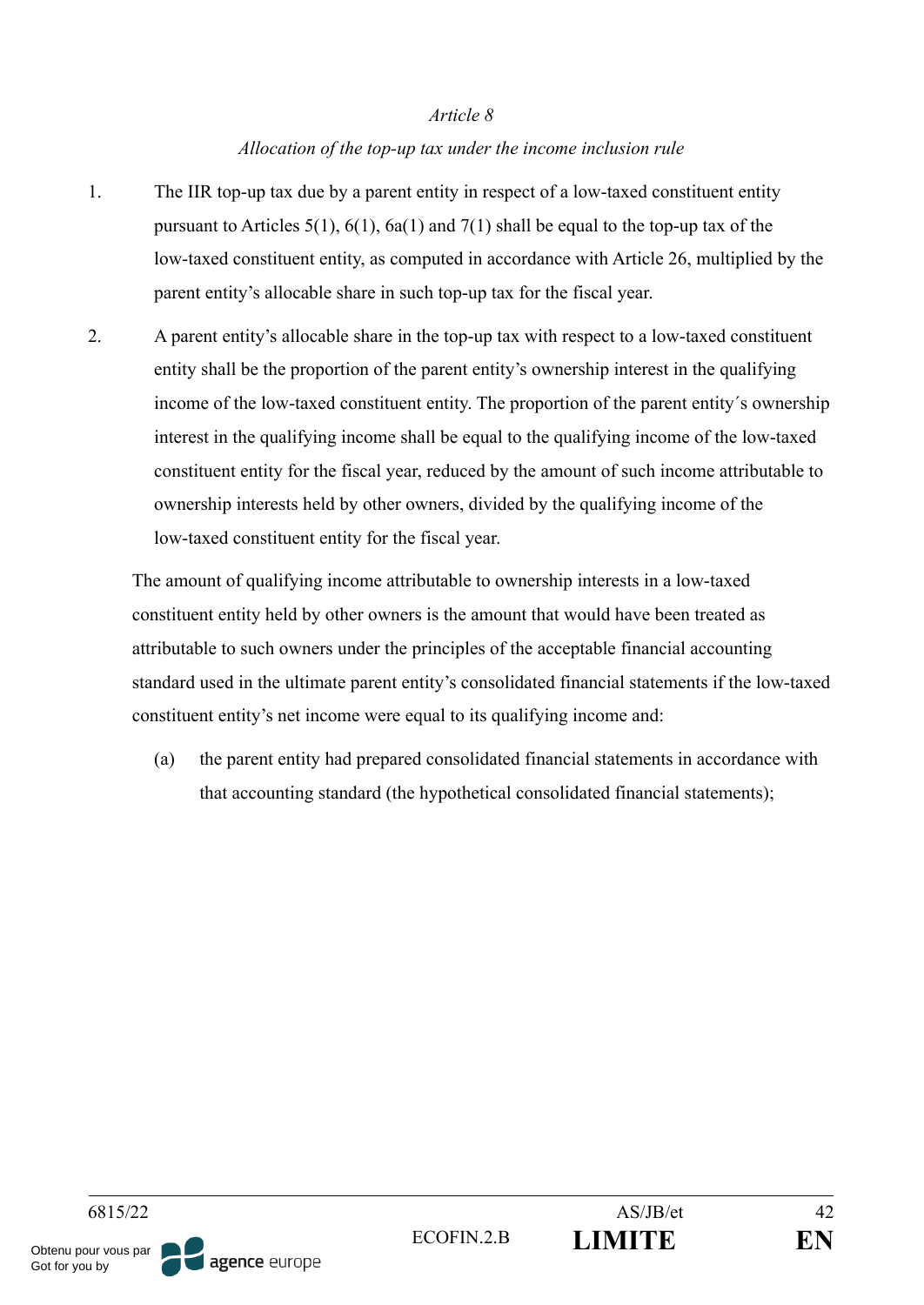*Article 8*

*Allocation of the top-up tax under the income inclusion rule*

1. The IIR top-up tax due by a parent entity in respect of a low-taxed constituent entity pursuant to Articles 5(1), 6(1), 6a(1) and 7(1) shall be equal to the top-up tax of the low-taxed constituent entity, as computed in accordance with Article 26, multiplied by the parent entity's allocable share in such top-up tax for the fiscal year.

2. A parent entity's allocable share in the top-up tax with respect to a low-taxed constituent entity shall be the proportion of the parent entity's ownership interest in the qualifying income of the low-taxed constituent entity. The proportion of the parent entity´s ownership interest in the qualifying income shall be equal to the qualifying income of the low-taxed constituent entity for the fiscal year, reduced by the amount of such income attributable to ownership interests held by other owners, divided by the qualifying income of the low-taxed constituent entity for the fiscal year.

   The amount of qualifying income attributable to ownership interests in a low-taxed constituent entity held by other owners is the amount that would have been treated as attributable to such owners under the principles of the acceptable financial accounting standard used in the ultimate parent entity's consolidated financial statements if the low-taxed constituent entity's net income were equal to its qualifying income and:

   (a) the parent entity had prepared consolidated financial statements in accordance with that accounting standard (the hypothetical consolidated financial statements);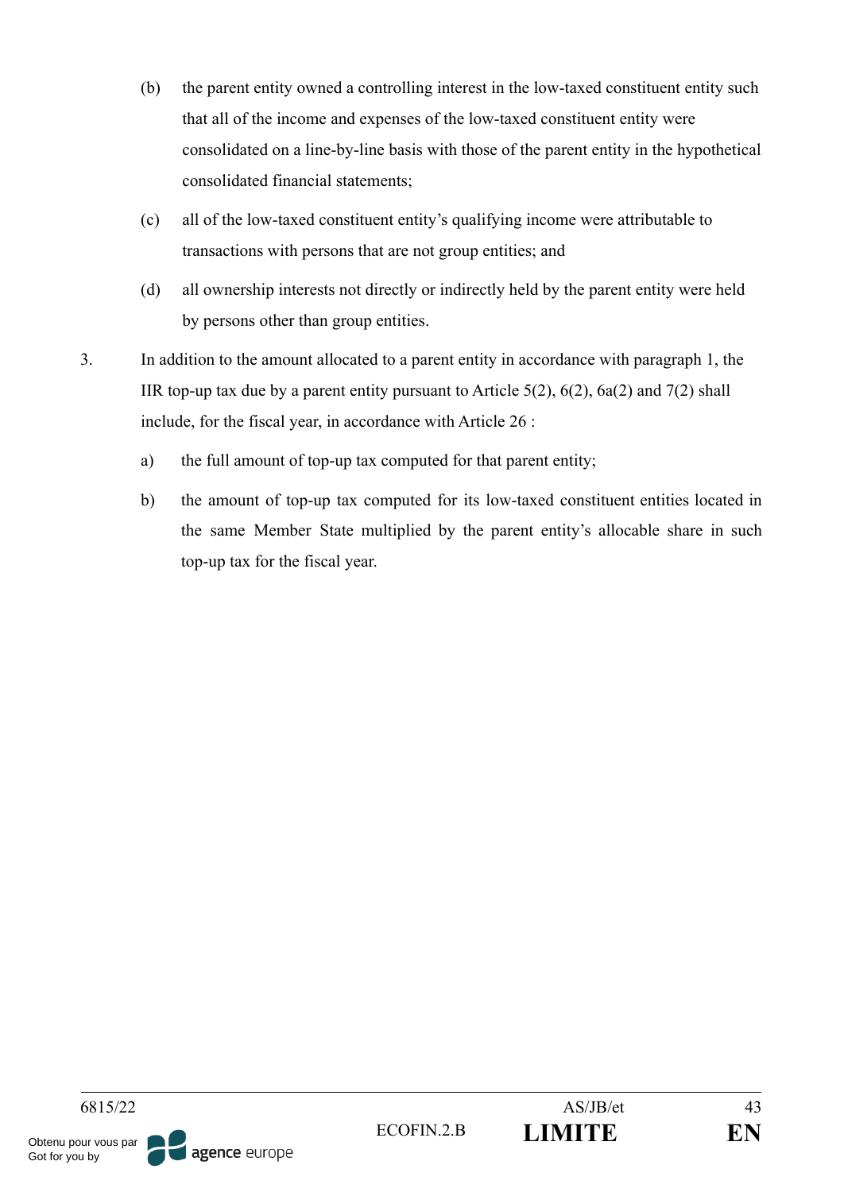(b) the parent entity owned a controlling interest in the low-taxed constituent entity such that all of the income and expenses of the low-taxed constituent entity were consolidated on a line-by-line basis with those of the parent entity in the hypothetical consolidated financial statements;

(c) all of the low-taxed constituent entity's qualifying income were attributable to transactions with persons that are not group entities; and

(d) all ownership interests not directly or indirectly held by the parent entity were held by persons other than group entities.

3. In addition to the amount allocated to a parent entity in accordance with paragraph 1, the IIR top-up tax due by a parent entity pursuant to Article 5(2), 6(2), 6a(2) and 7(2) shall include, for the fiscal year, in accordance with Article 26 :

a) the full amount of top-up tax computed for that parent entity;

b) the amount of top-up tax computed for its low-taxed constituent entities located in the same Member State multiplied by the parent entity's allocable share in such top-up tax for the fiscal year.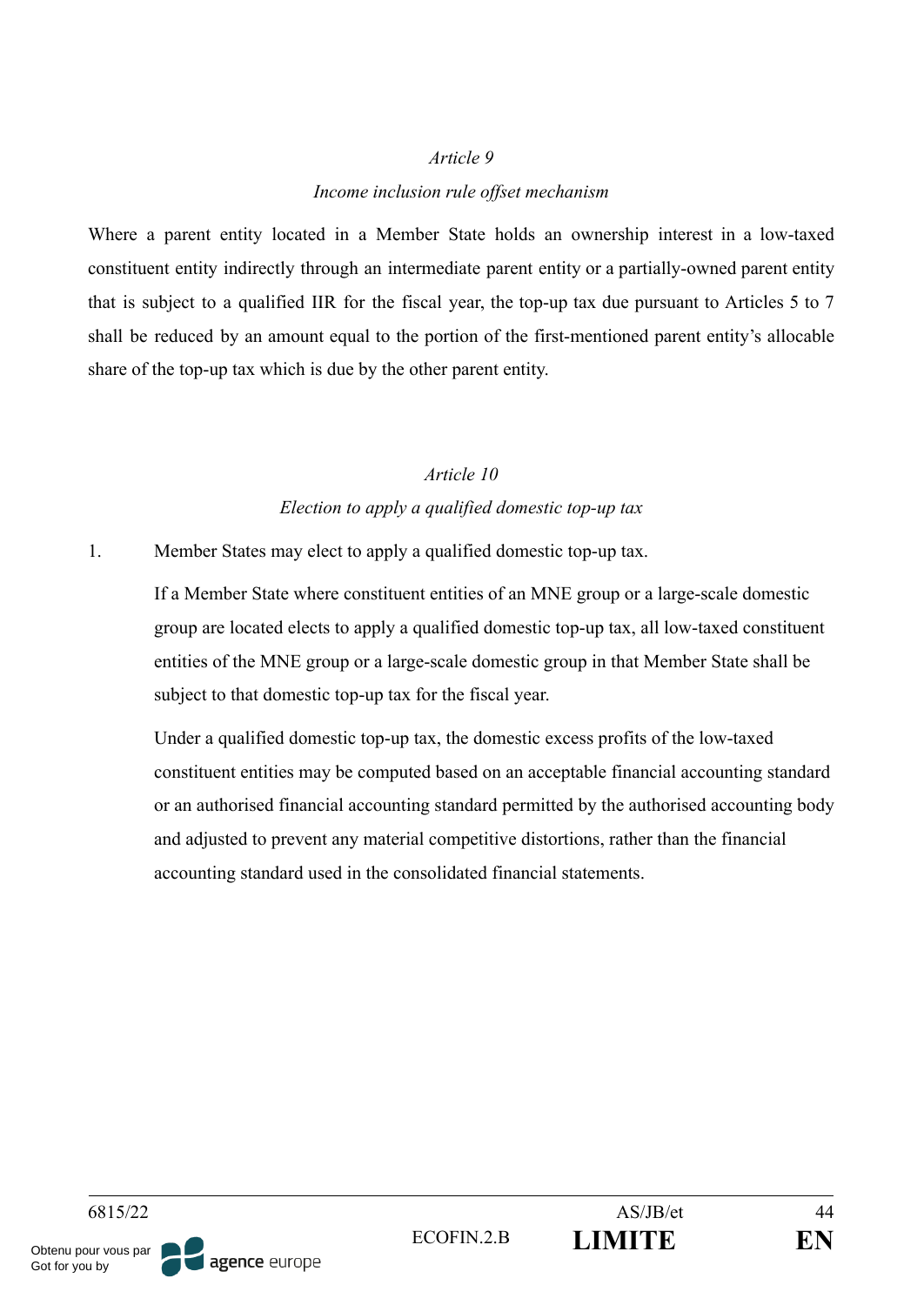*Article 9*

*Income inclusion rule offset mechanism*

Where a parent entity located in a Member State holds an ownership interest in a low-taxed constituent entity indirectly through an intermediate parent entity or a partially-owned parent entity that is subject to a qualified IIR for the fiscal year, the top-up tax due pursuant to Articles 5 to 7 shall be reduced by an amount equal to the portion of the first-mentioned parent entity's allocable share of the top-up tax which is due by the other parent entity.

*Article 10*

*Election to apply a qualified domestic top-up tax*

1. Member States may elect to apply a qualified domestic top-up tax.

   If a Member State where constituent entities of an MNE group or a large-scale domestic group are located elects to apply a qualified domestic top-up tax, all low-taxed constituent entities of the MNE group or a large-scale domestic group in that Member State shall be subject to that domestic top-up tax for the fiscal year.

   Under a qualified domestic top-up tax, the domestic excess profits of the low-taxed constituent entities may be computed based on an acceptable financial accounting standard or an authorised financial accounting standard permitted by the authorised accounting body and adjusted to prevent any material competitive distortions, rather than the financial accounting standard used in the consolidated financial statements.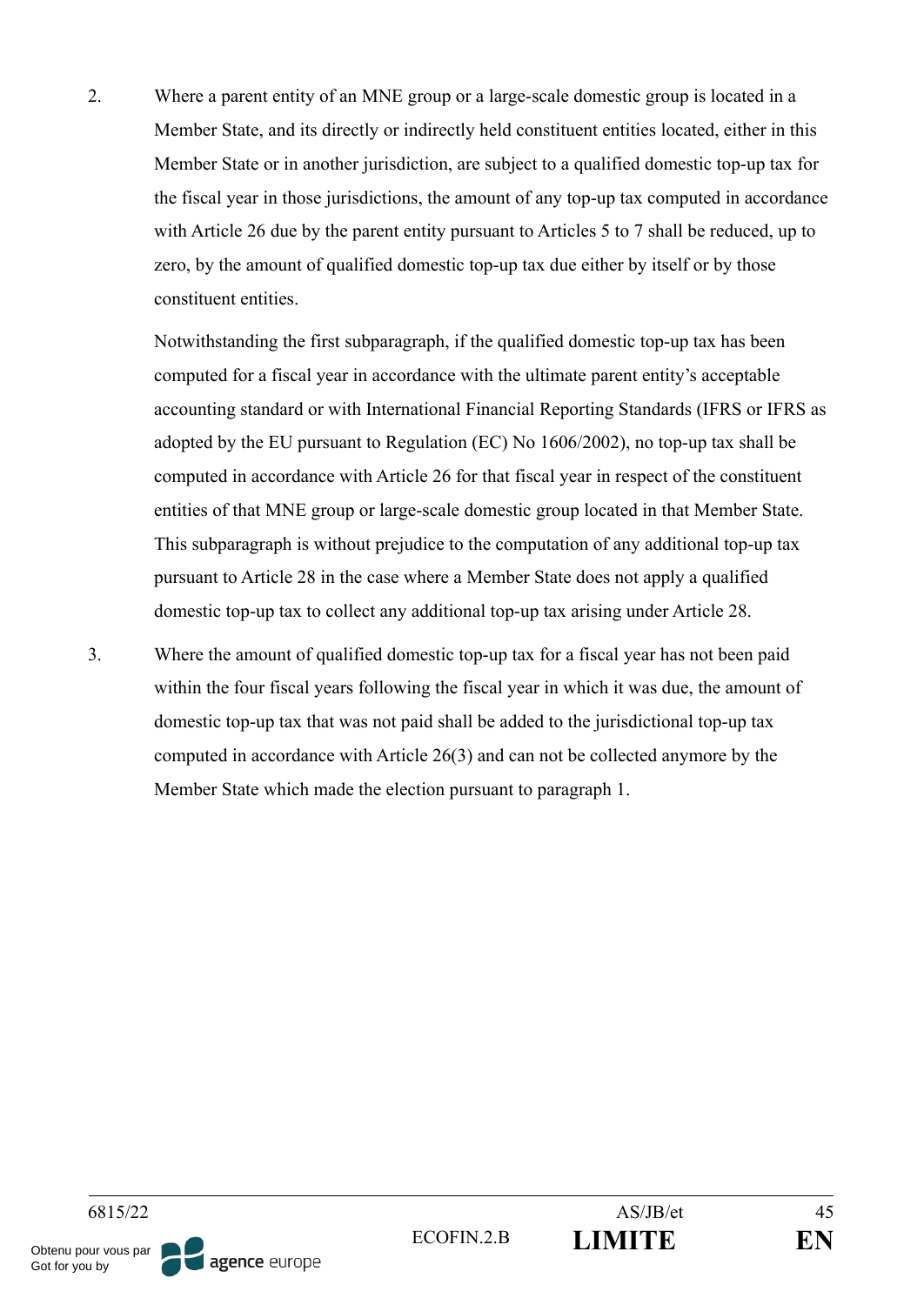2. Where a parent entity of an MNE group or a large-scale domestic group is located in a Member State, and its directly or indirectly held constituent entities located, either in this Member State or in another jurisdiction, are subject to a qualified domestic top-up tax for the fiscal year in those jurisdictions, the amount of any top-up tax computed in accordance with Article 26 due by the parent entity pursuant to Articles 5 to 7 shall be reduced, up to zero, by the amount of qualified domestic top-up tax due either by itself or by those constituent entities.

   Notwithstanding the first subparagraph, if the qualified domestic top-up tax has been computed for a fiscal year in accordance with the ultimate parent entity's acceptable accounting standard or with International Financial Reporting Standards (IFRS or IFRS as adopted by the EU pursuant to Regulation (EC) No 1606/2002), no top-up tax shall be computed in accordance with Article 26 for that fiscal year in respect of the constituent entities of that MNE group or large-scale domestic group located in that Member State. This subparagraph is without prejudice to the computation of any additional top-up tax pursuant to Article 28 in the case where a Member State does not apply a qualified domestic top-up tax to collect any additional top-up tax arising under Article 28.

3. Where the amount of qualified domestic top-up tax for a fiscal year has not been paid within the four fiscal years following the fiscal year in which it was due, the amount of domestic top-up tax that was not paid shall be added to the jurisdictional top-up tax computed in accordance with Article 26(3) and can not be collected anymore by the Member State which made the election pursuant to paragraph 1.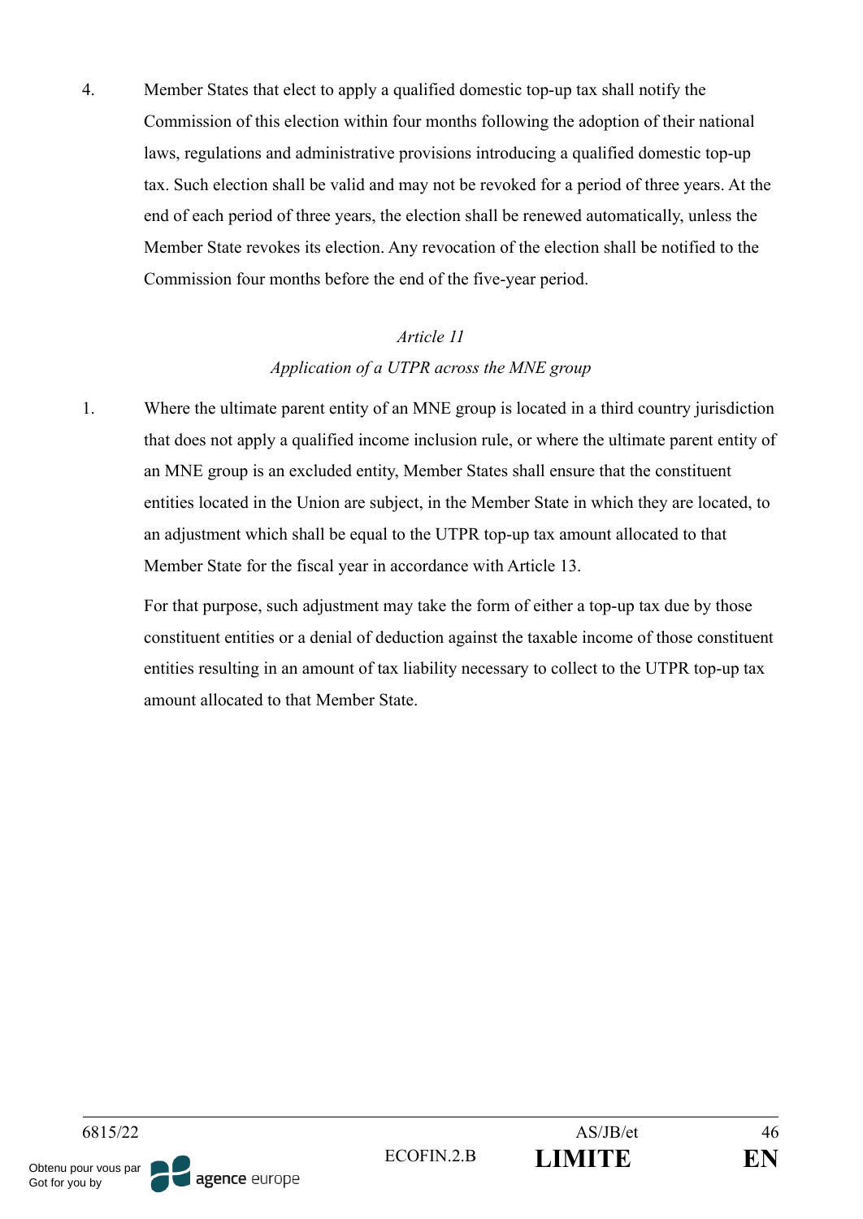4. Member States that elect to apply a qualified domestic top-up tax shall notify the Commission of this election within four months following the adoption of their national laws, regulations and administrative provisions introducing a qualified domestic top-up tax. Such election shall be valid and may not be revoked for a period of three years. At the end of each period of three years, the election shall be renewed automatically, unless the Member State revokes its election. Any revocation of the election shall be notified to the Commission four months before the end of the five-year period.

*Article 11*

*Application of a UTPR across the MNE group*

1. Where the ultimate parent entity of an MNE group is located in a third country jurisdiction that does not apply a qualified income inclusion rule, or where the ultimate parent entity of an MNE group is an excluded entity, Member States shall ensure that the constituent entities located in the Union are subject, in the Member State in which they are located, to an adjustment which shall be equal to the UTPR top-up tax amount allocated to that Member State for the fiscal year in accordance with Article 13.

   For that purpose, such adjustment may take the form of either a top-up tax due by those constituent entities or a denial of deduction against the taxable income of those constituent entities resulting in an amount of tax liability necessary to collect to the UTPR top-up tax amount allocated to that Member State.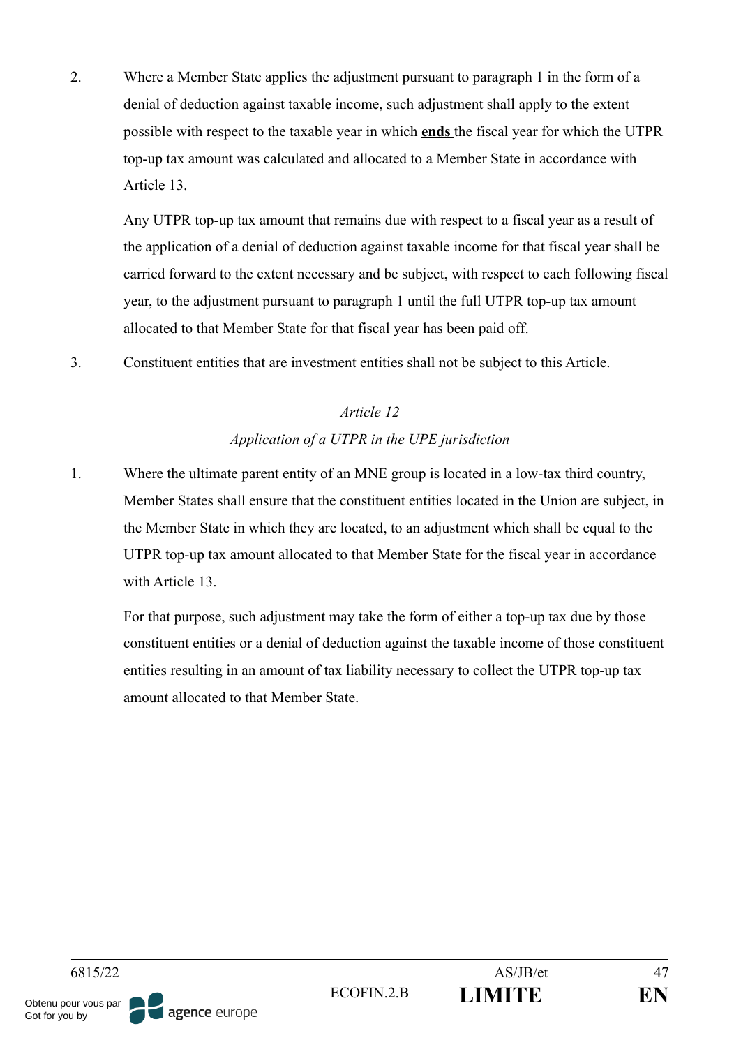2. Where a Member State applies the adjustment pursuant to paragraph 1 in the form of a denial of deduction against taxable income, such adjustment shall apply to the extent possible with respect to the taxable year in which **ends** the fiscal year for which the UTPR top-up tax amount was calculated and allocated to a Member State in accordance with Article 13.

   Any UTPR top-up tax amount that remains due with respect to a fiscal year as a result of the application of a denial of deduction against taxable income for that fiscal year shall be carried forward to the extent necessary and be subject, with respect to each following fiscal year, to the adjustment pursuant to paragraph 1 until the full UTPR top-up tax amount allocated to that Member State for that fiscal year has been paid off.

3. Constituent entities that are investment entities shall not be subject to this Article.

### *Article 12*

### *Application of a UTPR in the UPE jurisdiction*

1. Where the ultimate parent entity of an MNE group is located in a low-tax third country, Member States shall ensure that the constituent entities located in the Union are subject, in the Member State in which they are located, to an adjustment which shall be equal to the UTPR top-up tax amount allocated to that Member State for the fiscal year in accordance with Article 13.

   For that purpose, such adjustment may take the form of either a top-up tax due by those constituent entities or a denial of deduction against the taxable income of those constituent entities resulting in an amount of tax liability necessary to collect the UTPR top-up tax amount allocated to that Member State.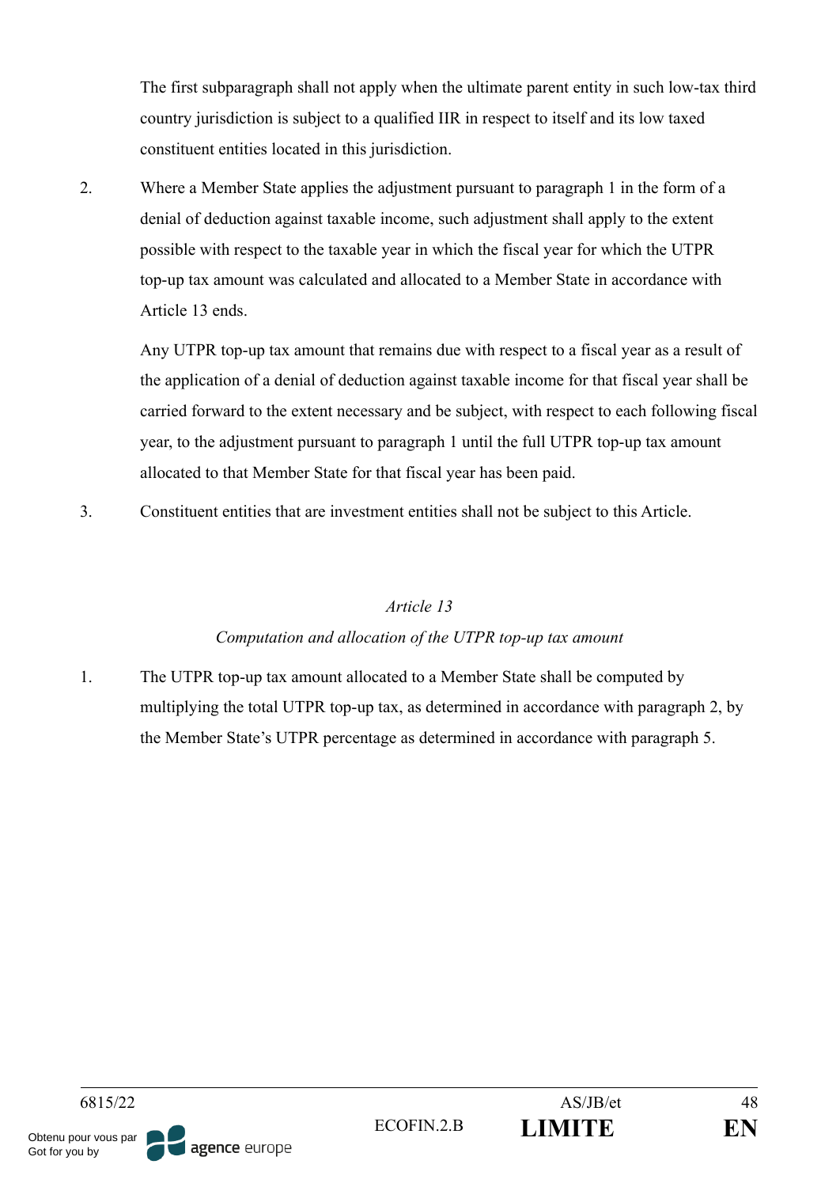The first subparagraph shall not apply when the ultimate parent entity in such low-tax third country jurisdiction is subject to a qualified IIR in respect to itself and its low taxed constituent entities located in this jurisdiction.

2. Where a Member State applies the adjustment pursuant to paragraph 1 in the form of a denial of deduction against taxable income, such adjustment shall apply to the extent possible with respect to the taxable year in which the fiscal year for which the UTPR top-up tax amount was calculated and allocated to a Member State in accordance with Article 13 ends.

   Any UTPR top-up tax amount that remains due with respect to a fiscal year as a result of the application of a denial of deduction against taxable income for that fiscal year shall be carried forward to the extent necessary and be subject, with respect to each following fiscal year, to the adjustment pursuant to paragraph 1 until the full UTPR top-up tax amount allocated to that Member State for that fiscal year has been paid.

3. Constituent entities that are investment entities shall not be subject to this Article.

*Article 13*

*Computation and allocation of the UTPR top-up tax amount*

1. The UTPR top-up tax amount allocated to a Member State shall be computed by multiplying the total UTPR top-up tax, as determined in accordance with paragraph 2, by the Member State's UTPR percentage as determined in accordance with paragraph 5.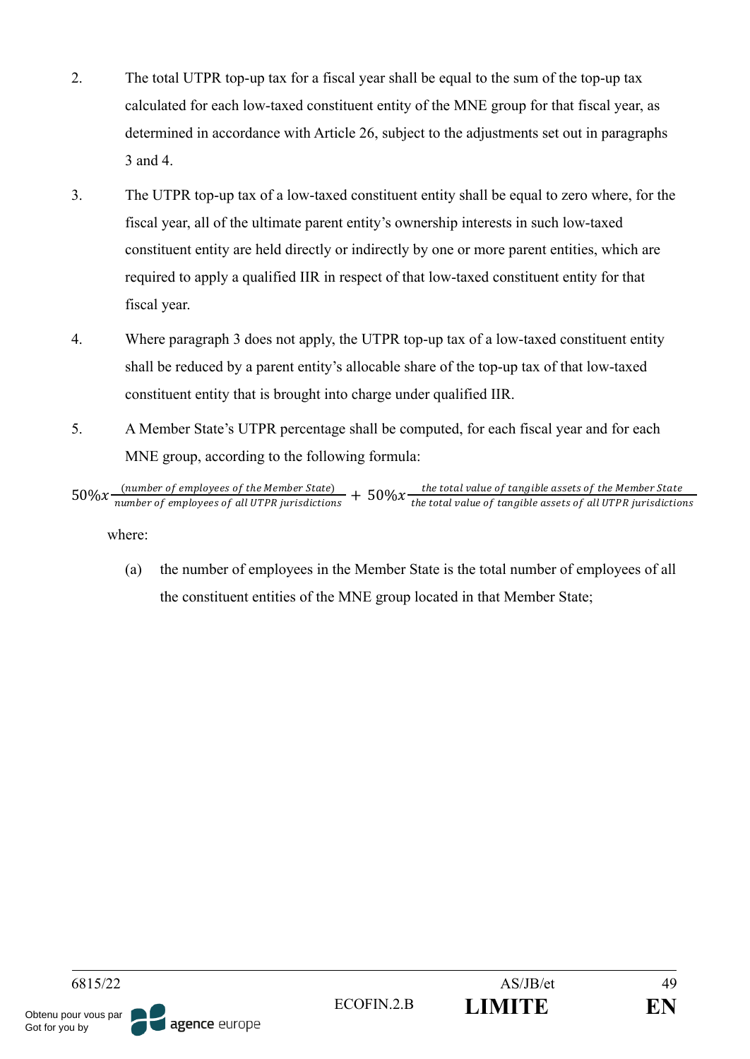2. The total UTPR top-up tax for a fiscal year shall be equal to the sum of the top-up tax calculated for each low-taxed constituent entity of the MNE group for that fiscal year, as determined in accordance with Article 26, subject to the adjustments set out in paragraphs 3 and 4.

3. The UTPR top-up tax of a low-taxed constituent entity shall be equal to zero where, for the fiscal year, all of the ultimate parent entity's ownership interests in such low-taxed constituent entity are held directly or indirectly by one or more parent entities, which are required to apply a qualified IIR in respect of that low-taxed constituent entity for that fiscal year.

4. Where paragraph 3 does not apply, the UTPR top-up tax of a low-taxed constituent entity shall be reduced by a parent entity's allocable share of the top-up tax of that low-taxed constituent entity that is brought into charge under qualified IIR.

5. A Member State's UTPR percentage shall be computed, for each fiscal year and for each MNE group, according to the following formula:

$$50\% x \frac{(number\ of\ employees\ of\ the\ Member\ State)}{number\ of\ employees\ of\ all\ UTPR\ jurisdictions} + 50\% x \frac{the\ total\ value\ of\ tangible\ assets\ of\ the\ Member\ State}{the\ total\ value\ of\ tangible\ assets\ of\ all\ UTPR\ jurisdictions}$$

where:

(a) the number of employees in the Member State is the total number of employees of all the constituent entities of the MNE group located in that Member State;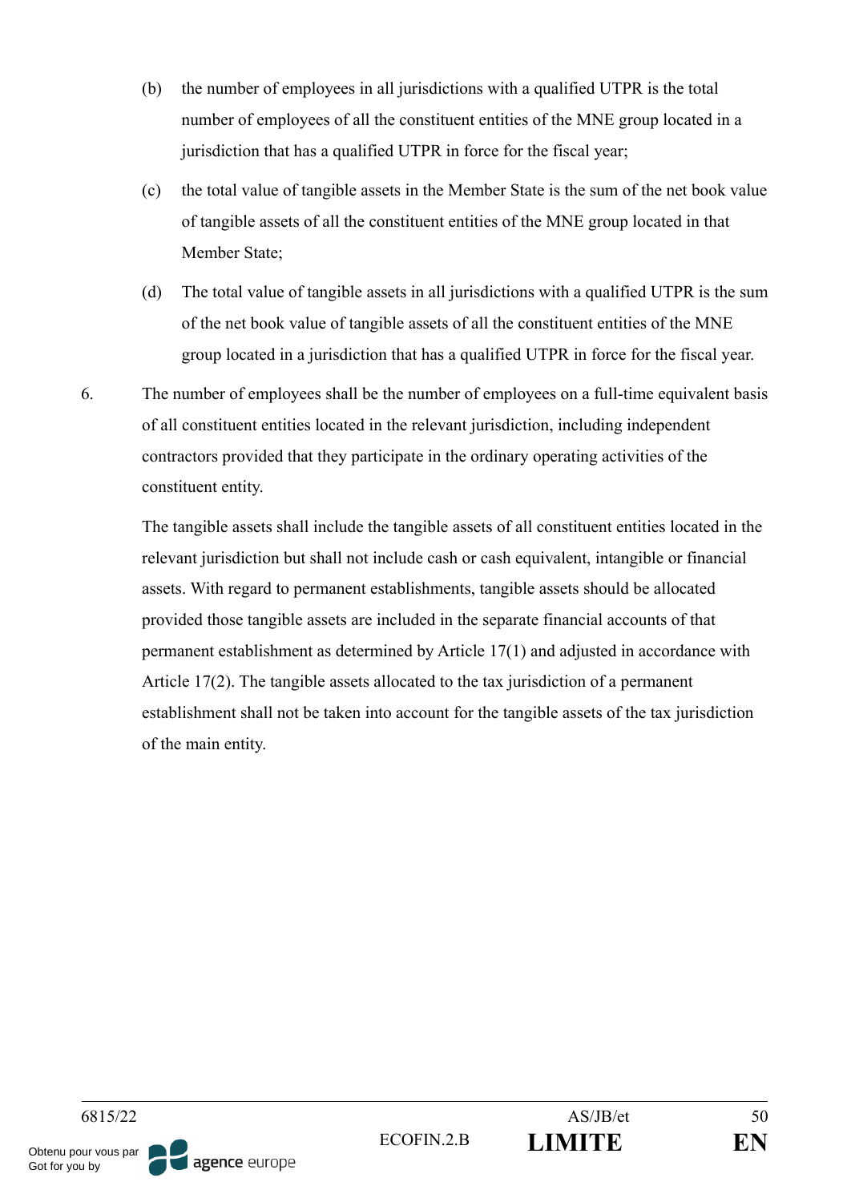(b) the number of employees in all jurisdictions with a qualified UTPR is the total number of employees of all the constituent entities of the MNE group located in a jurisdiction that has a qualified UTPR in force for the fiscal year;

(c) the total value of tangible assets in the Member State is the sum of the net book value of tangible assets of all the constituent entities of the MNE group located in that Member State;

(d) The total value of tangible assets in all jurisdictions with a qualified UTPR is the sum of the net book value of tangible assets of all the constituent entities of the MNE group located in a jurisdiction that has a qualified UTPR in force for the fiscal year.

6. The number of employees shall be the number of employees on a full-time equivalent basis of all constituent entities located in the relevant jurisdiction, including independent contractors provided that they participate in the ordinary operating activities of the constituent entity.

The tangible assets shall include the tangible assets of all constituent entities located in the relevant jurisdiction but shall not include cash or cash equivalent, intangible or financial assets. With regard to permanent establishments, tangible assets should be allocated provided those tangible assets are included in the separate financial accounts of that permanent establishment as determined by Article 17(1) and adjusted in accordance with Article 17(2). The tangible assets allocated to the tax jurisdiction of a permanent establishment shall not be taken into account for the tangible assets of the tax jurisdiction of the main entity.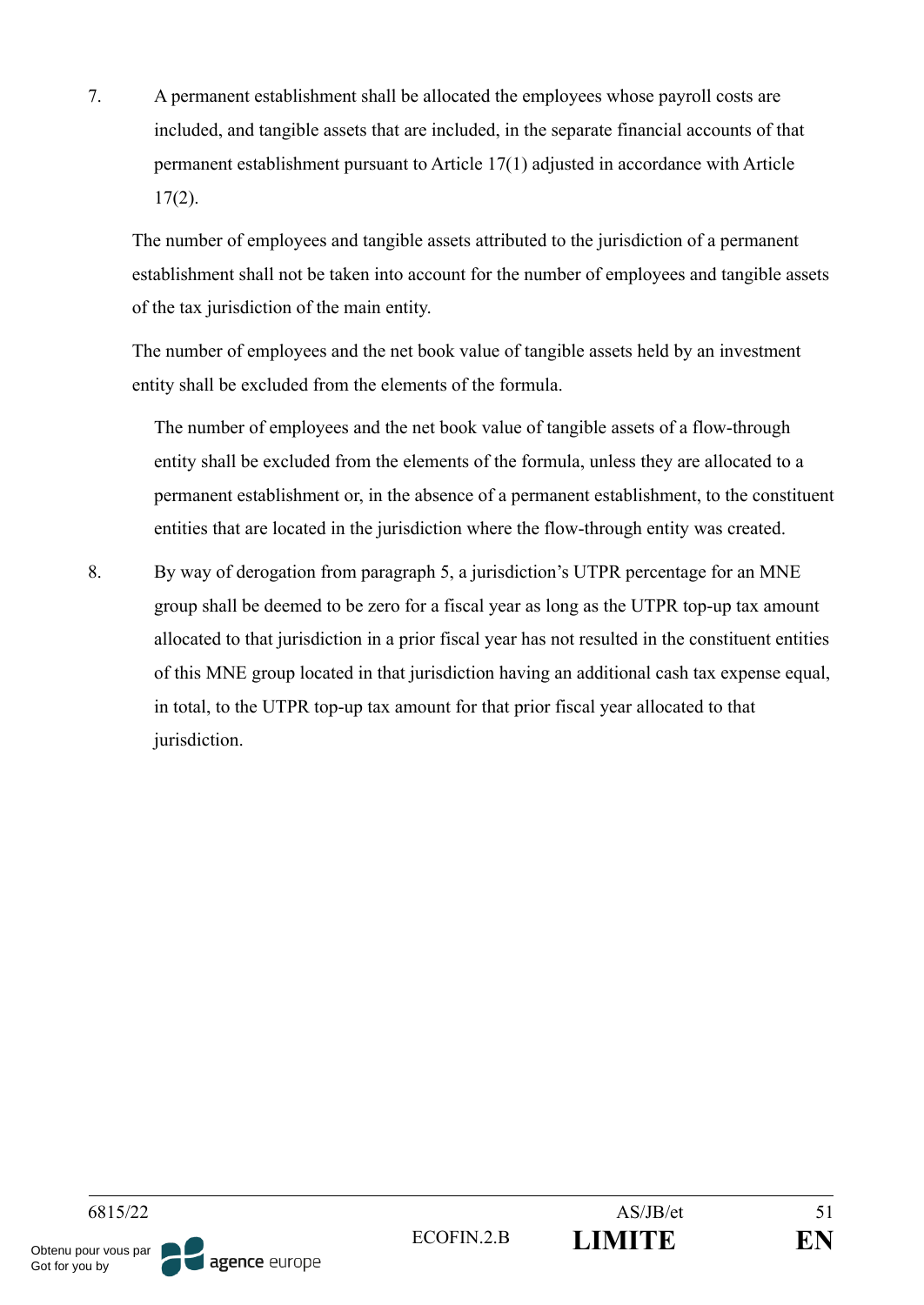7. A permanent establishment shall be allocated the employees whose payroll costs are included, and tangible assets that are included, in the separate financial accounts of that permanent establishment pursuant to Article 17(1) adjusted in accordance with Article 17(2).

   The number of employees and tangible assets attributed to the jurisdiction of a permanent establishment shall not be taken into account for the number of employees and tangible assets of the tax jurisdiction of the main entity.

   The number of employees and the net book value of tangible assets held by an investment entity shall be excluded from the elements of the formula.

   The number of employees and the net book value of tangible assets of a flow-through entity shall be excluded from the elements of the formula, unless they are allocated to a permanent establishment or, in the absence of a permanent establishment, to the constituent entities that are located in the jurisdiction where the flow-through entity was created.

8. By way of derogation from paragraph 5, a jurisdiction's UTPR percentage for an MNE group shall be deemed to be zero for a fiscal year as long as the UTPR top-up tax amount allocated to that jurisdiction in a prior fiscal year has not resulted in the constituent entities of this MNE group located in that jurisdiction having an additional cash tax expense equal, in total, to the UTPR top-up tax amount for that prior fiscal year allocated to that jurisdiction.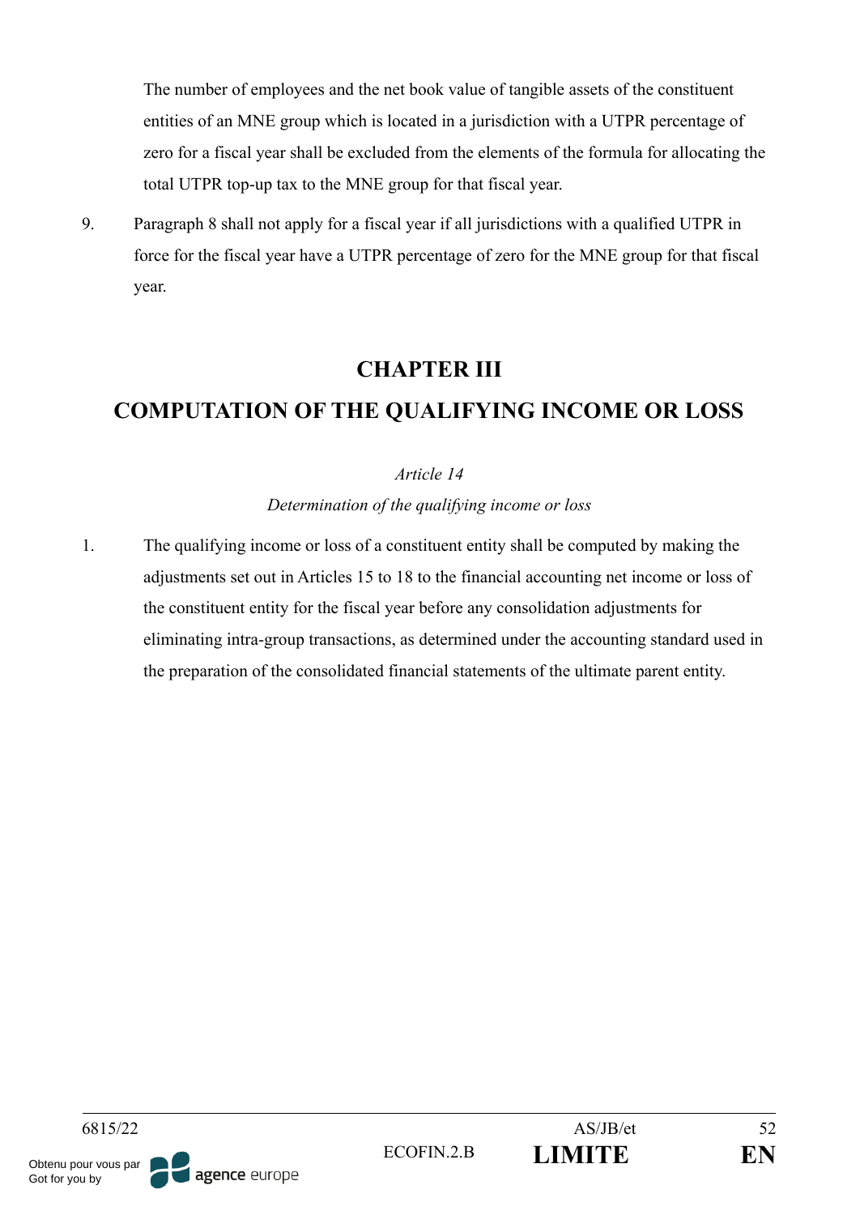The number of employees and the net book value of tangible assets of the constituent entities of an MNE group which is located in a jurisdiction with a UTPR percentage of zero for a fiscal year shall be excluded from the elements of the formula for allocating the total UTPR top-up tax to the MNE group for that fiscal year.

9. Paragraph 8 shall not apply for a fiscal year if all jurisdictions with a qualified UTPR in force for the fiscal year have a UTPR percentage of zero for the MNE group for that fiscal year.

## CHAPTER III
## COMPUTATION OF THE QUALIFYING INCOME OR LOSS

*Article 14*

*Determination of the qualifying income or loss*

1. The qualifying income or loss of a constituent entity shall be computed by making the adjustments set out in Articles 15 to 18 to the financial accounting net income or loss of the constituent entity for the fiscal year before any consolidation adjustments for eliminating intra-group transactions, as determined under the accounting standard used in the preparation of the consolidated financial statements of the ultimate parent entity.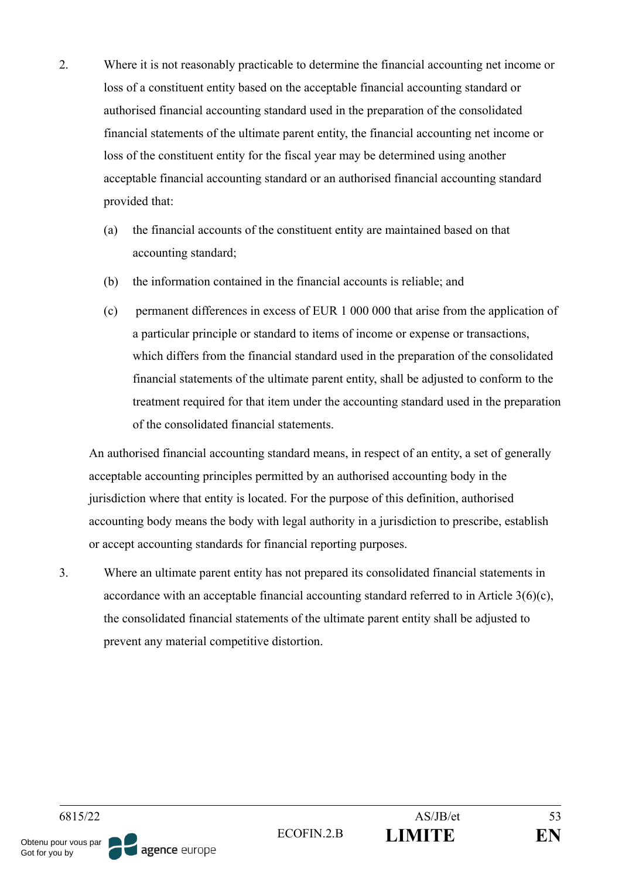2. Where it is not reasonably practicable to determine the financial accounting net income or loss of a constituent entity based on the acceptable financial accounting standard or authorised financial accounting standard used in the preparation of the consolidated financial statements of the ultimate parent entity, the financial accounting net income or loss of the constituent entity for the fiscal year may be determined using another acceptable financial accounting standard or an authorised financial accounting standard provided that:

   (a) the financial accounts of the constituent entity are maintained based on that accounting standard;

   (b) the information contained in the financial accounts is reliable; and

   (c) permanent differences in excess of EUR 1 000 000 that arise from the application of a particular principle or standard to items of income or expense or transactions, which differs from the financial standard used in the preparation of the consolidated financial statements of the ultimate parent entity, shall be adjusted to conform to the treatment required for that item under the accounting standard used in the preparation of the consolidated financial statements.

   An authorised financial accounting standard means, in respect of an entity, a set of generally acceptable accounting principles permitted by an authorised accounting body in the jurisdiction where that entity is located. For the purpose of this definition, authorised accounting body means the body with legal authority in a jurisdiction to prescribe, establish or accept accounting standards for financial reporting purposes.

3. Where an ultimate parent entity has not prepared its consolidated financial statements in accordance with an acceptable financial accounting standard referred to in Article 3(6)(c), the consolidated financial statements of the ultimate parent entity shall be adjusted to prevent any material competitive distortion.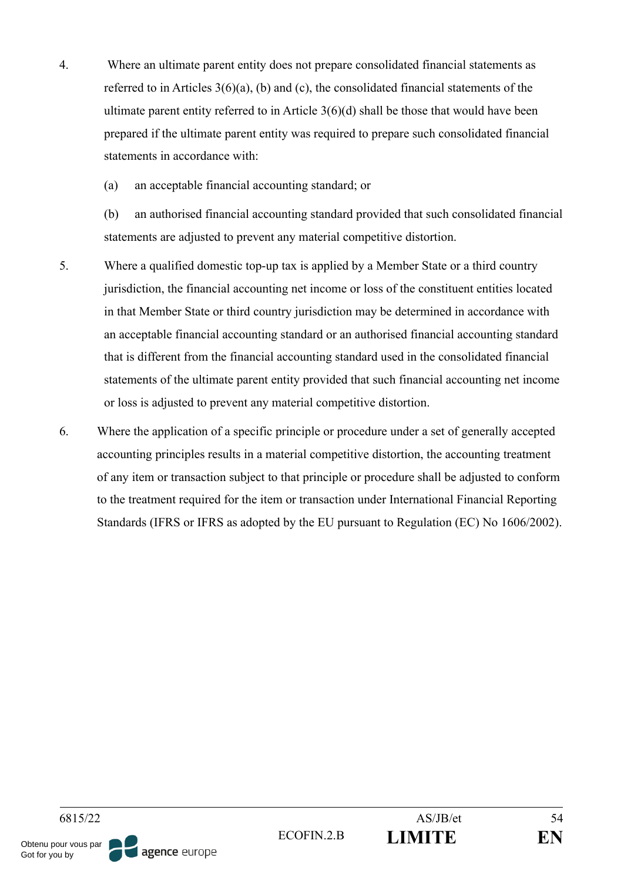4. Where an ultimate parent entity does not prepare consolidated financial statements as referred to in Articles 3(6)(a), (b) and (c), the consolidated financial statements of the ultimate parent entity referred to in Article 3(6)(d) shall be those that would have been prepared if the ultimate parent entity was required to prepare such consolidated financial statements in accordance with:

   (a) an acceptable financial accounting standard; or

   (b) an authorised financial accounting standard provided that such consolidated financial statements are adjusted to prevent any material competitive distortion.

5. Where a qualified domestic top-up tax is applied by a Member State or a third country jurisdiction, the financial accounting net income or loss of the constituent entities located in that Member State or third country jurisdiction may be determined in accordance with an acceptable financial accounting standard or an authorised financial accounting standard that is different from the financial accounting standard used in the consolidated financial statements of the ultimate parent entity provided that such financial accounting net income or loss is adjusted to prevent any material competitive distortion.

6. Where the application of a specific principle or procedure under a set of generally accepted accounting principles results in a material competitive distortion, the accounting treatment of any item or transaction subject to that principle or procedure shall be adjusted to conform to the treatment required for the item or transaction under International Financial Reporting Standards (IFRS or IFRS as adopted by the EU pursuant to Regulation (EC) No 1606/2002).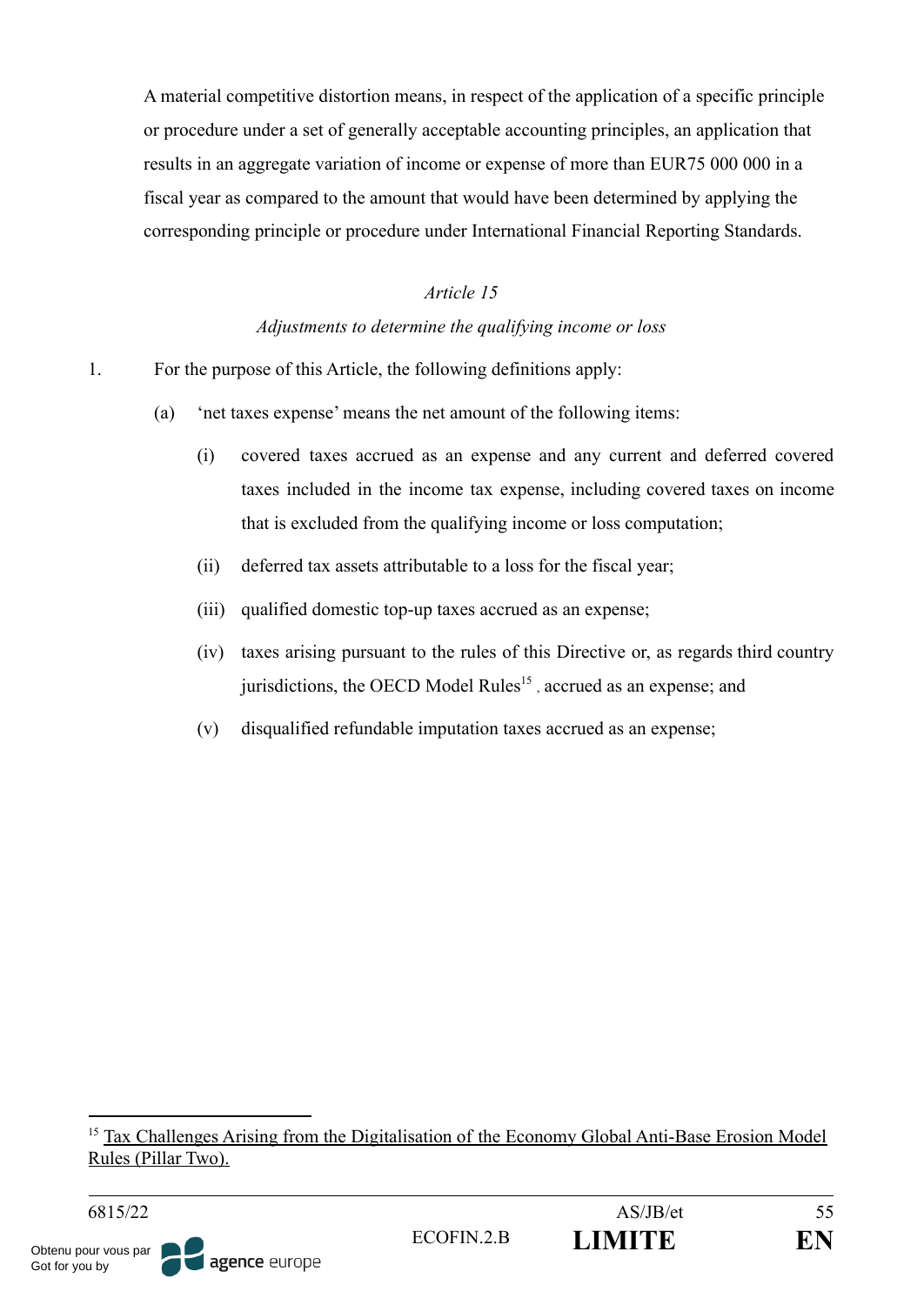A material competitive distortion means, in respect of the application of a specific principle or procedure under a set of generally acceptable accounting principles, an application that results in an aggregate variation of income or expense of more than EUR75 000 000 in a fiscal year as compared to the amount that would have been determined by applying the corresponding principle or procedure under International Financial Reporting Standards.

### *Article 15*

### *Adjustments to determine the qualifying income or loss*

1. For the purpose of this Article, the following definitions apply:

   (a) 'net taxes expense' means the net amount of the following items:

      (i) covered taxes accrued as an expense and any current and deferred covered taxes included in the income tax expense, including covered taxes on income that is excluded from the qualifying income or loss computation;

      (ii) deferred tax assets attributable to a loss for the fiscal year;

      (iii) qualified domestic top-up taxes accrued as an expense;

      (iv) taxes arising pursuant to the rules of this Directive or, as regards third country jurisdictions, the OECD Model Rules[15] , accrued as an expense; and

      (v) disqualified refundable imputation taxes accrued as an expense;

---

[15] Tax Challenges Arising from the Digitalisation of the Economy Global Anti-Base Erosion Model Rules (Pillar Two).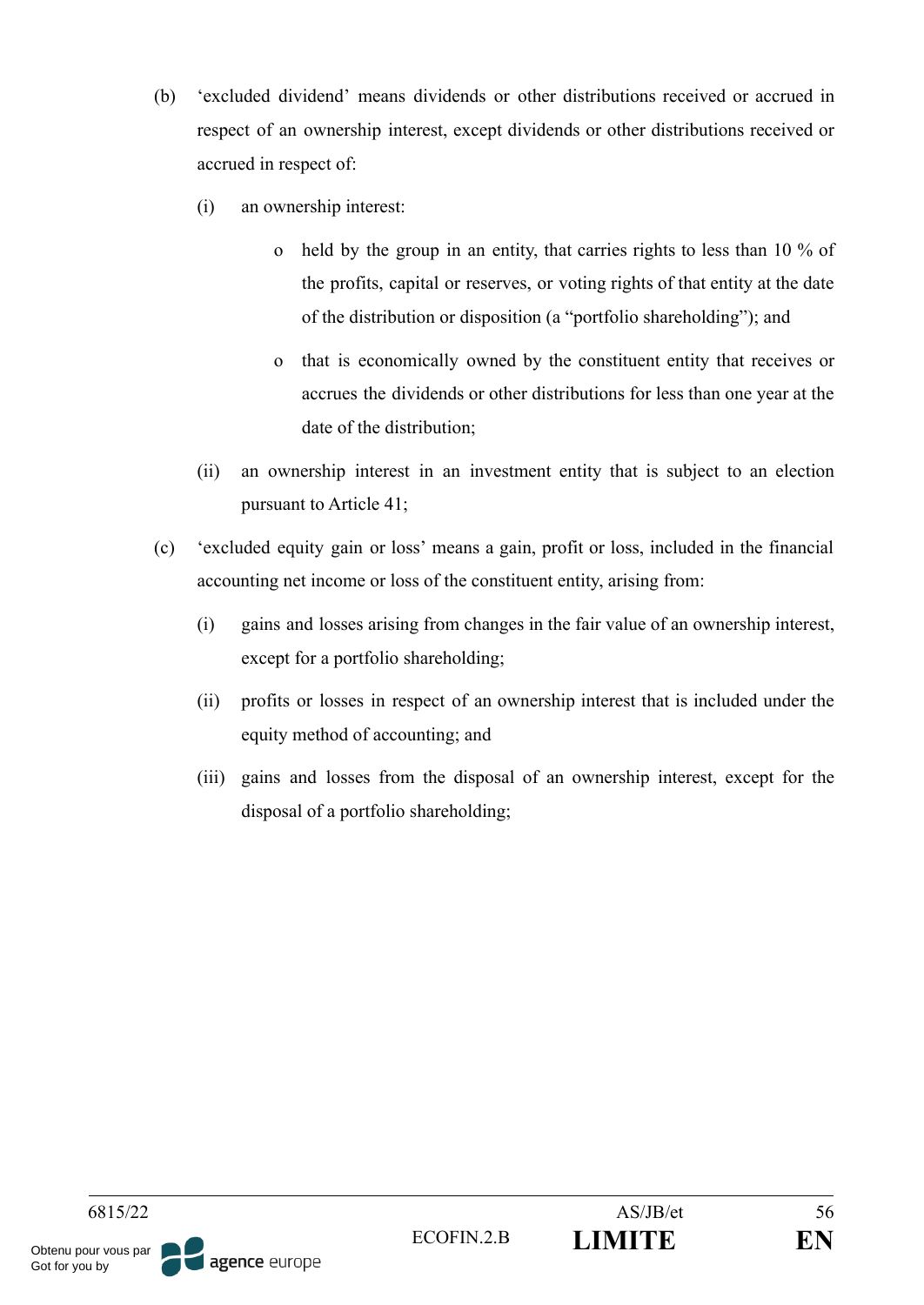(b) 'excluded dividend' means dividends or other distributions received or accrued in respect of an ownership interest, except dividends or other distributions received or accrued in respect of:

   (i) an ownership interest:

      - held by the group in an entity, that carries rights to less than 10 % of the profits, capital or reserves, or voting rights of that entity at the date of the distribution or disposition (a "portfolio shareholding"); and

      - that is economically owned by the constituent entity that receives or accrues the dividends or other distributions for less than one year at the date of the distribution;

   (ii) an ownership interest in an investment entity that is subject to an election pursuant to Article 41;

(c) 'excluded equity gain or loss' means a gain, profit or loss, included in the financial accounting net income or loss of the constituent entity, arising from:

   (i) gains and losses arising from changes in the fair value of an ownership interest, except for a portfolio shareholding;

   (ii) profits or losses in respect of an ownership interest that is included under the equity method of accounting; and

   (iii) gains and losses from the disposal of an ownership interest, except for the disposal of a portfolio shareholding;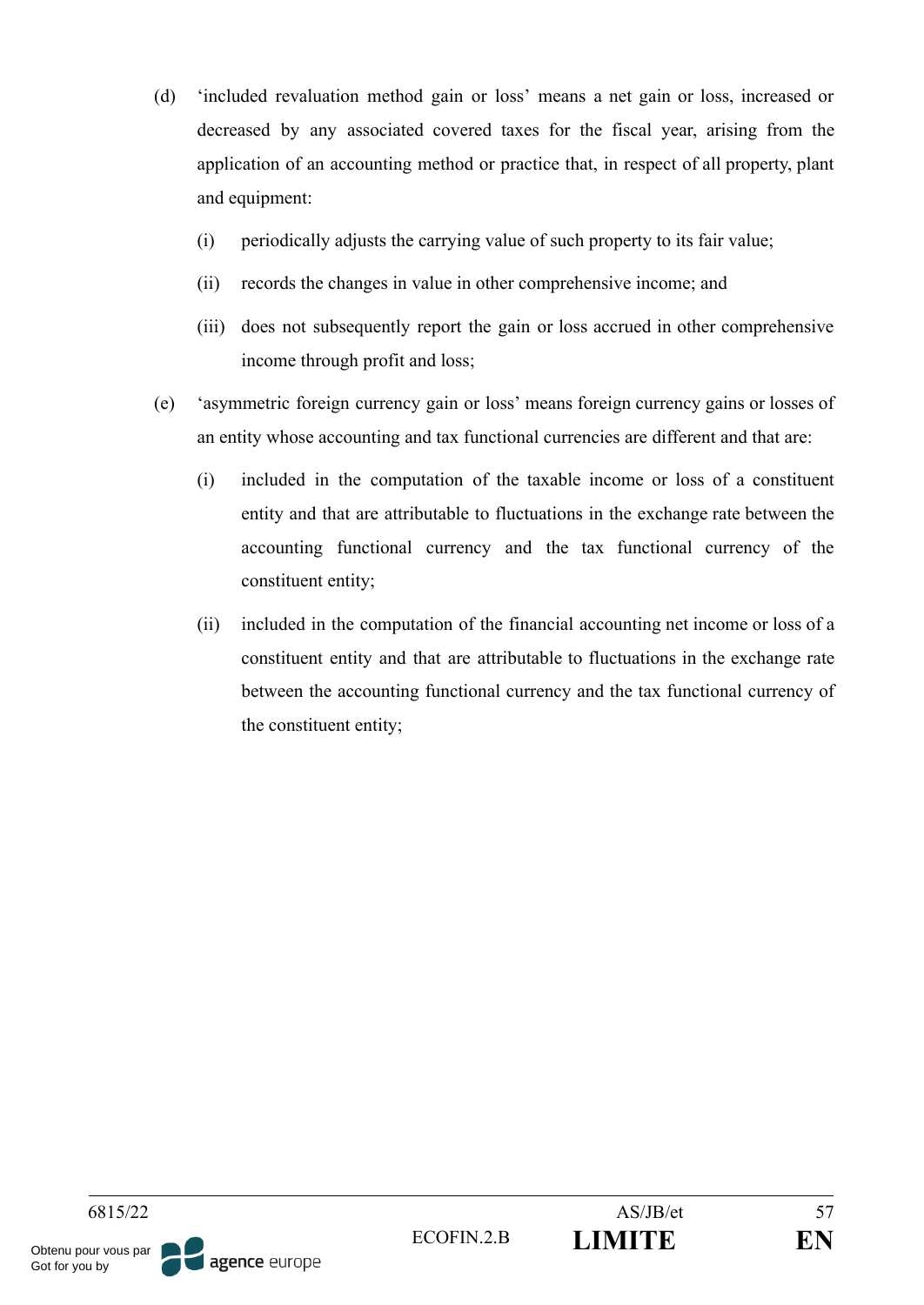(d) 'included revaluation method gain or loss' means a net gain or loss, increased or decreased by any associated covered taxes for the fiscal year, arising from the application of an accounting method or practice that, in respect of all property, plant and equipment:

   (i) periodically adjusts the carrying value of such property to its fair value;

   (ii) records the changes in value in other comprehensive income; and

   (iii) does not subsequently report the gain or loss accrued in other comprehensive income through profit and loss;

(e) 'asymmetric foreign currency gain or loss' means foreign currency gains or losses of an entity whose accounting and tax functional currencies are different and that are:

   (i) included in the computation of the taxable income or loss of a constituent entity and that are attributable to fluctuations in the exchange rate between the accounting functional currency and the tax functional currency of the constituent entity;

   (ii) included in the computation of the financial accounting net income or loss of a constituent entity and that are attributable to fluctuations in the exchange rate between the accounting functional currency and the tax functional currency of the constituent entity;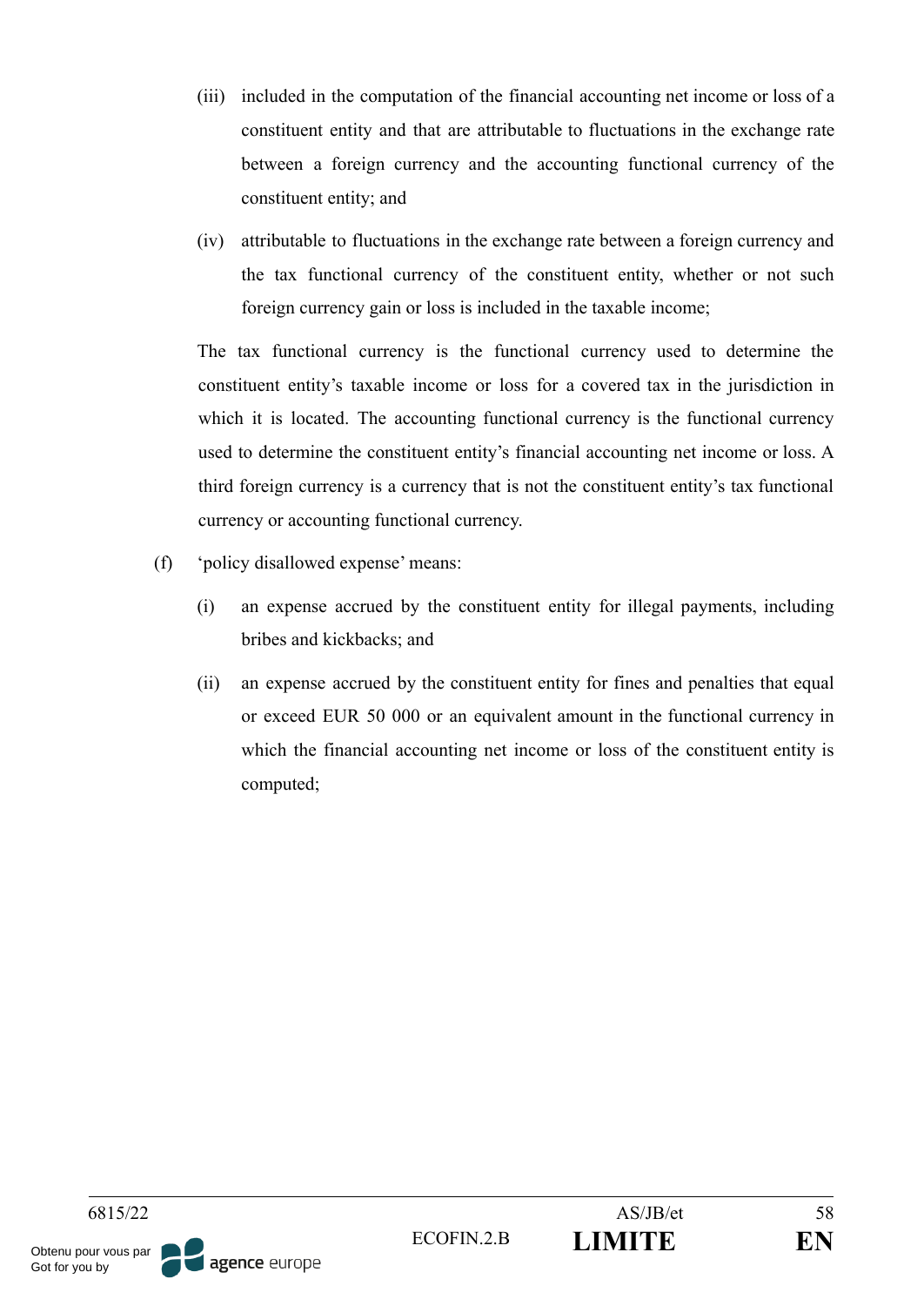(iii) included in the computation of the financial accounting net income or loss of a constituent entity and that are attributable to fluctuations in the exchange rate between a foreign currency and the accounting functional currency of the constituent entity; and

(iv) attributable to fluctuations in the exchange rate between a foreign currency and the tax functional currency of the constituent entity, whether or not such foreign currency gain or loss is included in the taxable income;

The tax functional currency is the functional currency used to determine the constituent entity's taxable income or loss for a covered tax in the jurisdiction in which it is located. The accounting functional currency is the functional currency used to determine the constituent entity's financial accounting net income or loss. A third foreign currency is a currency that is not the constituent entity's tax functional currency or accounting functional currency.

(f) 'policy disallowed expense' means:

(i) an expense accrued by the constituent entity for illegal payments, including bribes and kickbacks; and

(ii) an expense accrued by the constituent entity for fines and penalties that equal or exceed EUR 50 000 or an equivalent amount in the functional currency in which the financial accounting net income or loss of the constituent entity is computed;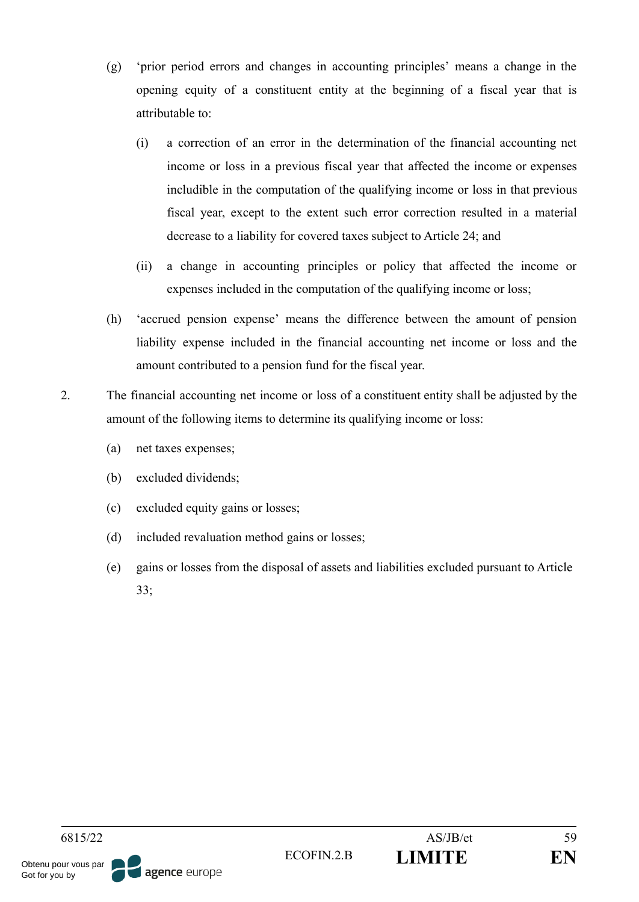(g) 'prior period errors and changes in accounting principles' means a change in the opening equity of a constituent entity at the beginning of a fiscal year that is attributable to:

  (i) a correction of an error in the determination of the financial accounting net income or loss in a previous fiscal year that affected the income or expenses includible in the computation of the qualifying income or loss in that previous fiscal year, except to the extent such error correction resulted in a material decrease to a liability for covered taxes subject to Article 24; and

  (ii) a change in accounting principles or policy that affected the income or expenses included in the computation of the qualifying income or loss;

(h) 'accrued pension expense' means the difference between the amount of pension liability expense included in the financial accounting net income or loss and the amount contributed to a pension fund for the fiscal year.

2. The financial accounting net income or loss of a constituent entity shall be adjusted by the amount of the following items to determine its qualifying income or loss:

  (a) net taxes expenses;

  (b) excluded dividends;

  (c) excluded equity gains or losses;

  (d) included revaluation method gains or losses;

  (e) gains or losses from the disposal of assets and liabilities excluded pursuant to Article 33;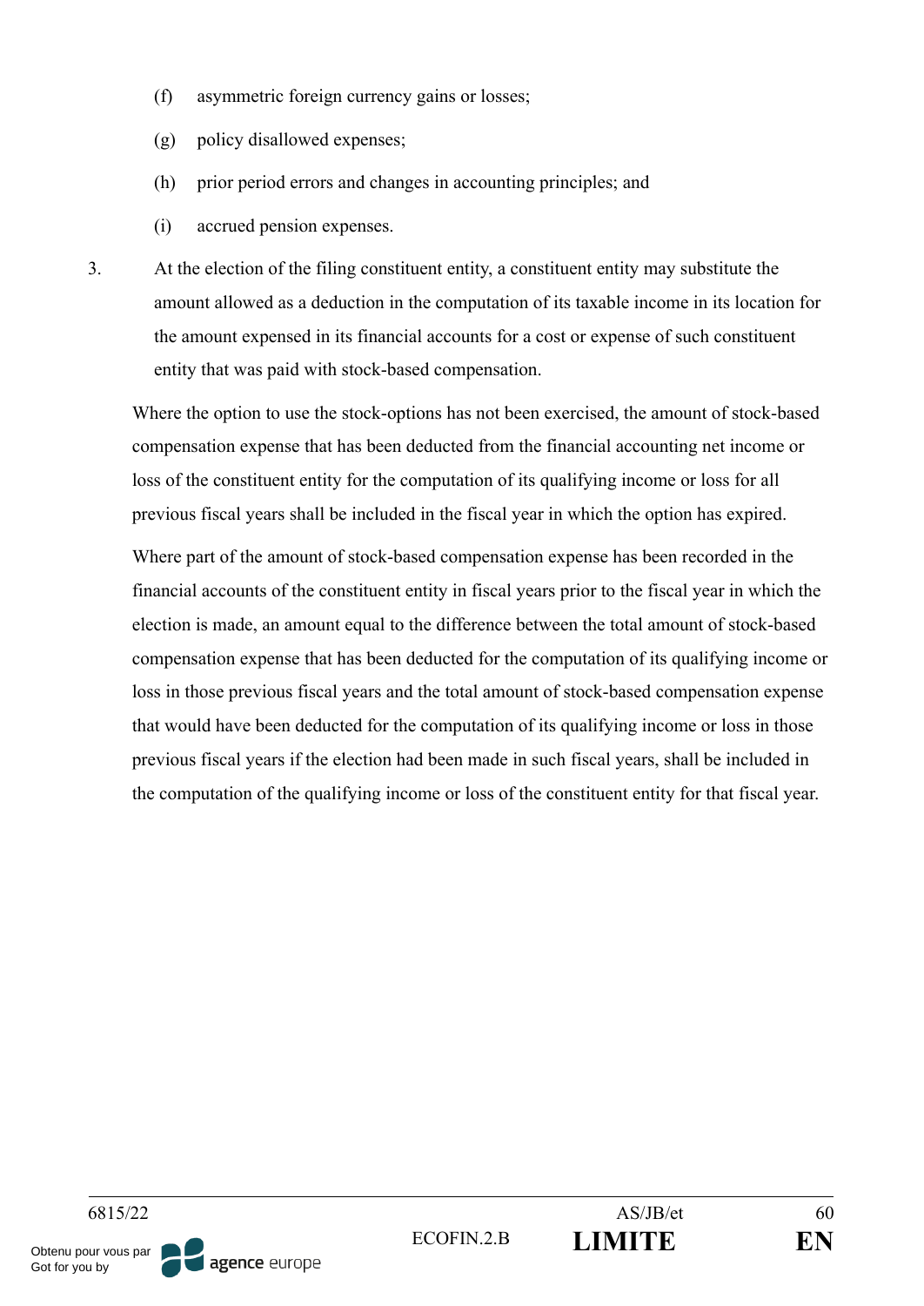(f) asymmetric foreign currency gains or losses;

(g) policy disallowed expenses;

(h) prior period errors and changes in accounting principles; and

(i) accrued pension expenses.

3. At the election of the filing constituent entity, a constituent entity may substitute the amount allowed as a deduction in the computation of its taxable income in its location for the amount expensed in its financial accounts for a cost or expense of such constituent entity that was paid with stock-based compensation.

Where the option to use the stock-options has not been exercised, the amount of stock-based compensation expense that has been deducted from the financial accounting net income or loss of the constituent entity for the computation of its qualifying income or loss for all previous fiscal years shall be included in the fiscal year in which the option has expired.

Where part of the amount of stock-based compensation expense has been recorded in the financial accounts of the constituent entity in fiscal years prior to the fiscal year in which the election is made, an amount equal to the difference between the total amount of stock-based compensation expense that has been deducted for the computation of its qualifying income or loss in those previous fiscal years and the total amount of stock-based compensation expense that would have been deducted for the computation of its qualifying income or loss in those previous fiscal years if the election had been made in such fiscal years, shall be included in the computation of the qualifying income or loss of the constituent entity for that fiscal year.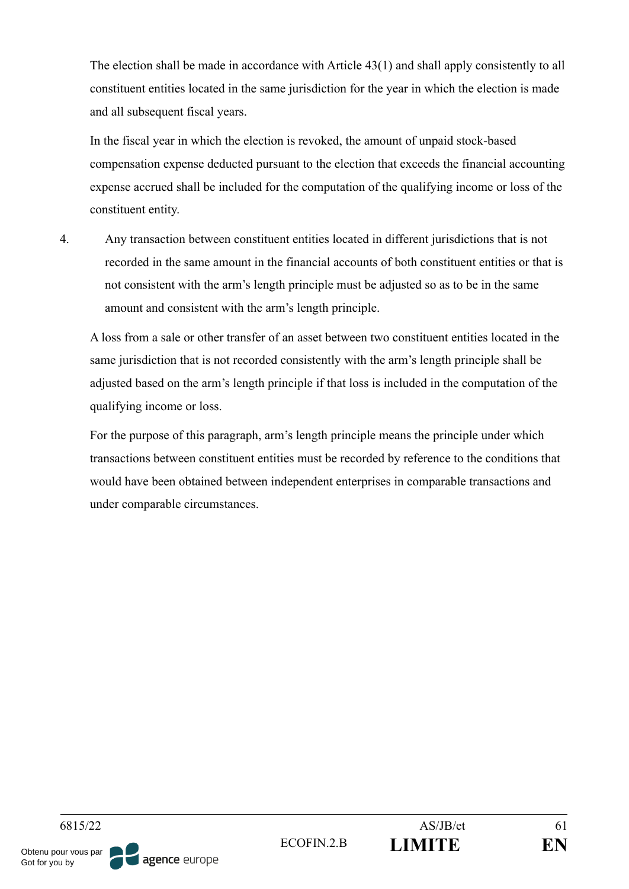The election shall be made in accordance with Article 43(1) and shall apply consistently to all constituent entities located in the same jurisdiction for the year in which the election is made and all subsequent fiscal years.

In the fiscal year in which the election is revoked, the amount of unpaid stock-based compensation expense deducted pursuant to the election that exceeds the financial accounting expense accrued shall be included for the computation of the qualifying income or loss of the constituent entity.

4. Any transaction between constituent entities located in different jurisdictions that is not recorded in the same amount in the financial accounts of both constituent entities or that is not consistent with the arm's length principle must be adjusted so as to be in the same amount and consistent with the arm's length principle.

A loss from a sale or other transfer of an asset between two constituent entities located in the same jurisdiction that is not recorded consistently with the arm's length principle shall be adjusted based on the arm's length principle if that loss is included in the computation of the qualifying income or loss.

For the purpose of this paragraph, arm's length principle means the principle under which transactions between constituent entities must be recorded by reference to the conditions that would have been obtained between independent enterprises in comparable transactions and under comparable circumstances.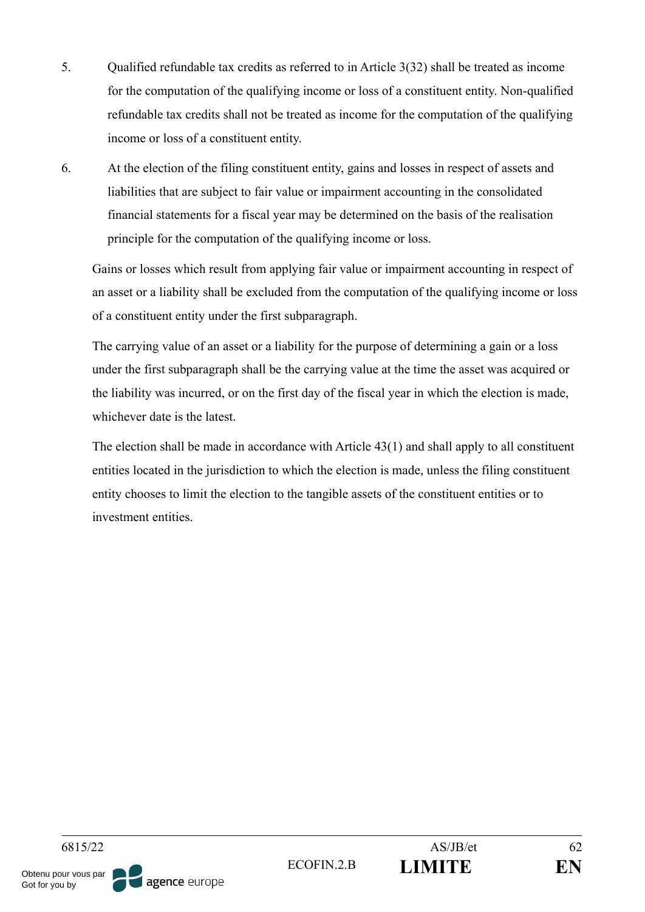5. Qualified refundable tax credits as referred to in Article 3(32) shall be treated as income for the computation of the qualifying income or loss of a constituent entity. Non-qualified refundable tax credits shall not be treated as income for the computation of the qualifying income or loss of a constituent entity.

6. At the election of the filing constituent entity, gains and losses in respect of assets and liabilities that are subject to fair value or impairment accounting in the consolidated financial statements for a fiscal year may be determined on the basis of the realisation principle for the computation of the qualifying income or loss.

   Gains or losses which result from applying fair value or impairment accounting in respect of an asset or a liability shall be excluded from the computation of the qualifying income or loss of a constituent entity under the first subparagraph.

   The carrying value of an asset or a liability for the purpose of determining a gain or a loss under the first subparagraph shall be the carrying value at the time the asset was acquired or the liability was incurred, or on the first day of the fiscal year in which the election is made, whichever date is the latest.

   The election shall be made in accordance with Article 43(1) and shall apply to all constituent entities located in the jurisdiction to which the election is made, unless the filing constituent entity chooses to limit the election to the tangible assets of the constituent entities or to investment entities.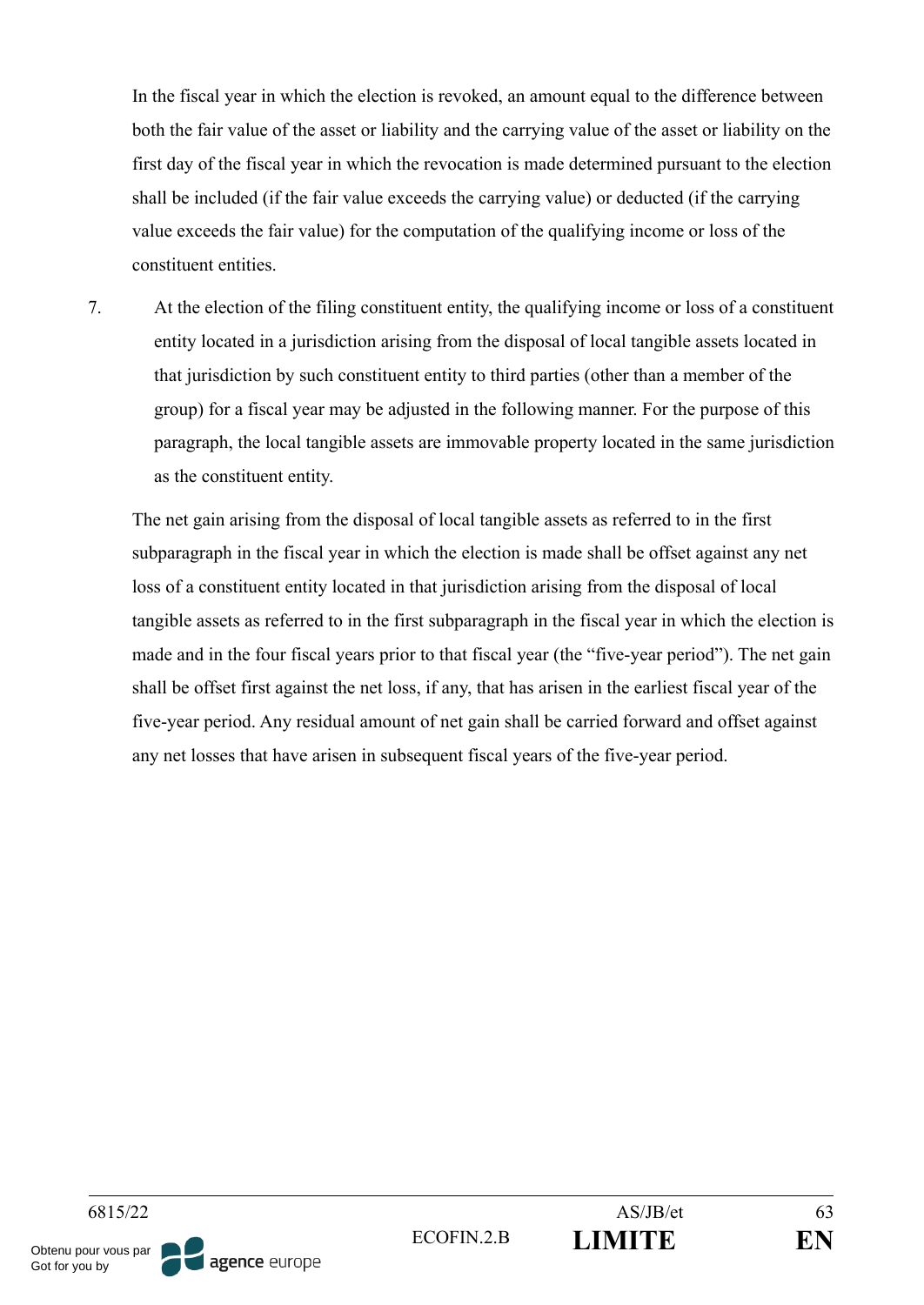In the fiscal year in which the election is revoked, an amount equal to the difference between both the fair value of the asset or liability and the carrying value of the asset or liability on the first day of the fiscal year in which the revocation is made determined pursuant to the election shall be included (if the fair value exceeds the carrying value) or deducted (if the carrying value exceeds the fair value) for the computation of the qualifying income or loss of the constituent entities.

7. At the election of the filing constituent entity, the qualifying income or loss of a constituent entity located in a jurisdiction arising from the disposal of local tangible assets located in that jurisdiction by such constituent entity to third parties (other than a member of the group) for a fiscal year may be adjusted in the following manner. For the purpose of this paragraph, the local tangible assets are immovable property located in the same jurisdiction as the constituent entity.

The net gain arising from the disposal of local tangible assets as referred to in the first subparagraph in the fiscal year in which the election is made shall be offset against any net loss of a constituent entity located in that jurisdiction arising from the disposal of local tangible assets as referred to in the first subparagraph in the fiscal year in which the election is made and in the four fiscal years prior to that fiscal year (the "five-year period"). The net gain shall be offset first against the net loss, if any, that has arisen in the earliest fiscal year of the five-year period. Any residual amount of net gain shall be carried forward and offset against any net losses that have arisen in subsequent fiscal years of the five-year period.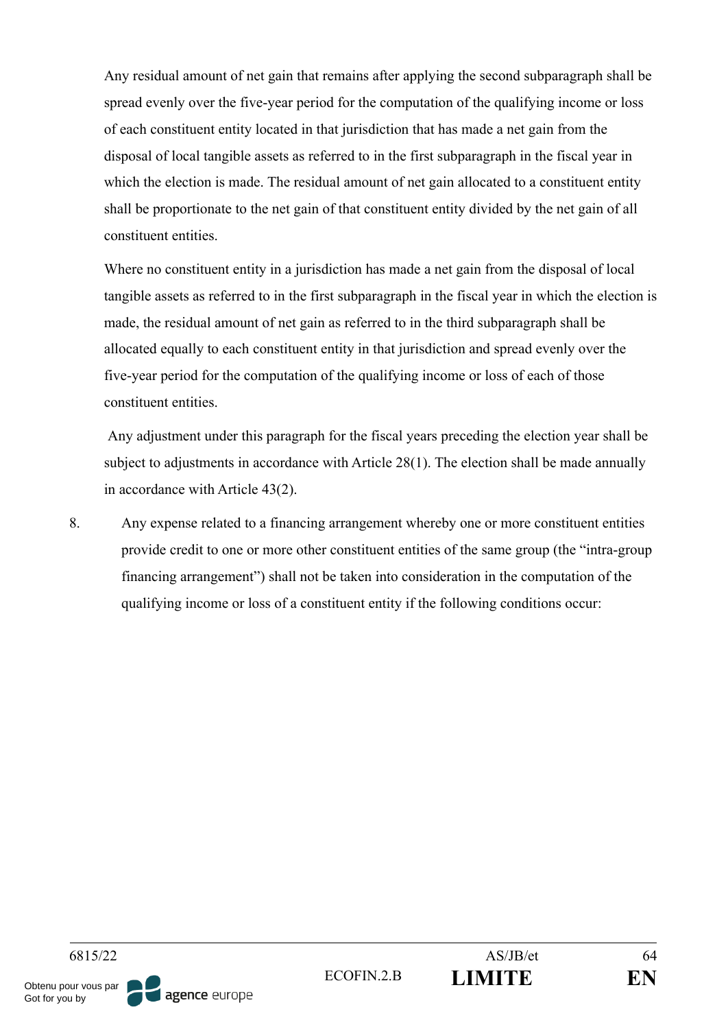Any residual amount of net gain that remains after applying the second subparagraph shall be spread evenly over the five-year period for the computation of the qualifying income or loss of each constituent entity located in that jurisdiction that has made a net gain from the disposal of local tangible assets as referred to in the first subparagraph in the fiscal year in which the election is made. The residual amount of net gain allocated to a constituent entity shall be proportionate to the net gain of that constituent entity divided by the net gain of all constituent entities.

Where no constituent entity in a jurisdiction has made a net gain from the disposal of local tangible assets as referred to in the first subparagraph in the fiscal year in which the election is made, the residual amount of net gain as referred to in the third subparagraph shall be allocated equally to each constituent entity in that jurisdiction and spread evenly over the five-year period for the computation of the qualifying income or loss of each of those constituent entities.

Any adjustment under this paragraph for the fiscal years preceding the election year shall be subject to adjustments in accordance with Article 28(1). The election shall be made annually in accordance with Article 43(2).

8. Any expense related to a financing arrangement whereby one or more constituent entities provide credit to one or more other constituent entities of the same group (the "intra-group financing arrangement") shall not be taken into consideration in the computation of the qualifying income or loss of a constituent entity if the following conditions occur: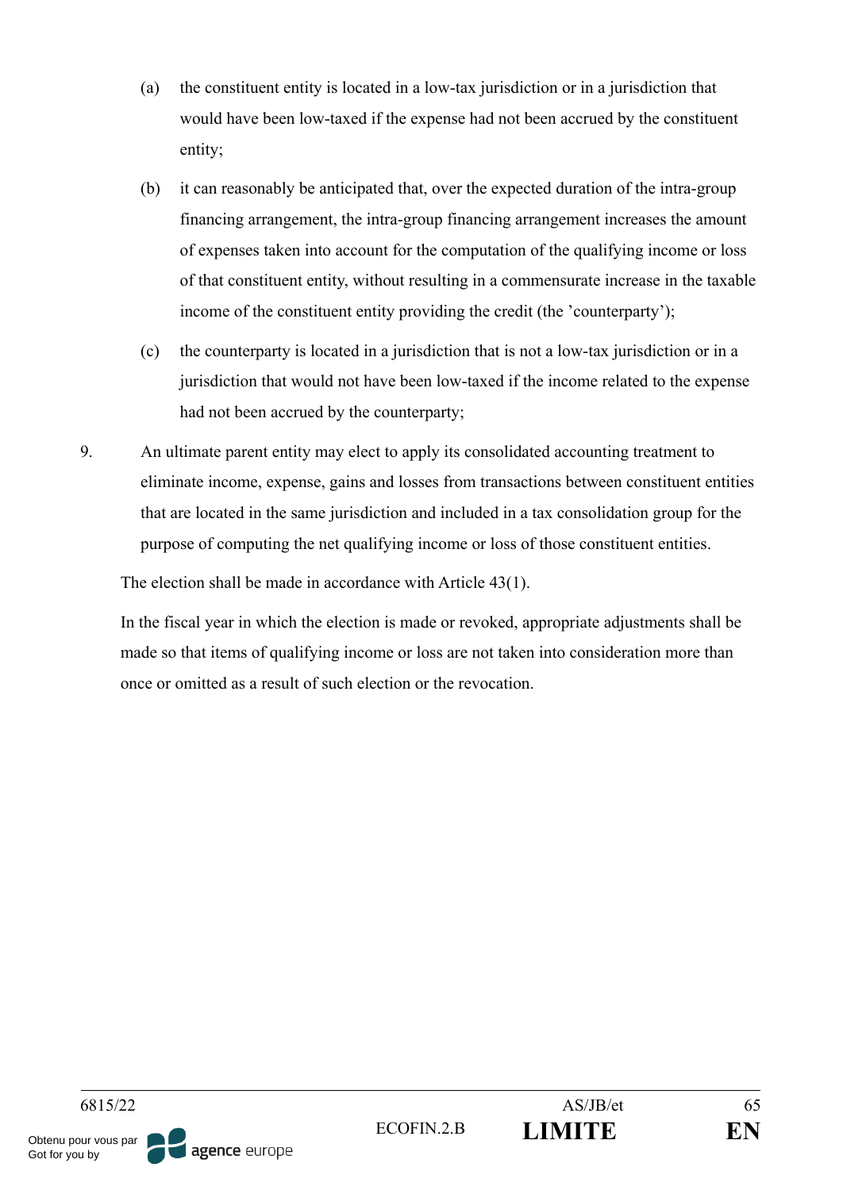(a) the constituent entity is located in a low-tax jurisdiction or in a jurisdiction that would have been low-taxed if the expense had not been accrued by the constituent entity;

(b) it can reasonably be anticipated that, over the expected duration of the intra-group financing arrangement, the intra-group financing arrangement increases the amount of expenses taken into account for the computation of the qualifying income or loss of that constituent entity, without resulting in a commensurate increase in the taxable income of the constituent entity providing the credit (the 'counterparty');

(c) the counterparty is located in a jurisdiction that is not a low-tax jurisdiction or in a jurisdiction that would not have been low-taxed if the income related to the expense had not been accrued by the counterparty;

9. An ultimate parent entity may elect to apply its consolidated accounting treatment to eliminate income, expense, gains and losses from transactions between constituent entities that are located in the same jurisdiction and included in a tax consolidation group for the purpose of computing the net qualifying income or loss of those constituent entities.

The election shall be made in accordance with Article 43(1).

In the fiscal year in which the election is made or revoked, appropriate adjustments shall be made so that items of qualifying income or loss are not taken into consideration more than once or omitted as a result of such election or the revocation.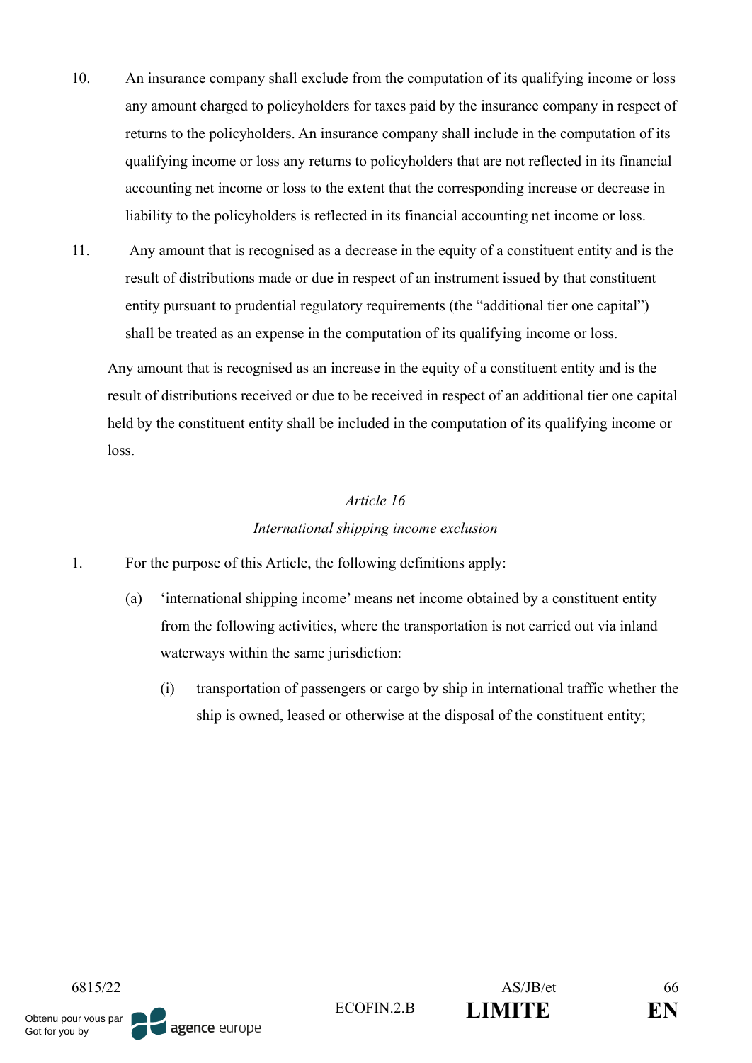10. An insurance company shall exclude from the computation of its qualifying income or loss any amount charged to policyholders for taxes paid by the insurance company in respect of returns to the policyholders. An insurance company shall include in the computation of its qualifying income or loss any returns to policyholders that are not reflected in its financial accounting net income or loss to the extent that the corresponding increase or decrease in liability to the policyholders is reflected in its financial accounting net income or loss.

11. Any amount that is recognised as a decrease in the equity of a constituent entity and is the result of distributions made or due in respect of an instrument issued by that constituent entity pursuant to prudential regulatory requirements (the "additional tier one capital") shall be treated as an expense in the computation of its qualifying income or loss.

    Any amount that is recognised as an increase in the equity of a constituent entity and is the result of distributions received or due to be received in respect of an additional tier one capital held by the constituent entity shall be included in the computation of its qualifying income or loss.

*Article 16*

*International shipping income exclusion*

1. For the purpose of this Article, the following definitions apply:

   (a) 'international shipping income' means net income obtained by a constituent entity from the following activities, where the transportation is not carried out via inland waterways within the same jurisdiction:

      (i) transportation of passengers or cargo by ship in international traffic whether the ship is owned, leased or otherwise at the disposal of the constituent entity;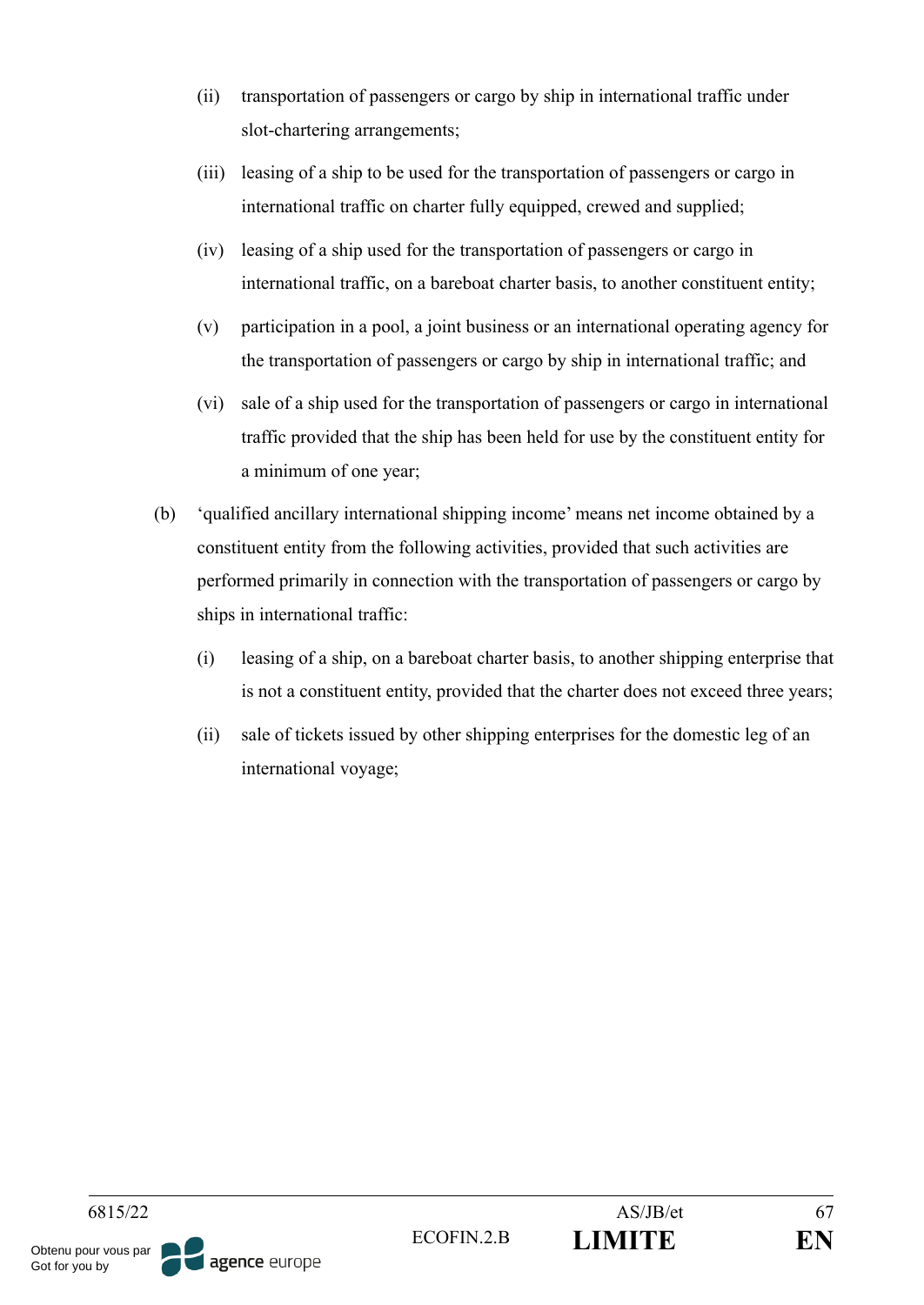(ii) transportation of passengers or cargo by ship in international traffic under slot-chartering arrangements;

(iii) leasing of a ship to be used for the transportation of passengers or cargo in international traffic on charter fully equipped, crewed and supplied;

(iv) leasing of a ship used for the transportation of passengers or cargo in international traffic, on a bareboat charter basis, to another constituent entity;

(v) participation in a pool, a joint business or an international operating agency for the transportation of passengers or cargo by ship in international traffic; and

(vi) sale of a ship used for the transportation of passengers or cargo in international traffic provided that the ship has been held for use by the constituent entity for a minimum of one year;

(b) 'qualified ancillary international shipping income' means net income obtained by a constituent entity from the following activities, provided that such activities are performed primarily in connection with the transportation of passengers or cargo by ships in international traffic:

(i) leasing of a ship, on a bareboat charter basis, to another shipping enterprise that is not a constituent entity, provided that the charter does not exceed three years;

(ii) sale of tickets issued by other shipping enterprises for the domestic leg of an international voyage;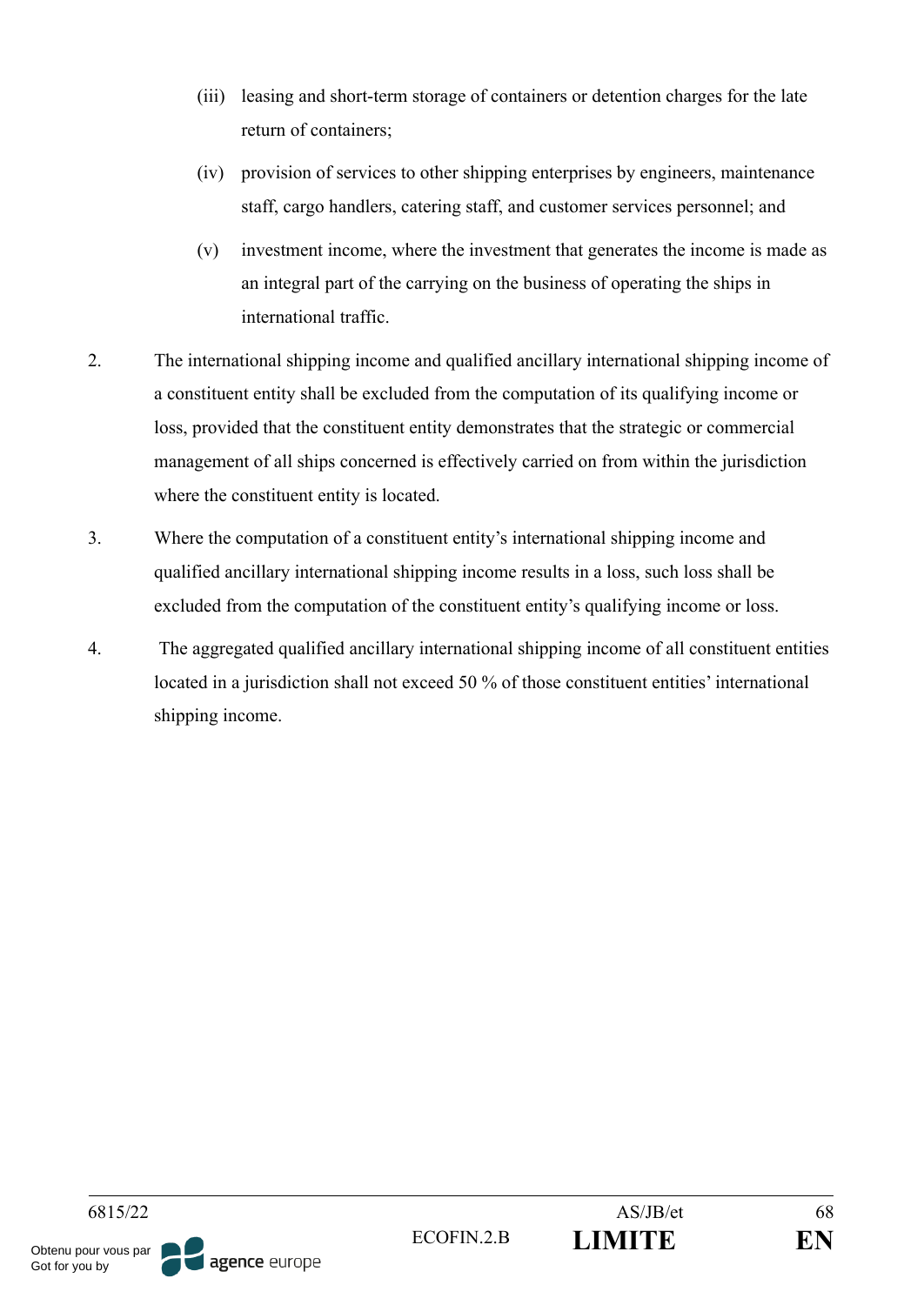(iii) leasing and short-term storage of containers or detention charges for the late return of containers;

(iv) provision of services to other shipping enterprises by engineers, maintenance staff, cargo handlers, catering staff, and customer services personnel; and

(v) investment income, where the investment that generates the income is made as an integral part of the carrying on the business of operating the ships in international traffic.

2. The international shipping income and qualified ancillary international shipping income of a constituent entity shall be excluded from the computation of its qualifying income or loss, provided that the constituent entity demonstrates that the strategic or commercial management of all ships concerned is effectively carried on from within the jurisdiction where the constituent entity is located.

3. Where the computation of a constituent entity's international shipping income and qualified ancillary international shipping income results in a loss, such loss shall be excluded from the computation of the constituent entity's qualifying income or loss.

4. The aggregated qualified ancillary international shipping income of all constituent entities located in a jurisdiction shall not exceed 50 % of those constituent entities' international shipping income.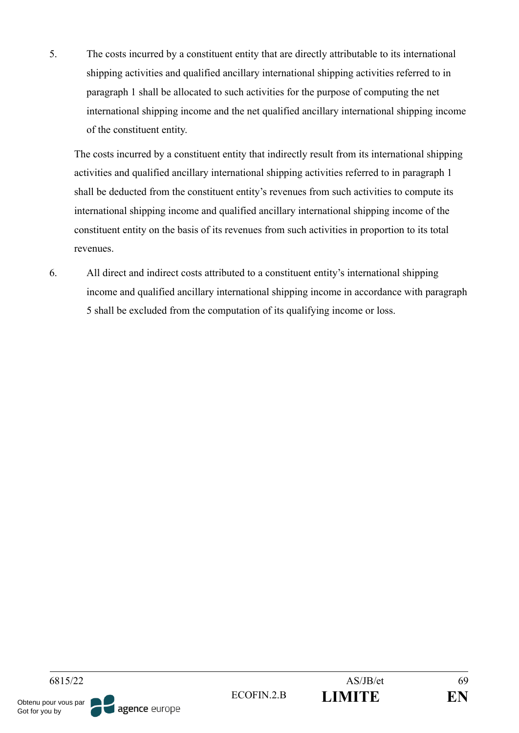5. The costs incurred by a constituent entity that are directly attributable to its international shipping activities and qualified ancillary international shipping activities referred to in paragraph 1 shall be allocated to such activities for the purpose of computing the net international shipping income and the net qualified ancillary international shipping income of the constituent entity.

   The costs incurred by a constituent entity that indirectly result from its international shipping activities and qualified ancillary international shipping activities referred to in paragraph 1 shall be deducted from the constituent entity's revenues from such activities to compute its international shipping income and qualified ancillary international shipping income of the constituent entity on the basis of its revenues from such activities in proportion to its total revenues.

6. All direct and indirect costs attributed to a constituent entity's international shipping income and qualified ancillary international shipping income in accordance with paragraph 5 shall be excluded from the computation of its qualifying income or loss.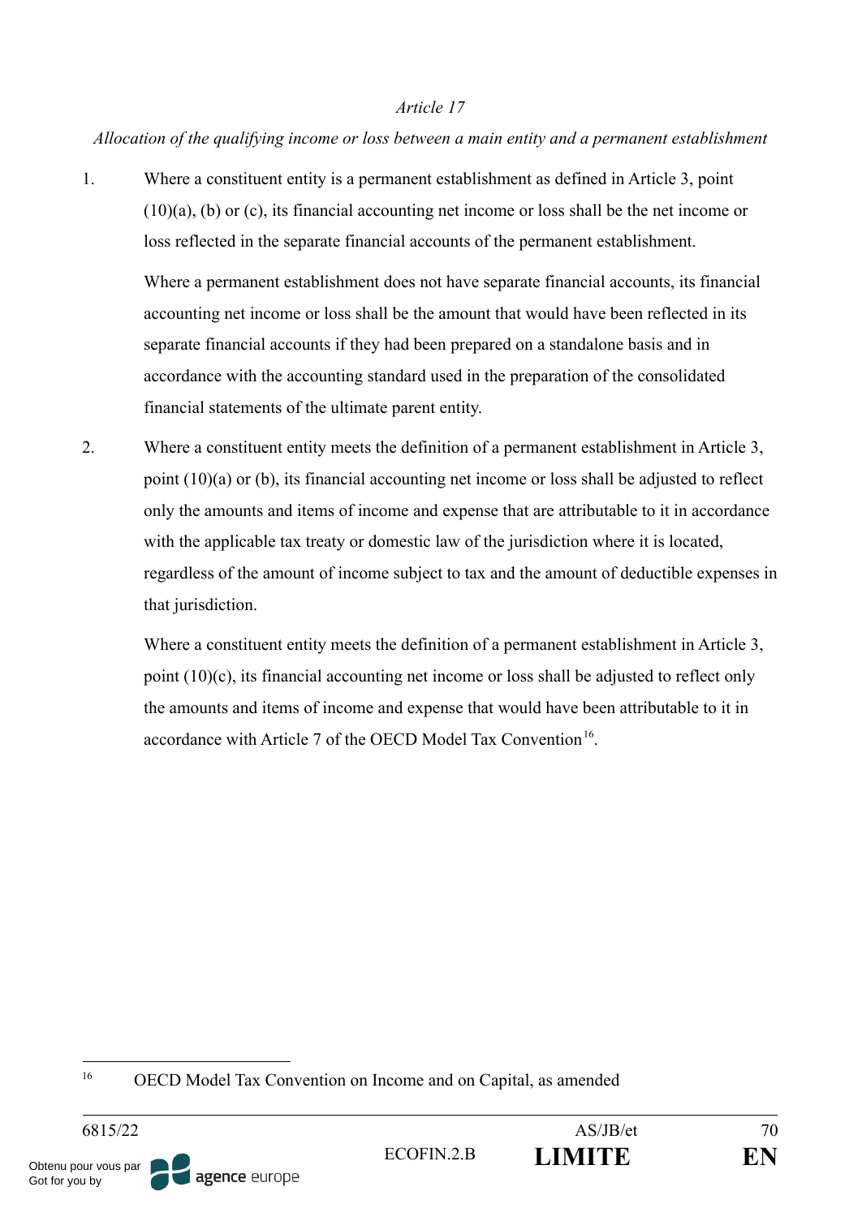*Article 17*

*Allocation of the qualifying income or loss between a main entity and a permanent establishment*

1. Where a constituent entity is a permanent establishment as defined in Article 3, point (10)(a), (b) or (c), its financial accounting net income or loss shall be the net income or loss reflected in the separate financial accounts of the permanent establishment.

   Where a permanent establishment does not have separate financial accounts, its financial accounting net income or loss shall be the amount that would have been reflected in its separate financial accounts if they had been prepared on a standalone basis and in accordance with the accounting standard used in the preparation of the consolidated financial statements of the ultimate parent entity.

2. Where a constituent entity meets the definition of a permanent establishment in Article 3, point (10)(a) or (b), its financial accounting net income or loss shall be adjusted to reflect only the amounts and items of income and expense that are attributable to it in accordance with the applicable tax treaty or domestic law of the jurisdiction where it is located, regardless of the amount of income subject to tax and the amount of deductible expenses in that jurisdiction.

   Where a constituent entity meets the definition of a permanent establishment in Article 3, point (10)(c), its financial accounting net income or loss shall be adjusted to reflect only the amounts and items of income and expense that would have been attributable to it in accordance with Article 7 of the OECD Model Tax Convention[16].

---

[16] OECD Model Tax Convention on Income and on Capital, as amended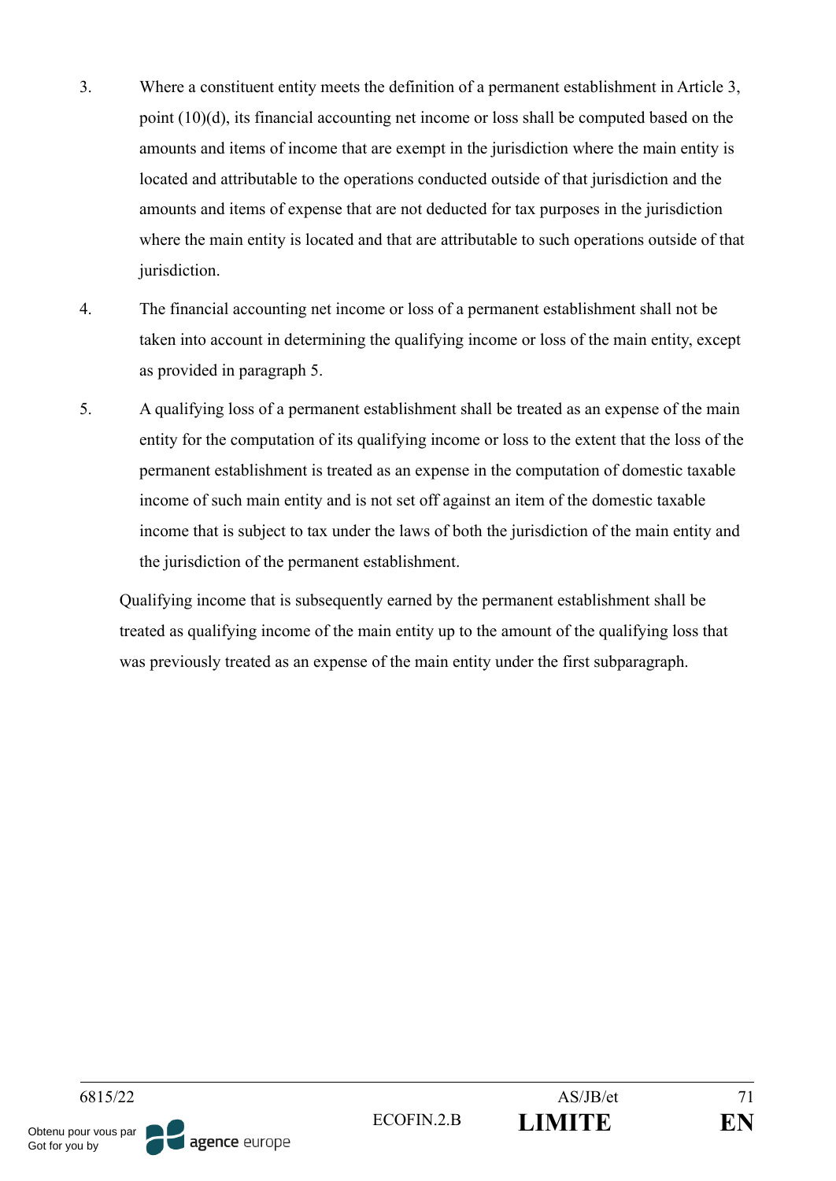3. Where a constituent entity meets the definition of a permanent establishment in Article 3, point (10)(d), its financial accounting net income or loss shall be computed based on the amounts and items of income that are exempt in the jurisdiction where the main entity is located and attributable to the operations conducted outside of that jurisdiction and the amounts and items of expense that are not deducted for tax purposes in the jurisdiction where the main entity is located and that are attributable to such operations outside of that jurisdiction.

4. The financial accounting net income or loss of a permanent establishment shall not be taken into account in determining the qualifying income or loss of the main entity, except as provided in paragraph 5.

5. A qualifying loss of a permanent establishment shall be treated as an expense of the main entity for the computation of its qualifying income or loss to the extent that the loss of the permanent establishment is treated as an expense in the computation of domestic taxable income of such main entity and is not set off against an item of the domestic taxable income that is subject to tax under the laws of both the jurisdiction of the main entity and the jurisdiction of the permanent establishment.

   Qualifying income that is subsequently earned by the permanent establishment shall be treated as qualifying income of the main entity up to the amount of the qualifying loss that was previously treated as an expense of the main entity under the first subparagraph.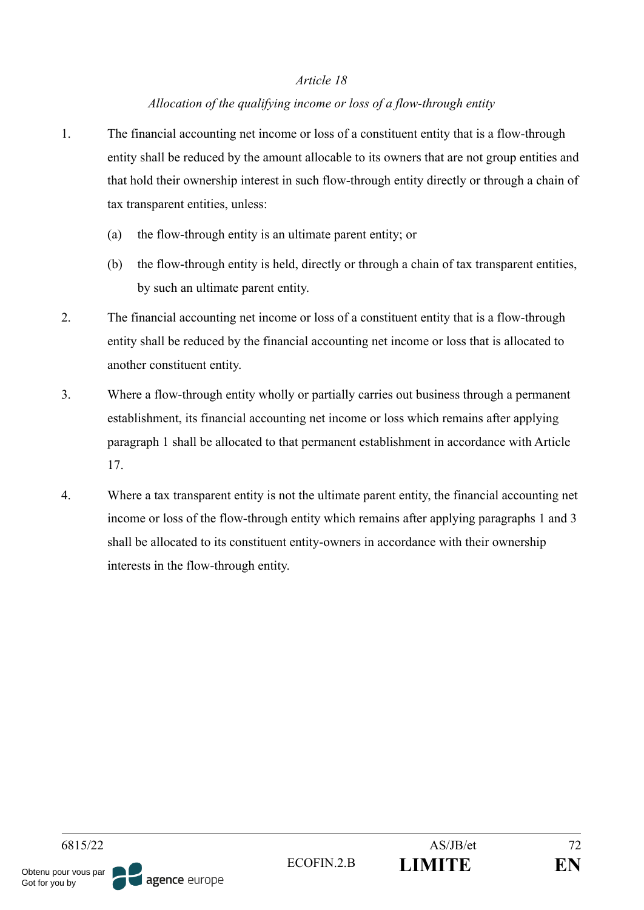*Article 18*

*Allocation of the qualifying income or loss of a flow-through entity*

1. The financial accounting net income or loss of a constituent entity that is a flow-through entity shall be reduced by the amount allocable to its owners that are not group entities and that hold their ownership interest in such flow-through entity directly or through a chain of tax transparent entities, unless:

   (a) the flow-through entity is an ultimate parent entity; or

   (b) the flow-through entity is held, directly or through a chain of tax transparent entities, by such an ultimate parent entity.

2. The financial accounting net income or loss of a constituent entity that is a flow-through entity shall be reduced by the financial accounting net income or loss that is allocated to another constituent entity.

3. Where a flow-through entity wholly or partially carries out business through a permanent establishment, its financial accounting net income or loss which remains after applying paragraph 1 shall be allocated to that permanent establishment in accordance with Article 17.

4. Where a tax transparent entity is not the ultimate parent entity, the financial accounting net income or loss of the flow-through entity which remains after applying paragraphs 1 and 3 shall be allocated to its constituent entity-owners in accordance with their ownership interests in the flow-through entity.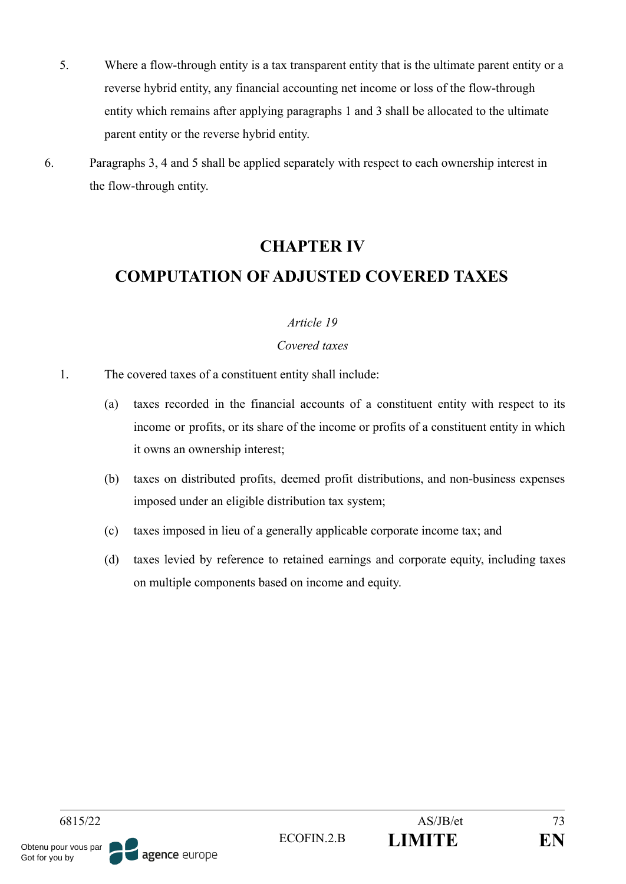5. Where a flow-through entity is a tax transparent entity that is the ultimate parent entity or a reverse hybrid entity, any financial accounting net income or loss of the flow-through entity which remains after applying paragraphs 1 and 3 shall be allocated to the ultimate parent entity or the reverse hybrid entity.

6. Paragraphs 3, 4 and 5 shall be applied separately with respect to each ownership interest in the flow-through entity.

## CHAPTER IV

## COMPUTATION OF ADJUSTED COVERED TAXES

*Article 19*

*Covered taxes*

1. The covered taxes of a constituent entity shall include:

   (a) taxes recorded in the financial accounts of a constituent entity with respect to its income or profits, or its share of the income or profits of a constituent entity in which it owns an ownership interest;

   (b) taxes on distributed profits, deemed profit distributions, and non-business expenses imposed under an eligible distribution tax system;

   (c) taxes imposed in lieu of a generally applicable corporate income tax; and

   (d) taxes levied by reference to retained earnings and corporate equity, including taxes on multiple components based on income and equity.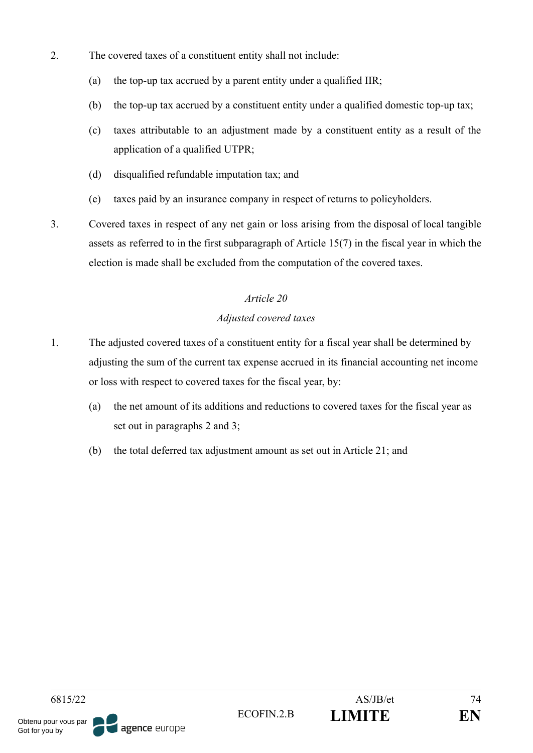2. The covered taxes of a constituent entity shall not include:

   (a) the top-up tax accrued by a parent entity under a qualified IIR;

   (b) the top-up tax accrued by a constituent entity under a qualified domestic top-up tax;

   (c) taxes attributable to an adjustment made by a constituent entity as a result of the application of a qualified UTPR;

   (d) disqualified refundable imputation tax; and

   (e) taxes paid by an insurance company in respect of returns to policyholders.

3. Covered taxes in respect of any net gain or loss arising from the disposal of local tangible assets as referred to in the first subparagraph of Article 15(7) in the fiscal year in which the election is made shall be excluded from the computation of the covered taxes.

*Article 20*

*Adjusted covered taxes*

1. The adjusted covered taxes of a constituent entity for a fiscal year shall be determined by adjusting the sum of the current tax expense accrued in its financial accounting net income or loss with respect to covered taxes for the fiscal year, by:

   (a) the net amount of its additions and reductions to covered taxes for the fiscal year as set out in paragraphs 2 and 3;

   (b) the total deferred tax adjustment amount as set out in Article 21; and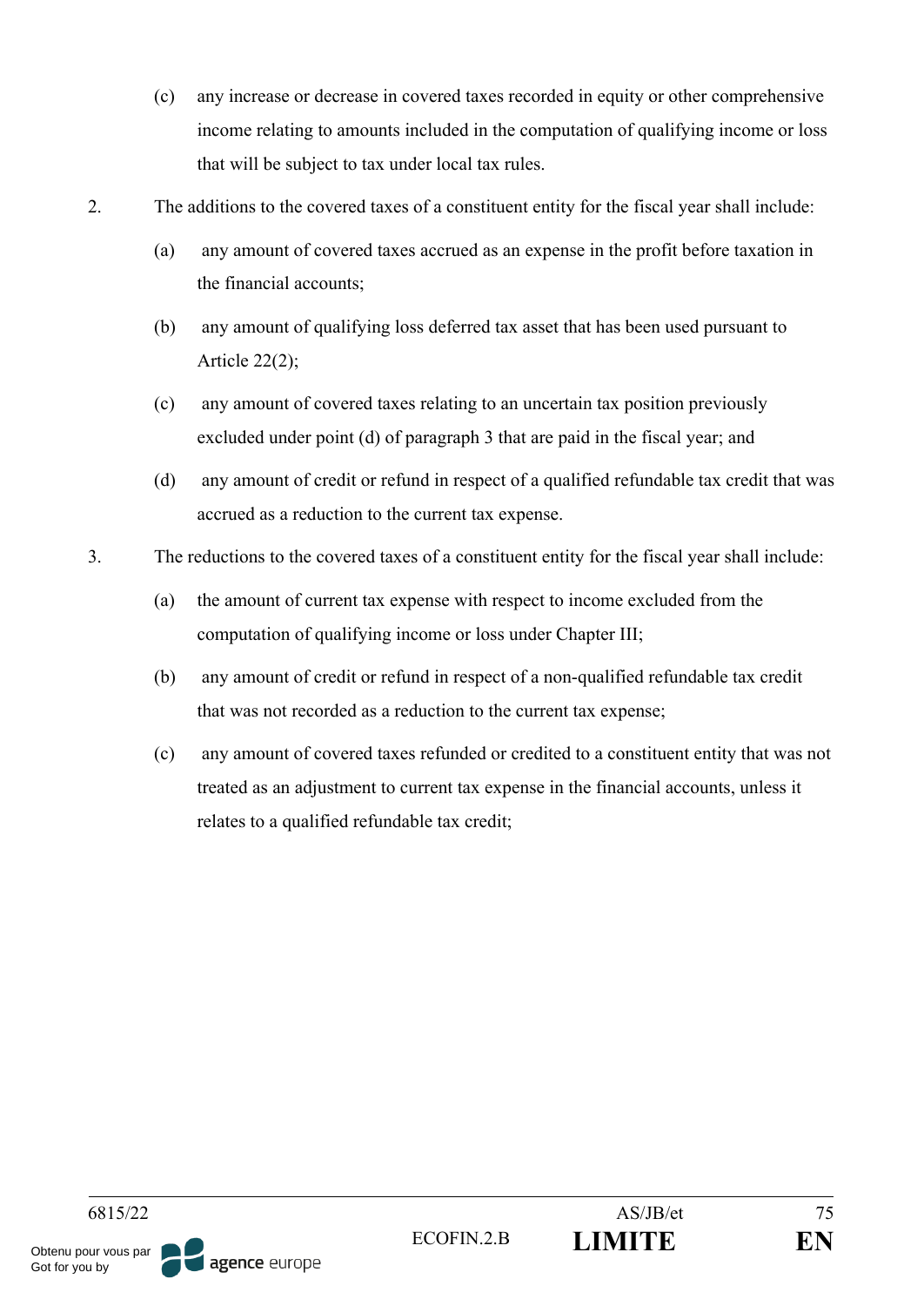(c) any increase or decrease in covered taxes recorded in equity or other comprehensive income relating to amounts included in the computation of qualifying income or loss that will be subject to tax under local tax rules.

2. The additions to the covered taxes of a constituent entity for the fiscal year shall include:

(a) any amount of covered taxes accrued as an expense in the profit before taxation in the financial accounts;

(b) any amount of qualifying loss deferred tax asset that has been used pursuant to Article 22(2);

(c) any amount of covered taxes relating to an uncertain tax position previously excluded under point (d) of paragraph 3 that are paid in the fiscal year; and

(d) any amount of credit or refund in respect of a qualified refundable tax credit that was accrued as a reduction to the current tax expense.

3. The reductions to the covered taxes of a constituent entity for the fiscal year shall include:

(a) the amount of current tax expense with respect to income excluded from the computation of qualifying income or loss under Chapter III;

(b) any amount of credit or refund in respect of a non-qualified refundable tax credit that was not recorded as a reduction to the current tax expense;

(c) any amount of covered taxes refunded or credited to a constituent entity that was not treated as an adjustment to current tax expense in the financial accounts, unless it relates to a qualified refundable tax credit;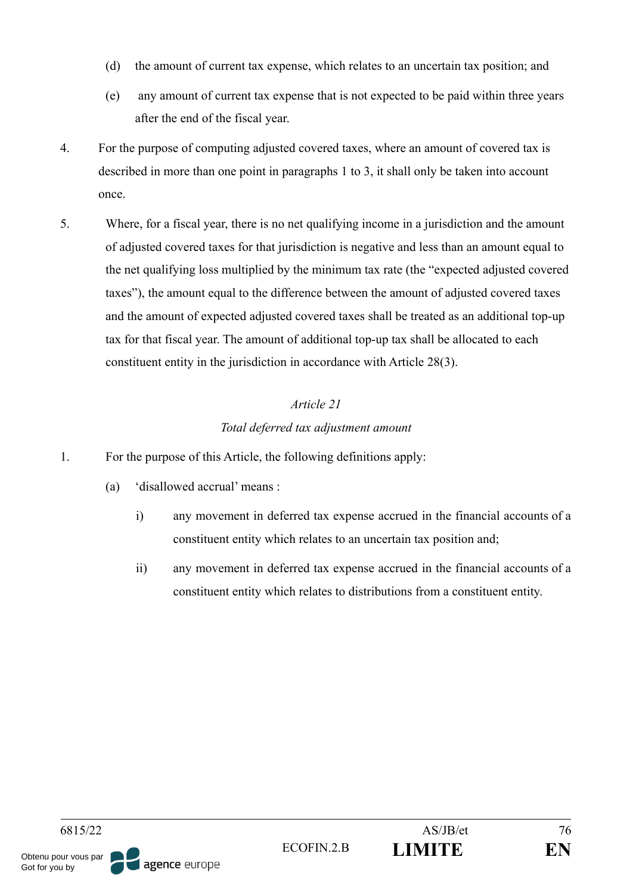(d) the amount of current tax expense, which relates to an uncertain tax position; and

(e) any amount of current tax expense that is not expected to be paid within three years after the end of the fiscal year.

4. For the purpose of computing adjusted covered taxes, where an amount of covered tax is described in more than one point in paragraphs 1 to 3, it shall only be taken into account once.

5. Where, for a fiscal year, there is no net qualifying income in a jurisdiction and the amount of adjusted covered taxes for that jurisdiction is negative and less than an amount equal to the net qualifying loss multiplied by the minimum tax rate (the "expected adjusted covered taxes"), the amount equal to the difference between the amount of adjusted covered taxes and the amount of expected adjusted covered taxes shall be treated as an additional top-up tax for that fiscal year. The amount of additional top-up tax shall be allocated to each constituent entity in the jurisdiction in accordance with Article 28(3).

*Article 21*

*Total deferred tax adjustment amount*

1. For the purpose of this Article, the following definitions apply:

(a) 'disallowed accrual' means :

i) any movement in deferred tax expense accrued in the financial accounts of a constituent entity which relates to an uncertain tax position and;

ii) any movement in deferred tax expense accrued in the financial accounts of a constituent entity which relates to distributions from a constituent entity.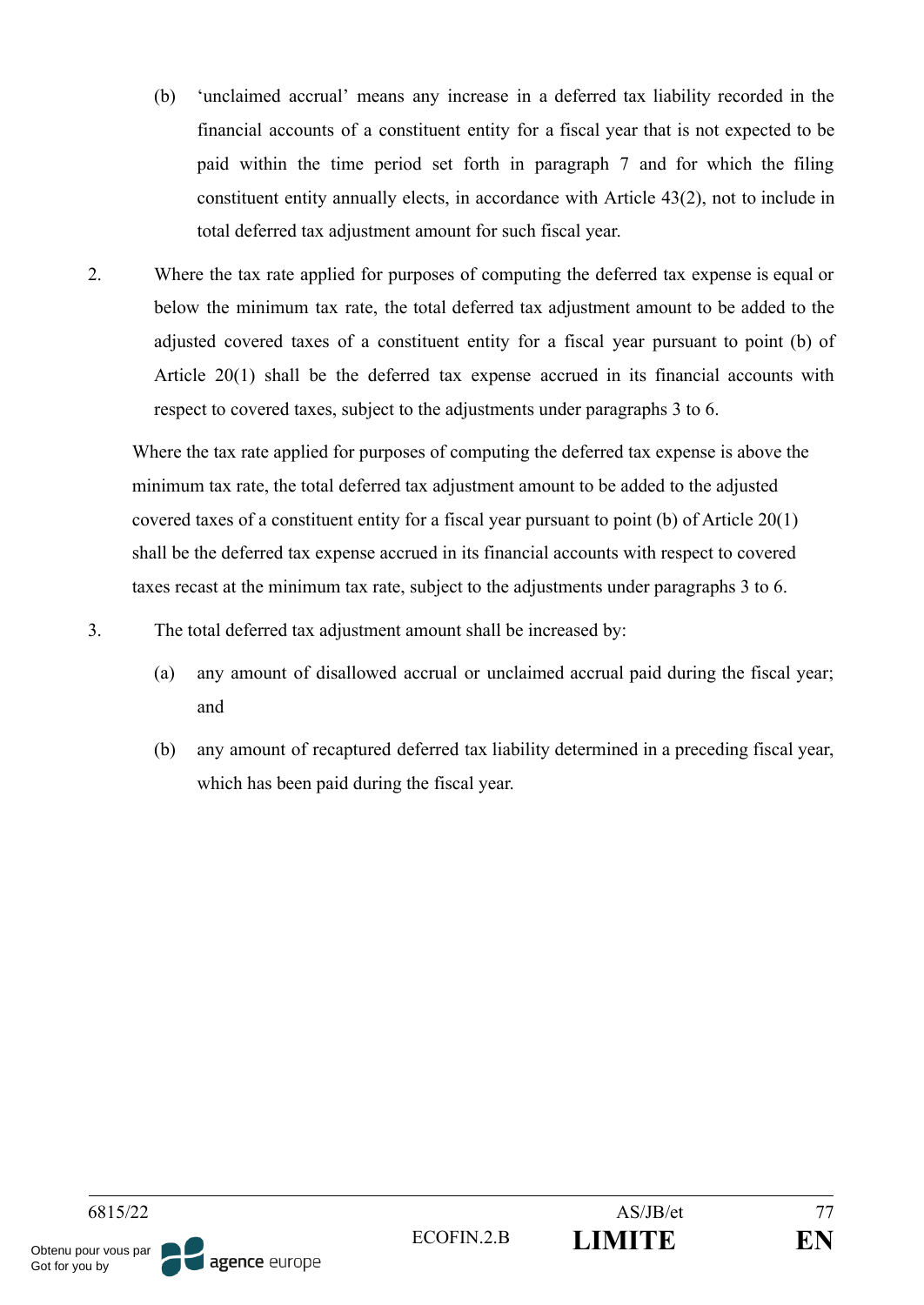(b) 'unclaimed accrual' means any increase in a deferred tax liability recorded in the financial accounts of a constituent entity for a fiscal year that is not expected to be paid within the time period set forth in paragraph 7 and for which the filing constituent entity annually elects, in accordance with Article 43(2), not to include in total deferred tax adjustment amount for such fiscal year.

2. Where the tax rate applied for purposes of computing the deferred tax expense is equal or below the minimum tax rate, the total deferred tax adjustment amount to be added to the adjusted covered taxes of a constituent entity for a fiscal year pursuant to point (b) of Article 20(1) shall be the deferred tax expense accrued in its financial accounts with respect to covered taxes, subject to the adjustments under paragraphs 3 to 6.

Where the tax rate applied for purposes of computing the deferred tax expense is above the minimum tax rate, the total deferred tax adjustment amount to be added to the adjusted covered taxes of a constituent entity for a fiscal year pursuant to point (b) of Article 20(1) shall be the deferred tax expense accrued in its financial accounts with respect to covered taxes recast at the minimum tax rate, subject to the adjustments under paragraphs 3 to 6.

3. The total deferred tax adjustment amount shall be increased by:

(a) any amount of disallowed accrual or unclaimed accrual paid during the fiscal year; and

(b) any amount of recaptured deferred tax liability determined in a preceding fiscal year, which has been paid during the fiscal year.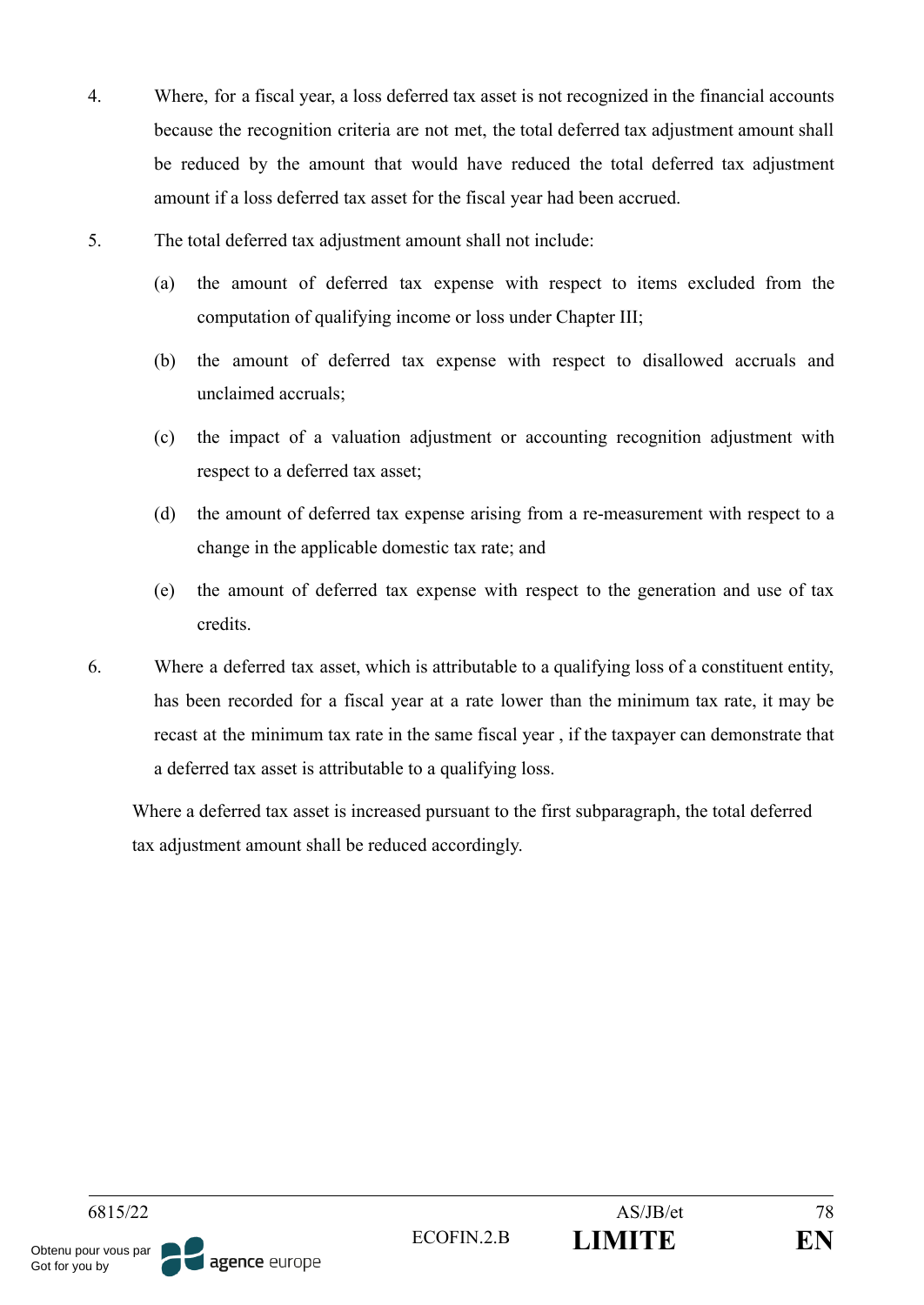4. Where, for a fiscal year, a loss deferred tax asset is not recognized in the financial accounts because the recognition criteria are not met, the total deferred tax adjustment amount shall be reduced by the amount that would have reduced the total deferred tax adjustment amount if a loss deferred tax asset for the fiscal year had been accrued.

5. The total deferred tax adjustment amount shall not include:

   (a) the amount of deferred tax expense with respect to items excluded from the computation of qualifying income or loss under Chapter III;

   (b) the amount of deferred tax expense with respect to disallowed accruals and unclaimed accruals;

   (c) the impact of a valuation adjustment or accounting recognition adjustment with respect to a deferred tax asset;

   (d) the amount of deferred tax expense arising from a re-measurement with respect to a change in the applicable domestic tax rate; and

   (e) the amount of deferred tax expense with respect to the generation and use of tax credits.

6. Where a deferred tax asset, which is attributable to a qualifying loss of a constituent entity, has been recorded for a fiscal year at a rate lower than the minimum tax rate, it may be recast at the minimum tax rate in the same fiscal year , if the taxpayer can demonstrate that a deferred tax asset is attributable to a qualifying loss.

   Where a deferred tax asset is increased pursuant to the first subparagraph, the total deferred tax adjustment amount shall be reduced accordingly.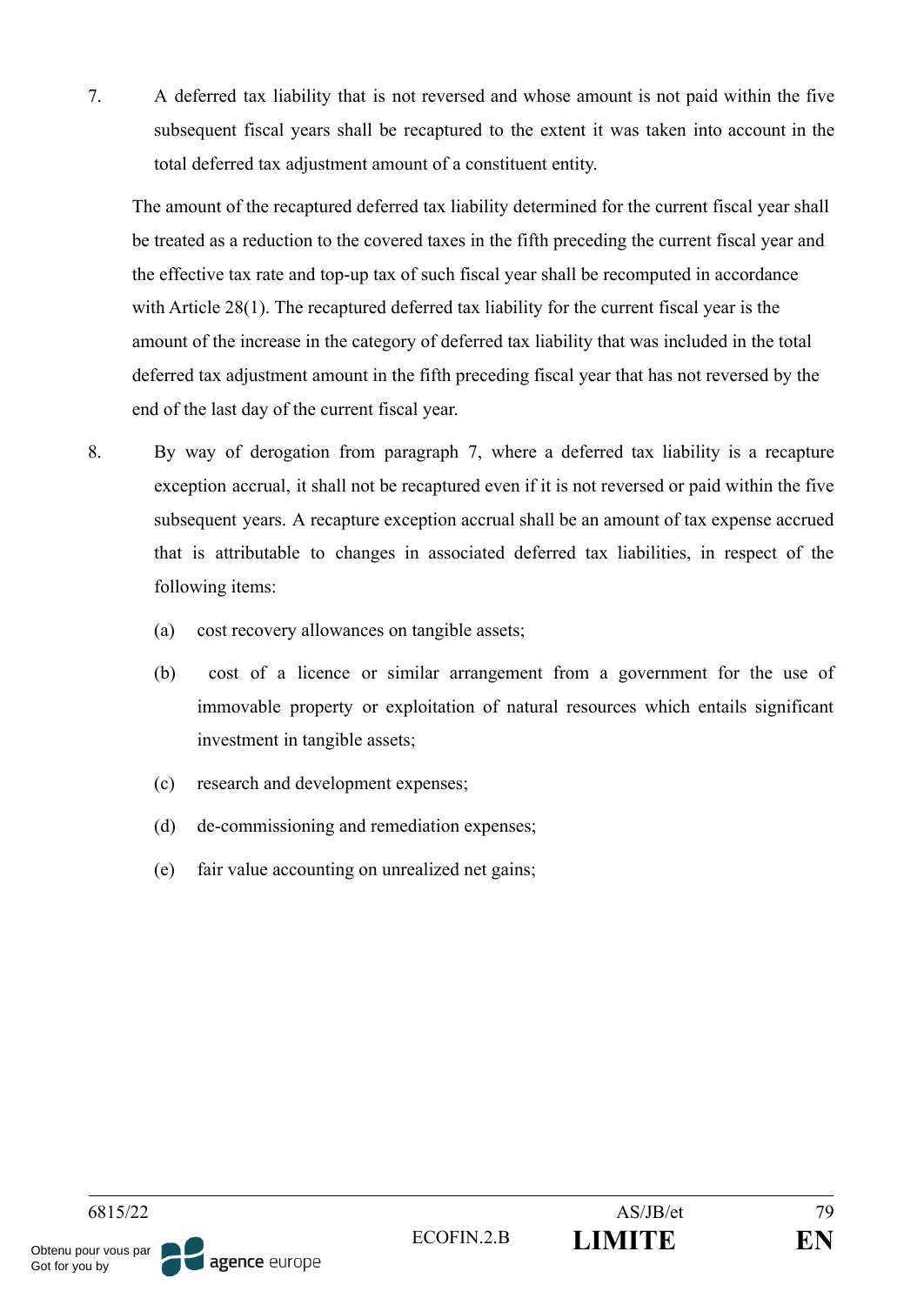7. A deferred tax liability that is not reversed and whose amount is not paid within the five subsequent fiscal years shall be recaptured to the extent it was taken into account in the total deferred tax adjustment amount of a constituent entity.

   The amount of the recaptured deferred tax liability determined for the current fiscal year shall be treated as a reduction to the covered taxes in the fifth preceding the current fiscal year and the effective tax rate and top-up tax of such fiscal year shall be recomputed in accordance with Article 28(1). The recaptured deferred tax liability for the current fiscal year is the amount of the increase in the category of deferred tax liability that was included in the total deferred tax adjustment amount in the fifth preceding fiscal year that has not reversed by the end of the last day of the current fiscal year.

8. By way of derogation from paragraph 7, where a deferred tax liability is a recapture exception accrual, it shall not be recaptured even if it is not reversed or paid within the five subsequent years. A recapture exception accrual shall be an amount of tax expense accrued that is attributable to changes in associated deferred tax liabilities, in respect of the following items:

   (a) cost recovery allowances on tangible assets;

   (b) cost of a licence or similar arrangement from a government for the use of immovable property or exploitation of natural resources which entails significant investment in tangible assets;

   (c) research and development expenses;

   (d) de-commissioning and remediation expenses;

   (e) fair value accounting on unrealized net gains;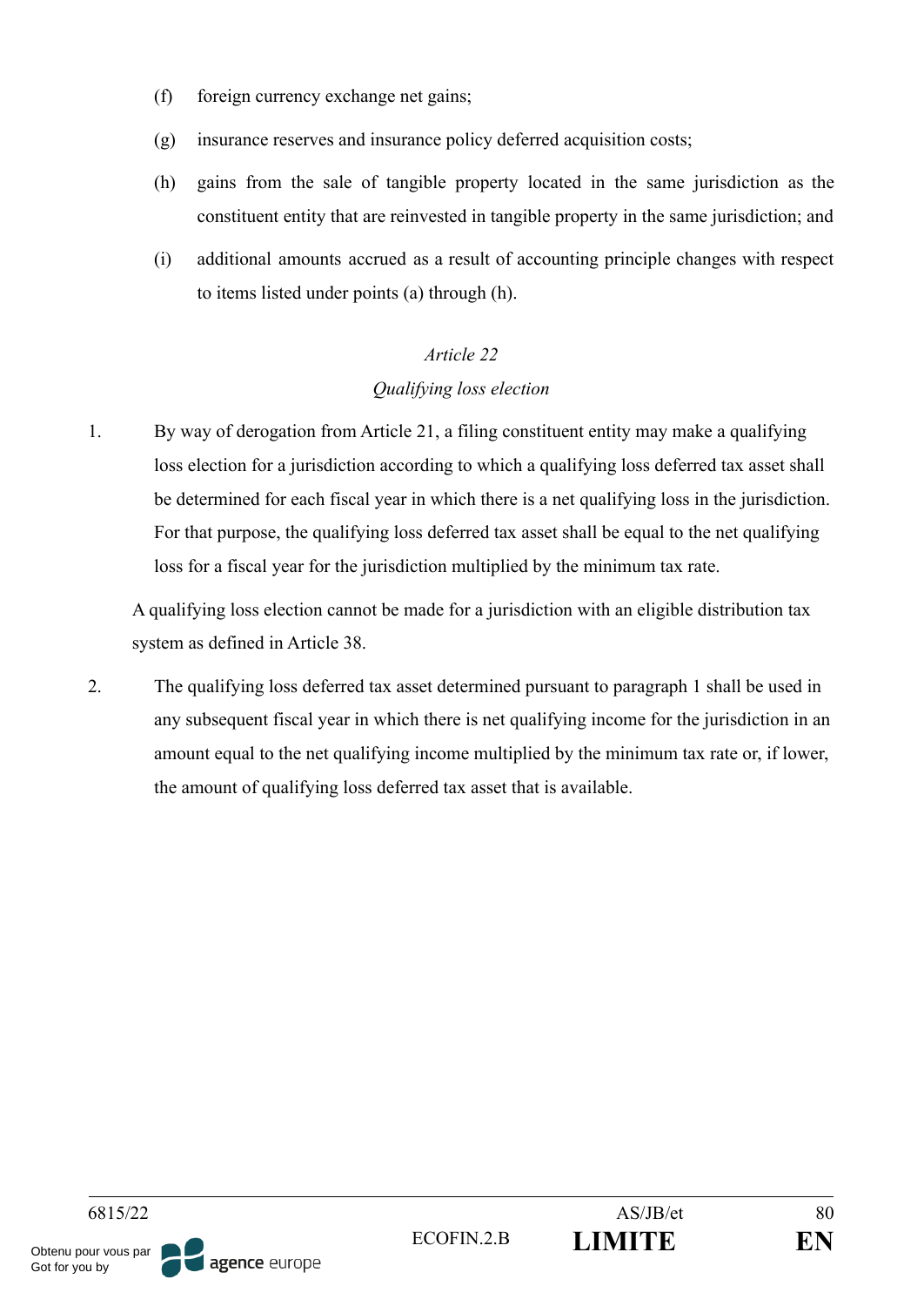(f) foreign currency exchange net gains;

(g) insurance reserves and insurance policy deferred acquisition costs;

(h) gains from the sale of tangible property located in the same jurisdiction as the constituent entity that are reinvested in tangible property in the same jurisdiction; and

(i) additional amounts accrued as a result of accounting principle changes with respect to items listed under points (a) through (h).

*Article 22*

*Qualifying loss election*

1. By way of derogation from Article 21, a filing constituent entity may make a qualifying loss election for a jurisdiction according to which a qualifying loss deferred tax asset shall be determined for each fiscal year in which there is a net qualifying loss in the jurisdiction. For that purpose, the qualifying loss deferred tax asset shall be equal to the net qualifying loss for a fiscal year for the jurisdiction multiplied by the minimum tax rate.

   A qualifying loss election cannot be made for a jurisdiction with an eligible distribution tax system as defined in Article 38.

2. The qualifying loss deferred tax asset determined pursuant to paragraph 1 shall be used in any subsequent fiscal year in which there is net qualifying income for the jurisdiction in an amount equal to the net qualifying income multiplied by the minimum tax rate or, if lower, the amount of qualifying loss deferred tax asset that is available.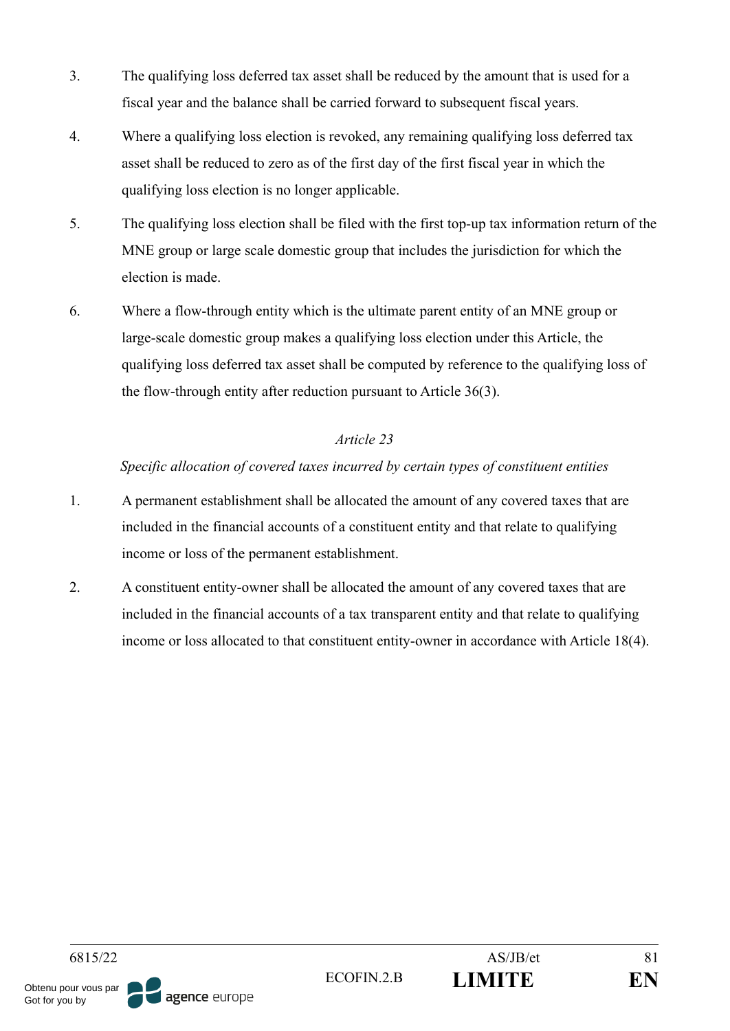3. The qualifying loss deferred tax asset shall be reduced by the amount that is used for a fiscal year and the balance shall be carried forward to subsequent fiscal years.

4. Where a qualifying loss election is revoked, any remaining qualifying loss deferred tax asset shall be reduced to zero as of the first day of the first fiscal year in which the qualifying loss election is no longer applicable.

5. The qualifying loss election shall be filed with the first top-up tax information return of the MNE group or large scale domestic group that includes the jurisdiction for which the election is made.

6. Where a flow-through entity which is the ultimate parent entity of an MNE group or large-scale domestic group makes a qualifying loss election under this Article, the qualifying loss deferred tax asset shall be computed by reference to the qualifying loss of the flow-through entity after reduction pursuant to Article 36(3).

*Article 23*

*Specific allocation of covered taxes incurred by certain types of constituent entities*

1. A permanent establishment shall be allocated the amount of any covered taxes that are included in the financial accounts of a constituent entity and that relate to qualifying income or loss of the permanent establishment.

2. A constituent entity-owner shall be allocated the amount of any covered taxes that are included in the financial accounts of a tax transparent entity and that relate to qualifying income or loss allocated to that constituent entity-owner in accordance with Article 18(4).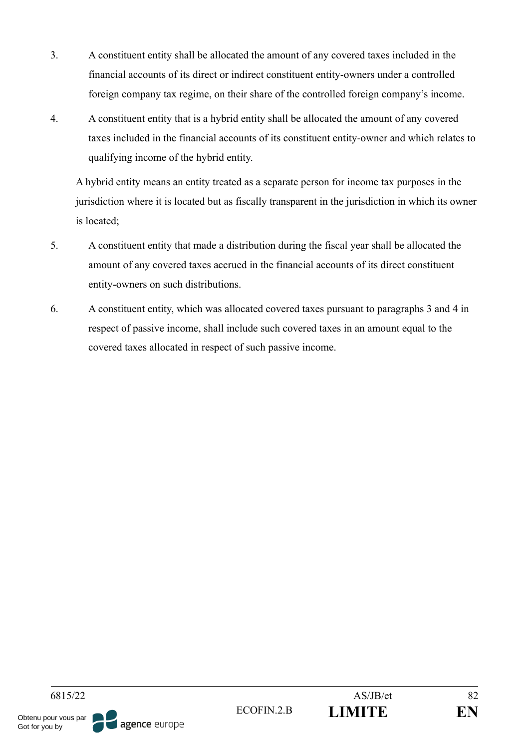3. A constituent entity shall be allocated the amount of any covered taxes included in the financial accounts of its direct or indirect constituent entity-owners under a controlled foreign company tax regime, on their share of the controlled foreign company's income.

4. A constituent entity that is a hybrid entity shall be allocated the amount of any covered taxes included in the financial accounts of its constituent entity-owner and which relates to qualifying income of the hybrid entity.

   A hybrid entity means an entity treated as a separate person for income tax purposes in the jurisdiction where it is located but as fiscally transparent in the jurisdiction in which its owner is located;

5. A constituent entity that made a distribution during the fiscal year shall be allocated the amount of any covered taxes accrued in the financial accounts of its direct constituent entity-owners on such distributions.

6. A constituent entity, which was allocated covered taxes pursuant to paragraphs 3 and 4 in respect of passive income, shall include such covered taxes in an amount equal to the covered taxes allocated in respect of such passive income.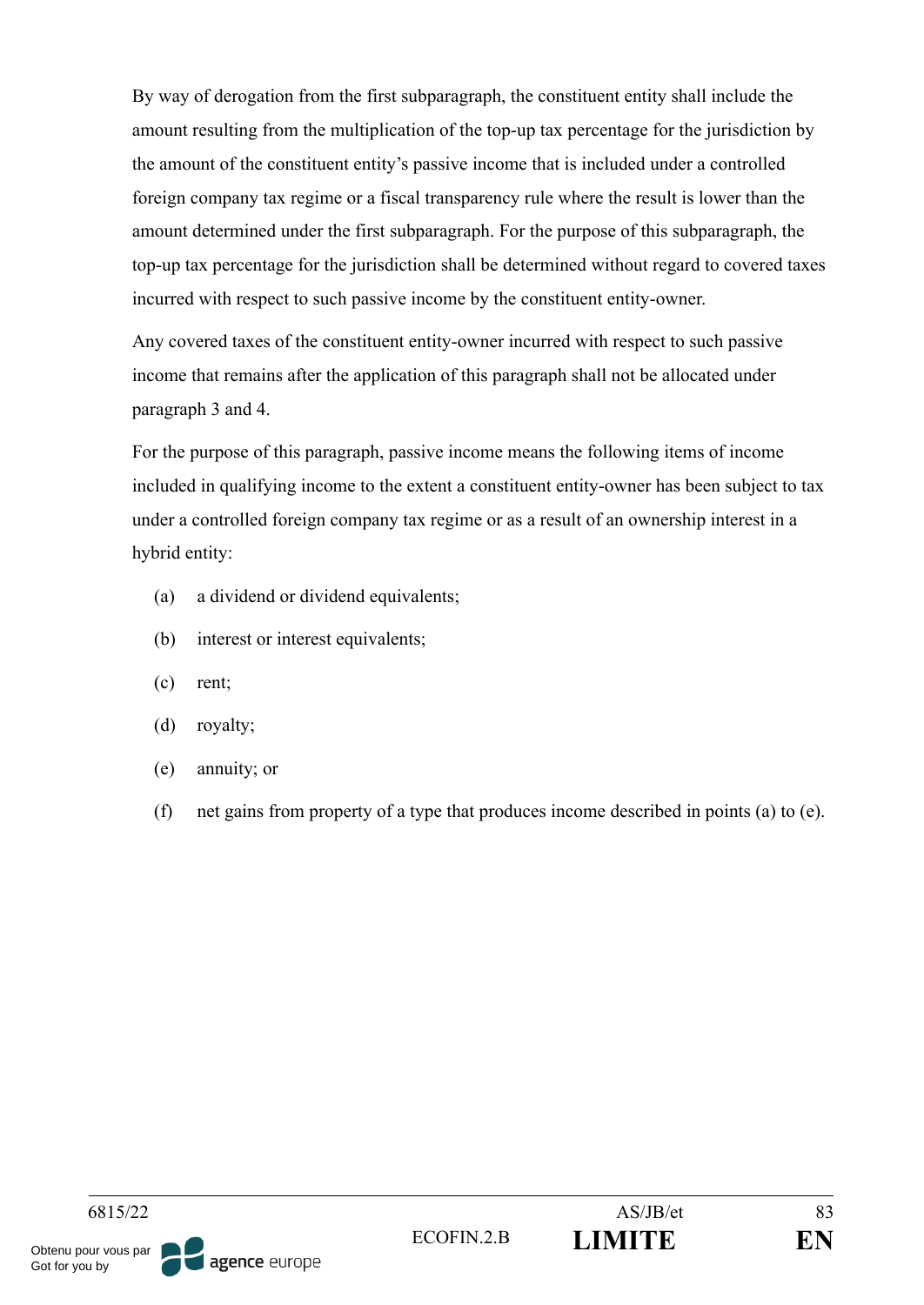By way of derogation from the first subparagraph, the constituent entity shall include the amount resulting from the multiplication of the top-up tax percentage for the jurisdiction by the amount of the constituent entity's passive income that is included under a controlled foreign company tax regime or a fiscal transparency rule where the result is lower than the amount determined under the first subparagraph. For the purpose of this subparagraph, the top-up tax percentage for the jurisdiction shall be determined without regard to covered taxes incurred with respect to such passive income by the constituent entity-owner.

Any covered taxes of the constituent entity-owner incurred with respect to such passive income that remains after the application of this paragraph shall not be allocated under paragraph 3 and 4.

For the purpose of this paragraph, passive income means the following items of income included in qualifying income to the extent a constituent entity-owner has been subject to tax under a controlled foreign company tax regime or as a result of an ownership interest in a hybrid entity:

(a) a dividend or dividend equivalents;

(b) interest or interest equivalents;

(c) rent;

(d) royalty;

(e) annuity; or

(f) net gains from property of a type that produces income described in points (a) to (e).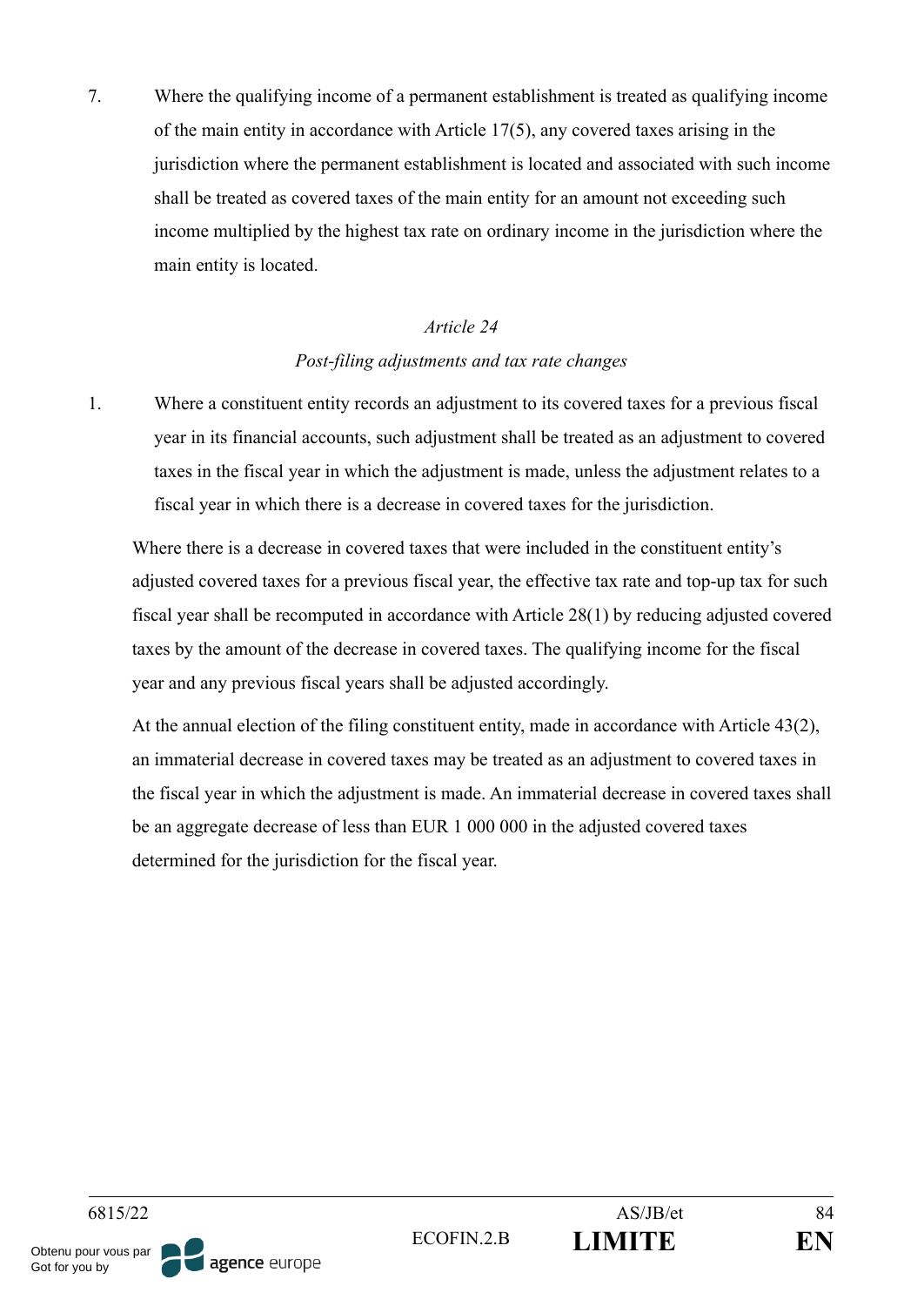7. Where the qualifying income of a permanent establishment is treated as qualifying income of the main entity in accordance with Article 17(5), any covered taxes arising in the jurisdiction where the permanent establishment is located and associated with such income shall be treated as covered taxes of the main entity for an amount not exceeding such income multiplied by the highest tax rate on ordinary income in the jurisdiction where the main entity is located.

*Article 24*

*Post-filing adjustments and tax rate changes*

1. Where a constituent entity records an adjustment to its covered taxes for a previous fiscal year in its financial accounts, such adjustment shall be treated as an adjustment to covered taxes in the fiscal year in which the adjustment is made, unless the adjustment relates to a fiscal year in which there is a decrease in covered taxes for the jurisdiction.

   Where there is a decrease in covered taxes that were included in the constituent entity's adjusted covered taxes for a previous fiscal year, the effective tax rate and top-up tax for such fiscal year shall be recomputed in accordance with Article 28(1) by reducing adjusted covered taxes by the amount of the decrease in covered taxes. The qualifying income for the fiscal year and any previous fiscal years shall be adjusted accordingly.

   At the annual election of the filing constituent entity, made in accordance with Article 43(2), an immaterial decrease in covered taxes may be treated as an adjustment to covered taxes in the fiscal year in which the adjustment is made. An immaterial decrease in covered taxes shall be an aggregate decrease of less than EUR 1 000 000 in the adjusted covered taxes determined for the jurisdiction for the fiscal year.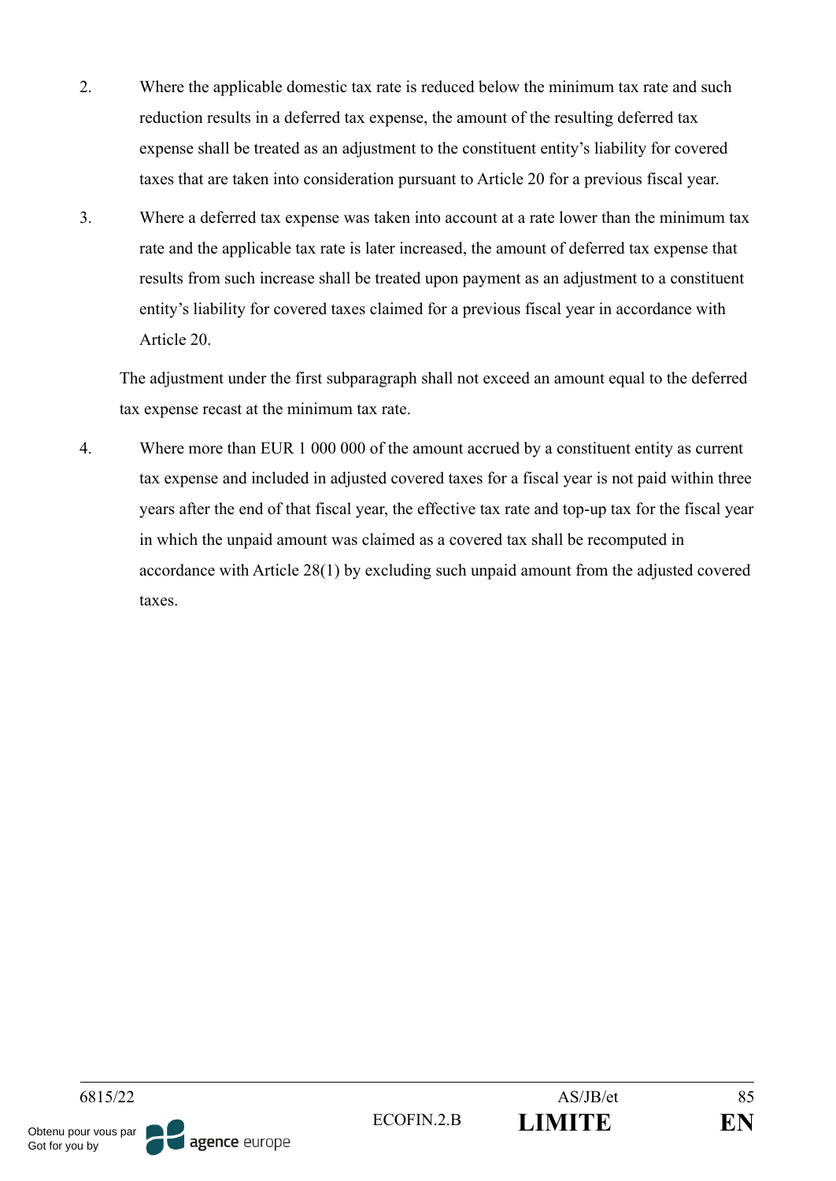2. Where the applicable domestic tax rate is reduced below the minimum tax rate and such reduction results in a deferred tax expense, the amount of the resulting deferred tax expense shall be treated as an adjustment to the constituent entity's liability for covered taxes that are taken into consideration pursuant to Article 20 for a previous fiscal year.

3. Where a deferred tax expense was taken into account at a rate lower than the minimum tax rate and the applicable tax rate is later increased, the amount of deferred tax expense that results from such increase shall be treated upon payment as an adjustment to a constituent entity's liability for covered taxes claimed for a previous fiscal year in accordance with Article 20.

   The adjustment under the first subparagraph shall not exceed an amount equal to the deferred tax expense recast at the minimum tax rate.

4. Where more than EUR 1 000 000 of the amount accrued by a constituent entity as current tax expense and included in adjusted covered taxes for a fiscal year is not paid within three years after the end of that fiscal year, the effective tax rate and top-up tax for the fiscal year in which the unpaid amount was claimed as a covered tax shall be recomputed in accordance with Article 28(1) by excluding such unpaid amount from the adjusted covered taxes.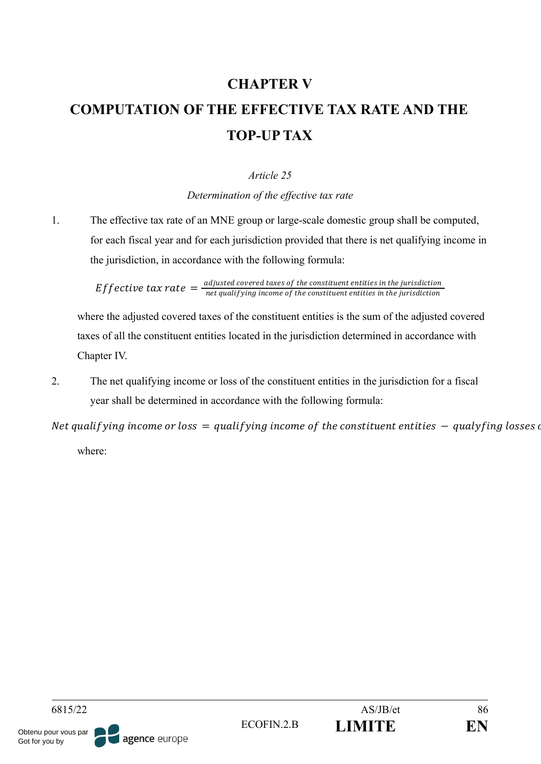# CHAPTER V

# COMPUTATION OF THE EFFECTIVE TAX RATE AND THE TOP-UP TAX

*Article 25*

*Determination of the effective tax rate*

1. The effective tax rate of an MNE group or large-scale domestic group shall be computed, for each fiscal year and for each jurisdiction provided that there is net qualifying income in the jurisdiction, in accordance with the following formula:

$$Effective\ tax\ rate = \frac{adjusted\ covered\ taxes\ of\ the\ constituent\ entities\ in\ the\ jurisdiction}{net\ qualifying\ income\ of\ the\ constituent\ entities\ in\ the\ jurisdiction}$$

where the adjusted covered taxes of the constituent entities is the sum of the adjusted covered taxes of all the constituent entities located in the jurisdiction determined in accordance with Chapter IV.

2. The net qualifying income or loss of the constituent entities in the jurisdiction for a fiscal year shall be determined in accordance with the following formula:

$$Net\ qualifying\ income\ or\ loss = qualifying\ income\ of\ the\ constituent\ entities - qualyfing\ losses\ o$$

where: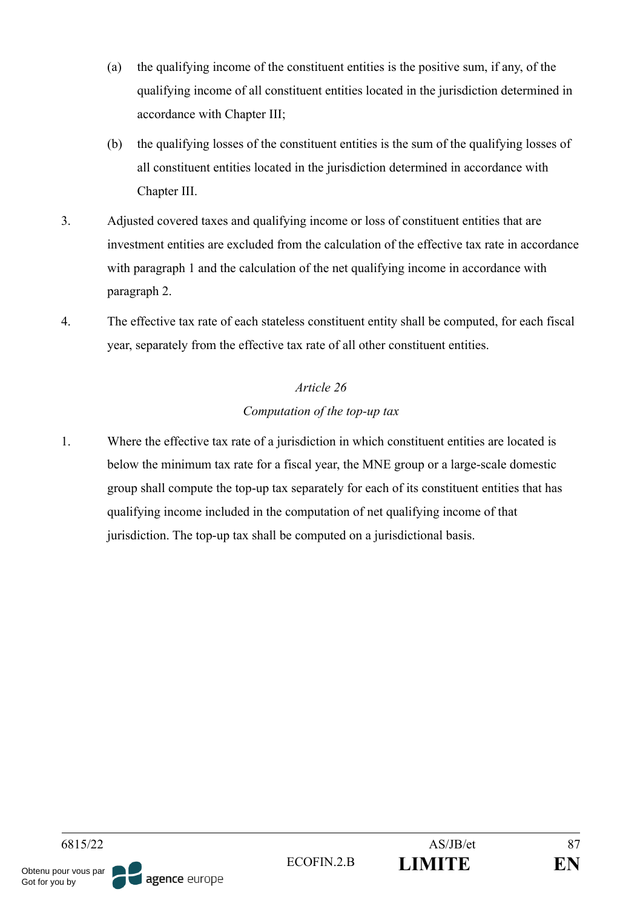(a) the qualifying income of the constituent entities is the positive sum, if any, of the qualifying income of all constituent entities located in the jurisdiction determined in accordance with Chapter III;

(b) the qualifying losses of the constituent entities is the sum of the qualifying losses of all constituent entities located in the jurisdiction determined in accordance with Chapter III.

3. Adjusted covered taxes and qualifying income or loss of constituent entities that are investment entities are excluded from the calculation of the effective tax rate in accordance with paragraph 1 and the calculation of the net qualifying income in accordance with paragraph 2.

4. The effective tax rate of each stateless constituent entity shall be computed, for each fiscal year, separately from the effective tax rate of all other constituent entities.

## *Article 26*

### *Computation of the top-up tax*

1. Where the effective tax rate of a jurisdiction in which constituent entities are located is below the minimum tax rate for a fiscal year, the MNE group or a large-scale domestic group shall compute the top-up tax separately for each of its constituent entities that has qualifying income included in the computation of net qualifying income of that jurisdiction. The top-up tax shall be computed on a jurisdictional basis.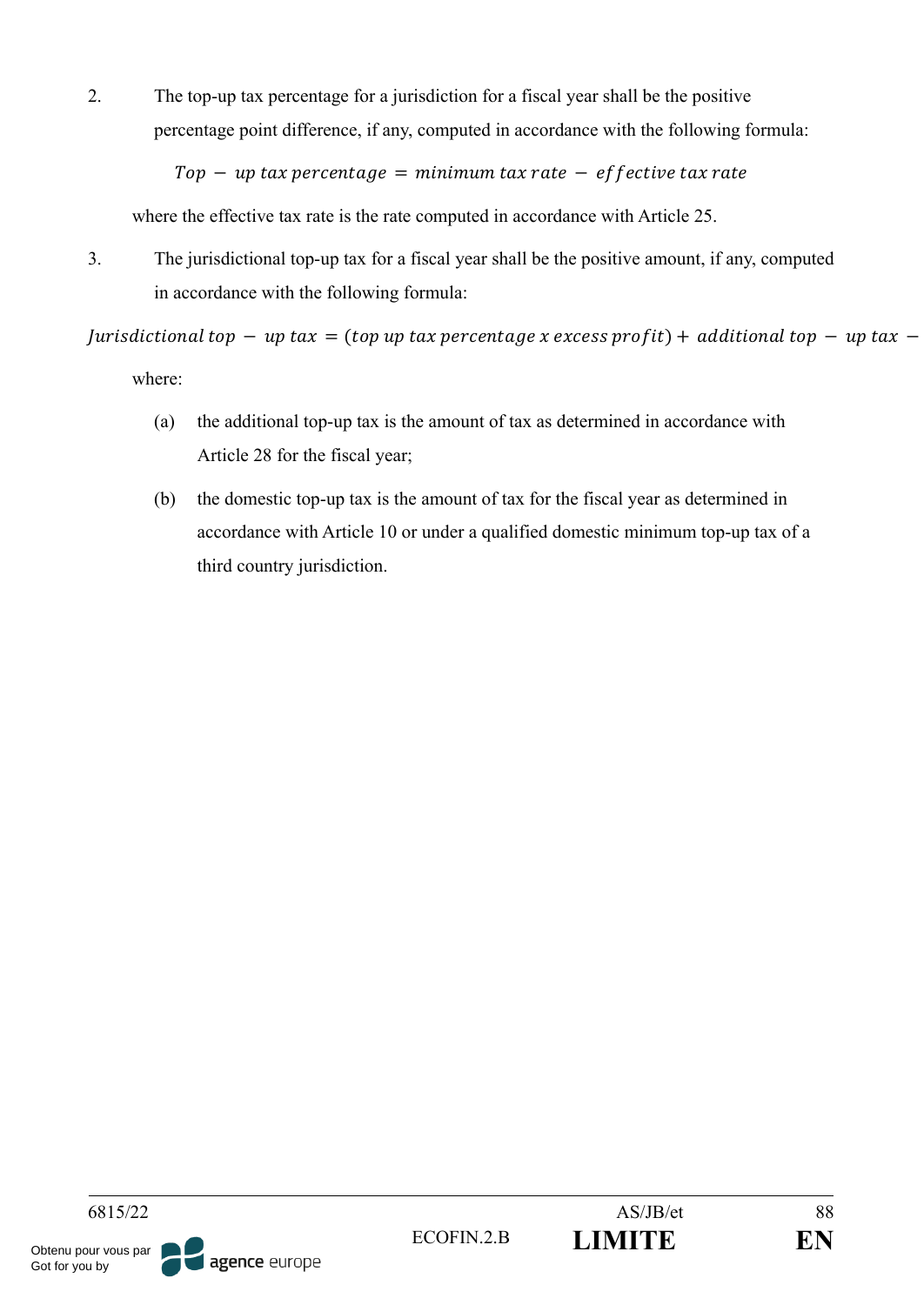2. The top-up tax percentage for a jurisdiction for a fiscal year shall be the positive percentage point difference, if any, computed in accordance with the following formula:

$$Top - up\ tax\ percentage = minimum\ tax\ rate - effective\ tax\ rate$$

where the effective tax rate is the rate computed in accordance with Article 25.

3. The jurisdictional top-up tax for a fiscal year shall be the positive amount, if any, computed in accordance with the following formula:

$$Jurisdictional\ top - up\ tax = (top\ up\ tax\ percentage\ x\ excess\ profit) + additional\ top - up\ tax -$$

where:

(a) the additional top-up tax is the amount of tax as determined in accordance with Article 28 for the fiscal year;

(b) the domestic top-up tax is the amount of tax for the fiscal year as determined in accordance with Article 10 or under a qualified domestic minimum top-up tax of a third country jurisdiction.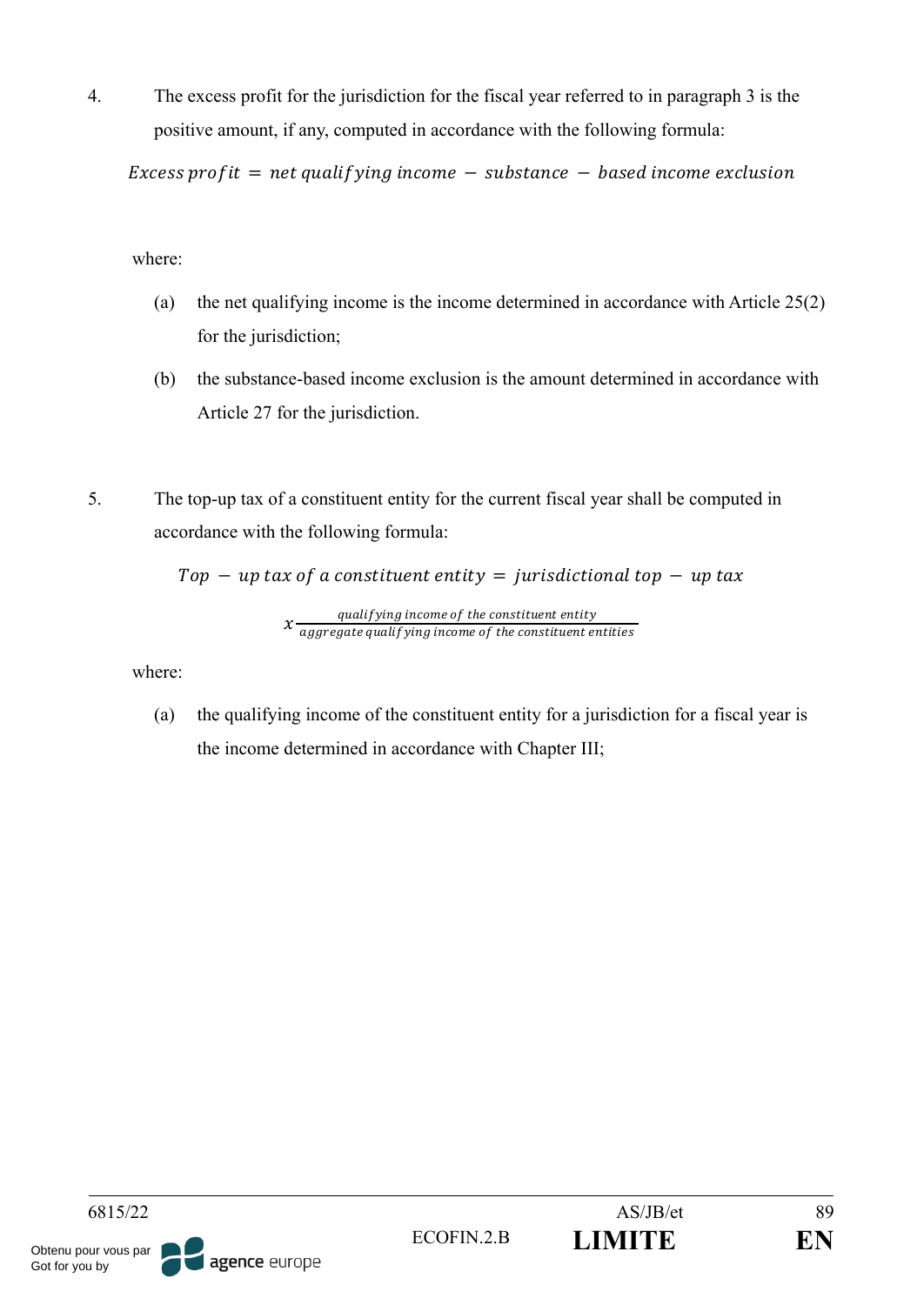4. The excess profit for the jurisdiction for the fiscal year referred to in paragraph 3 is the positive amount, if any, computed in accordance with the following formula:

$$Excess\ profit = net\ qualifying\ income - substance - based\ income\ exclusion$$

where:

(a) the net qualifying income is the income determined in accordance with Article 25(2) for the jurisdiction;

(b) the substance-based income exclusion is the amount determined in accordance with Article 27 for the jurisdiction.

5. The top-up tax of a constituent entity for the current fiscal year shall be computed in accordance with the following formula:

$$Top - up\ tax\ of\ a\ constituent\ entity = jurisdictional\ top - up\ tax$$

$$x \frac{qualifying\ income\ of\ the\ constituent\ entity}{aggregate\ qualifying\ income\ of\ the\ constituent\ entities}$$

where:

(a) the qualifying income of the constituent entity for a jurisdiction for a fiscal year is the income determined in accordance with Chapter III;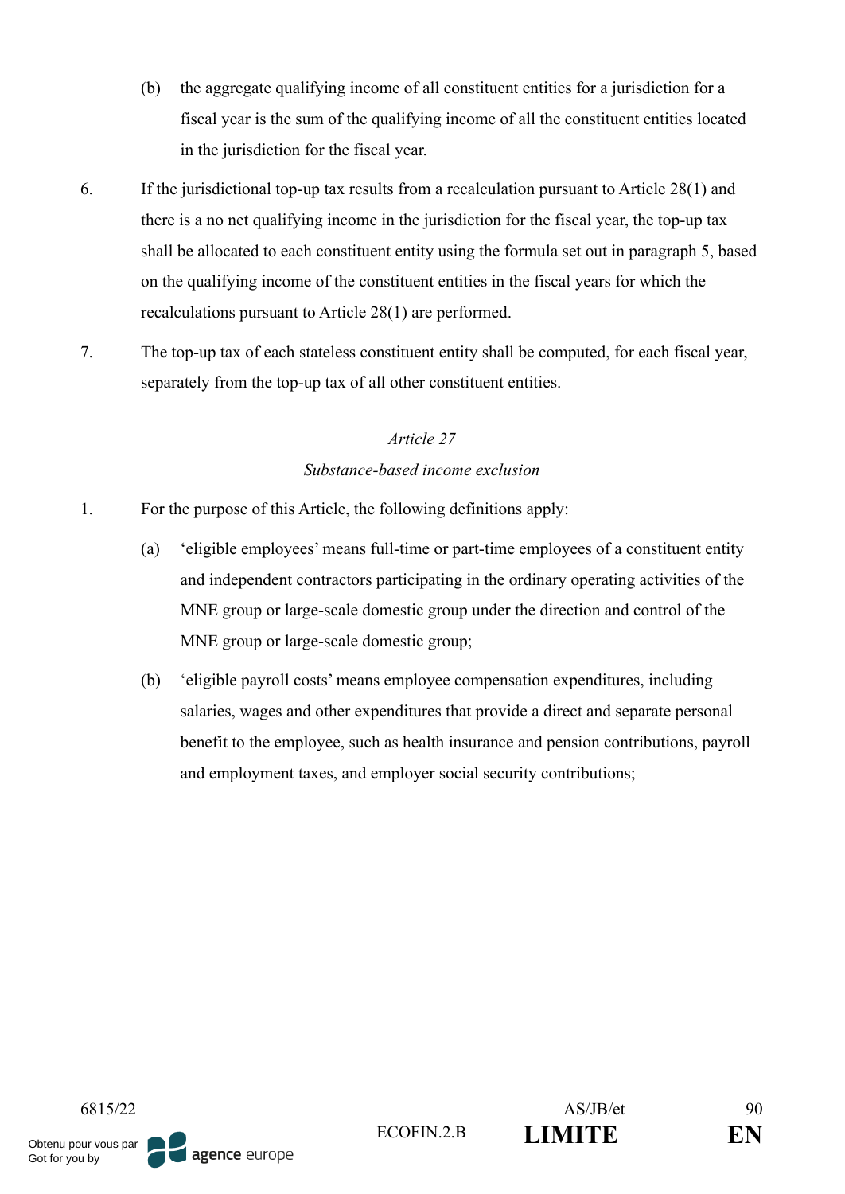(b) the aggregate qualifying income of all constituent entities for a jurisdiction for a fiscal year is the sum of the qualifying income of all the constituent entities located in the jurisdiction for the fiscal year.

6. If the jurisdictional top-up tax results from a recalculation pursuant to Article 28(1) and there is a no net qualifying income in the jurisdiction for the fiscal year, the top-up tax shall be allocated to each constituent entity using the formula set out in paragraph 5, based on the qualifying income of the constituent entities in the fiscal years for which the recalculations pursuant to Article 28(1) are performed.

7. The top-up tax of each stateless constituent entity shall be computed, for each fiscal year, separately from the top-up tax of all other constituent entities.

*Article 27*

*Substance-based income exclusion*

1. For the purpose of this Article, the following definitions apply:

(a) 'eligible employees' means full-time or part-time employees of a constituent entity and independent contractors participating in the ordinary operating activities of the MNE group or large-scale domestic group under the direction and control of the MNE group or large-scale domestic group;

(b) 'eligible payroll costs' means employee compensation expenditures, including salaries, wages and other expenditures that provide a direct and separate personal benefit to the employee, such as health insurance and pension contributions, payroll and employment taxes, and employer social security contributions;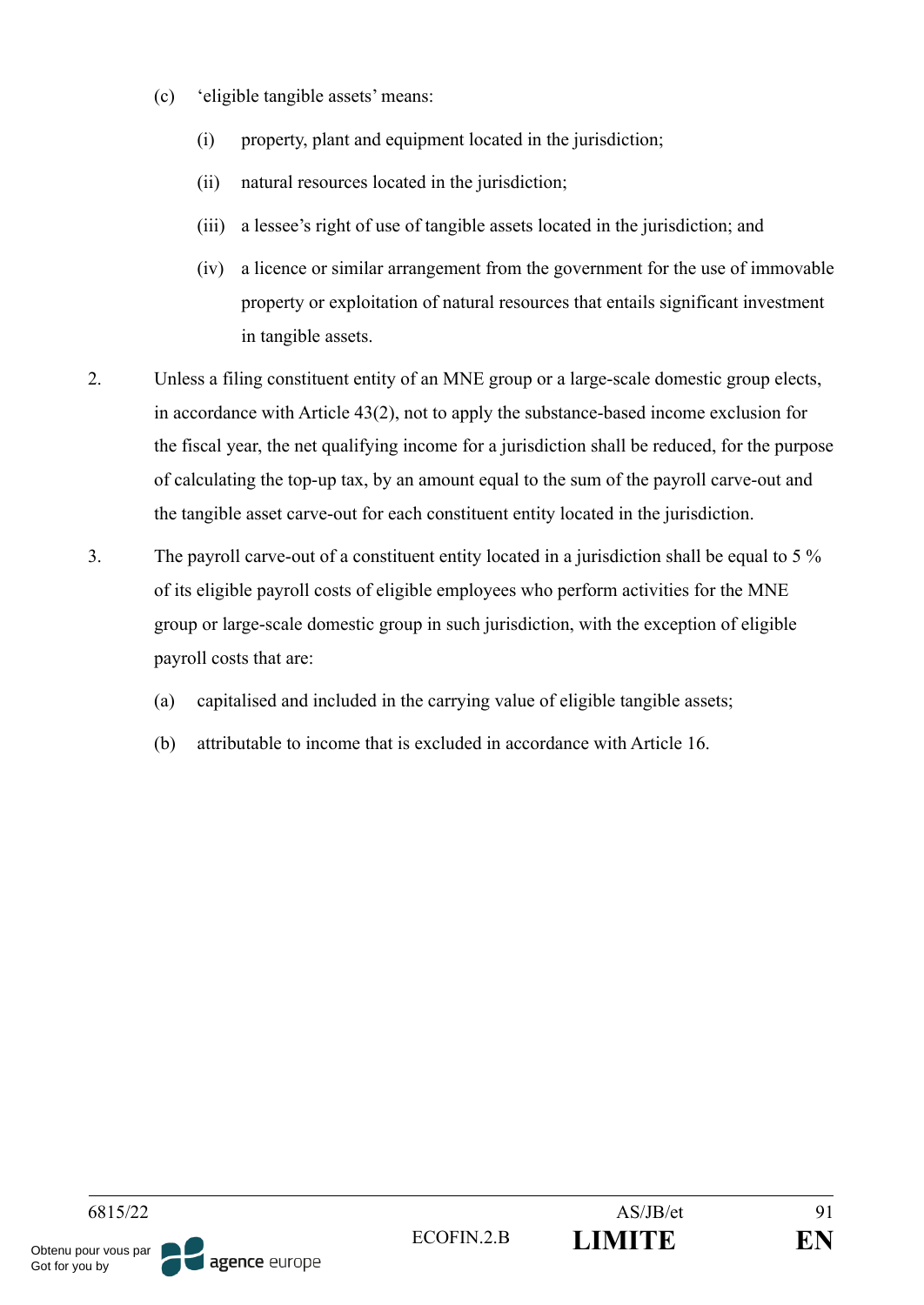(c) 'eligible tangible assets' means:

   (i) property, plant and equipment located in the jurisdiction;

   (ii) natural resources located in the jurisdiction;

   (iii) a lessee's right of use of tangible assets located in the jurisdiction; and

   (iv) a licence or similar arrangement from the government for the use of immovable property or exploitation of natural resources that entails significant investment in tangible assets.

2. Unless a filing constituent entity of an MNE group or a large-scale domestic group elects, in accordance with Article 43(2), not to apply the substance-based income exclusion for the fiscal year, the net qualifying income for a jurisdiction shall be reduced, for the purpose of calculating the top-up tax, by an amount equal to the sum of the payroll carve-out and the tangible asset carve-out for each constituent entity located in the jurisdiction.

3. The payroll carve-out of a constituent entity located in a jurisdiction shall be equal to 5 % of its eligible payroll costs of eligible employees who perform activities for the MNE group or large-scale domestic group in such jurisdiction, with the exception of eligible payroll costs that are:

   (a) capitalised and included in the carrying value of eligible tangible assets;

   (b) attributable to income that is excluded in accordance with Article 16.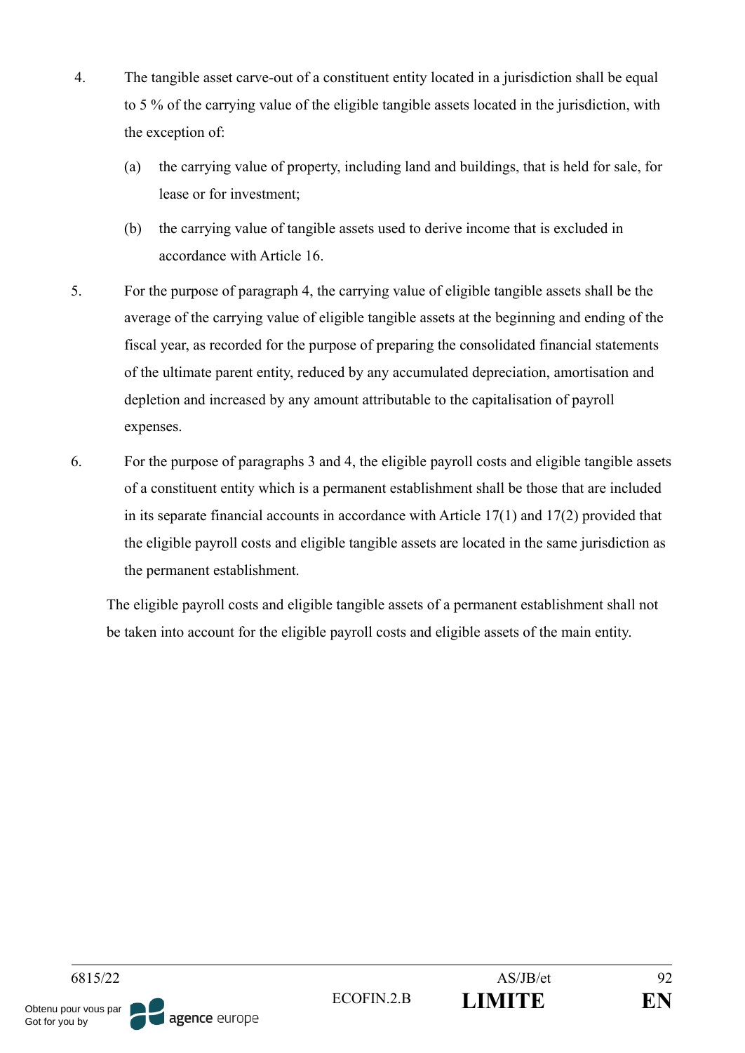4. The tangible asset carve-out of a constituent entity located in a jurisdiction shall be equal to 5 % of the carrying value of the eligible tangible assets located in the jurisdiction, with the exception of:

   (a) the carrying value of property, including land and buildings, that is held for sale, for lease or for investment;

   (b) the carrying value of tangible assets used to derive income that is excluded in accordance with Article 16.

5. For the purpose of paragraph 4, the carrying value of eligible tangible assets shall be the average of the carrying value of eligible tangible assets at the beginning and ending of the fiscal year, as recorded for the purpose of preparing the consolidated financial statements of the ultimate parent entity, reduced by any accumulated depreciation, amortisation and depletion and increased by any amount attributable to the capitalisation of payroll expenses.

6. For the purpose of paragraphs 3 and 4, the eligible payroll costs and eligible tangible assets of a constituent entity which is a permanent establishment shall be those that are included in its separate financial accounts in accordance with Article 17(1) and 17(2) provided that the eligible payroll costs and eligible tangible assets are located in the same jurisdiction as the permanent establishment.

   The eligible payroll costs and eligible tangible assets of a permanent establishment shall not be taken into account for the eligible payroll costs and eligible assets of the main entity.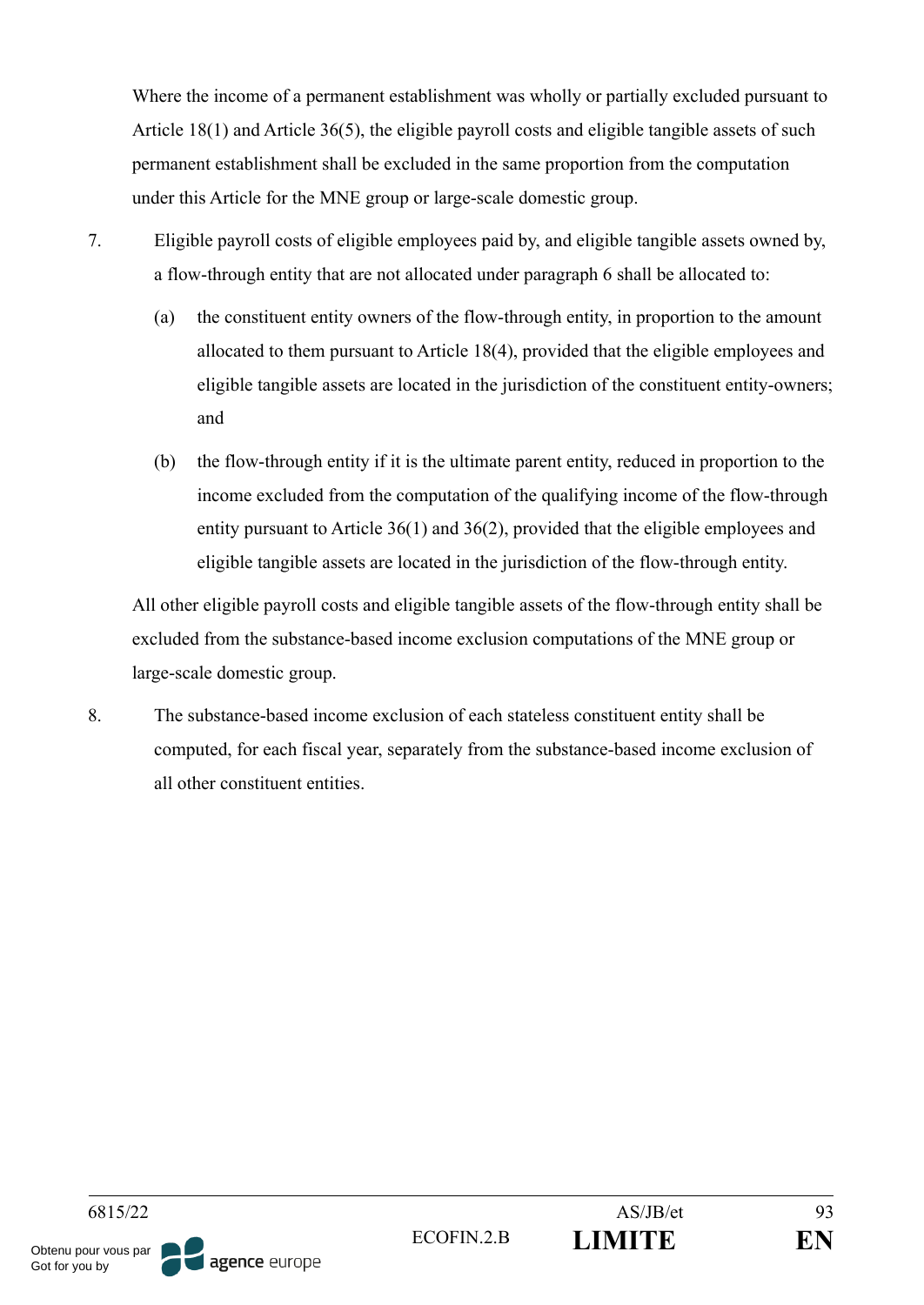Where the income of a permanent establishment was wholly or partially excluded pursuant to Article 18(1) and Article 36(5), the eligible payroll costs and eligible tangible assets of such permanent establishment shall be excluded in the same proportion from the computation under this Article for the MNE group or large-scale domestic group.

7. Eligible payroll costs of eligible employees paid by, and eligible tangible assets owned by, a flow-through entity that are not allocated under paragraph 6 shall be allocated to:

   (a) the constituent entity owners of the flow-through entity, in proportion to the amount allocated to them pursuant to Article 18(4), provided that the eligible employees and eligible tangible assets are located in the jurisdiction of the constituent entity-owners; and

   (b) the flow-through entity if it is the ultimate parent entity, reduced in proportion to the income excluded from the computation of the qualifying income of the flow-through entity pursuant to Article 36(1) and 36(2), provided that the eligible employees and eligible tangible assets are located in the jurisdiction of the flow-through entity.

   All other eligible payroll costs and eligible tangible assets of the flow-through entity shall be excluded from the substance-based income exclusion computations of the MNE group or large-scale domestic group.

8. The substance-based income exclusion of each stateless constituent entity shall be computed, for each fiscal year, separately from the substance-based income exclusion of all other constituent entities.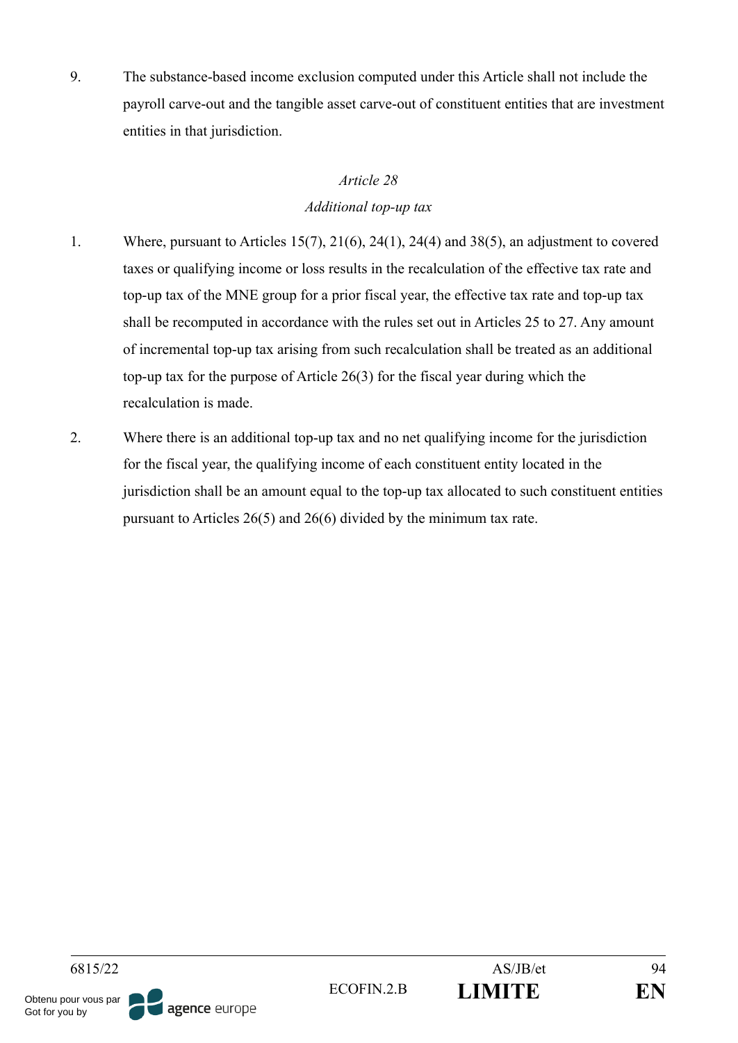9. The substance-based income exclusion computed under this Article shall not include the payroll carve-out and the tangible asset carve-out of constituent entities that are investment entities in that jurisdiction.

*Article 28*

*Additional top-up tax*

1. Where, pursuant to Articles 15(7), 21(6), 24(1), 24(4) and 38(5), an adjustment to covered taxes or qualifying income or loss results in the recalculation of the effective tax rate and top-up tax of the MNE group for a prior fiscal year, the effective tax rate and top-up tax shall be recomputed in accordance with the rules set out in Articles 25 to 27. Any amount of incremental top-up tax arising from such recalculation shall be treated as an additional top-up tax for the purpose of Article 26(3) for the fiscal year during which the recalculation is made.

2. Where there is an additional top-up tax and no net qualifying income for the jurisdiction for the fiscal year, the qualifying income of each constituent entity located in the jurisdiction shall be an amount equal to the top-up tax allocated to such constituent entities pursuant to Articles 26(5) and 26(6) divided by the minimum tax rate.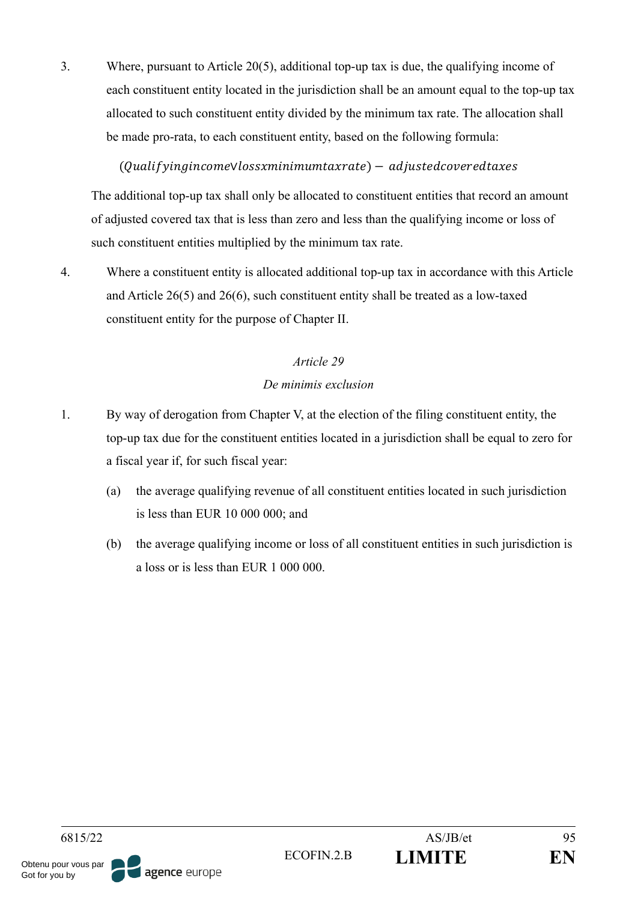3. Where, pursuant to Article 20(5), additional top-up tax is due, the qualifying income of each constituent entity located in the jurisdiction shall be an amount equal to the top-up tax allocated to such constituent entity divided by the minimum tax rate. The allocation shall be made pro-rata, to each constituent entity, based on the following formula:

$$(Qualifying income \vee loss x minimum tax rate) - adjusted covered taxes$$

The additional top-up tax shall only be allocated to constituent entities that record an amount of adjusted covered tax that is less than zero and less than the qualifying income or loss of such constituent entities multiplied by the minimum tax rate.

4. Where a constituent entity is allocated additional top-up tax in accordance with this Article and Article 26(5) and 26(6), such constituent entity shall be treated as a low-taxed constituent entity for the purpose of Chapter II.

*Article 29*

*De minimis exclusion*

1. By way of derogation from Chapter V, at the election of the filing constituent entity, the top-up tax due for the constituent entities located in a jurisdiction shall be equal to zero for a fiscal year if, for such fiscal year:

   (a) the average qualifying revenue of all constituent entities located in such jurisdiction is less than EUR 10 000 000; and

   (b) the average qualifying income or loss of all constituent entities in such jurisdiction is a loss or is less than EUR 1 000 000.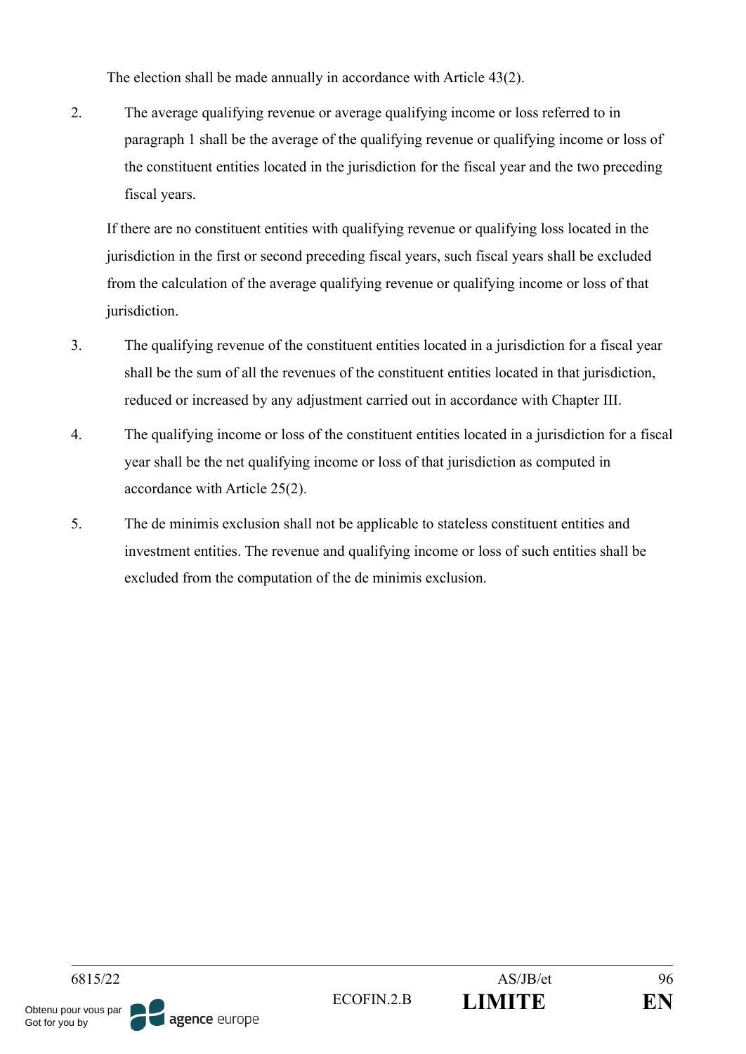The election shall be made annually in accordance with Article 43(2).

2. The average qualifying revenue or average qualifying income or loss referred to in paragraph 1 shall be the average of the qualifying revenue or qualifying income or loss of the constituent entities located in the jurisdiction for the fiscal year and the two preceding fiscal years.

   If there are no constituent entities with qualifying revenue or qualifying loss located in the jurisdiction in the first or second preceding fiscal years, such fiscal years shall be excluded from the calculation of the average qualifying revenue or qualifying income or loss of that jurisdiction.

3. The qualifying revenue of the constituent entities located in a jurisdiction for a fiscal year shall be the sum of all the revenues of the constituent entities located in that jurisdiction, reduced or increased by any adjustment carried out in accordance with Chapter III.

4. The qualifying income or loss of the constituent entities located in a jurisdiction for a fiscal year shall be the net qualifying income or loss of that jurisdiction as computed in accordance with Article 25(2).

5. The de minimis exclusion shall not be applicable to stateless constituent entities and investment entities. The revenue and qualifying income or loss of such entities shall be excluded from the computation of the de minimis exclusion.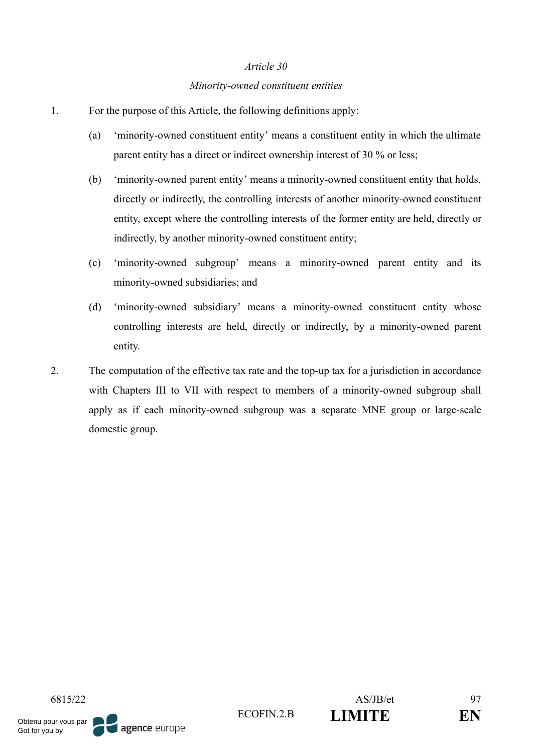*Article 30*

*Minority-owned constituent entities*

1. For the purpose of this Article, the following definitions apply:

   (a) 'minority-owned constituent entity' means a constituent entity in which the ultimate parent entity has a direct or indirect ownership interest of 30 % or less;

   (b) 'minority-owned parent entity' means a minority-owned constituent entity that holds, directly or indirectly, the controlling interests of another minority-owned constituent entity, except where the controlling interests of the former entity are held, directly or indirectly, by another minority-owned constituent entity;

   (c) 'minority-owned subgroup' means a minority-owned parent entity and its minority-owned subsidiaries; and

   (d) 'minority-owned subsidiary' means a minority-owned constituent entity whose controlling interests are held, directly or indirectly, by a minority-owned parent entity.

2. The computation of the effective tax rate and the top-up tax for a jurisdiction in accordance with Chapters III to VII with respect to members of a minority-owned subgroup shall apply as if each minority-owned subgroup was a separate MNE group or large-scale domestic group.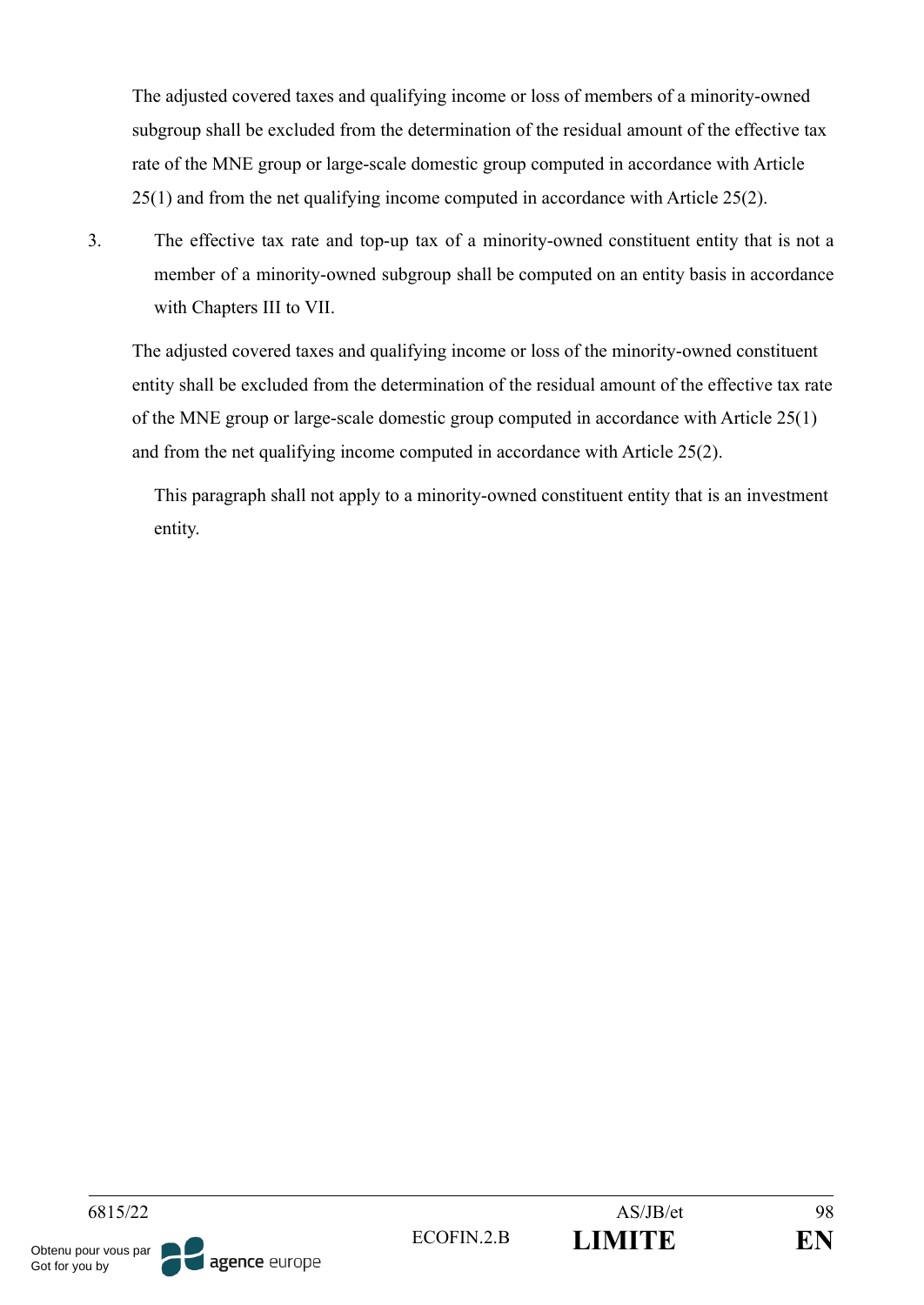The adjusted covered taxes and qualifying income or loss of members of a minority-owned subgroup shall be excluded from the determination of the residual amount of the effective tax rate of the MNE group or large-scale domestic group computed in accordance with Article 25(1) and from the net qualifying income computed in accordance with Article 25(2).

3. The effective tax rate and top-up tax of a minority-owned constituent entity that is not a member of a minority-owned subgroup shall be computed on an entity basis in accordance with Chapters III to VII.

The adjusted covered taxes and qualifying income or loss of the minority-owned constituent entity shall be excluded from the determination of the residual amount of the effective tax rate of the MNE group or large-scale domestic group computed in accordance with Article 25(1) and from the net qualifying income computed in accordance with Article 25(2).

This paragraph shall not apply to a minority-owned constituent entity that is an investment entity.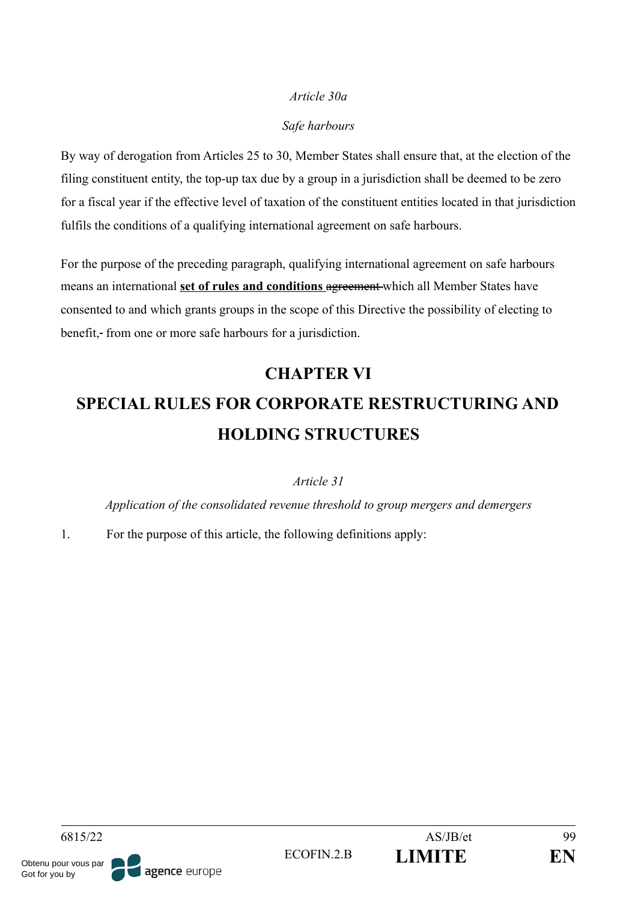*Article 30a*

*Safe harbours*

By way of derogation from Articles 25 to 30, Member States shall ensure that, at the election of the filing constituent entity, the top-up tax due by a group in a jurisdiction shall be deemed to be zero for a fiscal year if the effective level of taxation of the constituent entities located in that jurisdiction fulfils the conditions of a qualifying international agreement on safe harbours.

For the purpose of the preceding paragraph, qualifying international agreement on safe harbours means an international **set of rules and conditions** ~~agreement~~ which all Member States have consented to and which grants groups in the scope of this Directive the possibility of electing to benefit,- from one or more safe harbours for a jurisdiction.

# CHAPTER VI

# SPECIAL RULES FOR CORPORATE RESTRUCTURING AND HOLDING STRUCTURES

*Article 31*

*Application of the consolidated revenue threshold to group mergers and demergers*

1. For the purpose of this article, the following definitions apply: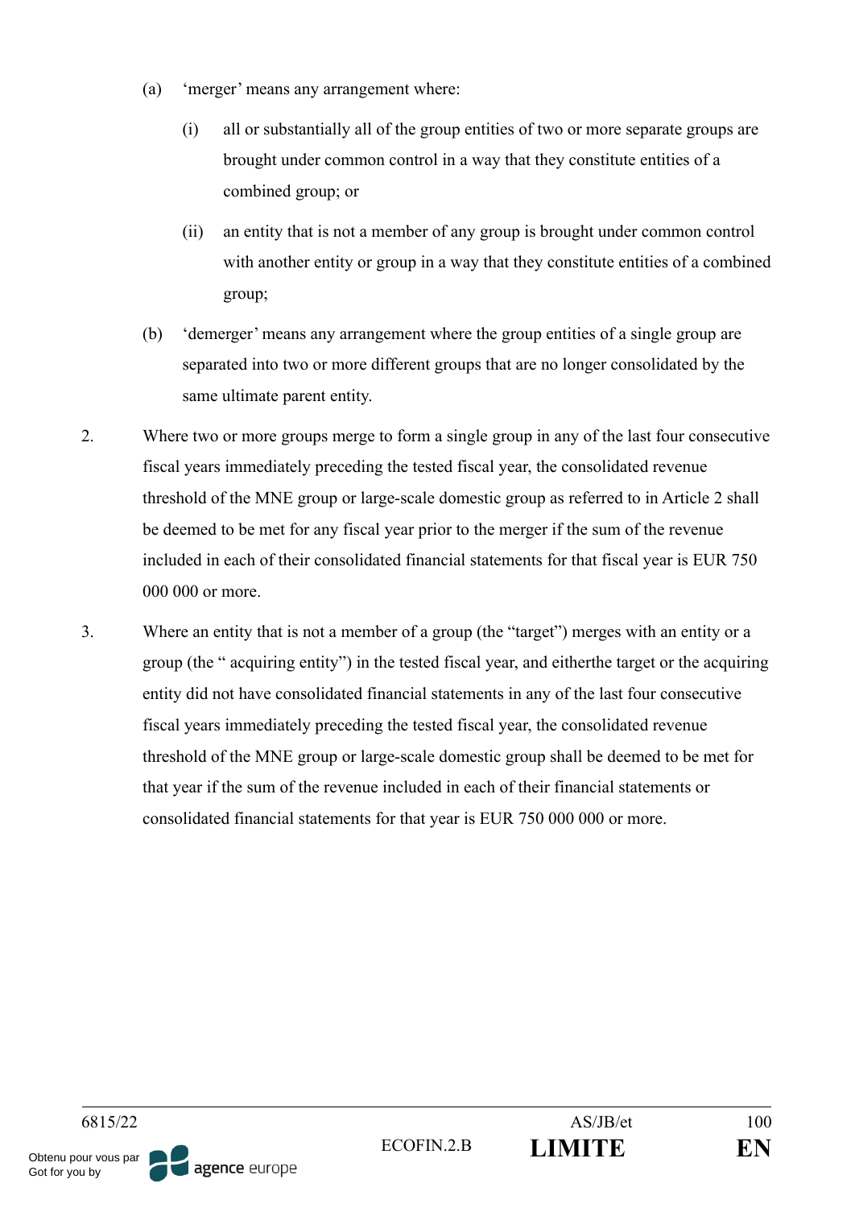(a) ‘merger’ means any arrangement where:

   (i) all or substantially all of the group entities of two or more separate groups are brought under common control in a way that they constitute entities of a combined group; or

   (ii) an entity that is not a member of any group is brought under common control with another entity or group in a way that they constitute entities of a combined group;

(b) ‘demerger’ means any arrangement where the group entities of a single group are separated into two or more different groups that are no longer consolidated by the same ultimate parent entity.

2. Where two or more groups merge to form a single group in any of the last four consecutive fiscal years immediately preceding the tested fiscal year, the consolidated revenue threshold of the MNE group or large-scale domestic group as referred to in Article 2 shall be deemed to be met for any fiscal year prior to the merger if the sum of the revenue included in each of their consolidated financial statements for that fiscal year is EUR 750 000 000 or more.

3. Where an entity that is not a member of a group (the “target”) merges with an entity or a group (the “ acquiring entity”) in the tested fiscal year, and eitherthe target or the acquiring entity did not have consolidated financial statements in any of the last four consecutive fiscal years immediately preceding the tested fiscal year, the consolidated revenue threshold of the MNE group or large-scale domestic group shall be deemed to be met for that year if the sum of the revenue included in each of their financial statements or consolidated financial statements for that year is EUR 750 000 000 or more.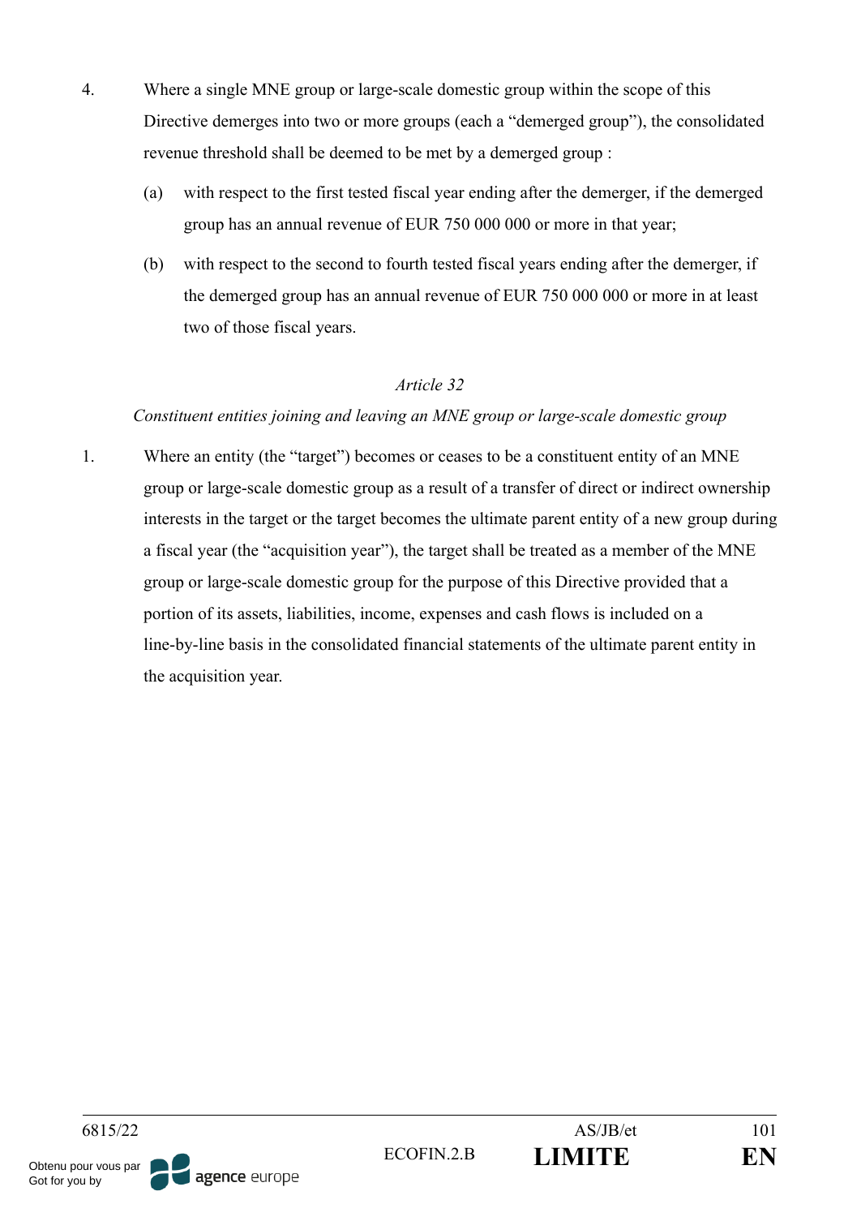4. Where a single MNE group or large-scale domestic group within the scope of this Directive demerges into two or more groups (each a "demerged group"), the consolidated revenue threshold shall be deemed to be met by a demerged group :

   (a) with respect to the first tested fiscal year ending after the demerger, if the demerged group has an annual revenue of EUR 750 000 000 or more in that year;

   (b) with respect to the second to fourth tested fiscal years ending after the demerger, if the demerged group has an annual revenue of EUR 750 000 000 or more in at least two of those fiscal years.

*Article 32*

*Constituent entities joining and leaving an MNE group or large-scale domestic group*

1. Where an entity (the "target") becomes or ceases to be a constituent entity of an MNE group or large-scale domestic group as a result of a transfer of direct or indirect ownership interests in the target or the target becomes the ultimate parent entity of a new group during a fiscal year (the "acquisition year"), the target shall be treated as a member of the MNE group or large-scale domestic group for the purpose of this Directive provided that a portion of its assets, liabilities, income, expenses and cash flows is included on a line-by-line basis in the consolidated financial statements of the ultimate parent entity in the acquisition year.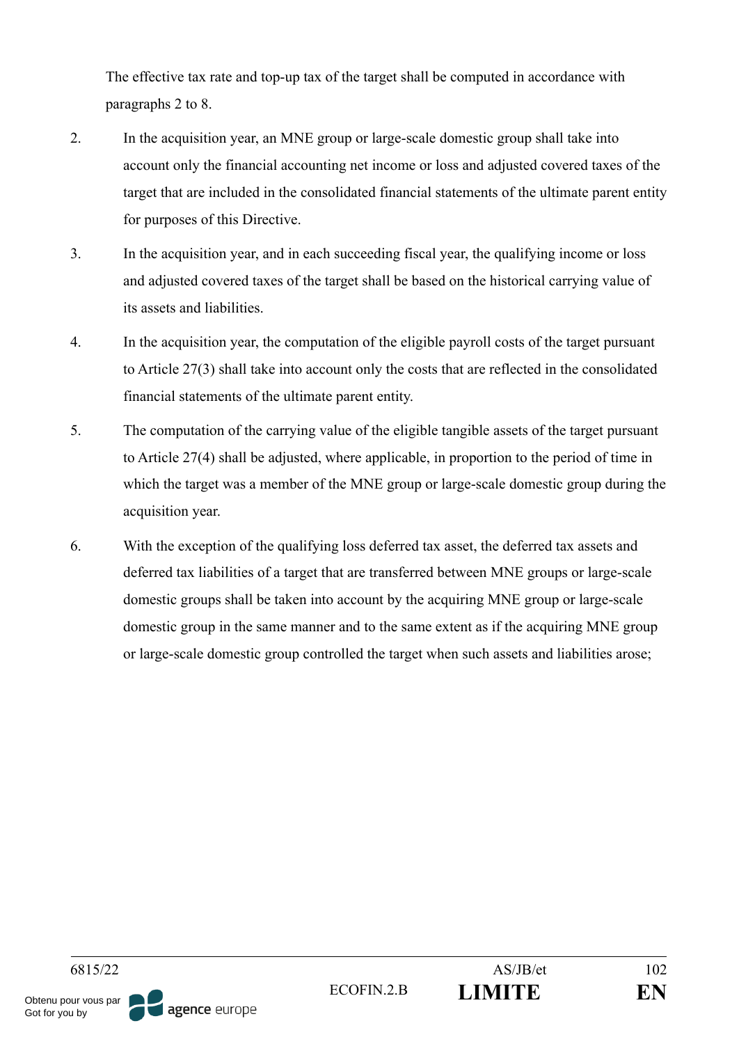The effective tax rate and top-up tax of the target shall be computed in accordance with paragraphs 2 to 8.

2. In the acquisition year, an MNE group or large-scale domestic group shall take into account only the financial accounting net income or loss and adjusted covered taxes of the target that are included in the consolidated financial statements of the ultimate parent entity for purposes of this Directive.

3. In the acquisition year, and in each succeeding fiscal year, the qualifying income or loss and adjusted covered taxes of the target shall be based on the historical carrying value of its assets and liabilities.

4. In the acquisition year, the computation of the eligible payroll costs of the target pursuant to Article 27(3) shall take into account only the costs that are reflected in the consolidated financial statements of the ultimate parent entity.

5. The computation of the carrying value of the eligible tangible assets of the target pursuant to Article 27(4) shall be adjusted, where applicable, in proportion to the period of time in which the target was a member of the MNE group or large-scale domestic group during the acquisition year.

6. With the exception of the qualifying loss deferred tax asset, the deferred tax assets and deferred tax liabilities of a target that are transferred between MNE groups or large-scale domestic groups shall be taken into account by the acquiring MNE group or large-scale domestic group in the same manner and to the same extent as if the acquiring MNE group or large-scale domestic group controlled the target when such assets and liabilities arose;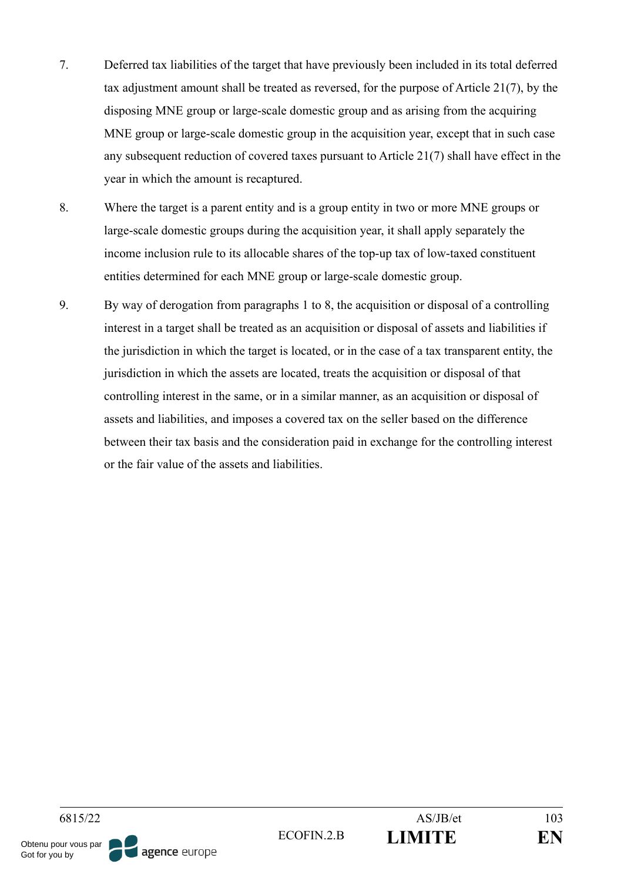7. Deferred tax liabilities of the target that have previously been included in its total deferred tax adjustment amount shall be treated as reversed, for the purpose of Article 21(7), by the disposing MNE group or large-scale domestic group and as arising from the acquiring MNE group or large-scale domestic group in the acquisition year, except that in such case any subsequent reduction of covered taxes pursuant to Article 21(7) shall have effect in the year in which the amount is recaptured.

8. Where the target is a parent entity and is a group entity in two or more MNE groups or large-scale domestic groups during the acquisition year, it shall apply separately the income inclusion rule to its allocable shares of the top-up tax of low-taxed constituent entities determined for each MNE group or large-scale domestic group.

9. By way of derogation from paragraphs 1 to 8, the acquisition or disposal of a controlling interest in a target shall be treated as an acquisition or disposal of assets and liabilities if the jurisdiction in which the target is located, or in the case of a tax transparent entity, the jurisdiction in which the assets are located, treats the acquisition or disposal of that controlling interest in the same, or in a similar manner, as an acquisition or disposal of assets and liabilities, and imposes a covered tax on the seller based on the difference between their tax basis and the consideration paid in exchange for the controlling interest or the fair value of the assets and liabilities.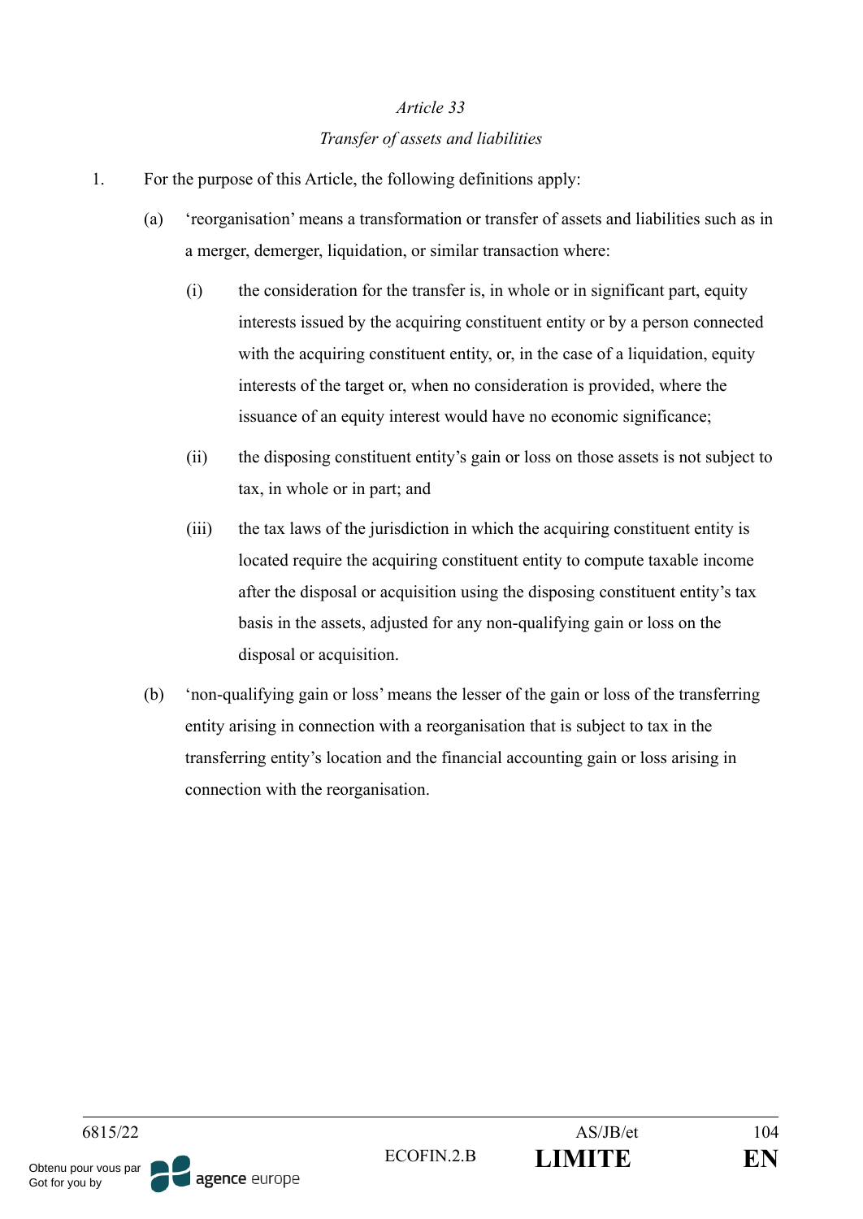*Article 33*

*Transfer of assets and liabilities*

1. For the purpose of this Article, the following definitions apply:

   (a) 'reorganisation' means a transformation or transfer of assets and liabilities such as in a merger, demerger, liquidation, or similar transaction where:

      (i) the consideration for the transfer is, in whole or in significant part, equity interests issued by the acquiring constituent entity or by a person connected with the acquiring constituent entity, or, in the case of a liquidation, equity interests of the target or, when no consideration is provided, where the issuance of an equity interest would have no economic significance;

      (ii) the disposing constituent entity's gain or loss on those assets is not subject to tax, in whole or in part; and

      (iii) the tax laws of the jurisdiction in which the acquiring constituent entity is located require the acquiring constituent entity to compute taxable income after the disposal or acquisition using the disposing constituent entity's tax basis in the assets, adjusted for any non-qualifying gain or loss on the disposal or acquisition.

   (b) 'non-qualifying gain or loss' means the lesser of the gain or loss of the transferring entity arising in connection with a reorganisation that is subject to tax in the transferring entity's location and the financial accounting gain or loss arising in connection with the reorganisation.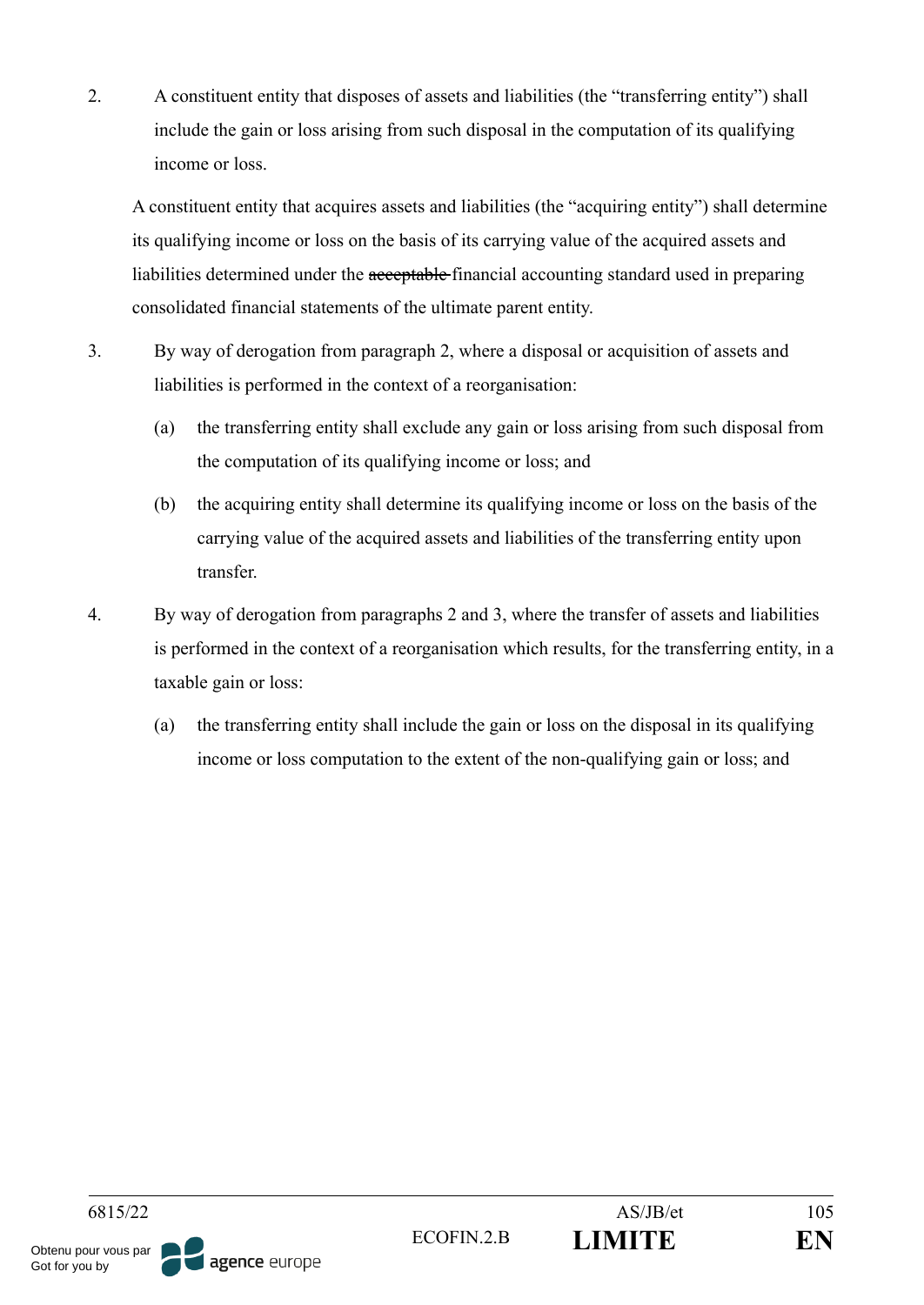2. A constituent entity that disposes of assets and liabilities (the "transferring entity") shall include the gain or loss arising from such disposal in the computation of its qualifying income or loss.

A constituent entity that acquires assets and liabilities (the "acquiring entity") shall determine its qualifying income or loss on the basis of its carrying value of the acquired assets and liabilities determined under the ~~acceptable~~ financial accounting standard used in preparing consolidated financial statements of the ultimate parent entity.

3. By way of derogation from paragraph 2, where a disposal or acquisition of assets and liabilities is performed in the context of a reorganisation:

   (a) the transferring entity shall exclude any gain or loss arising from such disposal from the computation of its qualifying income or loss; and

   (b) the acquiring entity shall determine its qualifying income or loss on the basis of the carrying value of the acquired assets and liabilities of the transferring entity upon transfer.

4. By way of derogation from paragraphs 2 and 3, where the transfer of assets and liabilities is performed in the context of a reorganisation which results, for the transferring entity, in a taxable gain or loss:

   (a) the transferring entity shall include the gain or loss on the disposal in its qualifying income or loss computation to the extent of the non-qualifying gain or loss; and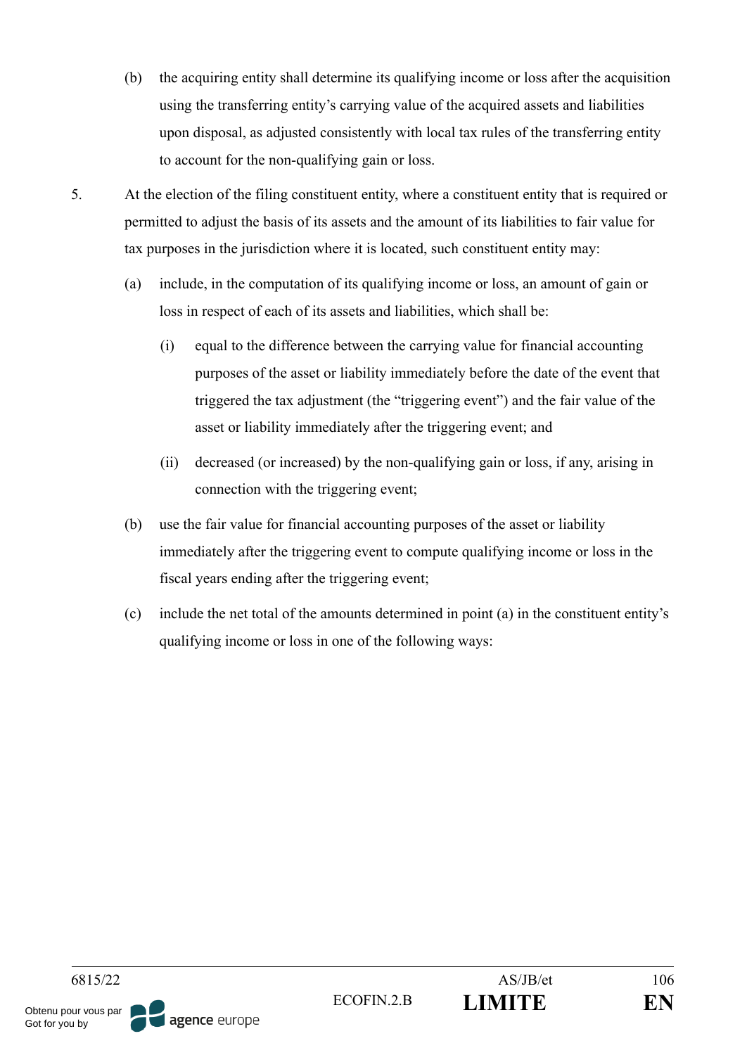(b) the acquiring entity shall determine its qualifying income or loss after the acquisition using the transferring entity's carrying value of the acquired assets and liabilities upon disposal, as adjusted consistently with local tax rules of the transferring entity to account for the non-qualifying gain or loss.

5. At the election of the filing constituent entity, where a constituent entity that is required or permitted to adjust the basis of its assets and the amount of its liabilities to fair value for tax purposes in the jurisdiction where it is located, such constituent entity may:

   (a) include, in the computation of its qualifying income or loss, an amount of gain or loss in respect of each of its assets and liabilities, which shall be:

      (i) equal to the difference between the carrying value for financial accounting purposes of the asset or liability immediately before the date of the event that triggered the tax adjustment (the "triggering event") and the fair value of the asset or liability immediately after the triggering event; and

      (ii) decreased (or increased) by the non-qualifying gain or loss, if any, arising in connection with the triggering event;

   (b) use the fair value for financial accounting purposes of the asset or liability immediately after the triggering event to compute qualifying income or loss in the fiscal years ending after the triggering event;

   (c) include the net total of the amounts determined in point (a) in the constituent entity's qualifying income or loss in one of the following ways: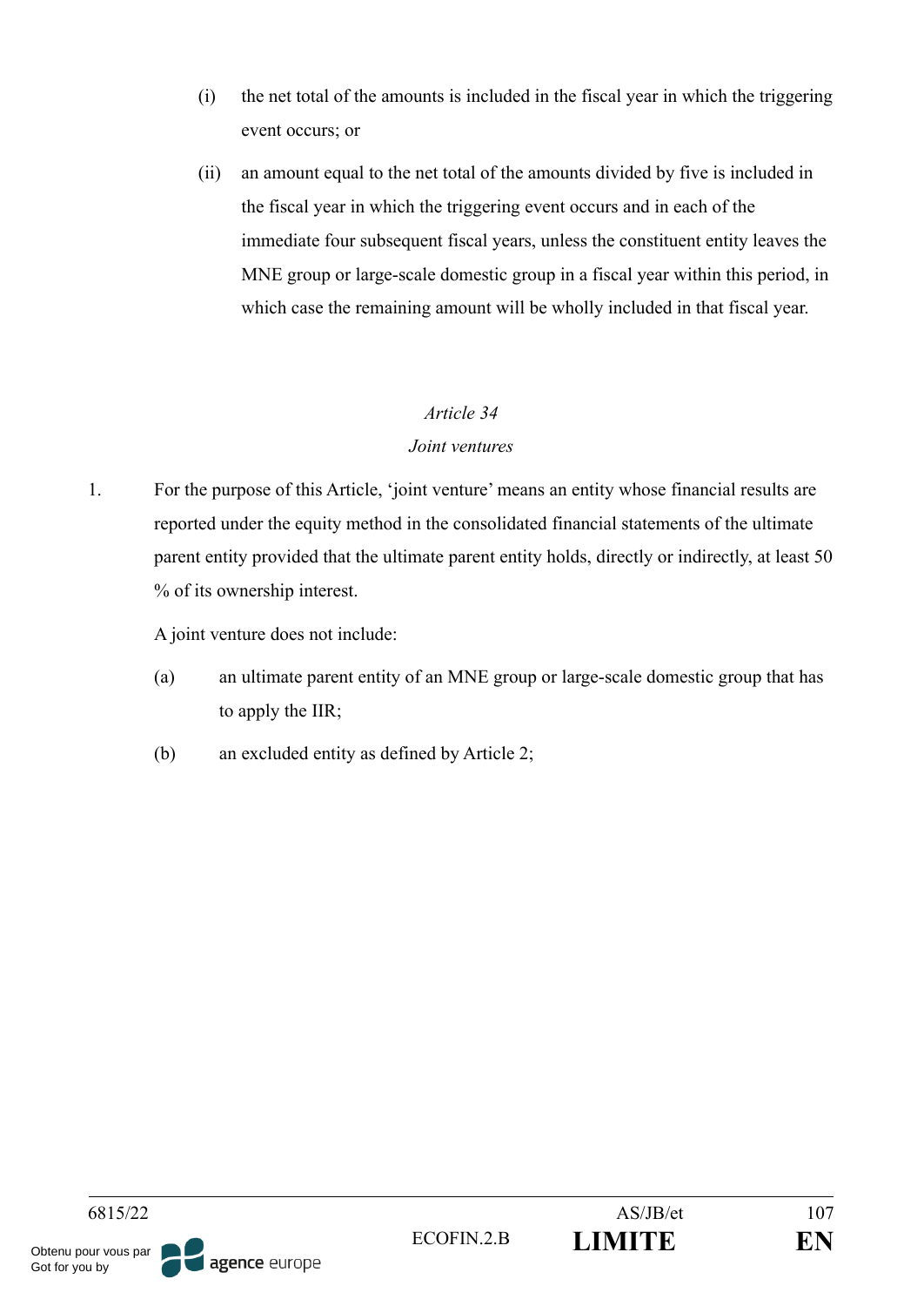(i) the net total of the amounts is included in the fiscal year in which the triggering event occurs; or

(ii) an amount equal to the net total of the amounts divided by five is included in the fiscal year in which the triggering event occurs and in each of the immediate four subsequent fiscal years, unless the constituent entity leaves the MNE group or large-scale domestic group in a fiscal year within this period, in which case the remaining amount will be wholly included in that fiscal year.

*Article 34*

*Joint ventures*

1. For the purpose of this Article, 'joint venture' means an entity whose financial results are reported under the equity method in the consolidated financial statements of the ultimate parent entity provided that the ultimate parent entity holds, directly or indirectly, at least 50 % of its ownership interest.

A joint venture does not include:

(a) an ultimate parent entity of an MNE group or large-scale domestic group that has to apply the IIR;

(b) an excluded entity as defined by Article 2;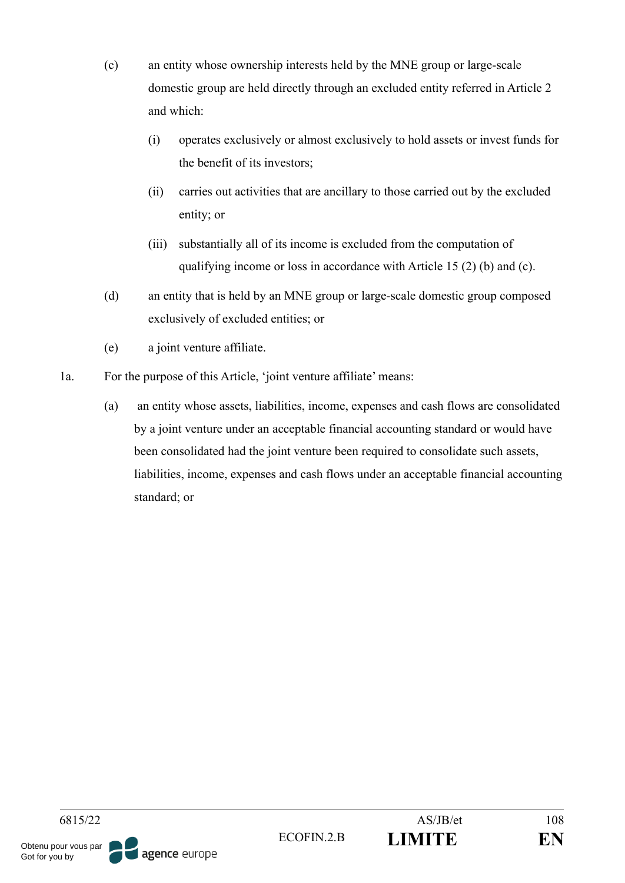(c) an entity whose ownership interests held by the MNE group or large-scale domestic group are held directly through an excluded entity referred in Article 2 and which:

 (i) operates exclusively or almost exclusively to hold assets or invest funds for the benefit of its investors;

 (ii) carries out activities that are ancillary to those carried out by the excluded entity; or

 (iii) substantially all of its income is excluded from the computation of qualifying income or loss in accordance with Article 15 (2) (b) and (c).

(d) an entity that is held by an MNE group or large-scale domestic group composed exclusively of excluded entities; or

(e) a joint venture affiliate.

1a. For the purpose of this Article, 'joint venture affiliate' means:

 (a) an entity whose assets, liabilities, income, expenses and cash flows are consolidated by a joint venture under an acceptable financial accounting standard or would have been consolidated had the joint venture been required to consolidate such assets, liabilities, income, expenses and cash flows under an acceptable financial accounting standard; or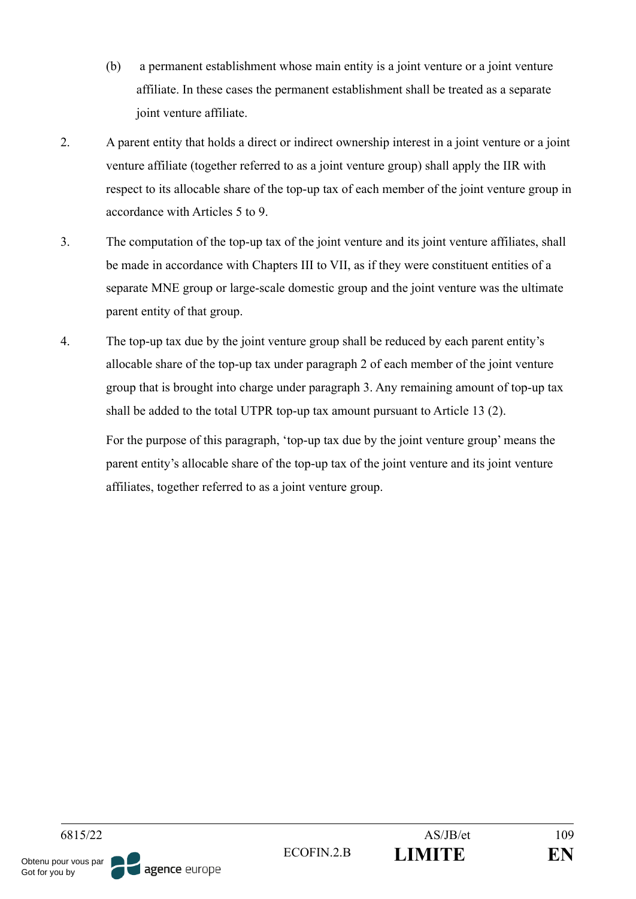(b) a permanent establishment whose main entity is a joint venture or a joint venture affiliate. In these cases the permanent establishment shall be treated as a separate joint venture affiliate.

2. A parent entity that holds a direct or indirect ownership interest in a joint venture or a joint venture affiliate (together referred to as a joint venture group) shall apply the IIR with respect to its allocable share of the top-up tax of each member of the joint venture group in accordance with Articles 5 to 9.

3. The computation of the top-up tax of the joint venture and its joint venture affiliates, shall be made in accordance with Chapters III to VII, as if they were constituent entities of a separate MNE group or large-scale domestic group and the joint venture was the ultimate parent entity of that group.

4. The top-up tax due by the joint venture group shall be reduced by each parent entity's allocable share of the top-up tax under paragraph 2 of each member of the joint venture group that is brought into charge under paragraph 3. Any remaining amount of top-up tax shall be added to the total UTPR top-up tax amount pursuant to Article 13 (2).

For the purpose of this paragraph, 'top-up tax due by the joint venture group' means the parent entity's allocable share of the top-up tax of the joint venture and its joint venture affiliates, together referred to as a joint venture group.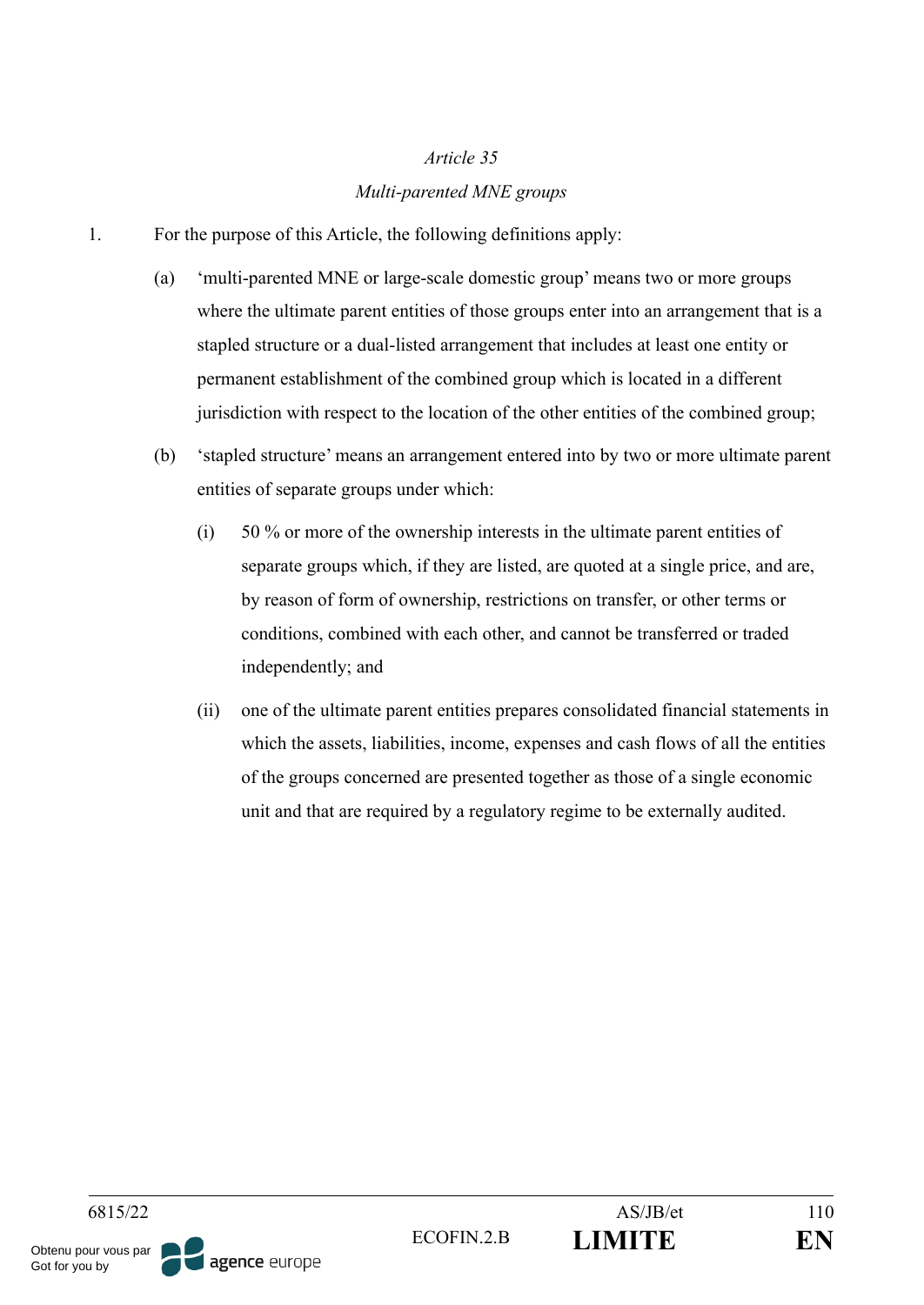*Article 35*

*Multi-parented MNE groups*

1. For the purpose of this Article, the following definitions apply:

   (a) 'multi-parented MNE or large-scale domestic group' means two or more groups where the ultimate parent entities of those groups enter into an arrangement that is a stapled structure or a dual-listed arrangement that includes at least one entity or permanent establishment of the combined group which is located in a different jurisdiction with respect to the location of the other entities of the combined group;

   (b) 'stapled structure' means an arrangement entered into by two or more ultimate parent entities of separate groups under which:

      (i) 50 % or more of the ownership interests in the ultimate parent entities of separate groups which, if they are listed, are quoted at a single price, and are, by reason of form of ownership, restrictions on transfer, or other terms or conditions, combined with each other, and cannot be transferred or traded independently; and

      (ii) one of the ultimate parent entities prepares consolidated financial statements in which the assets, liabilities, income, expenses and cash flows of all the entities of the groups concerned are presented together as those of a single economic unit and that are required by a regulatory regime to be externally audited.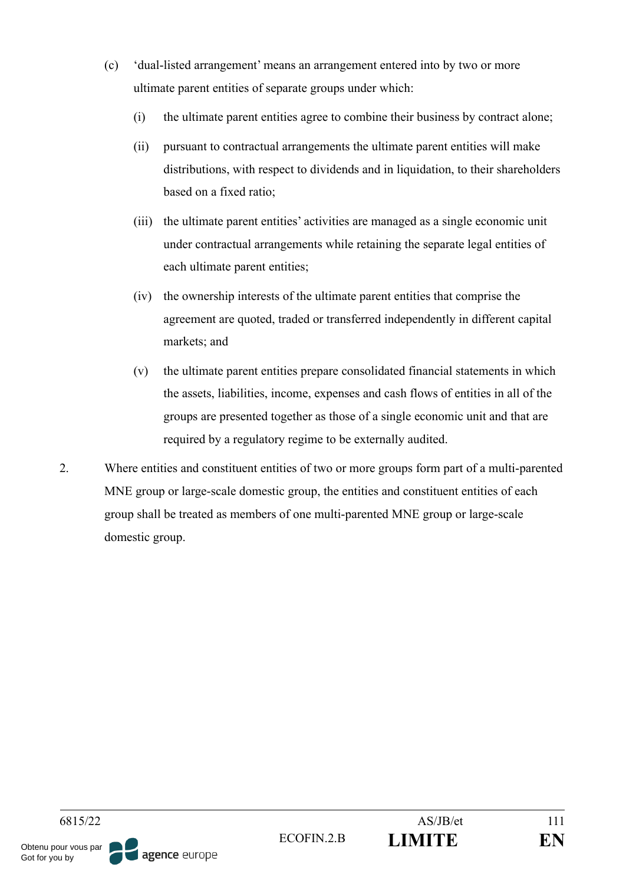(c) 'dual-listed arrangement' means an arrangement entered into by two or more ultimate parent entities of separate groups under which:

(i) the ultimate parent entities agree to combine their business by contract alone;

(ii) pursuant to contractual arrangements the ultimate parent entities will make distributions, with respect to dividends and in liquidation, to their shareholders based on a fixed ratio;

(iii) the ultimate parent entities' activities are managed as a single economic unit under contractual arrangements while retaining the separate legal entities of each ultimate parent entities;

(iv) the ownership interests of the ultimate parent entities that comprise the agreement are quoted, traded or transferred independently in different capital markets; and

(v) the ultimate parent entities prepare consolidated financial statements in which the assets, liabilities, income, expenses and cash flows of entities in all of the groups are presented together as those of a single economic unit and that are required by a regulatory regime to be externally audited.

2. Where entities and constituent entities of two or more groups form part of a multi-parented MNE group or large-scale domestic group, the entities and constituent entities of each group shall be treated as members of one multi-parented MNE group or large-scale domestic group.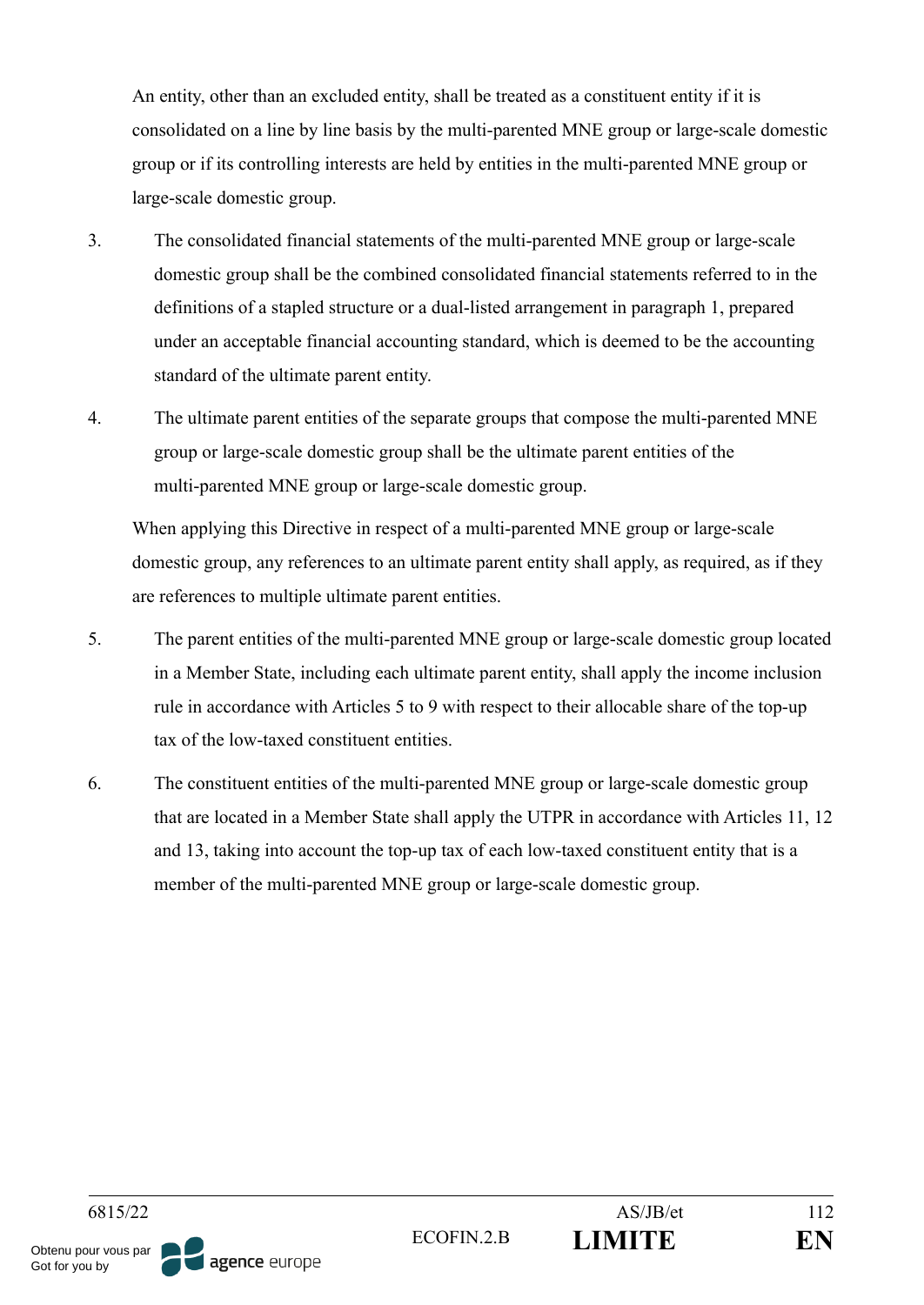An entity, other than an excluded entity, shall be treated as a constituent entity if it is consolidated on a line by line basis by the multi-parented MNE group or large-scale domestic group or if its controlling interests are held by entities in the multi-parented MNE group or large-scale domestic group.

3. The consolidated financial statements of the multi-parented MNE group or large-scale domestic group shall be the combined consolidated financial statements referred to in the definitions of a stapled structure or a dual-listed arrangement in paragraph 1, prepared under an acceptable financial accounting standard, which is deemed to be the accounting standard of the ultimate parent entity.

4. The ultimate parent entities of the separate groups that compose the multi-parented MNE group or large-scale domestic group shall be the ultimate parent entities of the multi-parented MNE group or large-scale domestic group.

   When applying this Directive in respect of a multi-parented MNE group or large-scale domestic group, any references to an ultimate parent entity shall apply, as required, as if they are references to multiple ultimate parent entities.

5. The parent entities of the multi-parented MNE group or large-scale domestic group located in a Member State, including each ultimate parent entity, shall apply the income inclusion rule in accordance with Articles 5 to 9 with respect to their allocable share of the top-up tax of the low-taxed constituent entities.

6. The constituent entities of the multi-parented MNE group or large-scale domestic group that are located in a Member State shall apply the UTPR in accordance with Articles 11, 12 and 13, taking into account the top-up tax of each low-taxed constituent entity that is a member of the multi-parented MNE group or large-scale domestic group.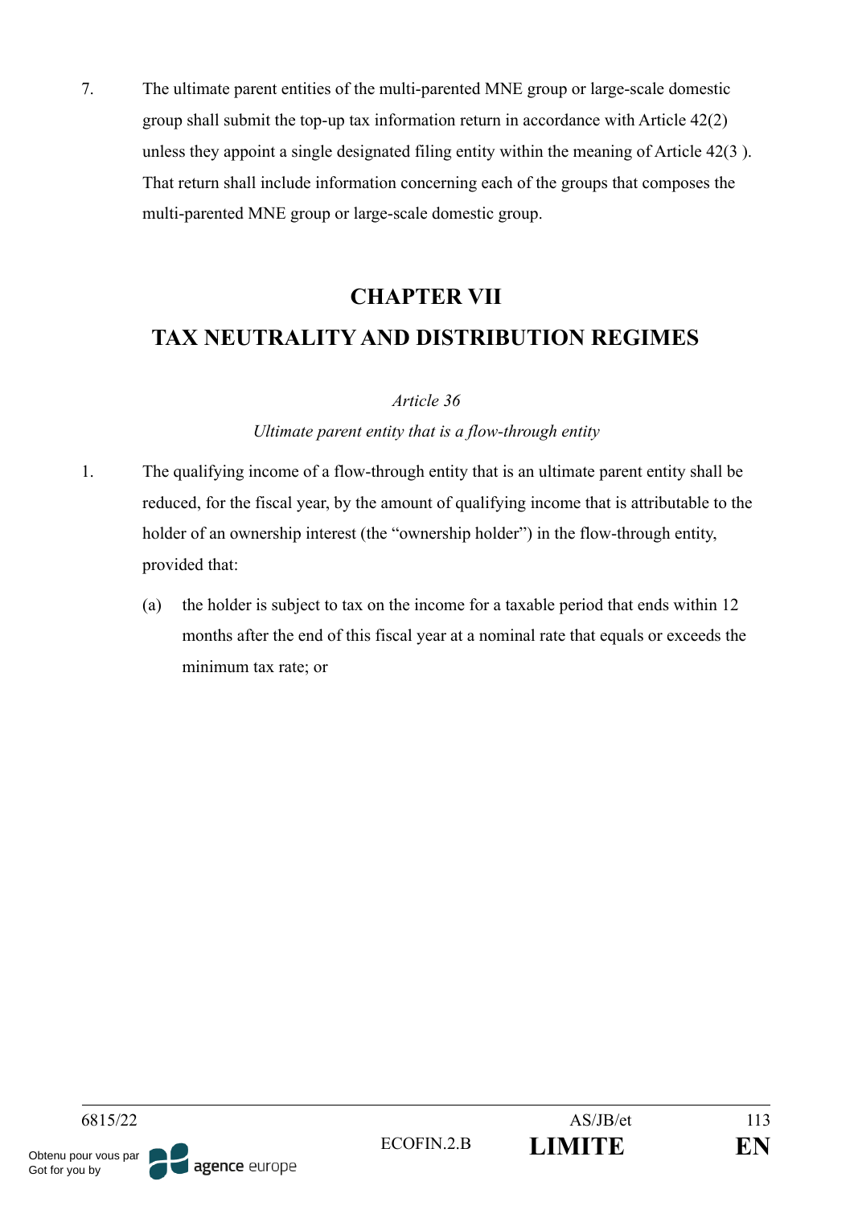7. The ultimate parent entities of the multi-parented MNE group or large-scale domestic group shall submit the top-up tax information return in accordance with Article 42(2) unless they appoint a single designated filing entity within the meaning of Article 42(3 ). That return shall include information concerning each of the groups that composes the multi-parented MNE group or large-scale domestic group.

## CHAPTER VII

## TAX NEUTRALITY AND DISTRIBUTION REGIMES

*Article 36*

*Ultimate parent entity that is a flow-through entity*

1. The qualifying income of a flow-through entity that is an ultimate parent entity shall be reduced, for the fiscal year, by the amount of qualifying income that is attributable to the holder of an ownership interest (the "ownership holder") in the flow-through entity, provided that:

   (a) the holder is subject to tax on the income for a taxable period that ends within 12 months after the end of this fiscal year at a nominal rate that equals or exceeds the minimum tax rate; or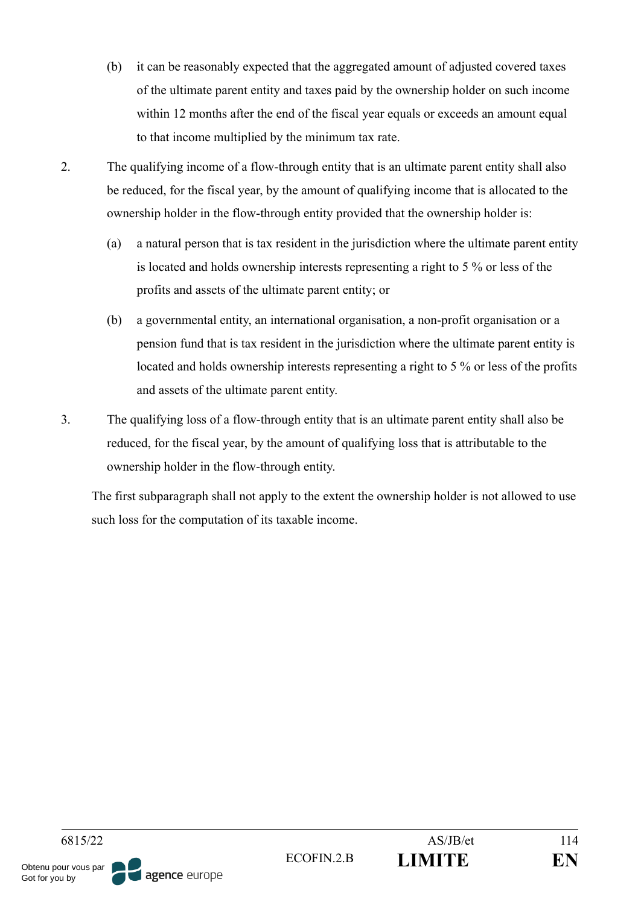(b) it can be reasonably expected that the aggregated amount of adjusted covered taxes of the ultimate parent entity and taxes paid by the ownership holder on such income within 12 months after the end of the fiscal year equals or exceeds an amount equal to that income multiplied by the minimum tax rate.

2. The qualifying income of a flow-through entity that is an ultimate parent entity shall also be reduced, for the fiscal year, by the amount of qualifying income that is allocated to the ownership holder in the flow-through entity provided that the ownership holder is:

(a) a natural person that is tax resident in the jurisdiction where the ultimate parent entity is located and holds ownership interests representing a right to 5 % or less of the profits and assets of the ultimate parent entity; or

(b) a governmental entity, an international organisation, a non-profit organisation or a pension fund that is tax resident in the jurisdiction where the ultimate parent entity is located and holds ownership interests representing a right to 5 % or less of the profits and assets of the ultimate parent entity.

3. The qualifying loss of a flow-through entity that is an ultimate parent entity shall also be reduced, for the fiscal year, by the amount of qualifying loss that is attributable to the ownership holder in the flow-through entity.

The first subparagraph shall not apply to the extent the ownership holder is not allowed to use such loss for the computation of its taxable income.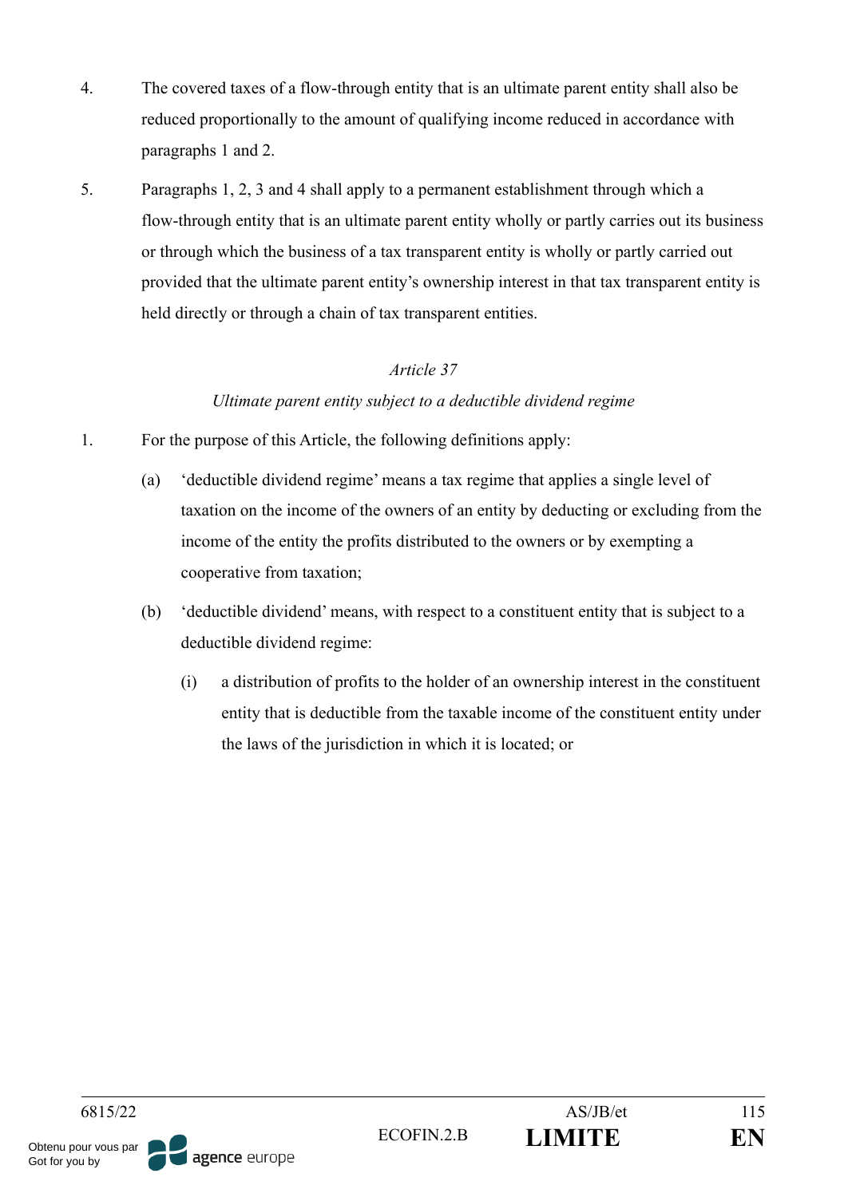4. The covered taxes of a flow-through entity that is an ultimate parent entity shall also be reduced proportionally to the amount of qualifying income reduced in accordance with paragraphs 1 and 2.

5. Paragraphs 1, 2, 3 and 4 shall apply to a permanent establishment through which a flow-through entity that is an ultimate parent entity wholly or partly carries out its business or through which the business of a tax transparent entity is wholly or partly carried out provided that the ultimate parent entity's ownership interest in that tax transparent entity is held directly or through a chain of tax transparent entities.

*Article 37*

*Ultimate parent entity subject to a deductible dividend regime*

1. For the purpose of this Article, the following definitions apply:

   (a) 'deductible dividend regime' means a tax regime that applies a single level of taxation on the income of the owners of an entity by deducting or excluding from the income of the entity the profits distributed to the owners or by exempting a cooperative from taxation;

   (b) 'deductible dividend' means, with respect to a constituent entity that is subject to a deductible dividend regime:

      (i) a distribution of profits to the holder of an ownership interest in the constituent entity that is deductible from the taxable income of the constituent entity under the laws of the jurisdiction in which it is located; or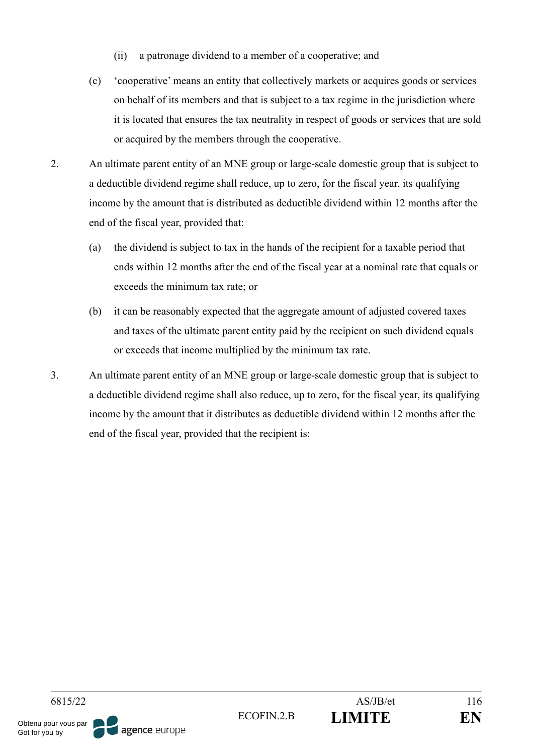(ii) a patronage dividend to a member of a cooperative; and

(c) 'cooperative' means an entity that collectively markets or acquires goods or services on behalf of its members and that is subject to a tax regime in the jurisdiction where it is located that ensures the tax neutrality in respect of goods or services that are sold or acquired by the members through the cooperative.

2. An ultimate parent entity of an MNE group or large-scale domestic group that is subject to a deductible dividend regime shall reduce, up to zero, for the fiscal year, its qualifying income by the amount that is distributed as deductible dividend within 12 months after the end of the fiscal year, provided that:

   (a) the dividend is subject to tax in the hands of the recipient for a taxable period that ends within 12 months after the end of the fiscal year at a nominal rate that equals or exceeds the minimum tax rate; or

   (b) it can be reasonably expected that the aggregate amount of adjusted covered taxes and taxes of the ultimate parent entity paid by the recipient on such dividend equals or exceeds that income multiplied by the minimum tax rate.

3. An ultimate parent entity of an MNE group or large-scale domestic group that is subject to a deductible dividend regime shall also reduce, up to zero, for the fiscal year, its qualifying income by the amount that it distributes as deductible dividend within 12 months after the end of the fiscal year, provided that the recipient is: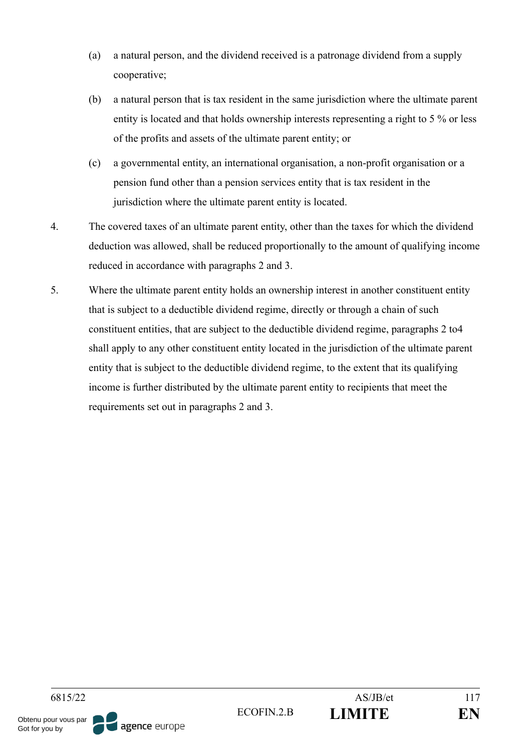(a) a natural person, and the dividend received is a patronage dividend from a supply cooperative;

(b) a natural person that is tax resident in the same jurisdiction where the ultimate parent entity is located and that holds ownership interests representing a right to 5 % or less of the profits and assets of the ultimate parent entity; or

(c) a governmental entity, an international organisation, a non-profit organisation or a pension fund other than a pension services entity that is tax resident in the jurisdiction where the ultimate parent entity is located.

4. The covered taxes of an ultimate parent entity, other than the taxes for which the dividend deduction was allowed, shall be reduced proportionally to the amount of qualifying income reduced in accordance with paragraphs 2 and 3.

5. Where the ultimate parent entity holds an ownership interest in another constituent entity that is subject to a deductible dividend regime, directly or through a chain of such constituent entities, that are subject to the deductible dividend regime, paragraphs 2 to4 shall apply to any other constituent entity located in the jurisdiction of the ultimate parent entity that is subject to the deductible dividend regime, to the extent that its qualifying income is further distributed by the ultimate parent entity to recipients that meet the requirements set out in paragraphs 2 and 3.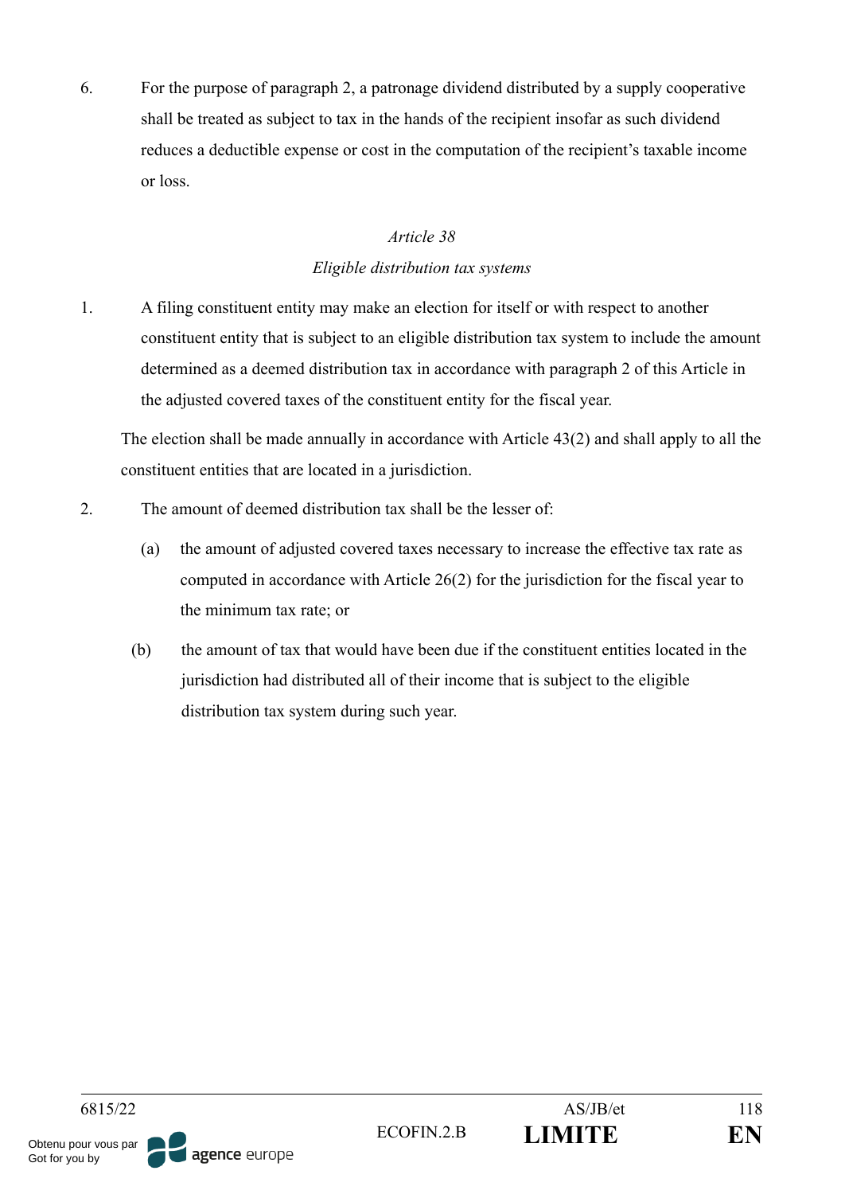6. For the purpose of paragraph 2, a patronage dividend distributed by a supply cooperative shall be treated as subject to tax in the hands of the recipient insofar as such dividend reduces a deductible expense or cost in the computation of the recipient's taxable income or loss.

*Article 38*

*Eligible distribution tax systems*

1. A filing constituent entity may make an election for itself or with respect to another constituent entity that is subject to an eligible distribution tax system to include the amount determined as a deemed distribution tax in accordance with paragraph 2 of this Article in the adjusted covered taxes of the constituent entity for the fiscal year.

   The election shall be made annually in accordance with Article 43(2) and shall apply to all the constituent entities that are located in a jurisdiction.

2. The amount of deemed distribution tax shall be the lesser of:

   (a) the amount of adjusted covered taxes necessary to increase the effective tax rate as computed in accordance with Article 26(2) for the jurisdiction for the fiscal year to the minimum tax rate; or

   (b) the amount of tax that would have been due if the constituent entities located in the jurisdiction had distributed all of their income that is subject to the eligible distribution tax system during such year.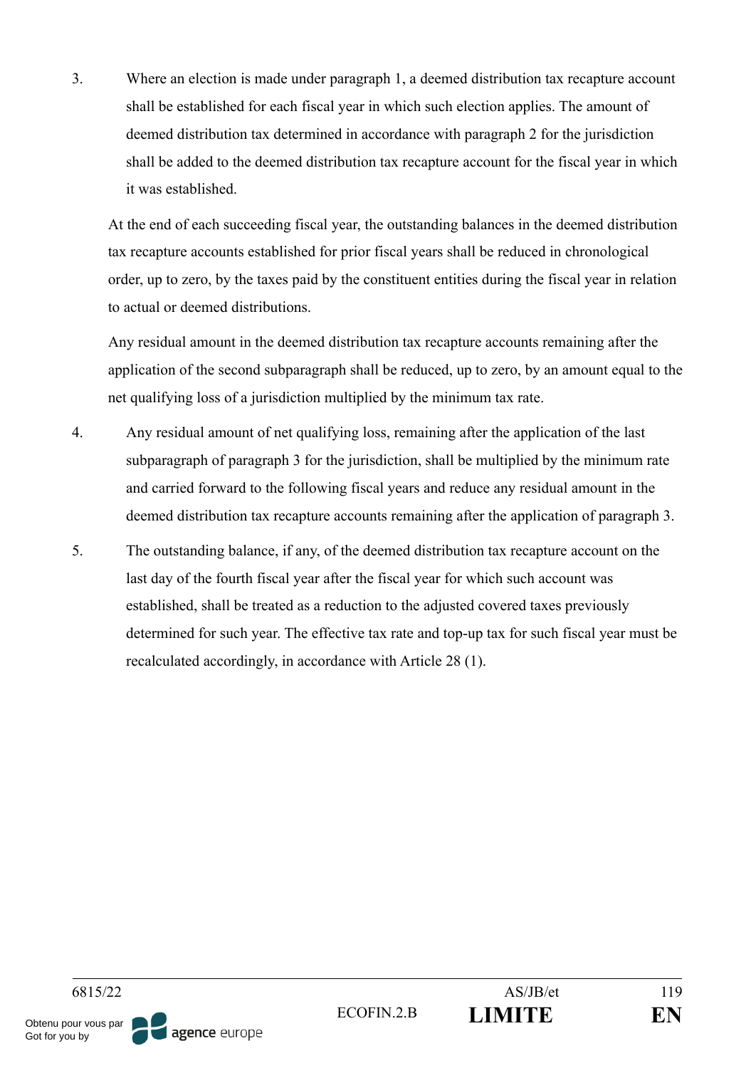3. Where an election is made under paragraph 1, a deemed distribution tax recapture account shall be established for each fiscal year in which such election applies. The amount of deemed distribution tax determined in accordance with paragraph 2 for the jurisdiction shall be added to the deemed distribution tax recapture account for the fiscal year in which it was established.

   At the end of each succeeding fiscal year, the outstanding balances in the deemed distribution tax recapture accounts established for prior fiscal years shall be reduced in chronological order, up to zero, by the taxes paid by the constituent entities during the fiscal year in relation to actual or deemed distributions.

   Any residual amount in the deemed distribution tax recapture accounts remaining after the application of the second subparagraph shall be reduced, up to zero, by an amount equal to the net qualifying loss of a jurisdiction multiplied by the minimum tax rate.

4. Any residual amount of net qualifying loss, remaining after the application of the last subparagraph of paragraph 3 for the jurisdiction, shall be multiplied by the minimum rate and carried forward to the following fiscal years and reduce any residual amount in the deemed distribution tax recapture accounts remaining after the application of paragraph 3.

5. The outstanding balance, if any, of the deemed distribution tax recapture account on the last day of the fourth fiscal year after the fiscal year for which such account was established, shall be treated as a reduction to the adjusted covered taxes previously determined for such year. The effective tax rate and top-up tax for such fiscal year must be recalculated accordingly, in accordance with Article 28 (1).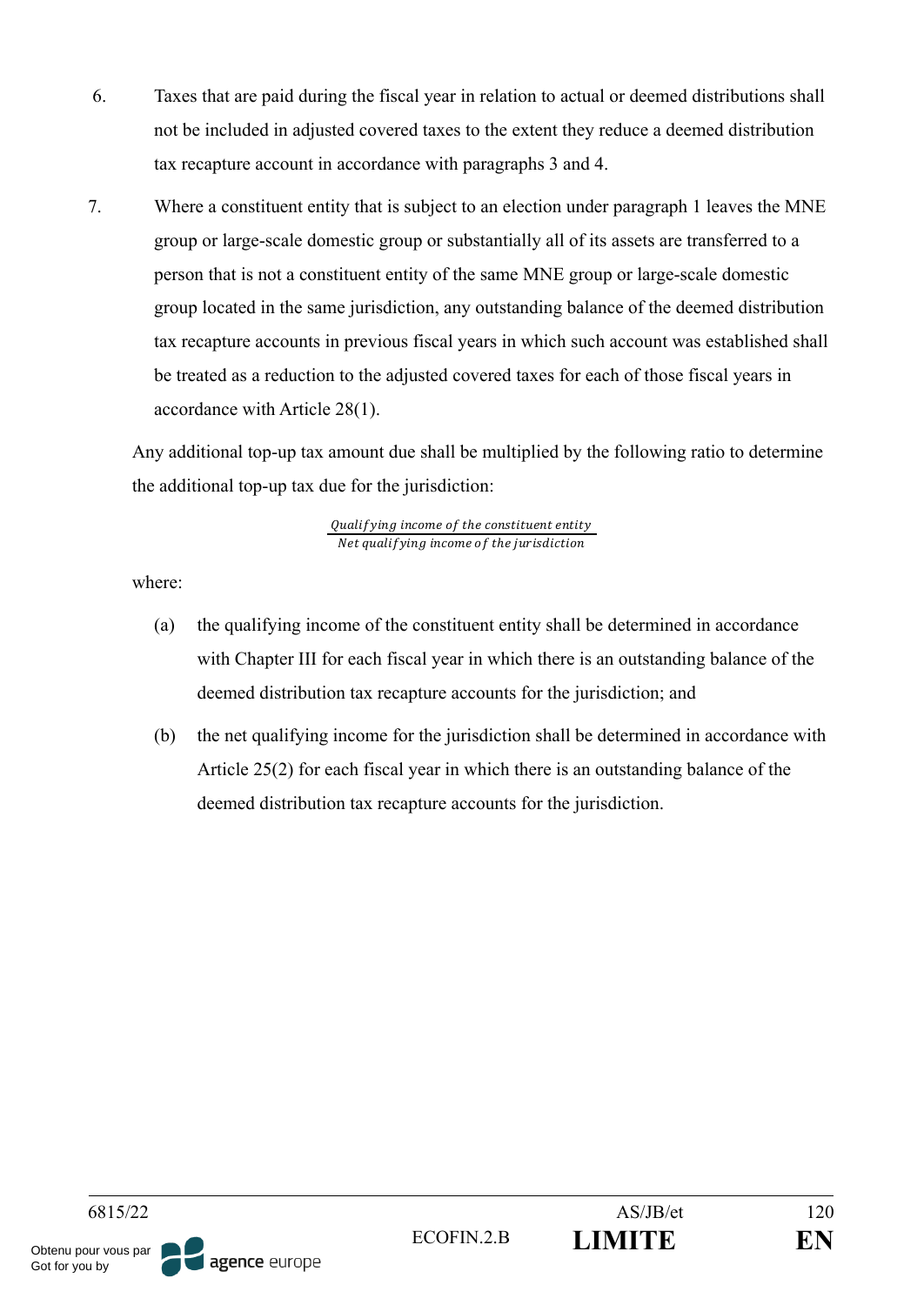6. Taxes that are paid during the fiscal year in relation to actual or deemed distributions shall not be included in adjusted covered taxes to the extent they reduce a deemed distribution tax recapture account in accordance with paragraphs 3 and 4.

7. Where a constituent entity that is subject to an election under paragraph 1 leaves the MNE group or large-scale domestic group or substantially all of its assets are transferred to a person that is not a constituent entity of the same MNE group or large-scale domestic group located in the same jurisdiction, any outstanding balance of the deemed distribution tax recapture accounts in previous fiscal years in which such account was established shall be treated as a reduction to the adjusted covered taxes for each of those fiscal years in accordance with Article 28(1).

   Any additional top-up tax amount due shall be multiplied by the following ratio to determine the additional top-up tax due for the jurisdiction:

$$\frac{\textit{Qualifying income of the constituent entity}}{\textit{Net qualifying income of the jurisdiction}}$$

   where:

   (a) the qualifying income of the constituent entity shall be determined in accordance with Chapter III for each fiscal year in which there is an outstanding balance of the deemed distribution tax recapture accounts for the jurisdiction; and

   (b) the net qualifying income for the jurisdiction shall be determined in accordance with Article 25(2) for each fiscal year in which there is an outstanding balance of the deemed distribution tax recapture accounts for the jurisdiction.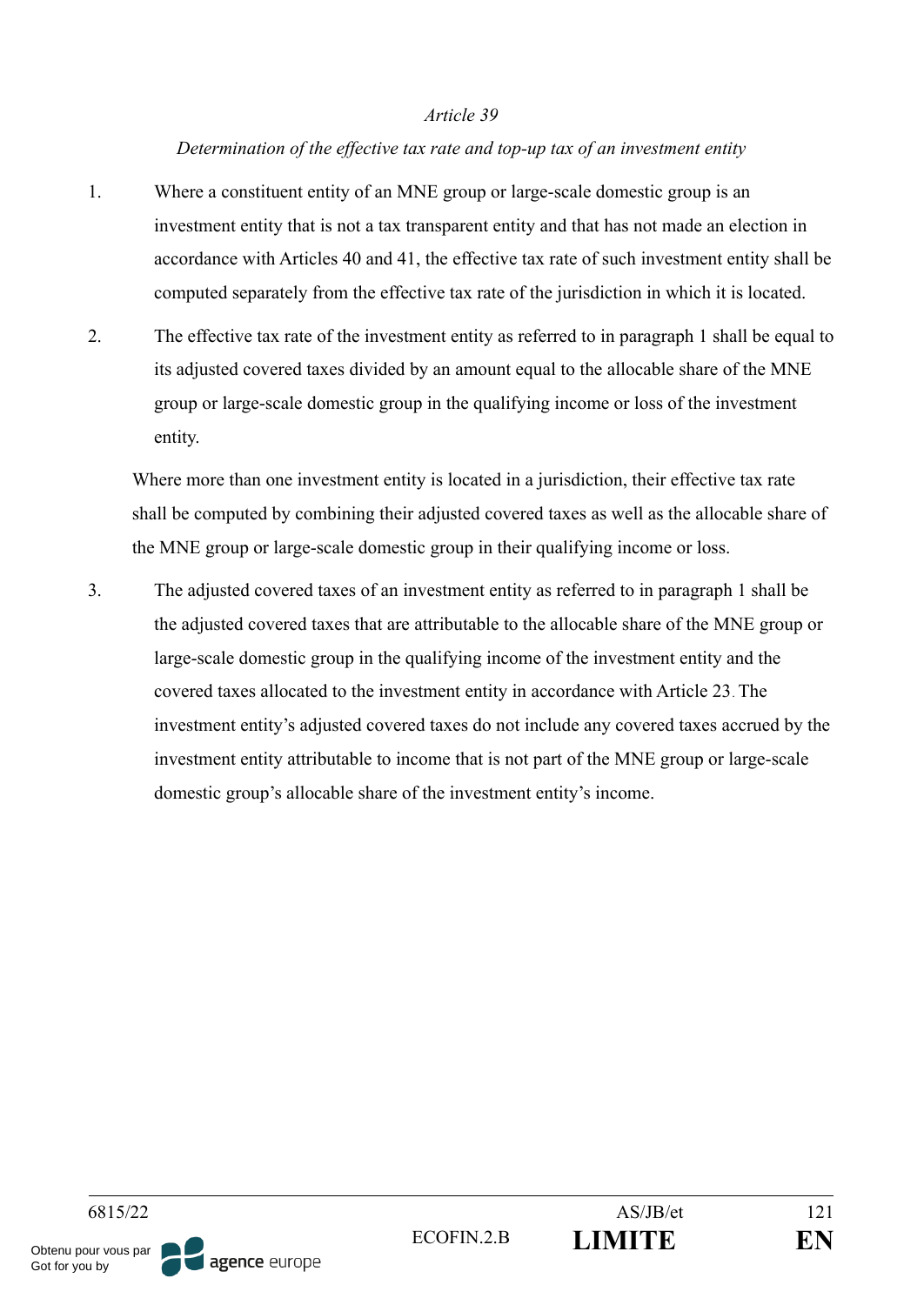*Article 39*

*Determination of the effective tax rate and top-up tax of an investment entity*

1. Where a constituent entity of an MNE group or large-scale domestic group is an investment entity that is not a tax transparent entity and that has not made an election in accordance with Articles 40 and 41, the effective tax rate of such investment entity shall be computed separately from the effective tax rate of the jurisdiction in which it is located.

2. The effective tax rate of the investment entity as referred to in paragraph 1 shall be equal to its adjusted covered taxes divided by an amount equal to the allocable share of the MNE group or large-scale domestic group in the qualifying income or loss of the investment entity.

   Where more than one investment entity is located in a jurisdiction, their effective tax rate shall be computed by combining their adjusted covered taxes as well as the allocable share of the MNE group or large-scale domestic group in their qualifying income or loss.

3. The adjusted covered taxes of an investment entity as referred to in paragraph 1 shall be the adjusted covered taxes that are attributable to the allocable share of the MNE group or large-scale domestic group in the qualifying income of the investment entity and the covered taxes allocated to the investment entity in accordance with Article 23. The investment entity's adjusted covered taxes do not include any covered taxes accrued by the investment entity attributable to income that is not part of the MNE group or large-scale domestic group's allocable share of the investment entity's income.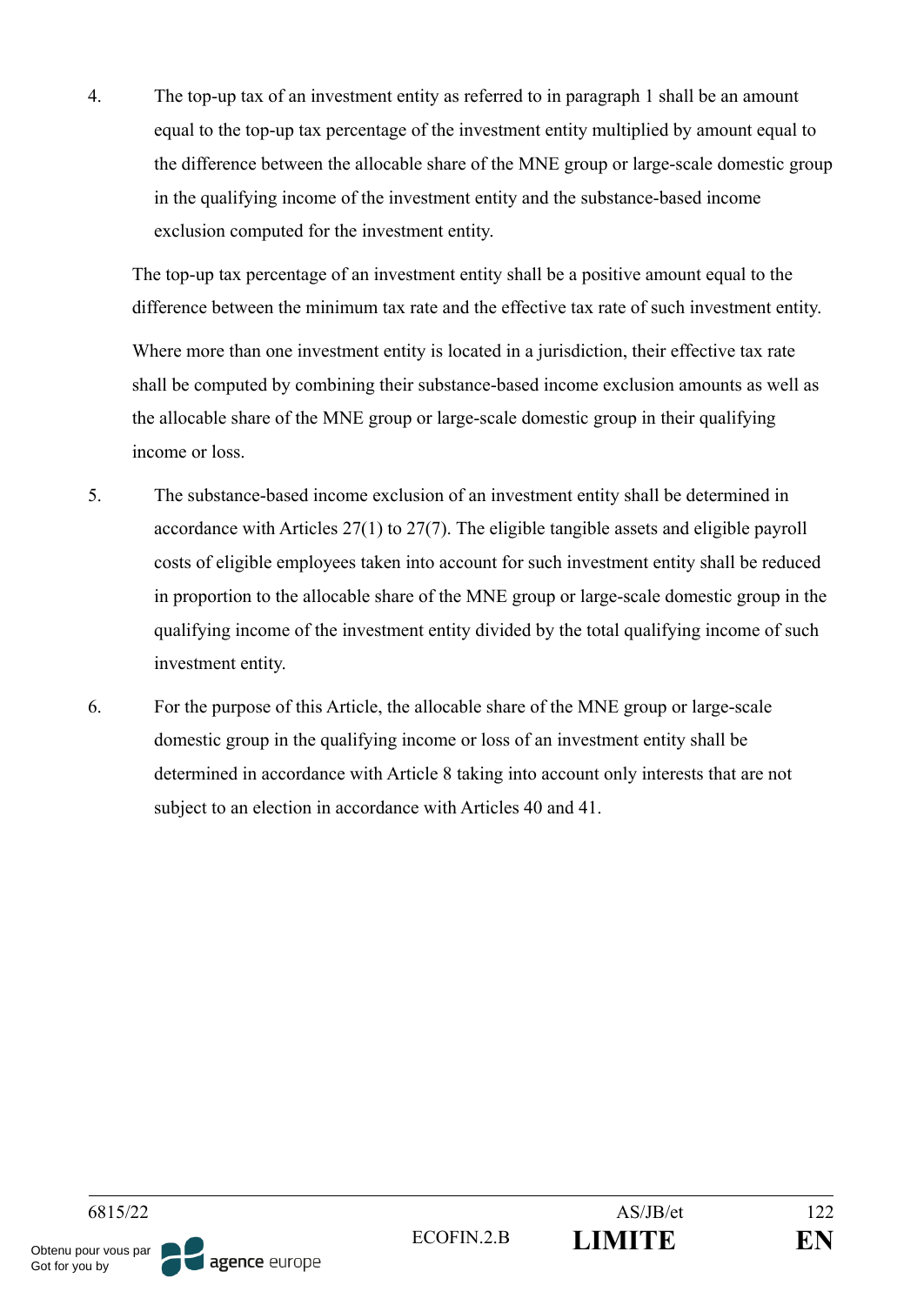4. The top-up tax of an investment entity as referred to in paragraph 1 shall be an amount equal to the top-up tax percentage of the investment entity multiplied by amount equal to the difference between the allocable share of the MNE group or large-scale domestic group in the qualifying income of the investment entity and the substance-based income exclusion computed for the investment entity.

   The top-up tax percentage of an investment entity shall be a positive amount equal to the difference between the minimum tax rate and the effective tax rate of such investment entity.

   Where more than one investment entity is located in a jurisdiction, their effective tax rate shall be computed by combining their substance-based income exclusion amounts as well as the allocable share of the MNE group or large-scale domestic group in their qualifying income or loss.

5. The substance-based income exclusion of an investment entity shall be determined in accordance with Articles 27(1) to 27(7). The eligible tangible assets and eligible payroll costs of eligible employees taken into account for such investment entity shall be reduced in proportion to the allocable share of the MNE group or large-scale domestic group in the qualifying income of the investment entity divided by the total qualifying income of such investment entity.

6. For the purpose of this Article, the allocable share of the MNE group or large-scale domestic group in the qualifying income or loss of an investment entity shall be determined in accordance with Article 8 taking into account only interests that are not subject to an election in accordance with Articles 40 and 41.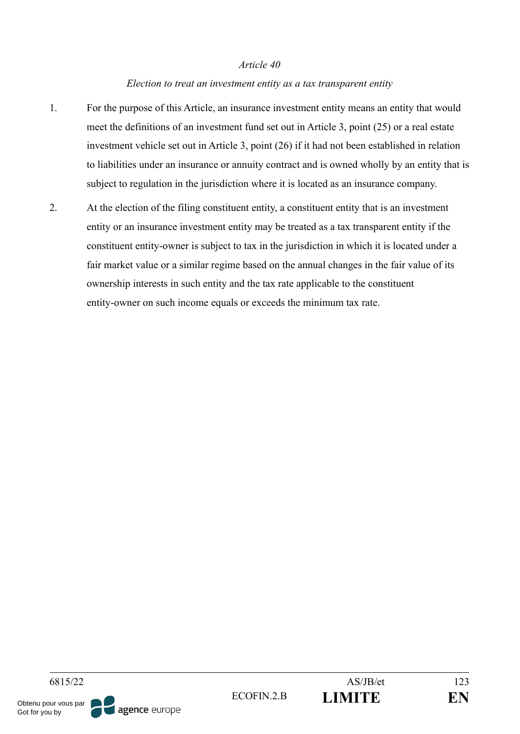*Article 40*

*Election to treat an investment entity as a tax transparent entity*

1. For the purpose of this Article, an insurance investment entity means an entity that would meet the definitions of an investment fund set out in Article 3, point (25) or a real estate investment vehicle set out in Article 3, point (26) if it had not been established in relation to liabilities under an insurance or annuity contract and is owned wholly by an entity that is subject to regulation in the jurisdiction where it is located as an insurance company.

2. At the election of the filing constituent entity, a constituent entity that is an investment entity or an insurance investment entity may be treated as a tax transparent entity if the constituent entity-owner is subject to tax in the jurisdiction in which it is located under a fair market value or a similar regime based on the annual changes in the fair value of its ownership interests in such entity and the tax rate applicable to the constituent entity-owner on such income equals or exceeds the minimum tax rate.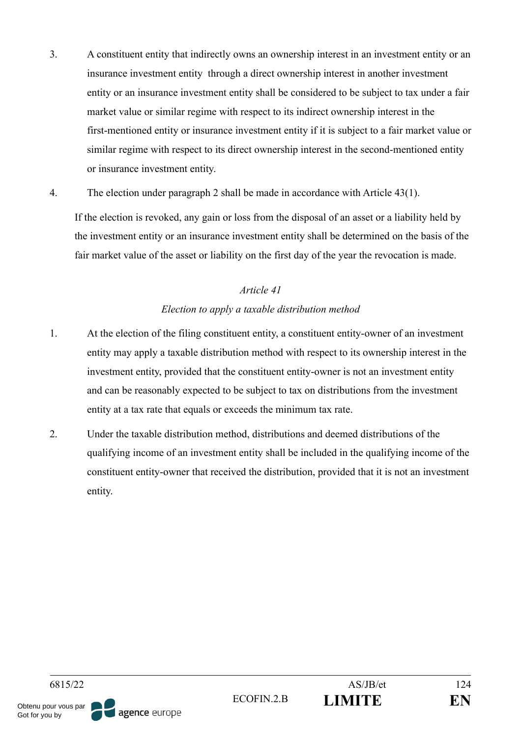3. A constituent entity that indirectly owns an ownership interest in an investment entity or an insurance investment entity through a direct ownership interest in another investment entity or an insurance investment entity shall be considered to be subject to tax under a fair market value or similar regime with respect to its indirect ownership interest in the first-mentioned entity or insurance investment entity if it is subject to a fair market value or similar regime with respect to its direct ownership interest in the second-mentioned entity or insurance investment entity.

4. The election under paragraph 2 shall be made in accordance with Article 43(1).

   If the election is revoked, any gain or loss from the disposal of an asset or a liability held by the investment entity or an insurance investment entity shall be determined on the basis of the fair market value of the asset or liability on the first day of the year the revocation is made.

*Article 41*

*Election to apply a taxable distribution method*

1. At the election of the filing constituent entity, a constituent entity-owner of an investment entity may apply a taxable distribution method with respect to its ownership interest in the investment entity, provided that the constituent entity-owner is not an investment entity and can be reasonably expected to be subject to tax on distributions from the investment entity at a tax rate that equals or exceeds the minimum tax rate.

2. Under the taxable distribution method, distributions and deemed distributions of the qualifying income of an investment entity shall be included in the qualifying income of the constituent entity-owner that received the distribution, provided that it is not an investment entity.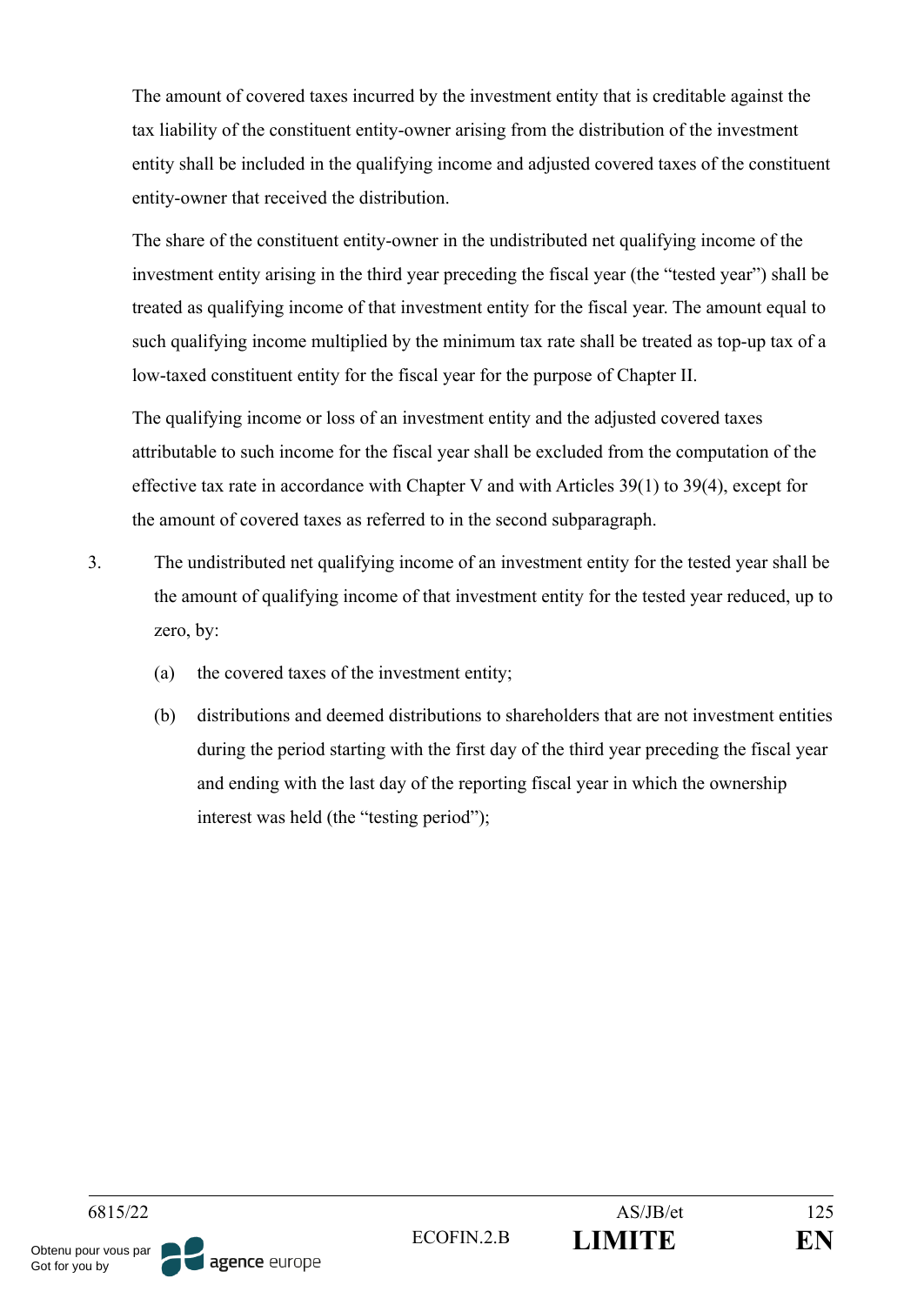The amount of covered taxes incurred by the investment entity that is creditable against the tax liability of the constituent entity-owner arising from the distribution of the investment entity shall be included in the qualifying income and adjusted covered taxes of the constituent entity-owner that received the distribution.

The share of the constituent entity-owner in the undistributed net qualifying income of the investment entity arising in the third year preceding the fiscal year (the "tested year") shall be treated as qualifying income of that investment entity for the fiscal year. The amount equal to such qualifying income multiplied by the minimum tax rate shall be treated as top-up tax of a low-taxed constituent entity for the fiscal year for the purpose of Chapter II.

The qualifying income or loss of an investment entity and the adjusted covered taxes attributable to such income for the fiscal year shall be excluded from the computation of the effective tax rate in accordance with Chapter V and with Articles 39(1) to 39(4), except for the amount of covered taxes as referred to in the second subparagraph.

3. The undistributed net qualifying income of an investment entity for the tested year shall be the amount of qualifying income of that investment entity for the tested year reduced, up to zero, by:

   (a) the covered taxes of the investment entity;

   (b) distributions and deemed distributions to shareholders that are not investment entities during the period starting with the first day of the third year preceding the fiscal year and ending with the last day of the reporting fiscal year in which the ownership interest was held (the "testing period");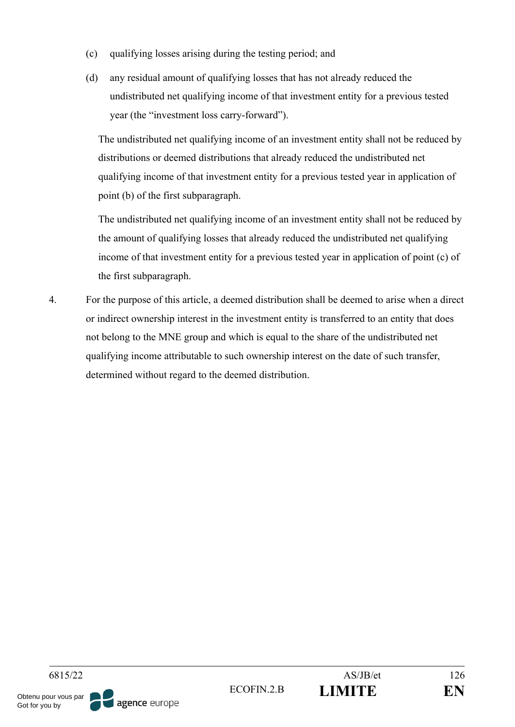(c) qualifying losses arising during the testing period; and

(d) any residual amount of qualifying losses that has not already reduced the undistributed net qualifying income of that investment entity for a previous tested year (the “investment loss carry-forward”).

The undistributed net qualifying income of an investment entity shall not be reduced by distributions or deemed distributions that already reduced the undistributed net qualifying income of that investment entity for a previous tested year in application of point (b) of the first subparagraph.

The undistributed net qualifying income of an investment entity shall not be reduced by the amount of qualifying losses that already reduced the undistributed net qualifying income of that investment entity for a previous tested year in application of point (c) of the first subparagraph.

4. For the purpose of this article, a deemed distribution shall be deemed to arise when a direct or indirect ownership interest in the investment entity is transferred to an entity that does not belong to the MNE group and which is equal to the share of the undistributed net qualifying income attributable to such ownership interest on the date of such transfer, determined without regard to the deemed distribution.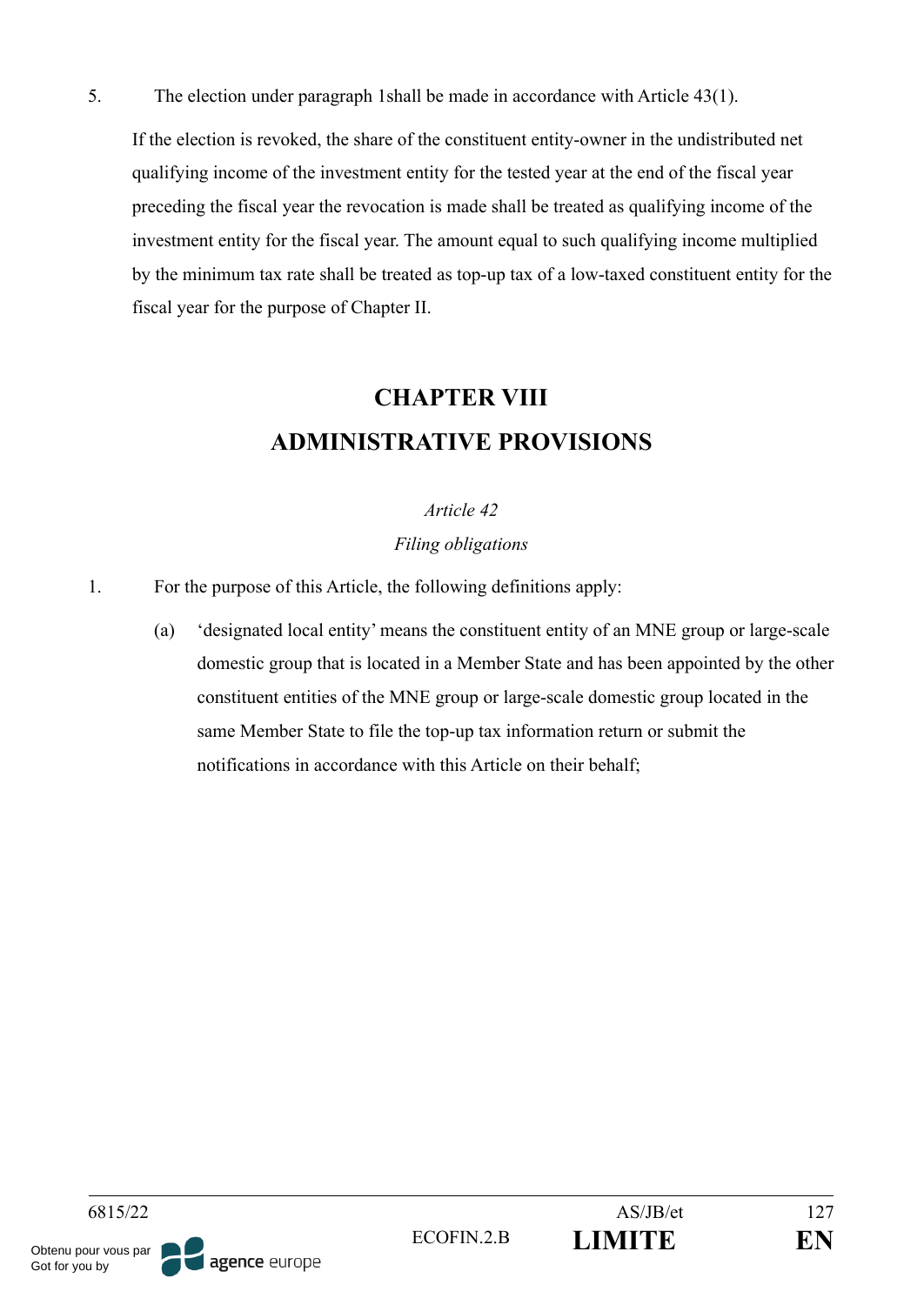5. The election under paragraph 1shall be made in accordance with Article 43(1).

If the election is revoked, the share of the constituent entity-owner in the undistributed net qualifying income of the investment entity for the tested year at the end of the fiscal year preceding the fiscal year the revocation is made shall be treated as qualifying income of the investment entity for the fiscal year. The amount equal to such qualifying income multiplied by the minimum tax rate shall be treated as top-up tax of a low-taxed constituent entity for the fiscal year for the purpose of Chapter II.

# CHAPTER VIII
# ADMINISTRATIVE PROVISIONS

*Article 42*

*Filing obligations*

1. For the purpose of this Article, the following definitions apply:

   (a) ‘designated local entity’ means the constituent entity of an MNE group or large-scale domestic group that is located in a Member State and has been appointed by the other constituent entities of the MNE group or large-scale domestic group located in the same Member State to file the top-up tax information return or submit the notifications in accordance with this Article on their behalf;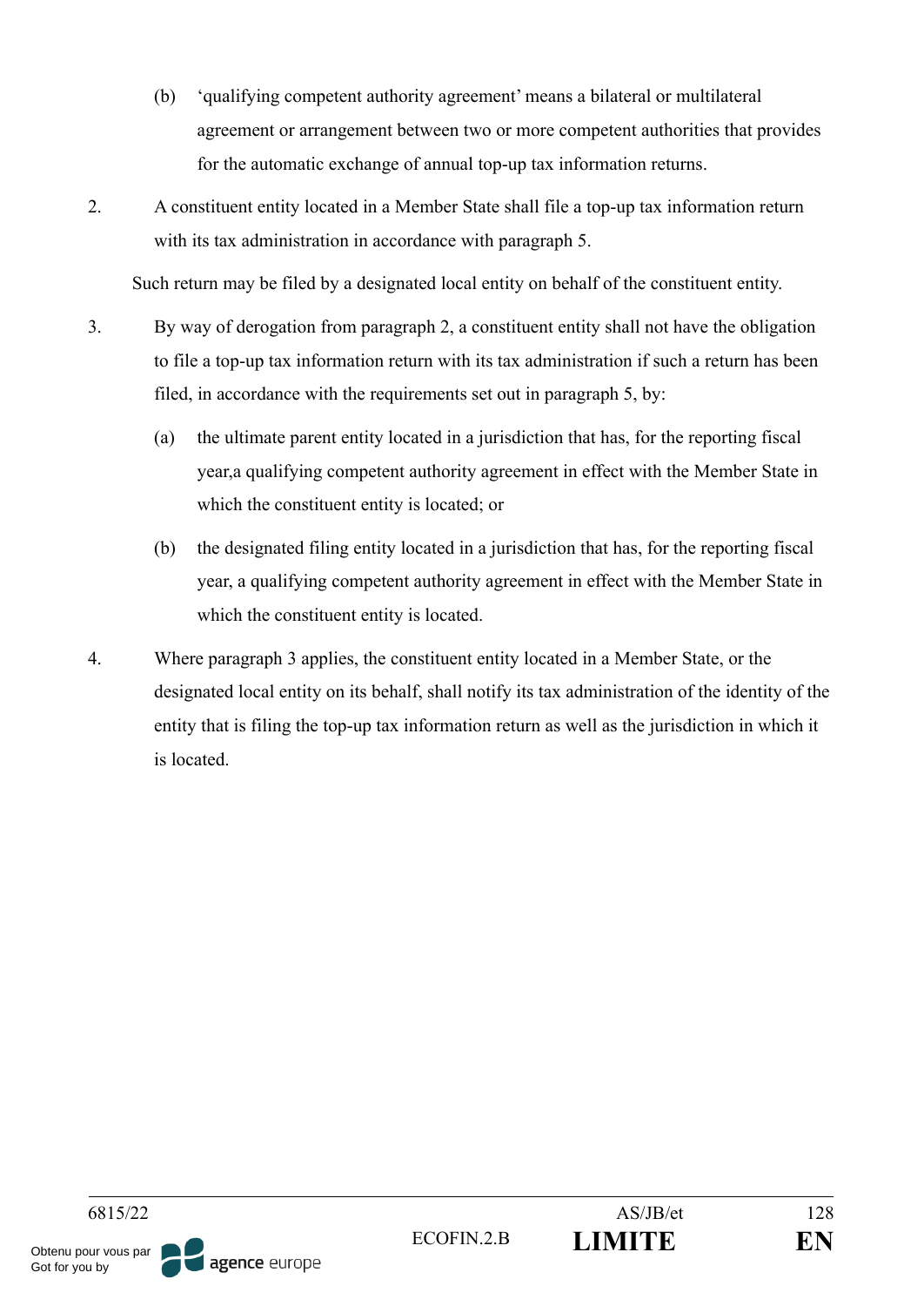(b) ‘qualifying competent authority agreement’ means a bilateral or multilateral agreement or arrangement between two or more competent authorities that provides for the automatic exchange of annual top-up tax information returns.

2. A constituent entity located in a Member State shall file a top-up tax information return with its tax administration in accordance with paragraph 5.

Such return may be filed by a designated local entity on behalf of the constituent entity.

3. By way of derogation from paragraph 2, a constituent entity shall not have the obligation to file a top-up tax information return with its tax administration if such a return has been filed, in accordance with the requirements set out in paragraph 5, by:

(a) the ultimate parent entity located in a jurisdiction that has, for the reporting fiscal year,a qualifying competent authority agreement in effect with the Member State in which the constituent entity is located; or

(b) the designated filing entity located in a jurisdiction that has, for the reporting fiscal year, a qualifying competent authority agreement in effect with the Member State in which the constituent entity is located.

4. Where paragraph 3 applies, the constituent entity located in a Member State, or the designated local entity on its behalf, shall notify its tax administration of the identity of the entity that is filing the top-up tax information return as well as the jurisdiction in which it is located.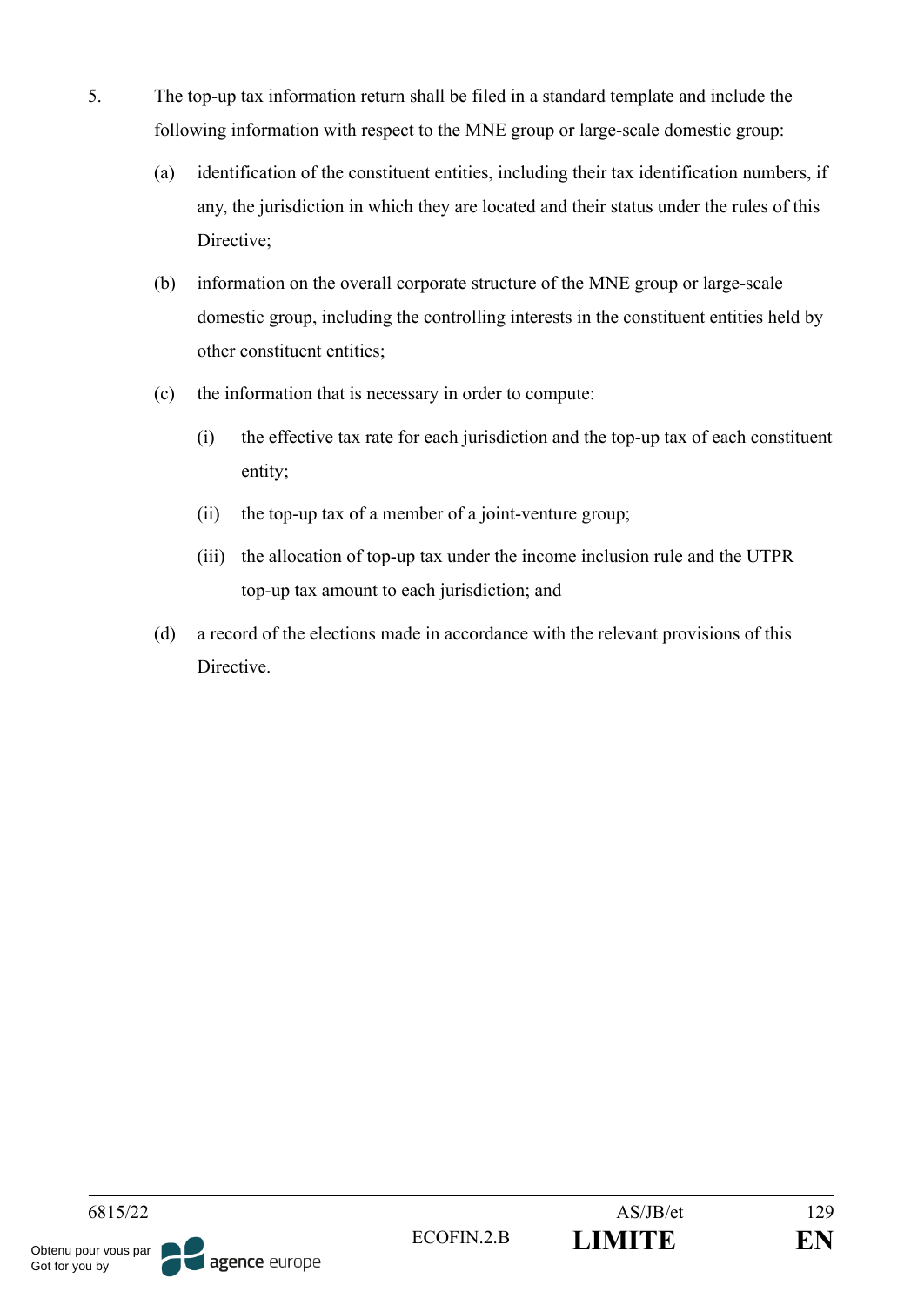5. The top-up tax information return shall be filed in a standard template and include the following information with respect to the MNE group or large-scale domestic group:

   (a) identification of the constituent entities, including their tax identification numbers, if any, the jurisdiction in which they are located and their status under the rules of this Directive;

   (b) information on the overall corporate structure of the MNE group or large-scale domestic group, including the controlling interests in the constituent entities held by other constituent entities;

   (c) the information that is necessary in order to compute:

      (i) the effective tax rate for each jurisdiction and the top-up tax of each constituent entity;

      (ii) the top-up tax of a member of a joint-venture group;

      (iii) the allocation of top-up tax under the income inclusion rule and the UTPR top-up tax amount to each jurisdiction; and

   (d) a record of the elections made in accordance with the relevant provisions of this Directive.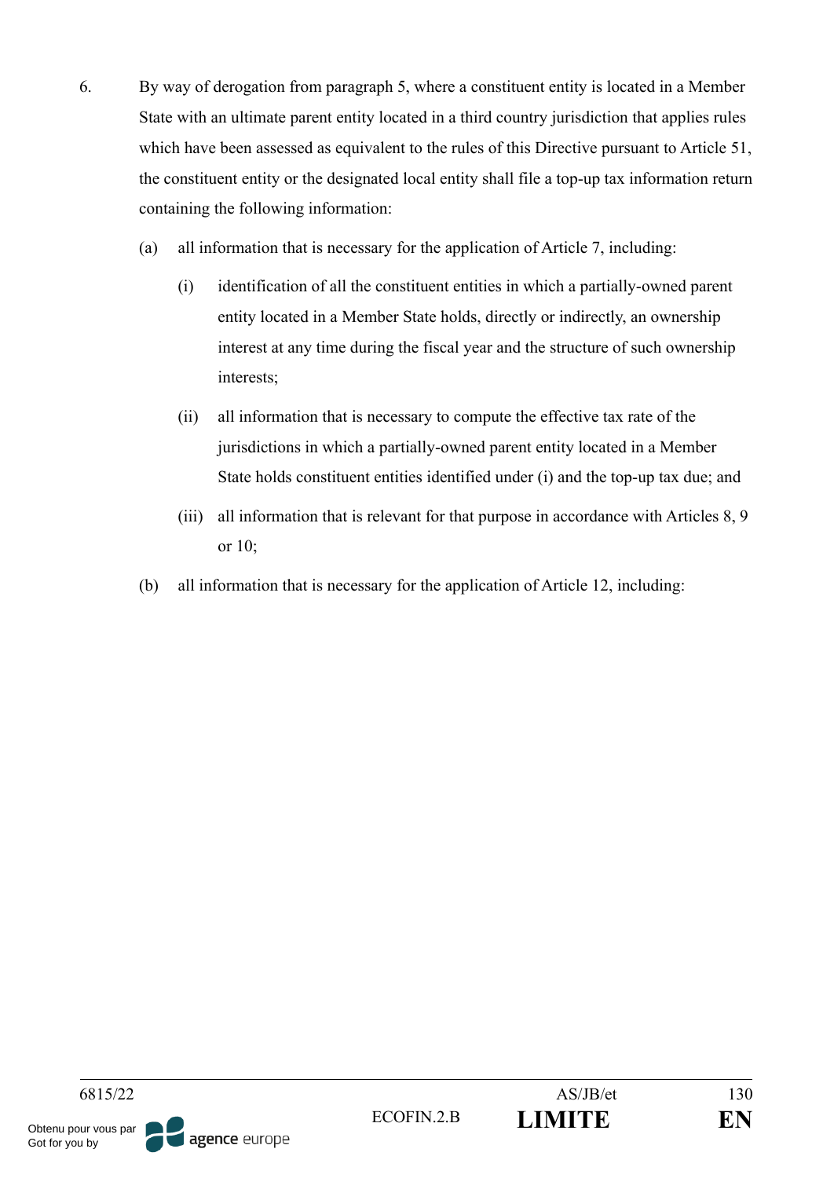6. By way of derogation from paragraph 5, where a constituent entity is located in a Member State with an ultimate parent entity located in a third country jurisdiction that applies rules which have been assessed as equivalent to the rules of this Directive pursuant to Article 51, the constituent entity or the designated local entity shall file a top-up tax information return containing the following information:

   (a) all information that is necessary for the application of Article 7, including:

      (i) identification of all the constituent entities in which a partially-owned parent entity located in a Member State holds, directly or indirectly, an ownership interest at any time during the fiscal year and the structure of such ownership interests;

      (ii) all information that is necessary to compute the effective tax rate of the jurisdictions in which a partially-owned parent entity located in a Member State holds constituent entities identified under (i) and the top-up tax due; and

      (iii) all information that is relevant for that purpose in accordance with Articles 8, 9 or 10;

   (b) all information that is necessary for the application of Article 12, including: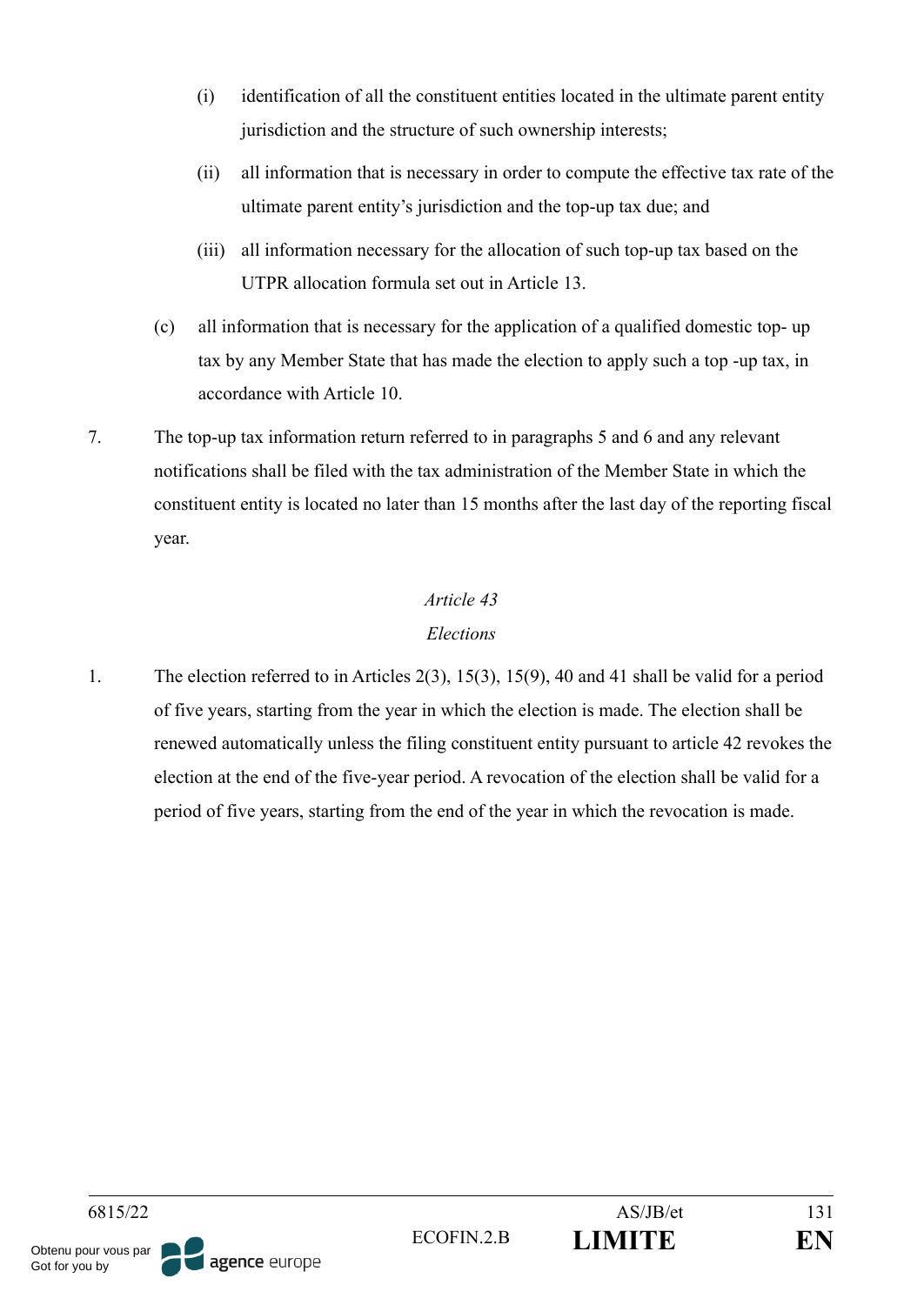(i) identification of all the constituent entities located in the ultimate parent entity jurisdiction and the structure of such ownership interests;

(ii) all information that is necessary in order to compute the effective tax rate of the ultimate parent entity's jurisdiction and the top-up tax due; and

(iii) all information necessary for the allocation of such top-up tax based on the UTPR allocation formula set out in Article 13.

(c) all information that is necessary for the application of a qualified domestic top- up tax by any Member State that has made the election to apply such a top -up tax, in accordance with Article 10.

7. The top-up tax information return referred to in paragraphs 5 and 6 and any relevant notifications shall be filed with the tax administration of the Member State in which the constituent entity is located no later than 15 months after the last day of the reporting fiscal year.

*Article 43*

*Elections*

1. The election referred to in Articles 2(3), 15(3), 15(9), 40 and 41 shall be valid for a period of five years, starting from the year in which the election is made. The election shall be renewed automatically unless the filing constituent entity pursuant to article 42 revokes the election at the end of the five-year period. A revocation of the election shall be valid for a period of five years, starting from the end of the year in which the revocation is made.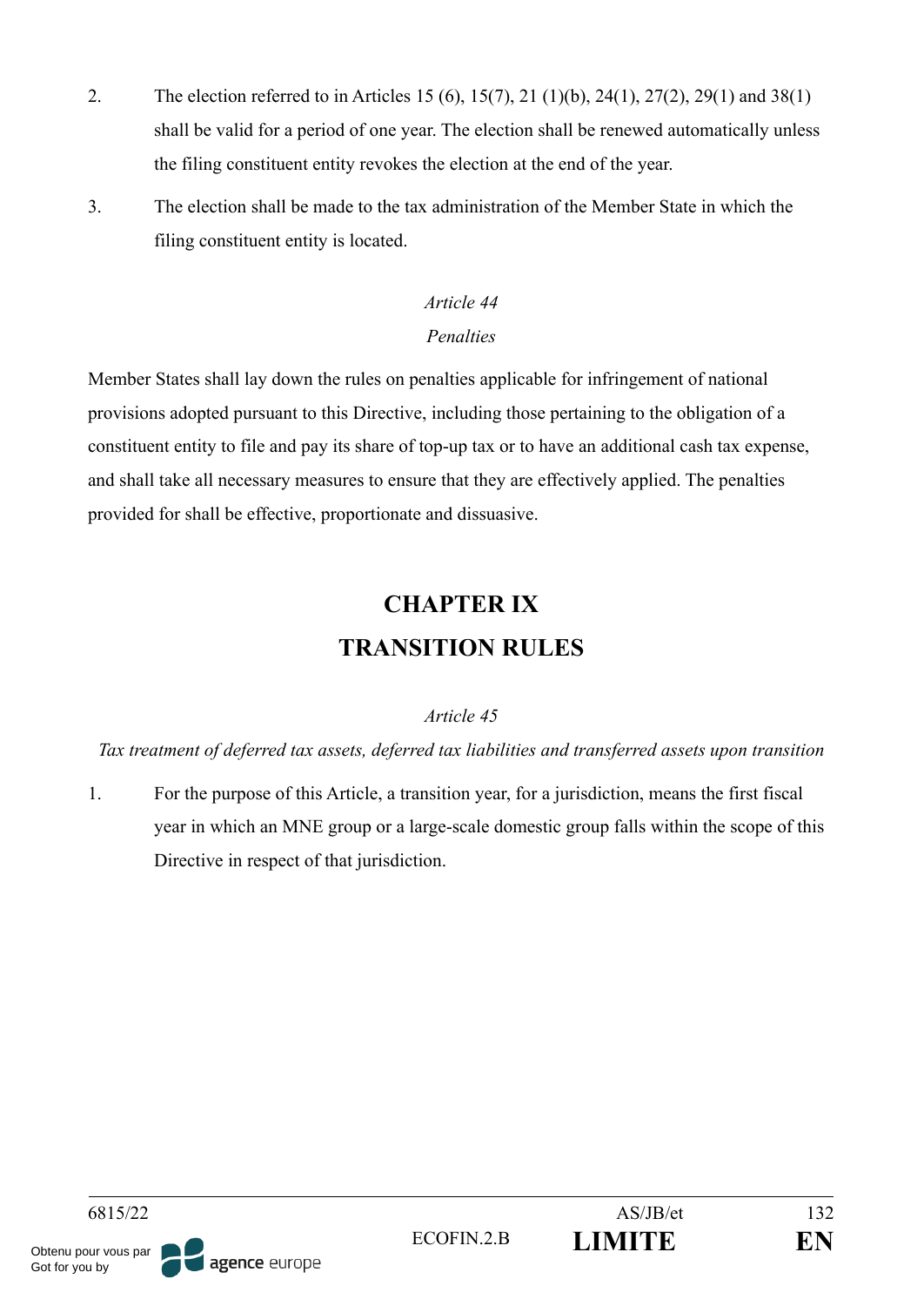2. The election referred to in Articles 15 (6), 15(7), 21 (1)(b), 24(1), 27(2), 29(1) and 38(1) shall be valid for a period of one year. The election shall be renewed automatically unless the filing constituent entity revokes the election at the end of the year.

3. The election shall be made to the tax administration of the Member State in which the filing constituent entity is located.

*Article 44*

*Penalties*

Member States shall lay down the rules on penalties applicable for infringement of national provisions adopted pursuant to this Directive, including those pertaining to the obligation of a constituent entity to file and pay its share of top-up tax or to have an additional cash tax expense, and shall take all necessary measures to ensure that they are effectively applied. The penalties provided for shall be effective, proportionate and dissuasive.

## CHAPTER IX
## TRANSITION RULES

*Article 45*

*Tax treatment of deferred tax assets, deferred tax liabilities and transferred assets upon transition*

1. For the purpose of this Article, a transition year, for a jurisdiction, means the first fiscal year in which an MNE group or a large-scale domestic group falls within the scope of this Directive in respect of that jurisdiction.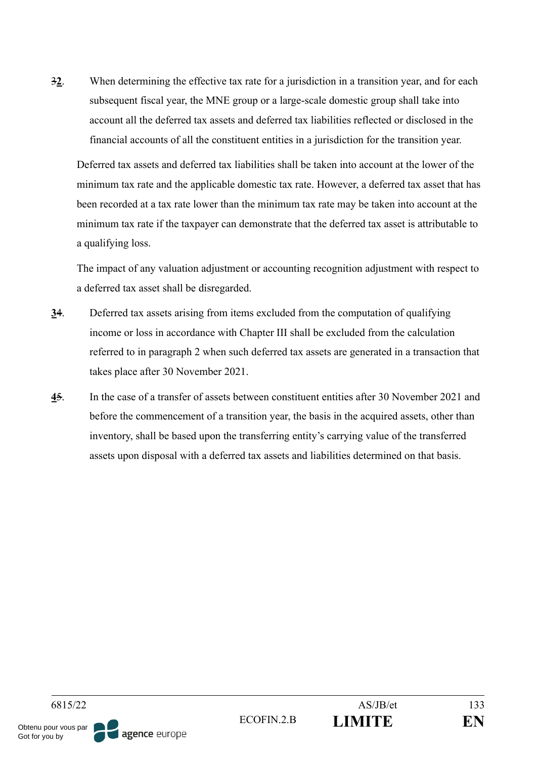~~3~~**2**. When determining the effective tax rate for a jurisdiction in a transition year, and for each subsequent fiscal year, the MNE group or a large-scale domestic group shall take into account all the deferred tax assets and deferred tax liabilities reflected or disclosed in the financial accounts of all the constituent entities in a jurisdiction for the transition year.

Deferred tax assets and deferred tax liabilities shall be taken into account at the lower of the minimum tax rate and the applicable domestic tax rate. However, a deferred tax asset that has been recorded at a tax rate lower than the minimum tax rate may be taken into account at the minimum tax rate if the taxpayer can demonstrate that the deferred tax asset is attributable to a qualifying loss.

The impact of any valuation adjustment or accounting recognition adjustment with respect to a deferred tax asset shall be disregarded.

**3**~~4~~. Deferred tax assets arising from items excluded from the computation of qualifying income or loss in accordance with Chapter III shall be excluded from the calculation referred to in paragraph 2 when such deferred tax assets are generated in a transaction that takes place after 30 November 2021.

**4**~~5~~. In the case of a transfer of assets between constituent entities after 30 November 2021 and before the commencement of a transition year, the basis in the acquired assets, other than inventory, shall be based upon the transferring entity's carrying value of the transferred assets upon disposal with a deferred tax assets and liabilities determined on that basis.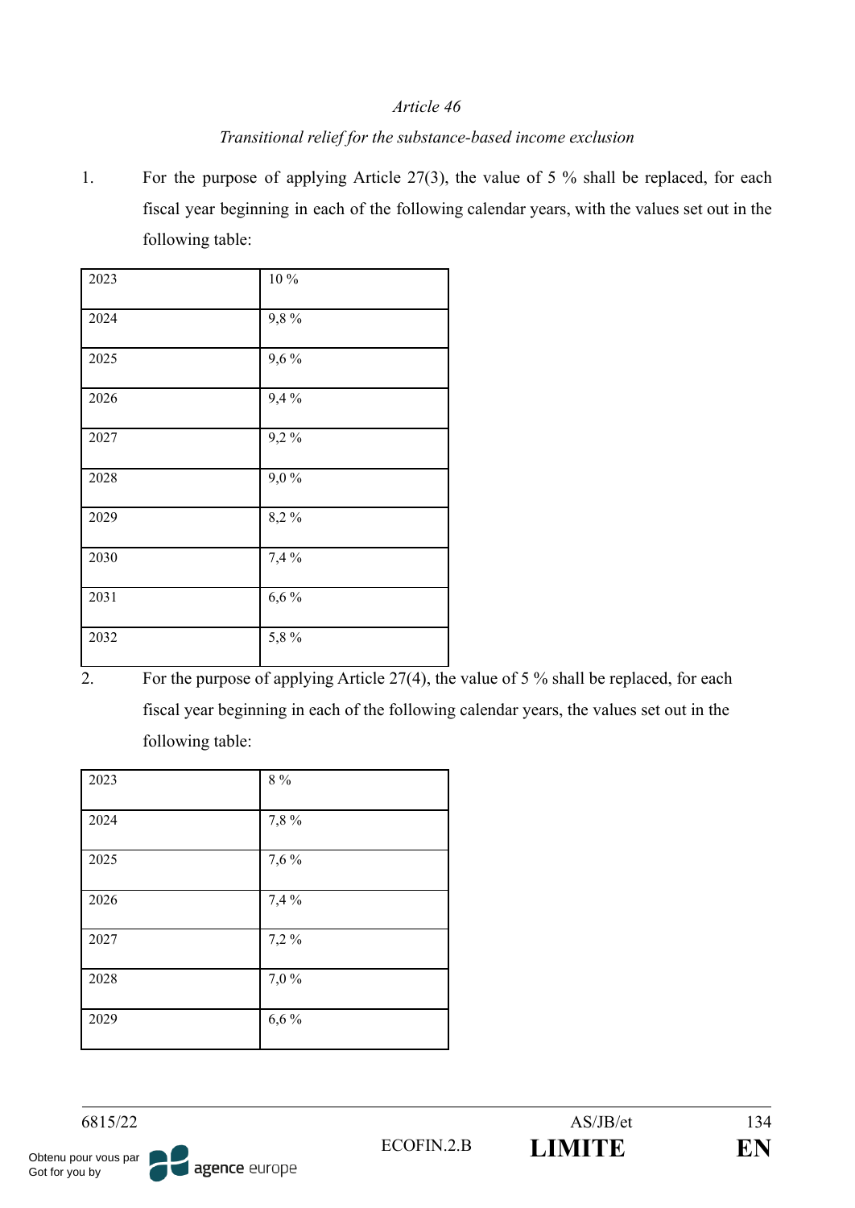*Article 46*

*Transitional relief for the substance-based income exclusion*

1. For the purpose of applying Article 27(3), the value of 5 % shall be replaced, for each fiscal year beginning in each of the following calendar years, with the values set out in the following table:

| | |
|---|---|
| 2023 | 10 % |
| 2024 | 9,8 % |
| 2025 | 9,6 % |
| 2026 | 9,4 % |
| 2027 | 9,2 % |
| 2028 | 9,0 % |
| 2029 | 8,2 % |
| 2030 | 7,4 % |
| 2031 | 6,6 % |
| 2032 | 5,8 % |

2. For the purpose of applying Article 27(4), the value of 5 % shall be replaced, for each fiscal year beginning in each of the following calendar years, the values set out in the following table:

| | |
|---|---|
| 2023 | 8 % |
| 2024 | 7,8 % |
| 2025 | 7,6 % |
| 2026 | 7,4 % |
| 2027 | 7,2 % |
| 2028 | 7,0 % |
| 2029 | 6,6 % |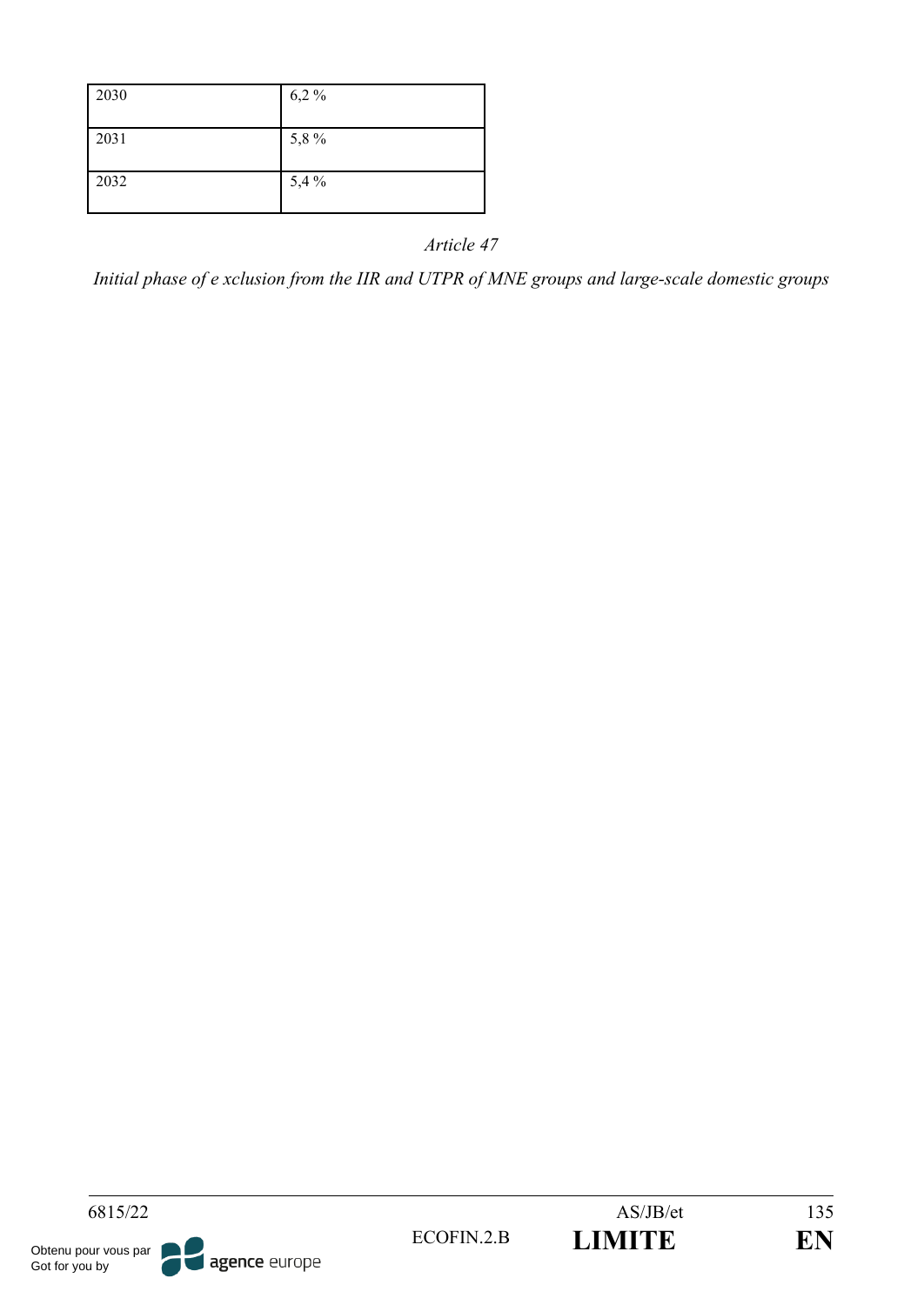| | |
|---|---|
| 2030 | 6,2 % |
| 2031 | 5,8 % |
| 2032 | 5,4 % |

*Article 47*

*Initial phase of e xclusion from the IIR and UTPR of MNE groups and large-scale domestic groups*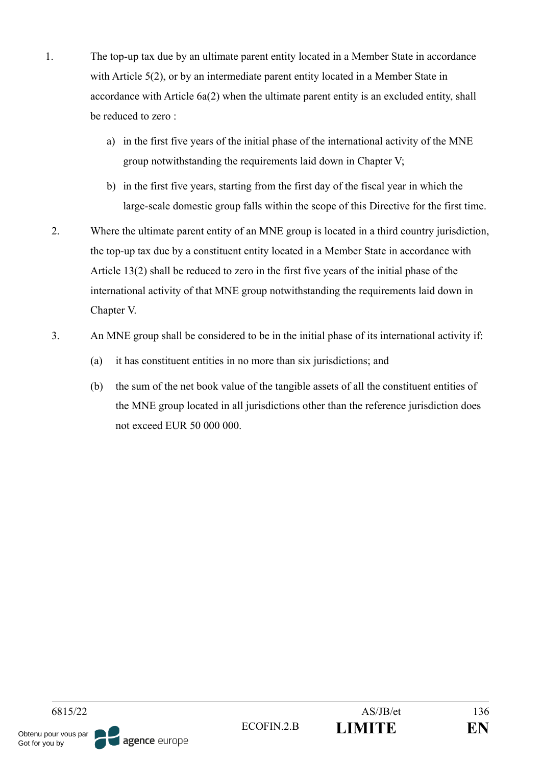1. The top-up tax due by an ultimate parent entity located in a Member State in accordance with Article 5(2), or by an intermediate parent entity located in a Member State in accordance with Article 6a(2) when the ultimate parent entity is an excluded entity, shall be reduced to zero :

   a) in the first five years of the initial phase of the international activity of the MNE group notwithstanding the requirements laid down in Chapter V;

   b) in the first five years, starting from the first day of the fiscal year in which the large-scale domestic group falls within the scope of this Directive for the first time.

2. Where the ultimate parent entity of an MNE group is located in a third country jurisdiction, the top-up tax due by a constituent entity located in a Member State in accordance with Article 13(2) shall be reduced to zero in the first five years of the initial phase of the international activity of that MNE group notwithstanding the requirements laid down in Chapter V.

3. An MNE group shall be considered to be in the initial phase of its international activity if:

   (a) it has constituent entities in no more than six jurisdictions; and

   (b) the sum of the net book value of the tangible assets of all the constituent entities of the MNE group located in all jurisdictions other than the reference jurisdiction does not exceed EUR 50 000 000.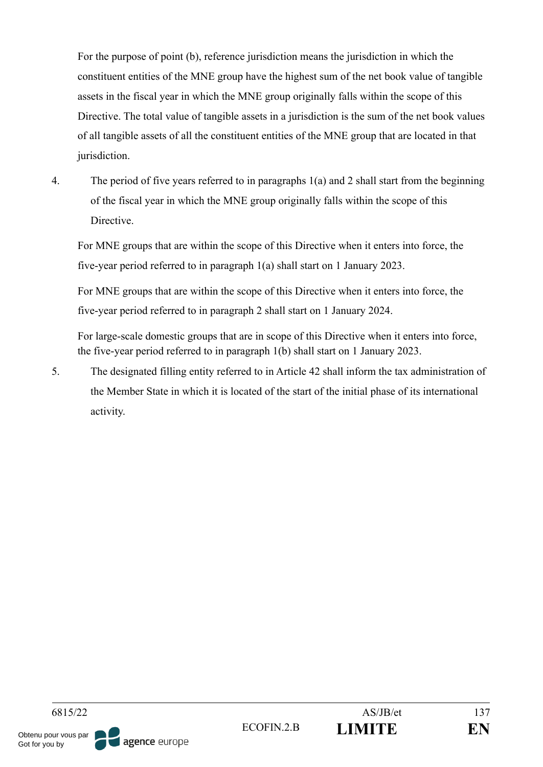For the purpose of point (b), reference jurisdiction means the jurisdiction in which the constituent entities of the MNE group have the highest sum of the net book value of tangible assets in the fiscal year in which the MNE group originally falls within the scope of this Directive. The total value of tangible assets in a jurisdiction is the sum of the net book values of all tangible assets of all the constituent entities of the MNE group that are located in that jurisdiction.

4. The period of five years referred to in paragraphs 1(a) and 2 shall start from the beginning of the fiscal year in which the MNE group originally falls within the scope of this Directive.

   For MNE groups that are within the scope of this Directive when it enters into force, the five-year period referred to in paragraph 1(a) shall start on 1 January 2023.

   For MNE groups that are within the scope of this Directive when it enters into force, the five-year period referred to in paragraph 2 shall start on 1 January 2024.

   For large-scale domestic groups that are in scope of this Directive when it enters into force, the five-year period referred to in paragraph 1(b) shall start on 1 January 2023.

5. The designated filling entity referred to in Article 42 shall inform the tax administration of the Member State in which it is located of the start of the initial phase of its international activity.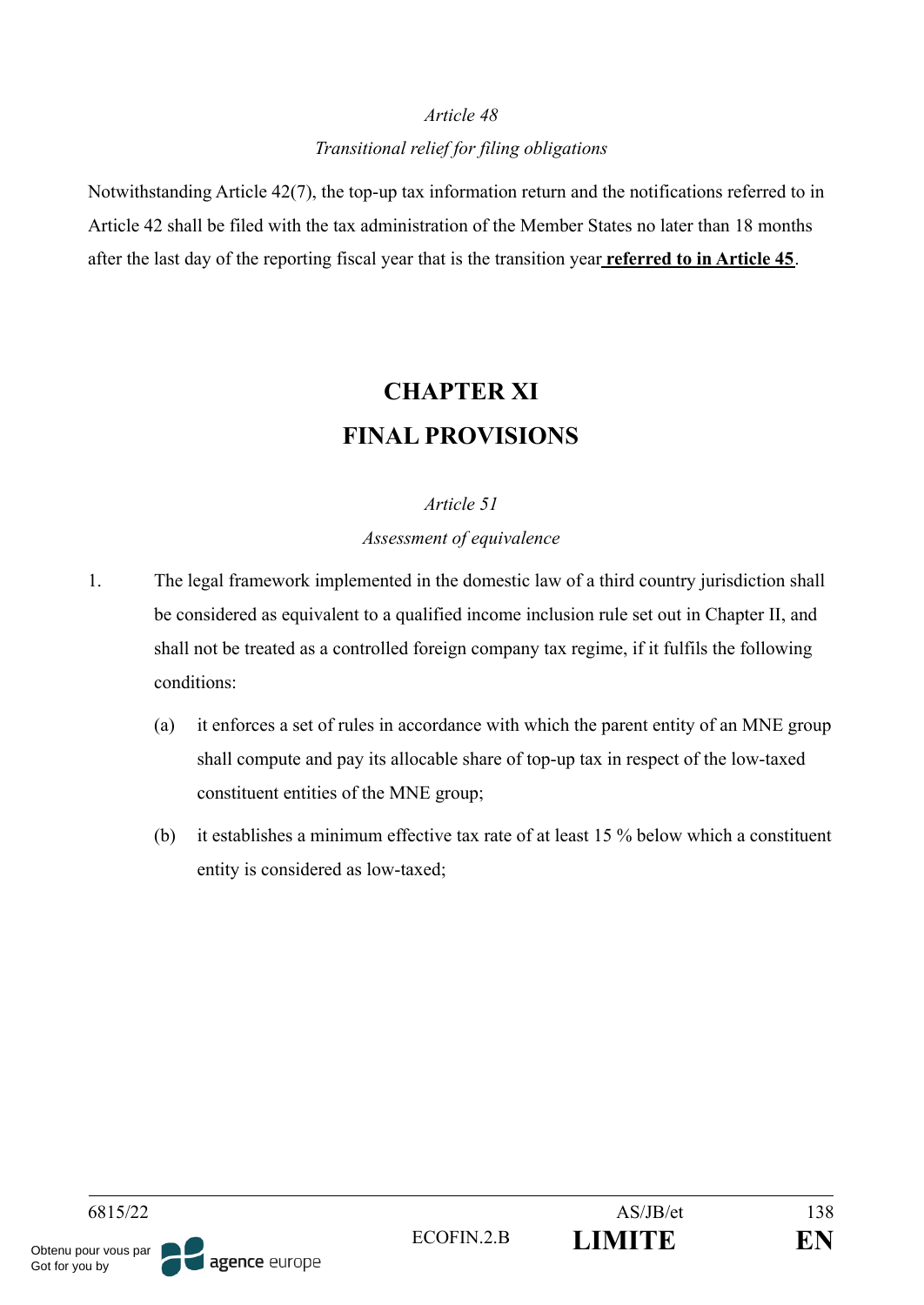*Article 48*

*Transitional relief for filing obligations*

Notwithstanding Article 42(7), the top-up tax information return and the notifications referred to in Article 42 shall be filed with the tax administration of the Member States no later than 18 months after the last day of the reporting fiscal year that is the transition year **referred to in Article 45**.

# CHAPTER XI
# FINAL PROVISIONS

*Article 51*

*Assessment of equivalence*

1. The legal framework implemented in the domestic law of a third country jurisdiction shall be considered as equivalent to a qualified income inclusion rule set out in Chapter II, and shall not be treated as a controlled foreign company tax regime, if it fulfils the following conditions:

   (a) it enforces a set of rules in accordance with which the parent entity of an MNE group shall compute and pay its allocable share of top-up tax in respect of the low-taxed constituent entities of the MNE group;

   (b) it establishes a minimum effective tax rate of at least 15 % below which a constituent entity is considered as low-taxed;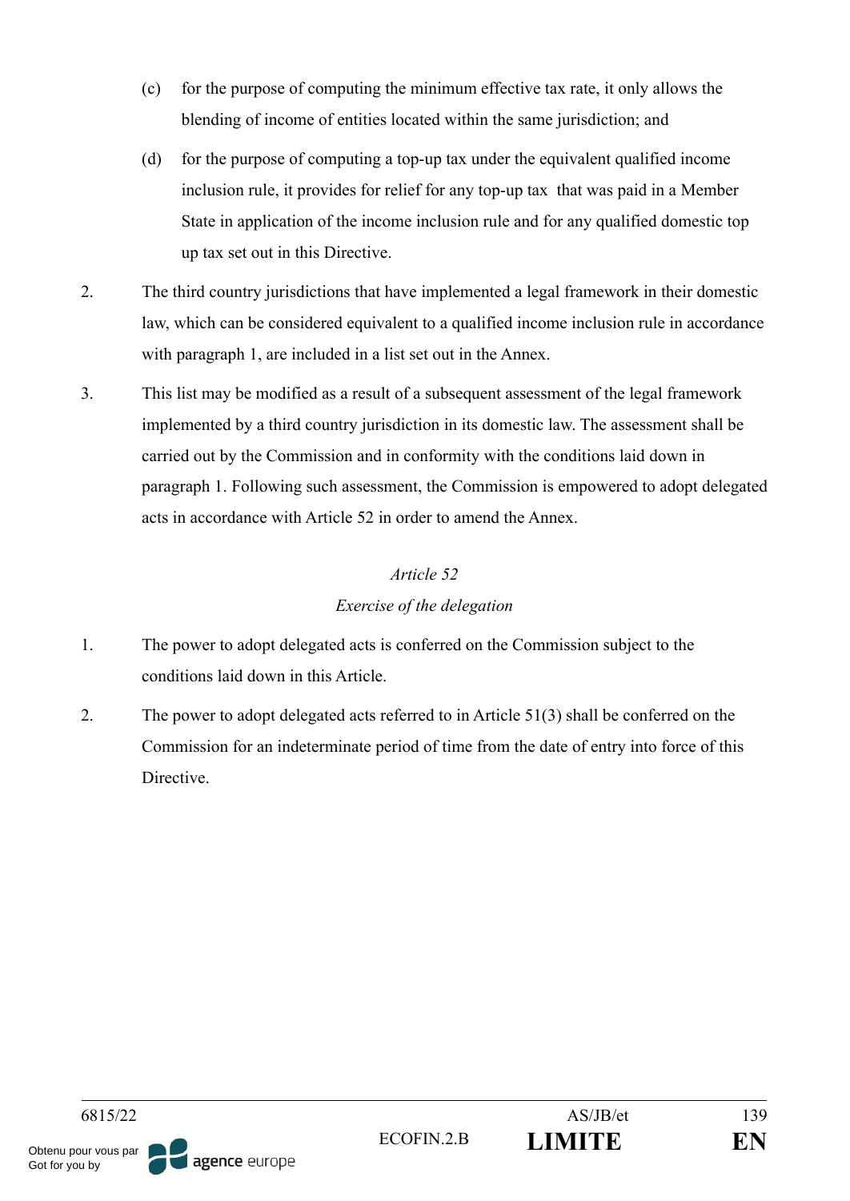(c) for the purpose of computing the minimum effective tax rate, it only allows the blending of income of entities located within the same jurisdiction; and

(d) for the purpose of computing a top-up tax under the equivalent qualified income inclusion rule, it provides for relief for any top-up tax that was paid in a Member State in application of the income inclusion rule and for any qualified domestic top up tax set out in this Directive.

2. The third country jurisdictions that have implemented a legal framework in their domestic law, which can be considered equivalent to a qualified income inclusion rule in accordance with paragraph 1, are included in a list set out in the Annex.

3. This list may be modified as a result of a subsequent assessment of the legal framework implemented by a third country jurisdiction in its domestic law. The assessment shall be carried out by the Commission and in conformity with the conditions laid down in paragraph 1. Following such assessment, the Commission is empowered to adopt delegated acts in accordance with Article 52 in order to amend the Annex.

*Article 52*

*Exercise of the delegation*

1. The power to adopt delegated acts is conferred on the Commission subject to the conditions laid down in this Article.

2. The power to adopt delegated acts referred to in Article 51(3) shall be conferred on the Commission for an indeterminate period of time from the date of entry into force of this Directive.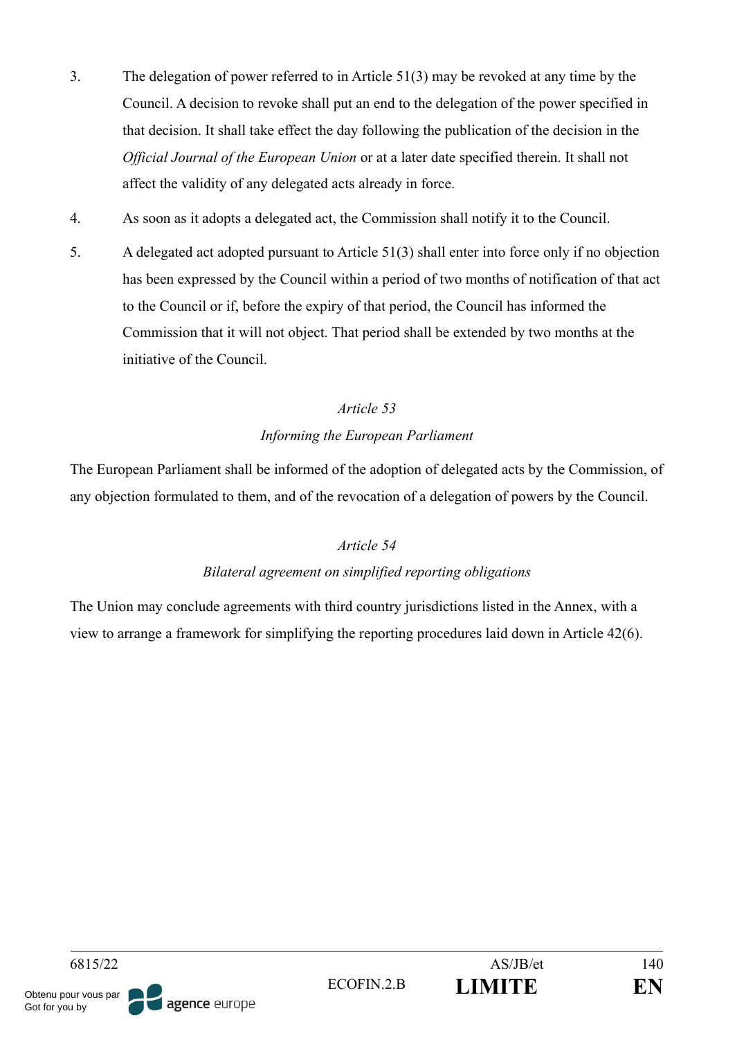3. The delegation of power referred to in Article 51(3) may be revoked at any time by the Council. A decision to revoke shall put an end to the delegation of the power specified in that decision. It shall take effect the day following the publication of the decision in the *Official Journal of the European Union* or at a later date specified therein. It shall not affect the validity of any delegated acts already in force.

4. As soon as it adopts a delegated act, the Commission shall notify it to the Council.

5. A delegated act adopted pursuant to Article 51(3) shall enter into force only if no objection has been expressed by the Council within a period of two months of notification of that act to the Council or if, before the expiry of that period, the Council has informed the Commission that it will not object. That period shall be extended by two months at the initiative of the Council.

*Article 53*

*Informing the European Parliament*

The European Parliament shall be informed of the adoption of delegated acts by the Commission, of any objection formulated to them, and of the revocation of a delegation of powers by the Council.

*Article 54*

*Bilateral agreement on simplified reporting obligations*

The Union may conclude agreements with third country jurisdictions listed in the Annex, with a view to arrange a framework for simplifying the reporting procedures laid down in Article 42(6).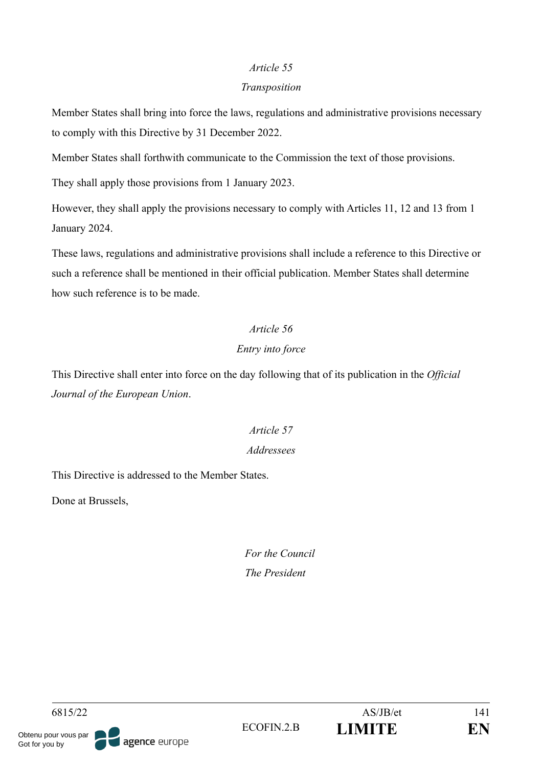*Article 55*

*Transposition*

Member States shall bring into force the laws, regulations and administrative provisions necessary to comply with this Directive by 31 December 2022.

Member States shall forthwith communicate to the Commission the text of those provisions.

They shall apply those provisions from 1 January 2023.

However, they shall apply the provisions necessary to comply with Articles 11, 12 and 13 from 1 January 2024.

These laws, regulations and administrative provisions shall include a reference to this Directive or such a reference shall be mentioned in their official publication. Member States shall determine how such reference is to be made.

*Article 56*

*Entry into force*

This Directive shall enter into force on the day following that of its publication in the *Official Journal of the European Union*.

*Article 57*

*Addressees*

This Directive is addressed to the Member States.

Done at Brussels,

*For the Council*
*The President*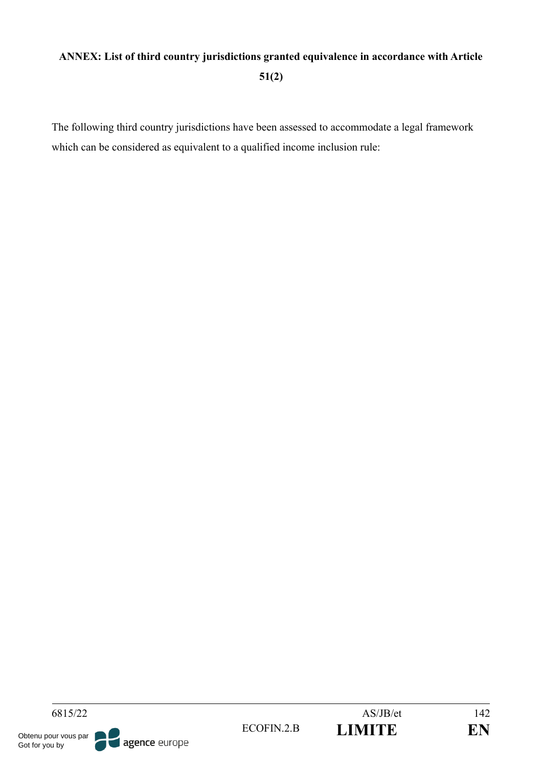**ANNEX: List of third country jurisdictions granted equivalence in accordance with Article 51(2)**

The following third country jurisdictions have been assessed to accommodate a legal framework which can be considered as equivalent to a qualified income inclusion rule: